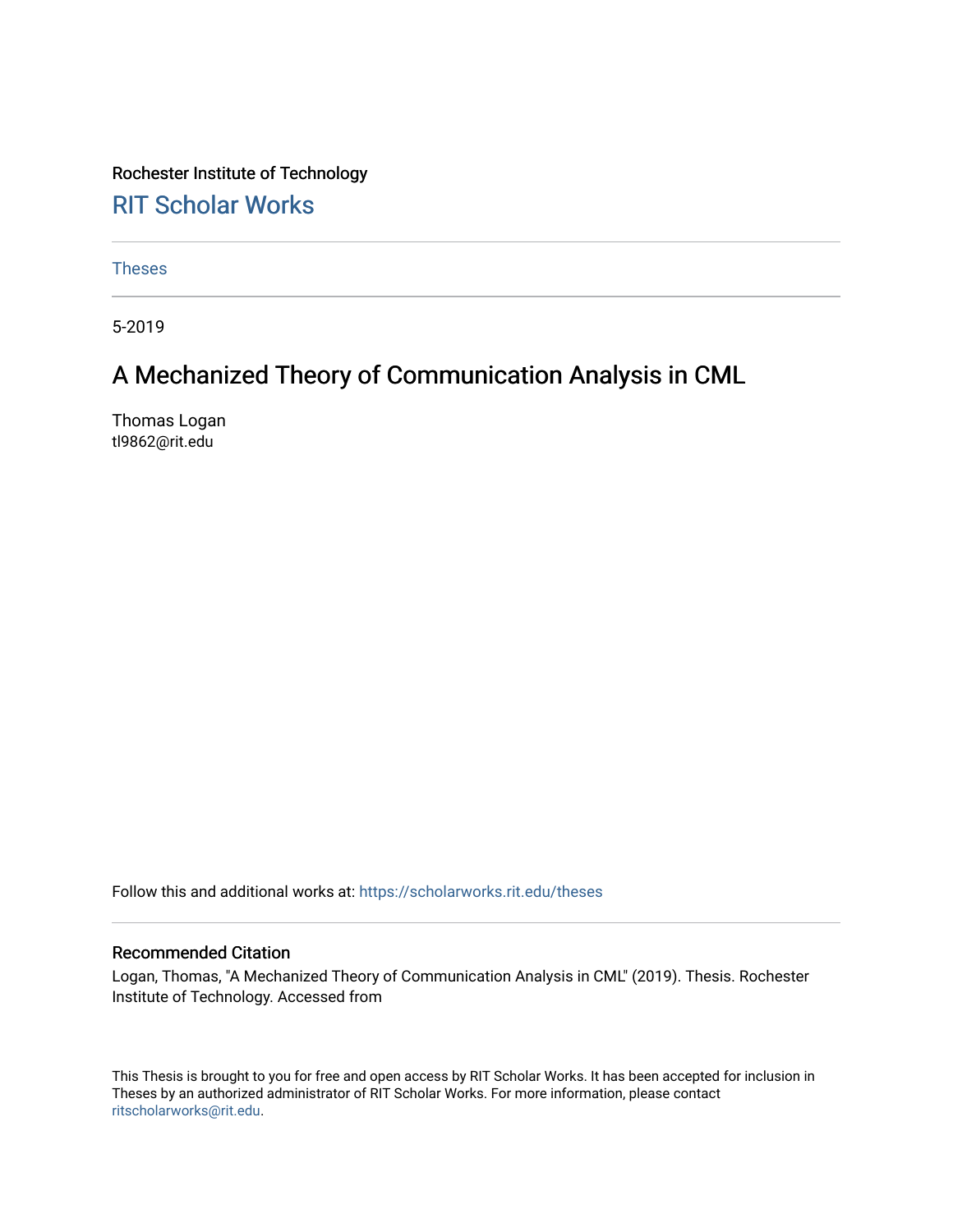Rochester Institute of Technology

RIT Scholar Works

Theses

5-2019

# A Mechanized Theory of Communication Analysis in CML

Thomas Logan
tl9862@rit.edu

Follow this and additional works at: https://scholarworks.rit.edu/theses

## Recommended Citation

Logan, Thomas, "A Mechanized Theory of Communication Analysis in CML" (2019). Thesis. Rochester Institute of Technology. Accessed from

This Thesis is brought to you for free and open access by RIT Scholar Works. It has been accepted for inclusion in Theses by an authorized administrator of RIT Scholar Works. For more information, please contact ritscholarworks@rit.edu.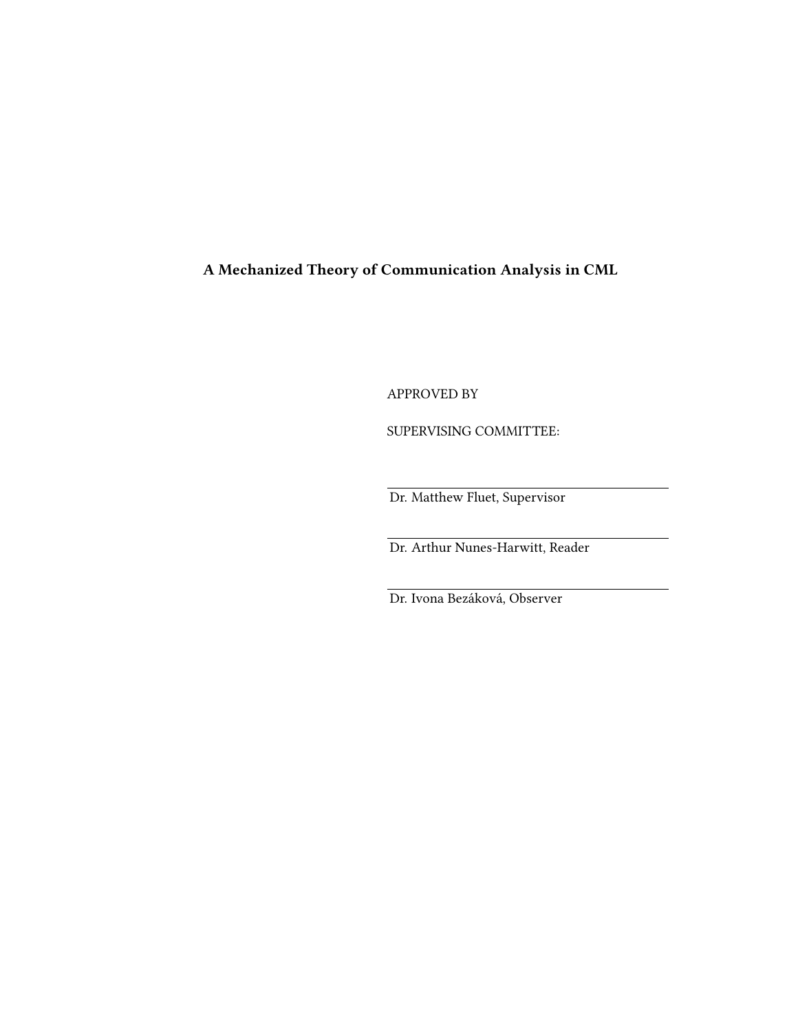**A Mechanized Theory of Communication Analysis in CML**

APPROVED BY

SUPERVISING COMMITTEE:

Dr. Matthew Fluet, Supervisor

Dr. Arthur Nunes-Harwitt, Reader

Dr. Ivona Bezáková, Observer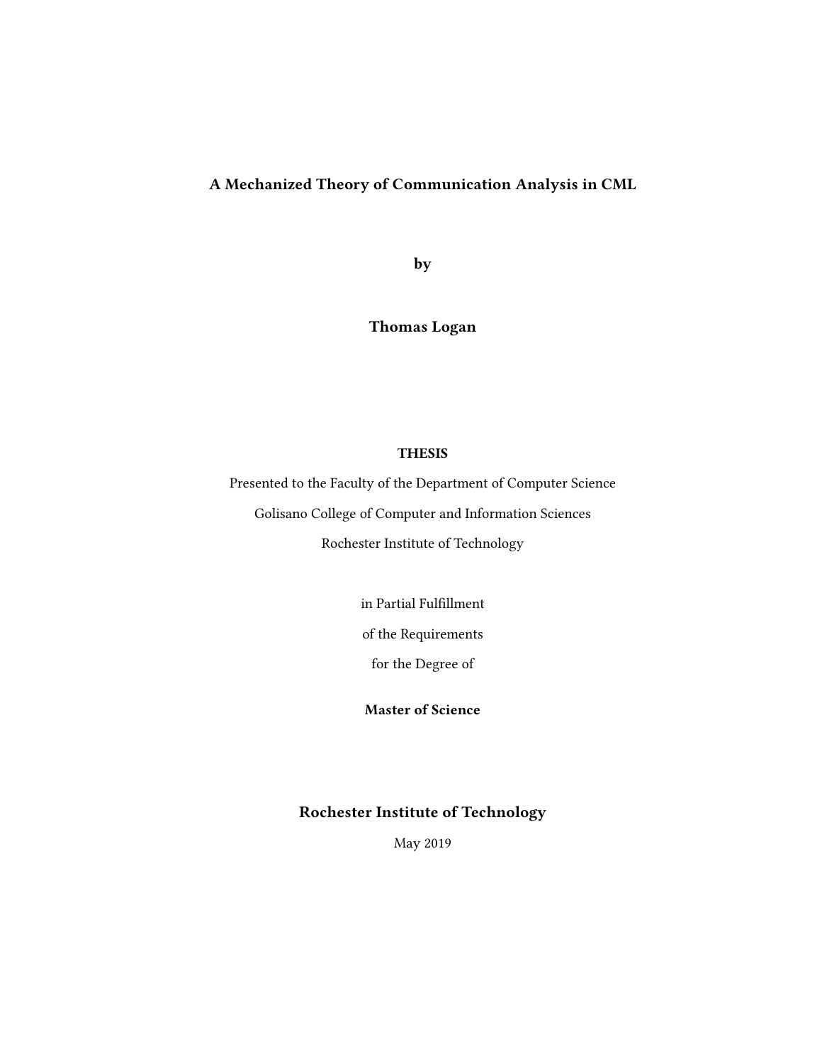# A Mechanized Theory of Communication Analysis in CML

by

**Thomas Logan**

**THESIS**

Presented to the Faculty of the Department of Computer Science

Golisano College of Computer and Information Sciences

Rochester Institute of Technology

in Partial Fulfillment

of the Requirements

for the Degree of

**Master of Science**

**Rochester Institute of Technology**

May 2019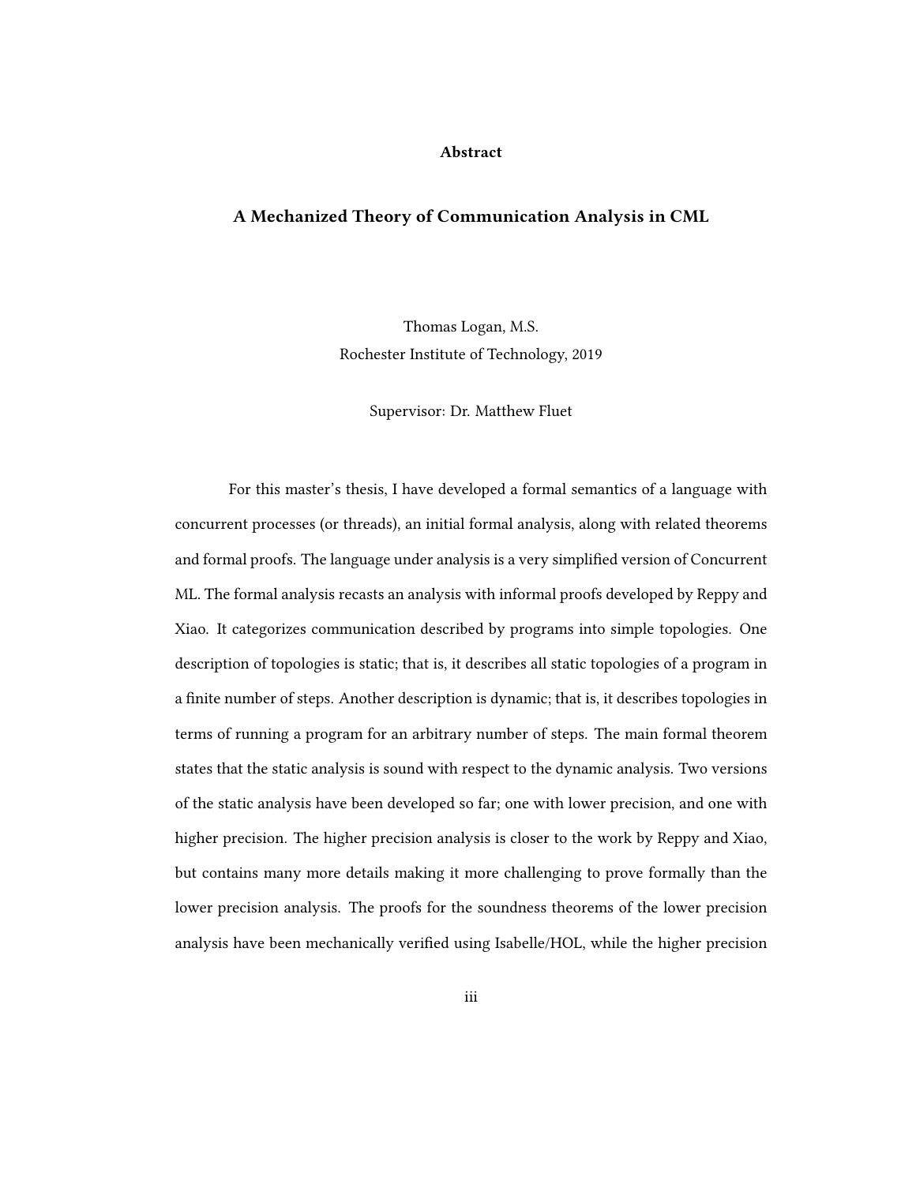## Abstract

### A Mechanized Theory of Communication Analysis in CML

Thomas Logan, M.S.
Rochester Institute of Technology, 2019

Supervisor: Dr. Matthew Fluet

For this master's thesis, I have developed a formal semantics of a language with concurrent processes (or threads), an initial formal analysis, along with related theorems and formal proofs. The language under analysis is a very simplified version of Concurrent ML. The formal analysis recasts an analysis with informal proofs developed by Reppy and Xiao. It categorizes communication described by programs into simple topologies. One description of topologies is static; that is, it describes all static topologies of a program in a finite number of steps. Another description is dynamic; that is, it describes topologies in terms of running a program for an arbitrary number of steps. The main formal theorem states that the static analysis is sound with respect to the dynamic analysis. Two versions of the static analysis have been developed so far; one with lower precision, and one with higher precision. The higher precision analysis is closer to the work by Reppy and Xiao, but contains many more details making it more challenging to prove formally than the lower precision analysis. The proofs for the soundness theorems of the lower precision analysis have been mechanically verified using Isabelle/HOL, while the higher precision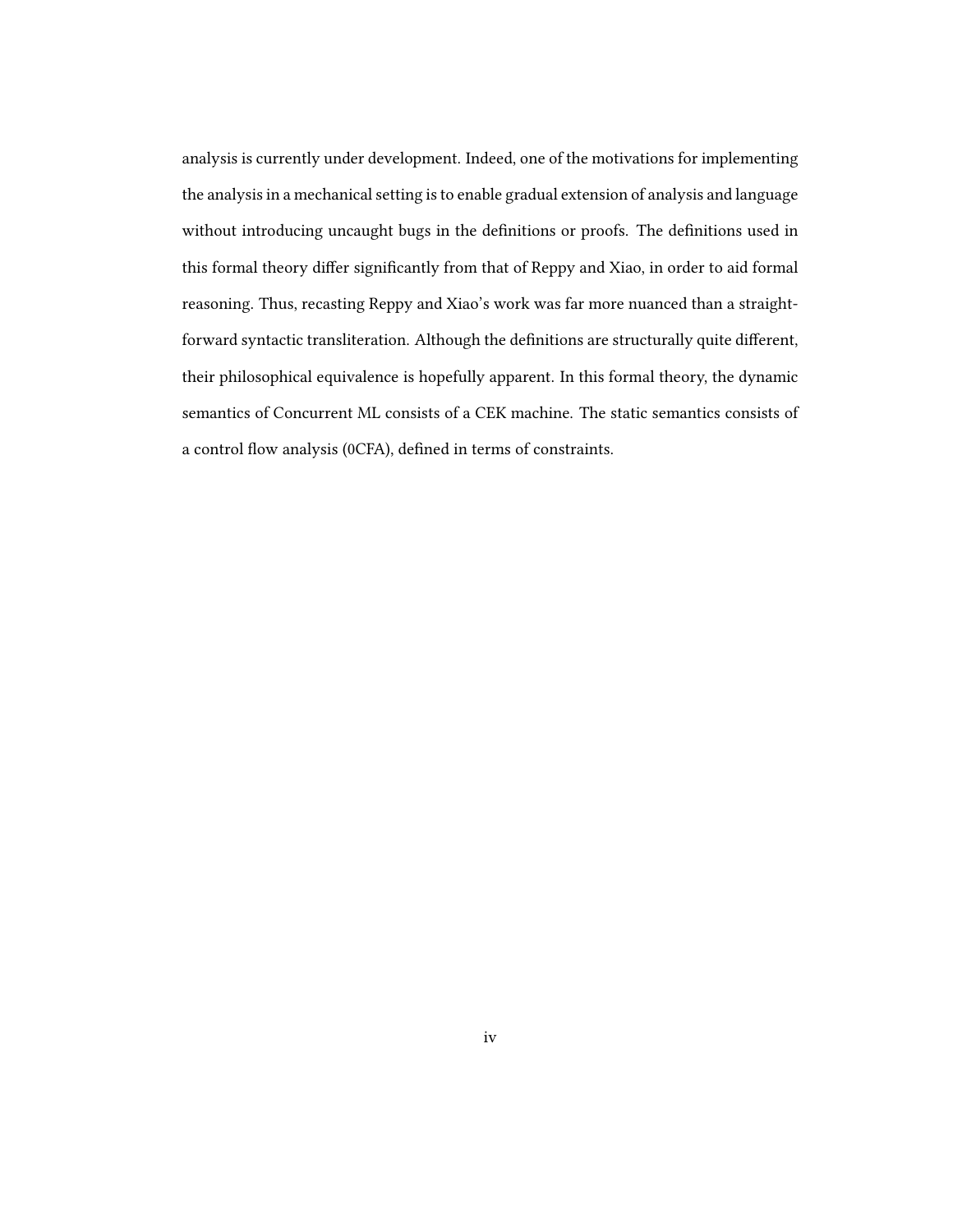analysis is currently under development. Indeed, one of the motivations for implementing the analysis in a mechanical setting is to enable gradual extension of analysis and language without introducing uncaught bugs in the definitions or proofs. The definitions used in this formal theory differ significantly from that of Reppy and Xiao, in order to aid formal reasoning. Thus, recasting Reppy and Xiao's work was far more nuanced than a straightforward syntactic transliteration. Although the definitions are structurally quite different, their philosophical equivalence is hopefully apparent. In this formal theory, the dynamic semantics of Concurrent ML consists of a CEK machine. The static semantics consists of a control flow analysis (0CFA), defined in terms of constraints.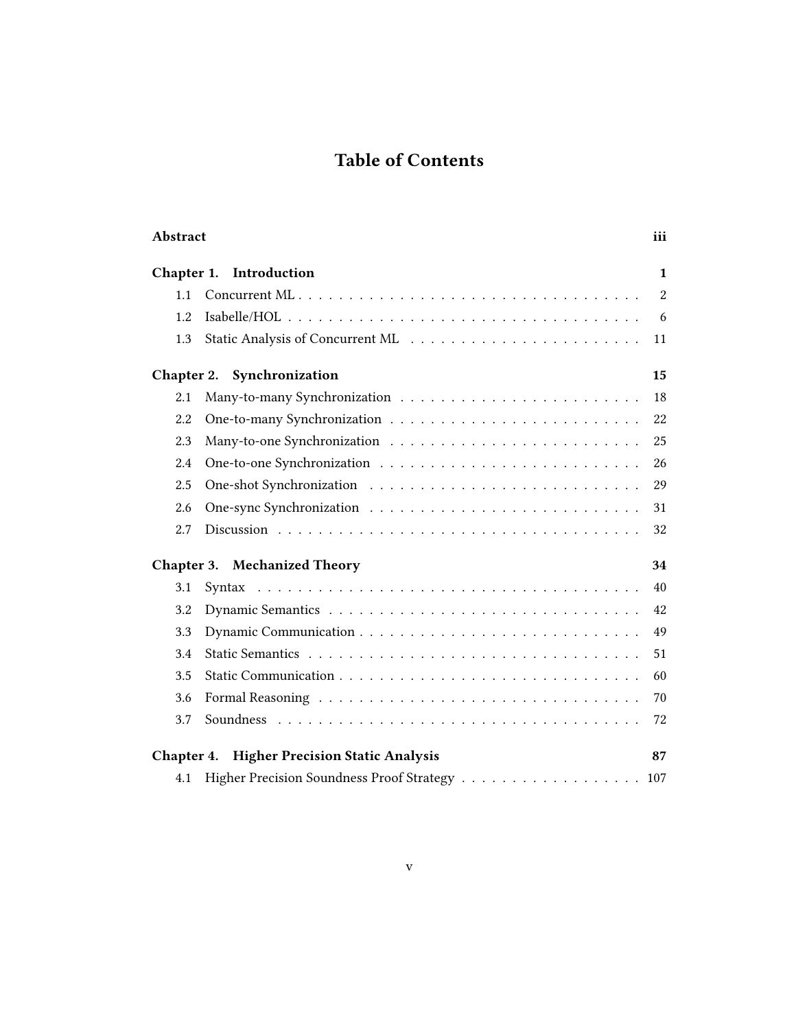# Table of Contents

**Abstract** ... **iii**

**Chapter 1. Introduction** ... **1**

- 1.1 Concurrent ML ... 2
- 1.2 Isabelle/HOL ... 6
- 1.3 Static Analysis of Concurrent ML ... 11

**Chapter 2. Synchronization** ... **15**

- 2.1 Many-to-many Synchronization ... 18
- 2.2 One-to-many Synchronization ... 22
- 2.3 Many-to-one Synchronization ... 25
- 2.4 One-to-one Synchronization ... 26
- 2.5 One-shot Synchronization ... 29
- 2.6 One-sync Synchronization ... 31
- 2.7 Discussion ... 32

**Chapter 3. Mechanized Theory** ... **34**

- 3.1 Syntax ... 40
- 3.2 Dynamic Semantics ... 42
- 3.3 Dynamic Communication ... 49
- 3.4 Static Semantics ... 51
- 3.5 Static Communication ... 60
- 3.6 Formal Reasoning ... 70
- 3.7 Soundness ... 72

**Chapter 4. Higher Precision Static Analysis** ... **87**

- 4.1 Higher Precision Soundness Proof Strategy ... 107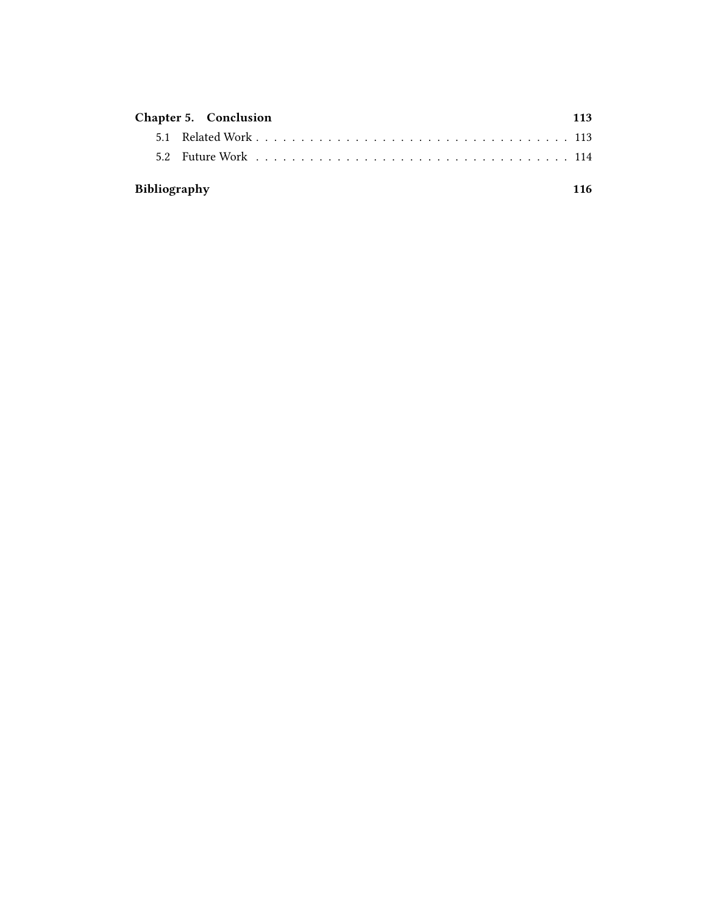**Chapter 5. Conclusion** **113**

5.1 Related Work . . . . . . . . . . . . . . . . . . . . . . . . . . . . . . . . . 113

5.2 Future Work . . . . . . . . . . . . . . . . . . . . . . . . . . . . . . . . . 114

**Bibliography** **116**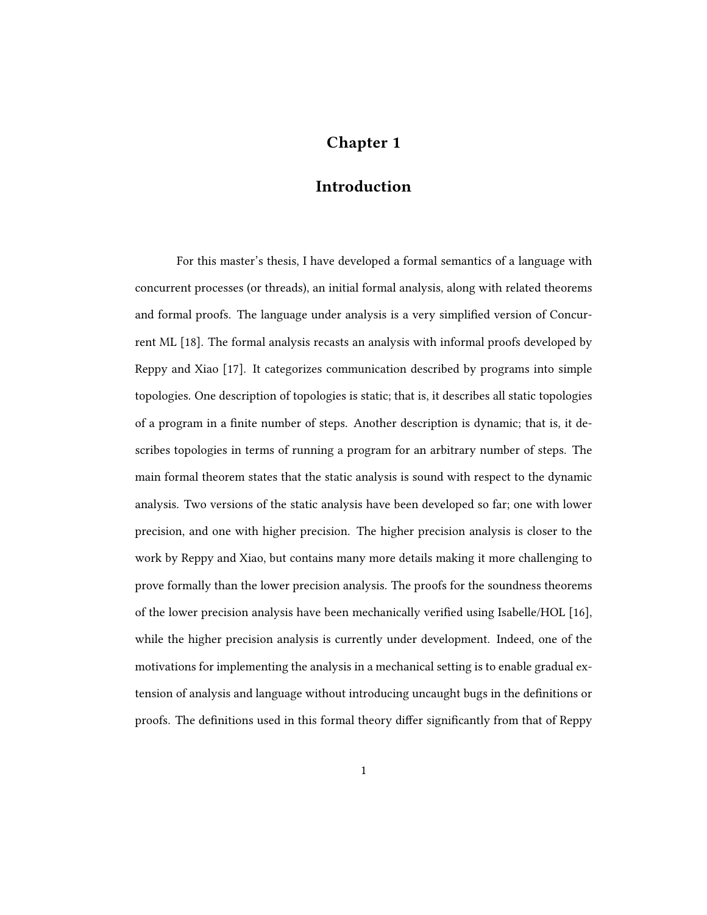# Chapter 1

# Introduction

For this master's thesis, I have developed a formal semantics of a language with concurrent processes (or threads), an initial formal analysis, along with related theorems and formal proofs. The language under analysis is a very simplified version of Concurrent ML [18]. The formal analysis recasts an analysis with informal proofs developed by Reppy and Xiao [17]. It categorizes communication described by programs into simple topologies. One description of topologies is static; that is, it describes all static topologies of a program in a finite number of steps. Another description is dynamic; that is, it describes topologies in terms of running a program for an arbitrary number of steps. The main formal theorem states that the static analysis is sound with respect to the dynamic analysis. Two versions of the static analysis have been developed so far; one with lower precision, and one with higher precision. The higher precision analysis is closer to the work by Reppy and Xiao, but contains many more details making it more challenging to prove formally than the lower precision analysis. The proofs for the soundness theorems of the lower precision analysis have been mechanically verified using Isabelle/HOL [16], while the higher precision analysis is currently under development. Indeed, one of the motivations for implementing the analysis in a mechanical setting is to enable gradual extension of analysis and language without introducing uncaught bugs in the definitions or proofs. The definitions used in this formal theory differ significantly from that of Reppy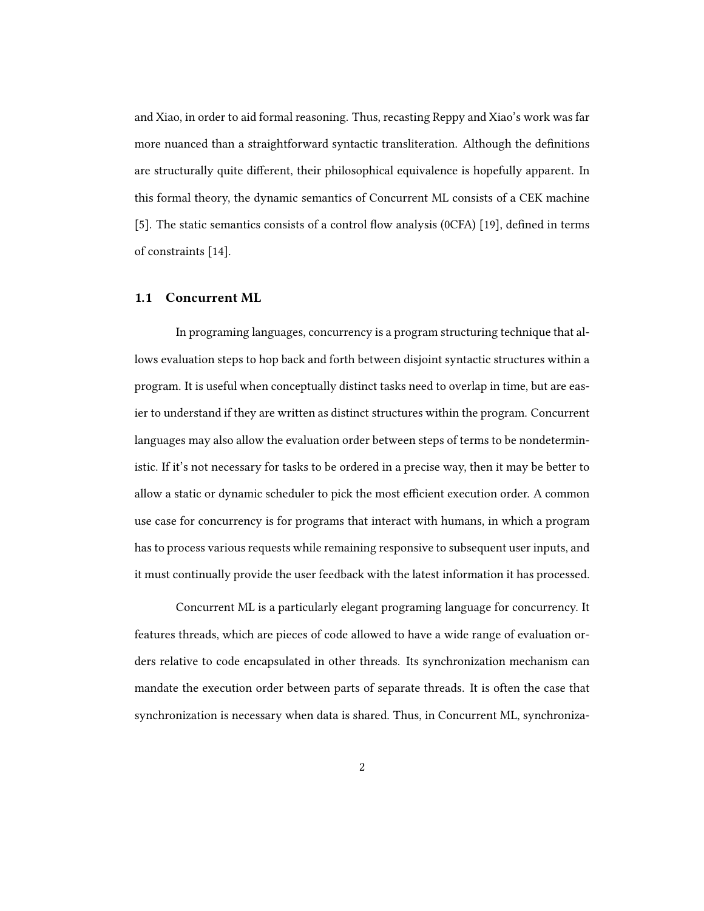and Xiao, in order to aid formal reasoning. Thus, recasting Reppy and Xiao's work was far more nuanced than a straightforward syntactic transliteration. Although the definitions are structurally quite different, their philosophical equivalence is hopefully apparent. In this formal theory, the dynamic semantics of Concurrent ML consists of a CEK machine [5]. The static semantics consists of a control flow analysis (0CFA) [19], defined in terms of constraints [14].

## 1.1 Concurrent ML

In programing languages, concurrency is a program structuring technique that allows evaluation steps to hop back and forth between disjoint syntactic structures within a program. It is useful when conceptually distinct tasks need to overlap in time, but are easier to understand if they are written as distinct structures within the program. Concurrent languages may also allow the evaluation order between steps of terms to be nondeterministic. If it's not necessary for tasks to be ordered in a precise way, then it may be better to allow a static or dynamic scheduler to pick the most efficient execution order. A common use case for concurrency is for programs that interact with humans, in which a program has to process various requests while remaining responsive to subsequent user inputs, and it must continually provide the user feedback with the latest information it has processed.

Concurrent ML is a particularly elegant programing language for concurrency. It features threads, which are pieces of code allowed to have a wide range of evaluation orders relative to code encapsulated in other threads. Its synchronization mechanism can mandate the execution order between parts of separate threads. It is often the case that synchronization is necessary when data is shared. Thus, in Concurrent ML, synchroniza-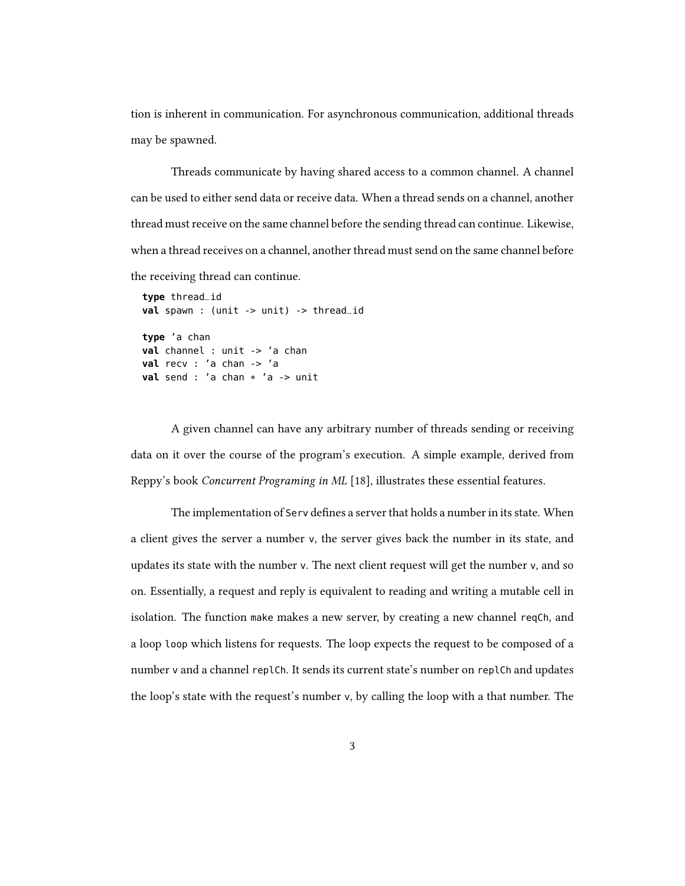tion is inherent in communication. For asynchronous communication, additional threads may be spawned.

Threads communicate by having shared access to a common channel. A channel can be used to either send data or receive data. When a thread sends on a channel, another thread must receive on the same channel before the sending thread can continue. Likewise, when a thread receives on a channel, another thread must send on the same channel before the receiving thread can continue.

```
type thread_id
val spawn : (unit -> unit) -> thread_id

type 'a chan
val channel : unit -> 'a chan
val recv : 'a chan -> 'a
val send : 'a chan * 'a -> unit
```

A given channel can have any arbitrary number of threads sending or receiving data on it over the course of the program's execution. A simple example, derived from Reppy's book *Concurrent Programing in ML* [18], illustrates these essential features.

The implementation of `Serv` defines a server that holds a number in its state. When a client gives the server a number `v`, the server gives back the number in its state, and updates its state with the number `v`. The next client request will get the number `v`, and so on. Essentially, a request and reply is equivalent to reading and writing a mutable cell in isolation. The function `make` makes a new server, by creating a new channel `reqCh`, and a loop `loop` which listens for requests. The loop expects the request to be composed of a number `v` and a channel `replCh`. It sends its current state's number on `replCh` and updates the loop's state with the request's number `v`, by calling the loop with a that number. The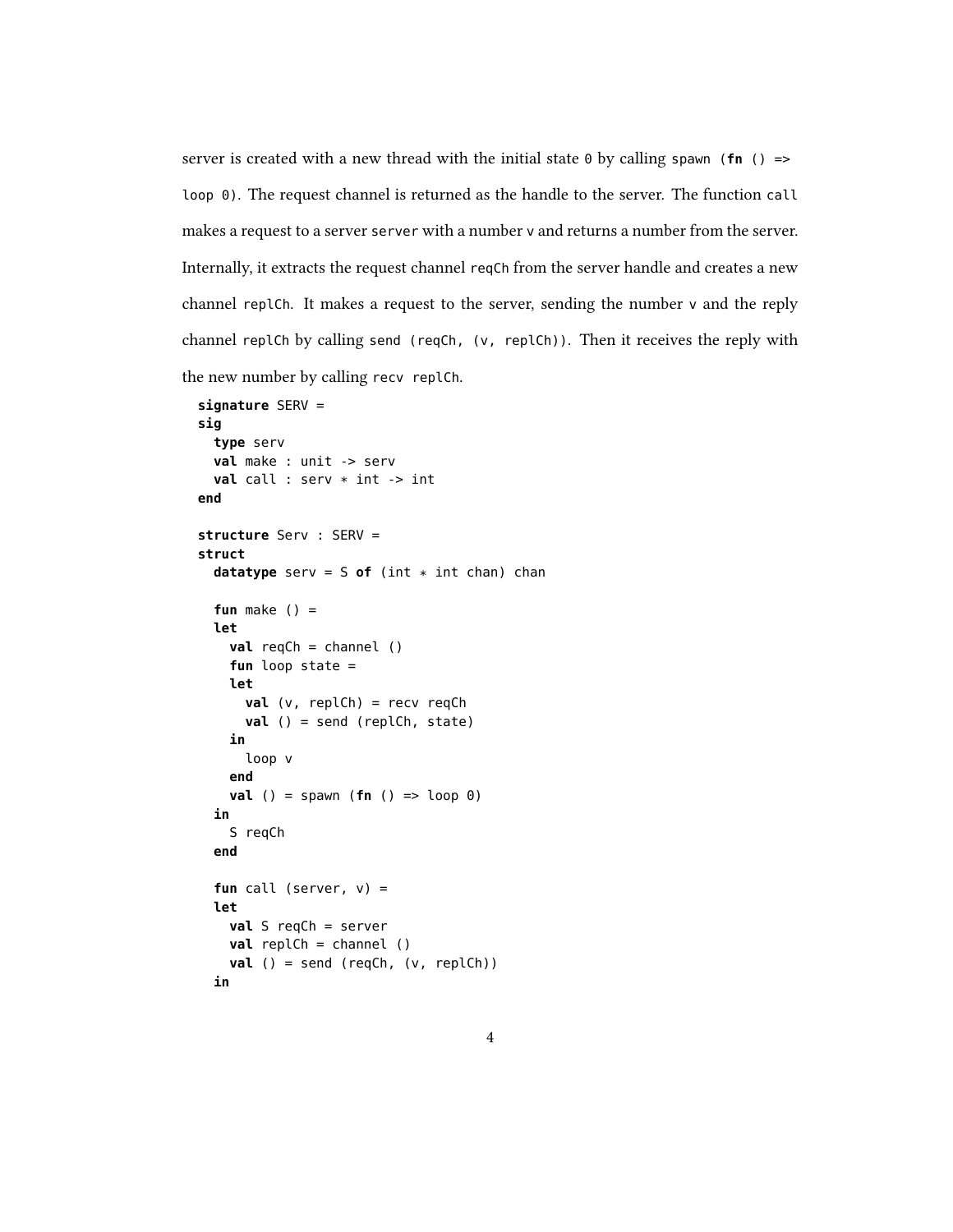server is created with a new thread with the initial state `0` by calling `spawn (fn () => loop 0)`. The request channel is returned as the handle to the server. The function `call` makes a request to a server `server` with a number `v` and returns a number from the server. Internally, it extracts the request channel `reqCh` from the server handle and creates a new channel `replCh`. It makes a request to the server, sending the number `v` and the reply channel `replCh` by calling `send (reqCh, (v, replCh))`. Then it receives the reply with the new number by calling `recv replCh`.

```
signature SERV =
sig
  type serv
  val make : unit -> serv
  val call : serv * int -> int
end

structure Serv : SERV =
struct
  datatype serv = S of (int * int chan) chan

  fun make () =
  let
    val reqCh = channel ()
    fun loop state =
    let
      val (v, replCh) = recv reqCh
      val () = send (replCh, state)
    in
      loop v
    end
    val () = spawn (fn () => loop 0)
  in
    S reqCh
  end

  fun call (server, v) =
  let
    val S reqCh = server
    val replCh = channel ()
    val () = send (reqCh, (v, replCh))
  in
```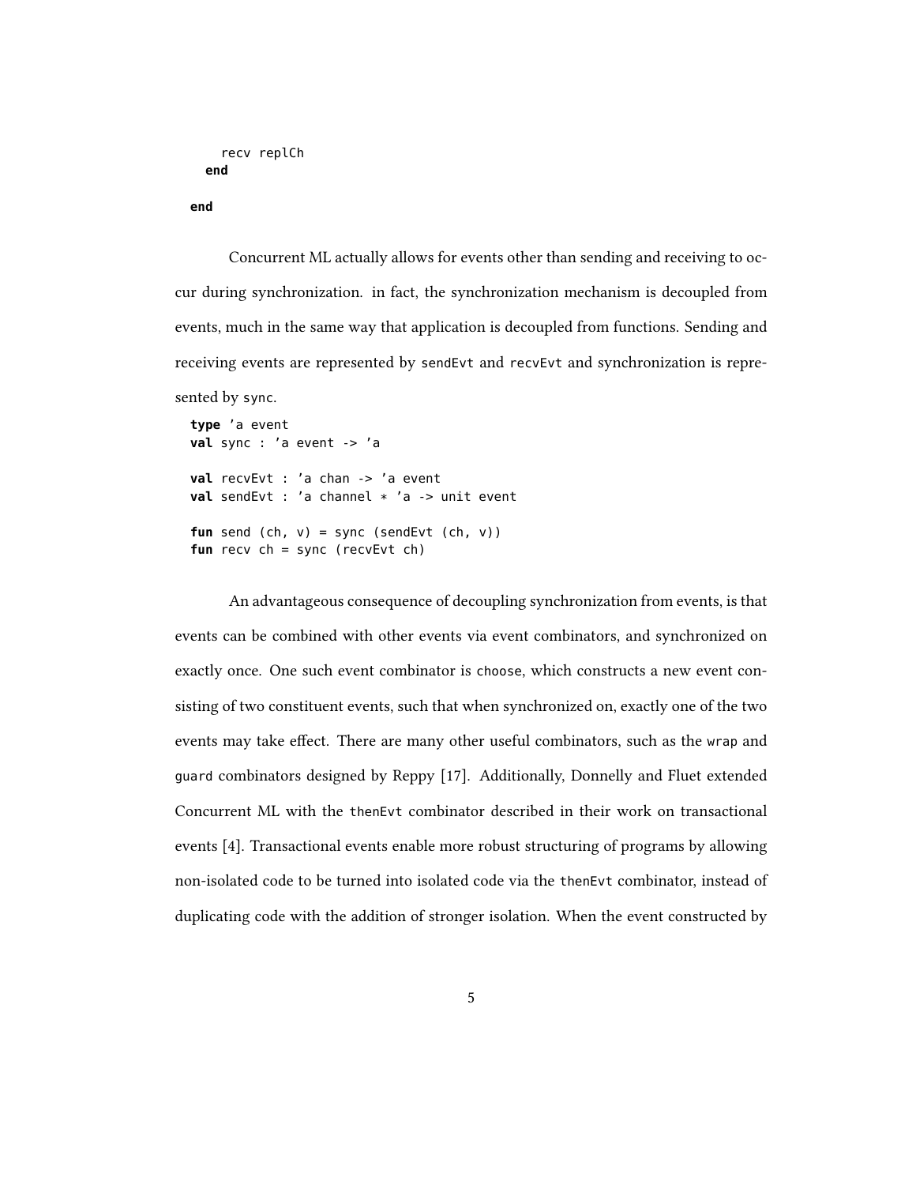```
      recv replCh
    end

  end
```

Concurrent ML actually allows for events other than sending and receiving to occur during synchronization. in fact, the synchronization mechanism is decoupled from events, much in the same way that application is decoupled from functions. Sending and receiving events are represented by `sendEvt` and `recvEvt` and synchronization is represented by `sync`.

```
type 'a event
val sync : 'a event -> 'a

val recvEvt : 'a chan -> 'a event
val sendEvt : 'a channel * 'a -> unit event

fun send (ch, v) = sync (sendEvt (ch, v))
fun recv ch = sync (recvEvt ch)
```

An advantageous consequence of decoupling synchronization from events, is that events can be combined with other events via event combinators, and synchronized on exactly once. One such event combinator is `choose`, which constructs a new event consisting of two constituent events, such that when synchronized on, exactly one of the two events may take effect. There are many other useful combinators, such as the `wrap` and `guard` combinators designed by Reppy [17]. Additionally, Donnelly and Fluet extended Concurrent ML with the `thenEvt` combinator described in their work on transactional events [4]. Transactional events enable more robust structuring of programs by allowing non-isolated code to be turned into isolated code via the `thenEvt` combinator, instead of duplicating code with the addition of stronger isolation. When the event constructed by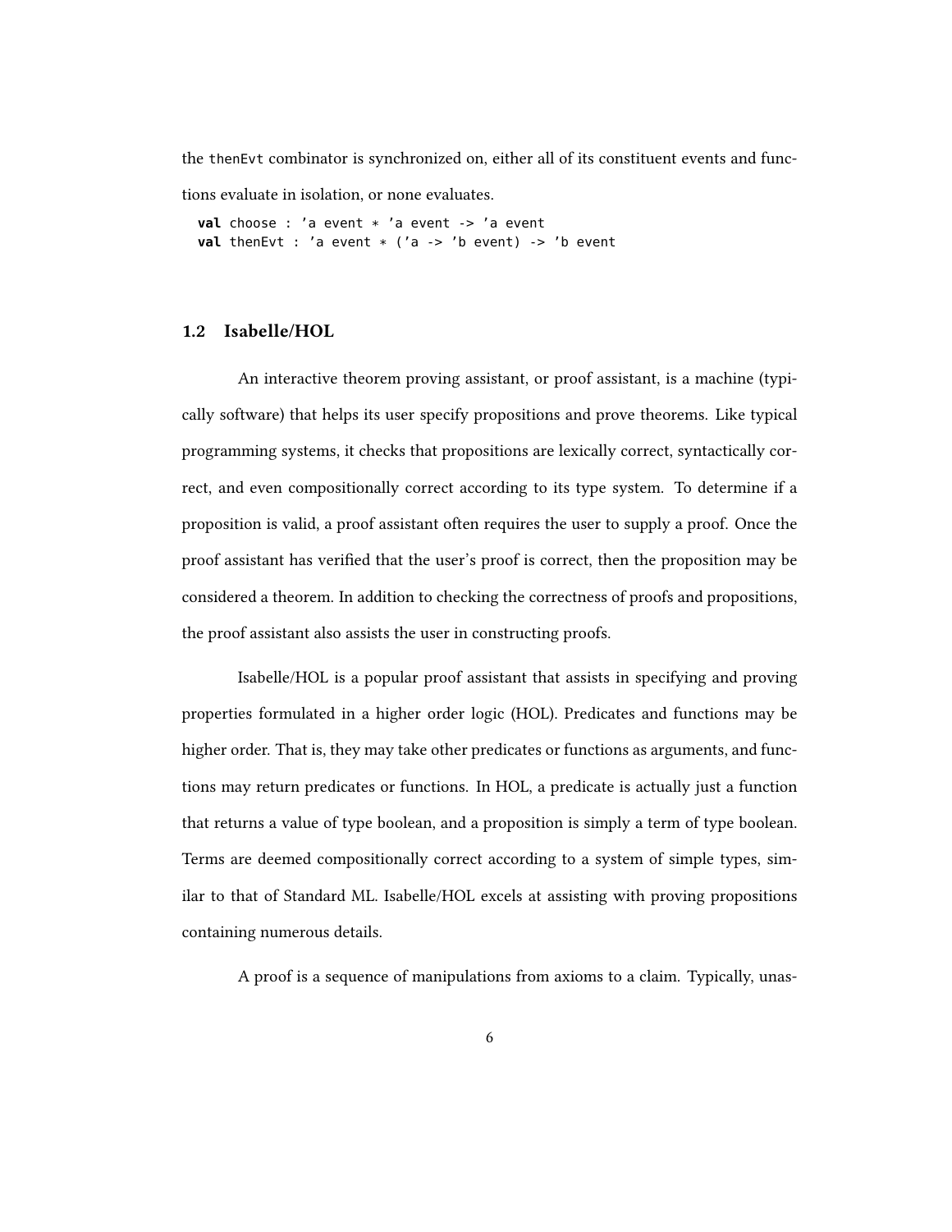the `thenEvt` combinator is synchronized on, either all of its constituent events and functions evaluate in isolation, or none evaluates.

```
val choose : 'a event * 'a event -> 'a event
val thenEvt : 'a event * ('a -> 'b event) -> 'b event
```

### 1.2 Isabelle/HOL

An interactive theorem proving assistant, or proof assistant, is a machine (typically software) that helps its user specify propositions and prove theorems. Like typical programming systems, it checks that propositions are lexically correct, syntactically correct, and even compositionally correct according to its type system. To determine if a proposition is valid, a proof assistant often requires the user to supply a proof. Once the proof assistant has verified that the user's proof is correct, then the proposition may be considered a theorem. In addition to checking the correctness of proofs and propositions, the proof assistant also assists the user in constructing proofs.

Isabelle/HOL is a popular proof assistant that assists in specifying and proving properties formulated in a higher order logic (HOL). Predicates and functions may be higher order. That is, they may take other predicates or functions as arguments, and functions may return predicates or functions. In HOL, a predicate is actually just a function that returns a value of type boolean, and a proposition is simply a term of type boolean. Terms are deemed compositionally correct according to a system of simple types, similar to that of Standard ML. Isabelle/HOL excels at assisting with proving propositions containing numerous details.

A proof is a sequence of manipulations from axioms to a claim. Typically, unas-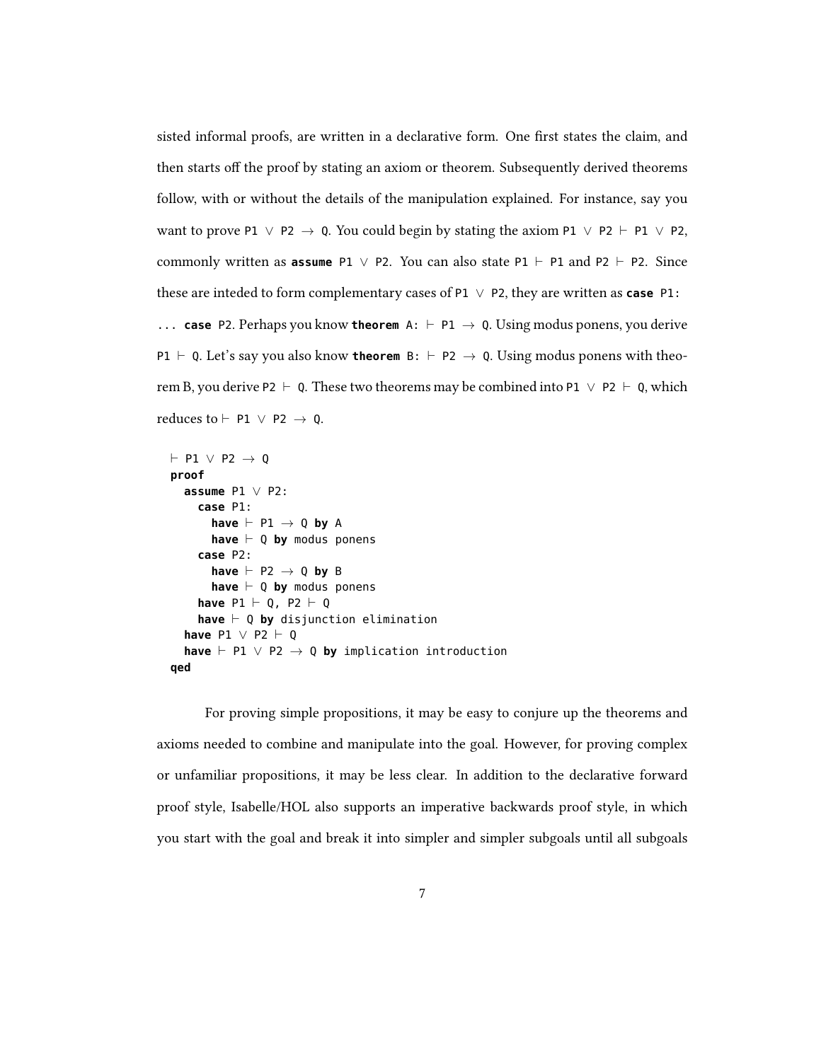sisted informal proofs, are written in a declarative form. One first states the claim, and then starts off the proof by stating an axiom or theorem. Subsequently derived theorems follow, with or without the details of the manipulation explained. For instance, say you want to prove `P1 ∨ P2 → Q`. You could begin by stating the axiom `P1 ∨ P2 ⊢ P1 ∨ P2`, commonly written as **`assume`** `P1 ∨ P2`. You can also state `P1 ⊢ P1` and `P2 ⊢ P2`. Since these are inteded to form complementary cases of `P1 ∨ P2`, they are written as **`case`** `P1: ...` **`case`** `P2`. Perhaps you know **`theorem`** `A: ⊢ P1 → Q`. Using modus ponens, you derive `P1 ⊢ Q`. Let's say you also know **`theorem`** `B: ⊢ P2 → Q`. Using modus ponens with theorem B, you derive `P2 ⊢ Q`. These two theorems may be combined into `P1 ∨ P2 ⊢ Q`, which reduces to `⊢ P1 ∨ P2 → Q`.

```
⊢ P1 ∨ P2 → Q
proof
  assume P1 ∨ P2:
    case P1:
      have ⊢ P1 → Q by A
      have ⊢ Q by modus ponens
    case P2:
      have ⊢ P2 → Q by B
      have ⊢ Q by modus ponens
    have P1 ⊢ Q, P2 ⊢ Q
    have ⊢ Q by disjunction elimination
  have P1 ∨ P2 ⊢ Q
  have ⊢ P1 ∨ P2 → Q by implication introduction
qed
```

For proving simple propositions, it may be easy to conjure up the theorems and axioms needed to combine and manipulate into the goal. However, for proving complex or unfamiliar propositions, it may be less clear. In addition to the declarative forward proof style, Isabelle/HOL also supports an imperative backwards proof style, in which you start with the goal and break it into simpler and simpler subgoals until all subgoals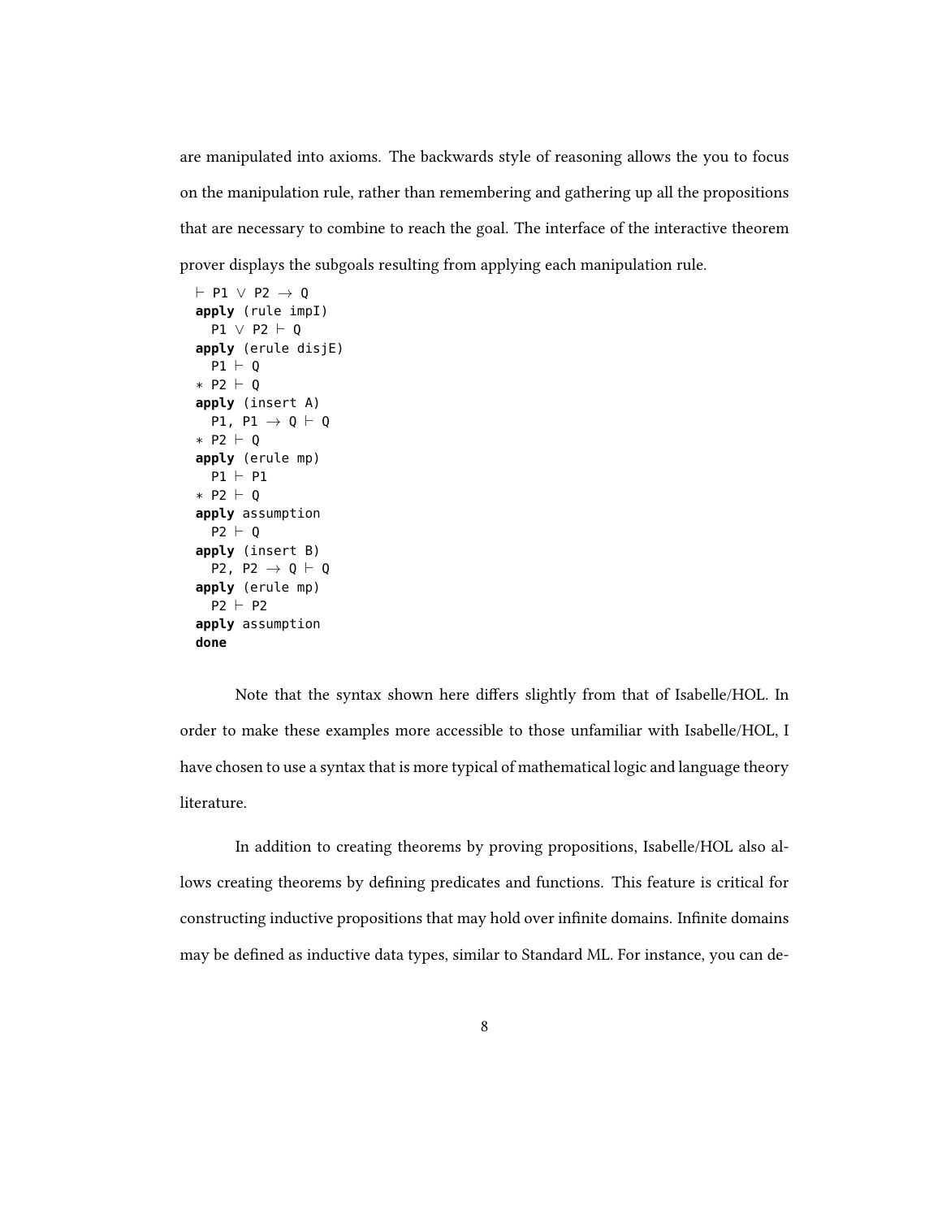are manipulated into axioms. The backwards style of reasoning allows the you to focus on the manipulation rule, rather than remembering and gathering up all the propositions that are necessary to combine to reach the goal. The interface of the interactive theorem prover displays the subgoals resulting from applying each manipulation rule.

```
⊢ P1 ∨ P2 → Q
apply (rule impI)
  P1 ∨ P2 ⊢ Q
apply (erule disjE)
  P1 ⊢ Q
∗ P2 ⊢ Q
apply (insert A)
  P1, P1 → Q ⊢ Q
∗ P2 ⊢ Q
apply (erule mp)
  P1 ⊢ P1
∗ P2 ⊢ Q
apply assumption
  P2 ⊢ Q
apply (insert B)
  P2, P2 → Q ⊢ Q
apply (erule mp)
  P2 ⊢ P2
apply assumption
done
```

Note that the syntax shown here differs slightly from that of Isabelle/HOL. In order to make these examples more accessible to those unfamiliar with Isabelle/HOL, I have chosen to use a syntax that is more typical of mathematical logic and language theory literature.

In addition to creating theorems by proving propositions, Isabelle/HOL also allows creating theorems by defining predicates and functions. This feature is critical for constructing inductive propositions that may hold over infinite domains. Infinite domains may be defined as inductive data types, similar to Standard ML. For instance, you can de-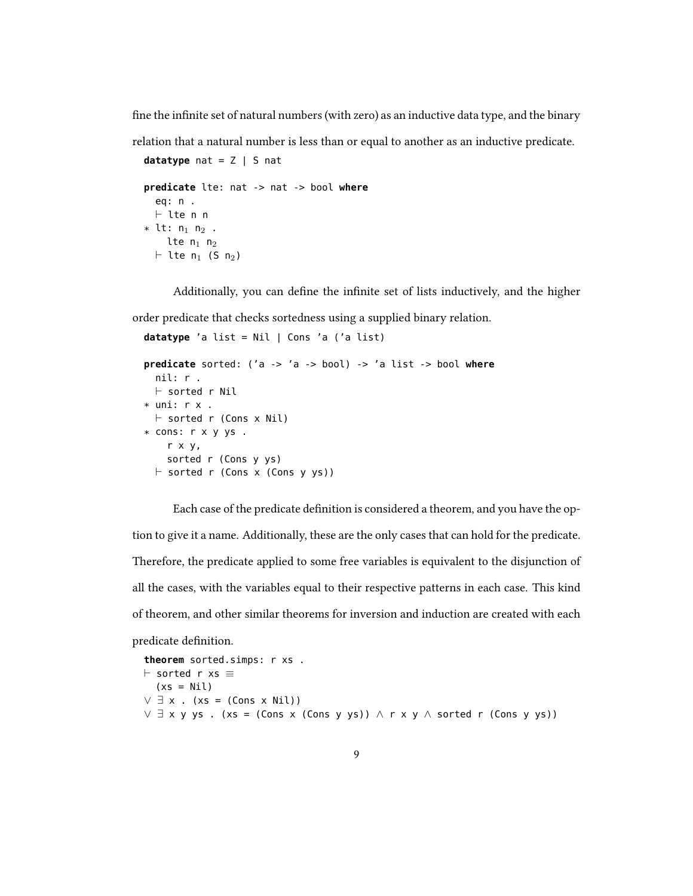fine the infinite set of natural numbers (with zero) as an inductive data type, and the binary relation that a natural number is less than or equal to another as an inductive predicate.

```
datatype nat = Z | S nat

predicate lte: nat -> nat -> bool where
  eq: n .
  ⊢ lte n n
* lt: n₁ n₂ .
    lte n₁ n₂
  ⊢ lte n₁ (S n₂)
```

Additionally, you can define the infinite set of lists inductively, and the higher order predicate that checks sortedness using a supplied binary relation.

```
datatype 'a list = Nil | Cons 'a ('a list)

predicate sorted: ('a -> 'a -> bool) -> 'a list -> bool where
  nil: r .
  ⊢ sorted r Nil
* uni: r x .
  ⊢ sorted r (Cons x Nil)
* cons: r x y ys .
    r x y,
    sorted r (Cons y ys)
  ⊢ sorted r (Cons x (Cons y ys))
```

Each case of the predicate definition is considered a theorem, and you have the option to give it a name. Additionally, these are the only cases that can hold for the predicate. Therefore, the predicate applied to some free variables is equivalent to the disjunction of all the cases, with the variables equal to their respective patterns in each case. This kind of theorem, and other similar theorems for inversion and induction are created with each predicate definition.

```
theorem sorted.simps: r xs .
⊢ sorted r xs ≡
  (xs = Nil)
∨ ∃ x . (xs = (Cons x Nil))
∨ ∃ x y ys . (xs = (Cons x (Cons y ys)) ∧ r x y ∧ sorted r (Cons y ys))
```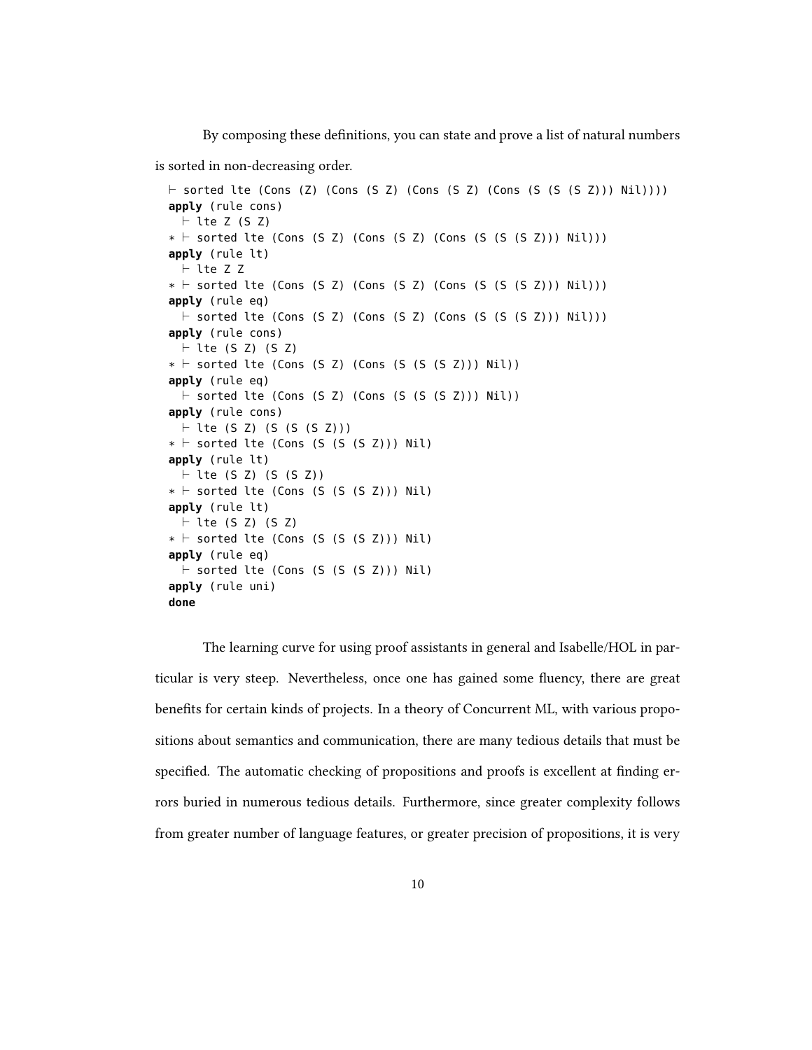By composing these definitions, you can state and prove a list of natural numbers is sorted in non-decreasing order.

```
⊢ sorted lte (Cons (Z) (Cons (S Z) (Cons (S Z) (Cons (S (S (S Z))) Nil))))
apply (rule cons)
  ⊢ lte Z (S Z)
∗ ⊢ sorted lte (Cons (S Z) (Cons (S Z) (Cons (S (S (S Z))) Nil)))
apply (rule lt)
  ⊢ lte Z Z
∗ ⊢ sorted lte (Cons (S Z) (Cons (S Z) (Cons (S (S (S Z))) Nil)))
apply (rule eq)
  ⊢ sorted lte (Cons (S Z) (Cons (S Z) (Cons (S (S (S Z))) Nil)))
apply (rule cons)
  ⊢ lte (S Z) (S Z)
∗ ⊢ sorted lte (Cons (S Z) (Cons (S (S (S Z))) Nil))
apply (rule eq)
  ⊢ sorted lte (Cons (S Z) (Cons (S (S (S Z))) Nil))
apply (rule cons)
  ⊢ lte (S Z) (S (S (S Z)))
∗ ⊢ sorted lte (Cons (S (S (S Z))) Nil)
apply (rule lt)
  ⊢ lte (S Z) (S (S Z))
∗ ⊢ sorted lte (Cons (S (S (S Z))) Nil)
apply (rule lt)
  ⊢ lte (S Z) (S Z)
∗ ⊢ sorted lte (Cons (S (S (S Z))) Nil)
apply (rule eq)
  ⊢ sorted lte (Cons (S (S (S Z))) Nil)
apply (rule uni)
done
```

The learning curve for using proof assistants in general and Isabelle/HOL in particular is very steep. Nevertheless, once one has gained some fluency, there are great benefits for certain kinds of projects. In a theory of Concurrent ML, with various propositions about semantics and communication, there are many tedious details that must be specified. The automatic checking of propositions and proofs is excellent at finding errors buried in numerous tedious details. Furthermore, since greater complexity follows from greater number of language features, or greater precision of propositions, it is very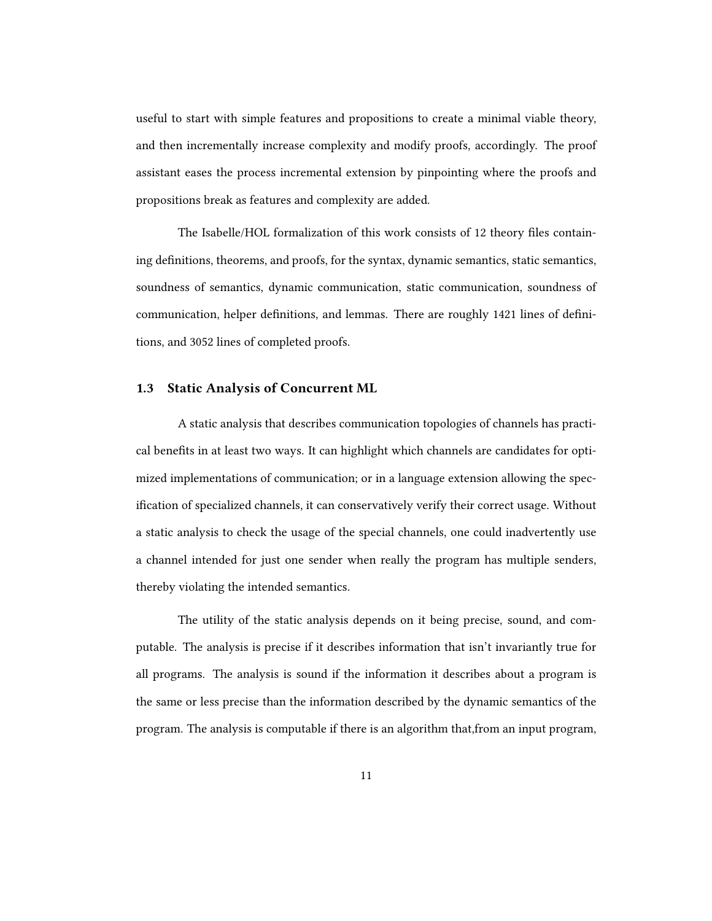useful to start with simple features and propositions to create a minimal viable theory, and then incrementally increase complexity and modify proofs, accordingly. The proof assistant eases the process incremental extension by pinpointing where the proofs and propositions break as features and complexity are added.

The Isabelle/HOL formalization of this work consists of 12 theory files containing definitions, theorems, and proofs, for the syntax, dynamic semantics, static semantics, soundness of semantics, dynamic communication, static communication, soundness of communication, helper definitions, and lemmas. There are roughly 1421 lines of definitions, and 3052 lines of completed proofs.

## 1.3 Static Analysis of Concurrent ML

A static analysis that describes communication topologies of channels has practical benefits in at least two ways. It can highlight which channels are candidates for optimized implementations of communication; or in a language extension allowing the specification of specialized channels, it can conservatively verify their correct usage. Without a static analysis to check the usage of the special channels, one could inadvertently use a channel intended for just one sender when really the program has multiple senders, thereby violating the intended semantics.

The utility of the static analysis depends on it being precise, sound, and computable. The analysis is precise if it describes information that isn't invariantly true for all programs. The analysis is sound if the information it describes about a program is the same or less precise than the information described by the dynamic semantics of the program. The analysis is computable if there is an algorithm that,from an input program,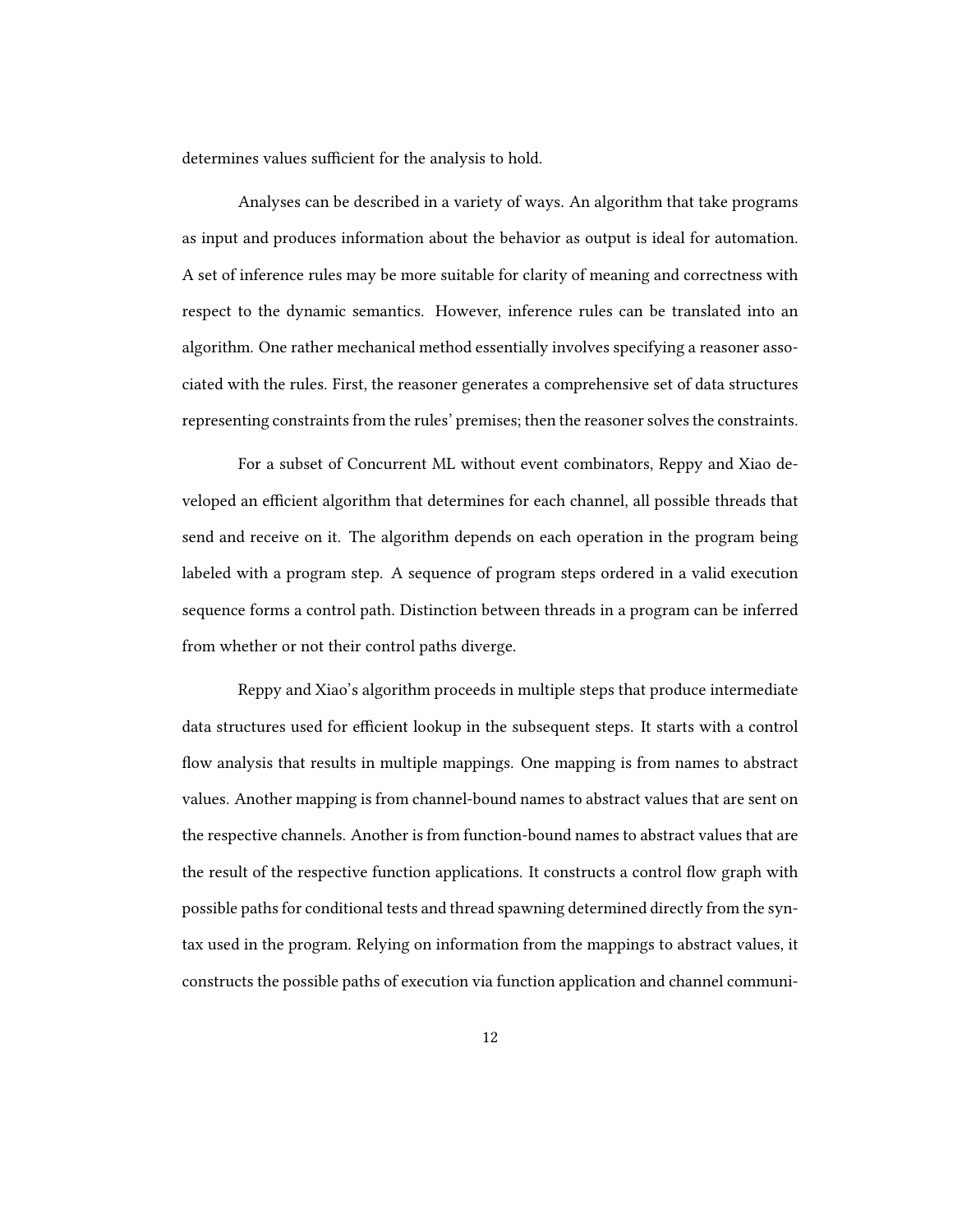determines values sufficient for the analysis to hold.

Analyses can be described in a variety of ways. An algorithm that take programs as input and produces information about the behavior as output is ideal for automation. A set of inference rules may be more suitable for clarity of meaning and correctness with respect to the dynamic semantics. However, inference rules can be translated into an algorithm. One rather mechanical method essentially involves specifying a reasoner associated with the rules. First, the reasoner generates a comprehensive set of data structures representing constraints from the rules' premises; then the reasoner solves the constraints.

For a subset of Concurrent ML without event combinators, Reppy and Xiao developed an efficient algorithm that determines for each channel, all possible threads that send and receive on it. The algorithm depends on each operation in the program being labeled with a program step. A sequence of program steps ordered in a valid execution sequence forms a control path. Distinction between threads in a program can be inferred from whether or not their control paths diverge.

Reppy and Xiao's algorithm proceeds in multiple steps that produce intermediate data structures used for efficient lookup in the subsequent steps. It starts with a control flow analysis that results in multiple mappings. One mapping is from names to abstract values. Another mapping is from channel-bound names to abstract values that are sent on the respective channels. Another is from function-bound names to abstract values that are the result of the respective function applications. It constructs a control flow graph with possible paths for conditional tests and thread spawning determined directly from the syntax used in the program. Relying on information from the mappings to abstract values, it constructs the possible paths of execution via function application and channel communi-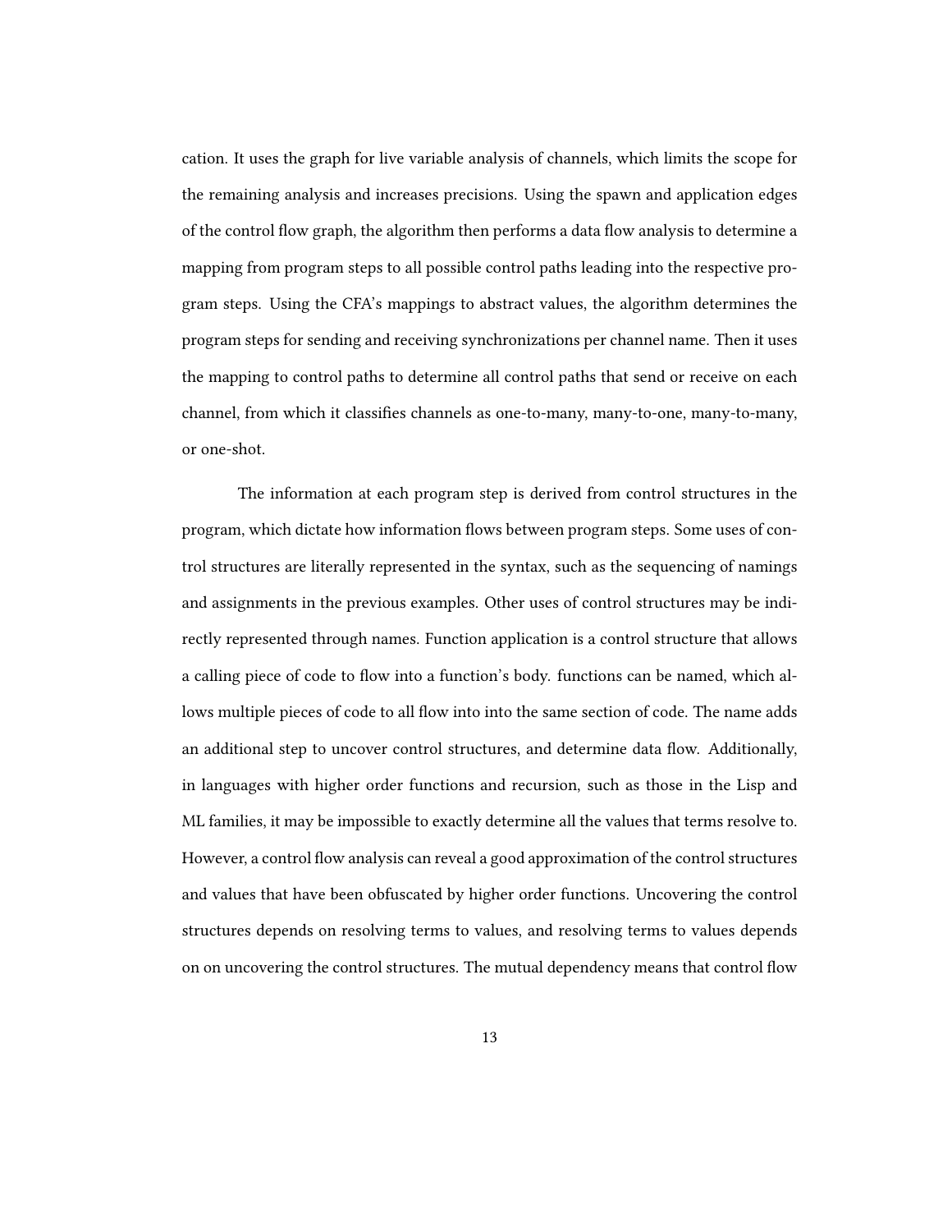cation. It uses the graph for live variable analysis of channels, which limits the scope for the remaining analysis and increases precisions. Using the spawn and application edges of the control flow graph, the algorithm then performs a data flow analysis to determine a mapping from program steps to all possible control paths leading into the respective program steps. Using the CFA's mappings to abstract values, the algorithm determines the program steps for sending and receiving synchronizations per channel name. Then it uses the mapping to control paths to determine all control paths that send or receive on each channel, from which it classifies channels as one-to-many, many-to-one, many-to-many, or one-shot.

The information at each program step is derived from control structures in the program, which dictate how information flows between program steps. Some uses of control structures are literally represented in the syntax, such as the sequencing of namings and assignments in the previous examples. Other uses of control structures may be indirectly represented through names. Function application is a control structure that allows a calling piece of code to flow into a function's body. functions can be named, which allows multiple pieces of code to all flow into into the same section of code. The name adds an additional step to uncover control structures, and determine data flow. Additionally, in languages with higher order functions and recursion, such as those in the Lisp and ML families, it may be impossible to exactly determine all the values that terms resolve to. However, a control flow analysis can reveal a good approximation of the control structures and values that have been obfuscated by higher order functions. Uncovering the control structures depends on resolving terms to values, and resolving terms to values depends on on uncovering the control structures. The mutual dependency means that control flow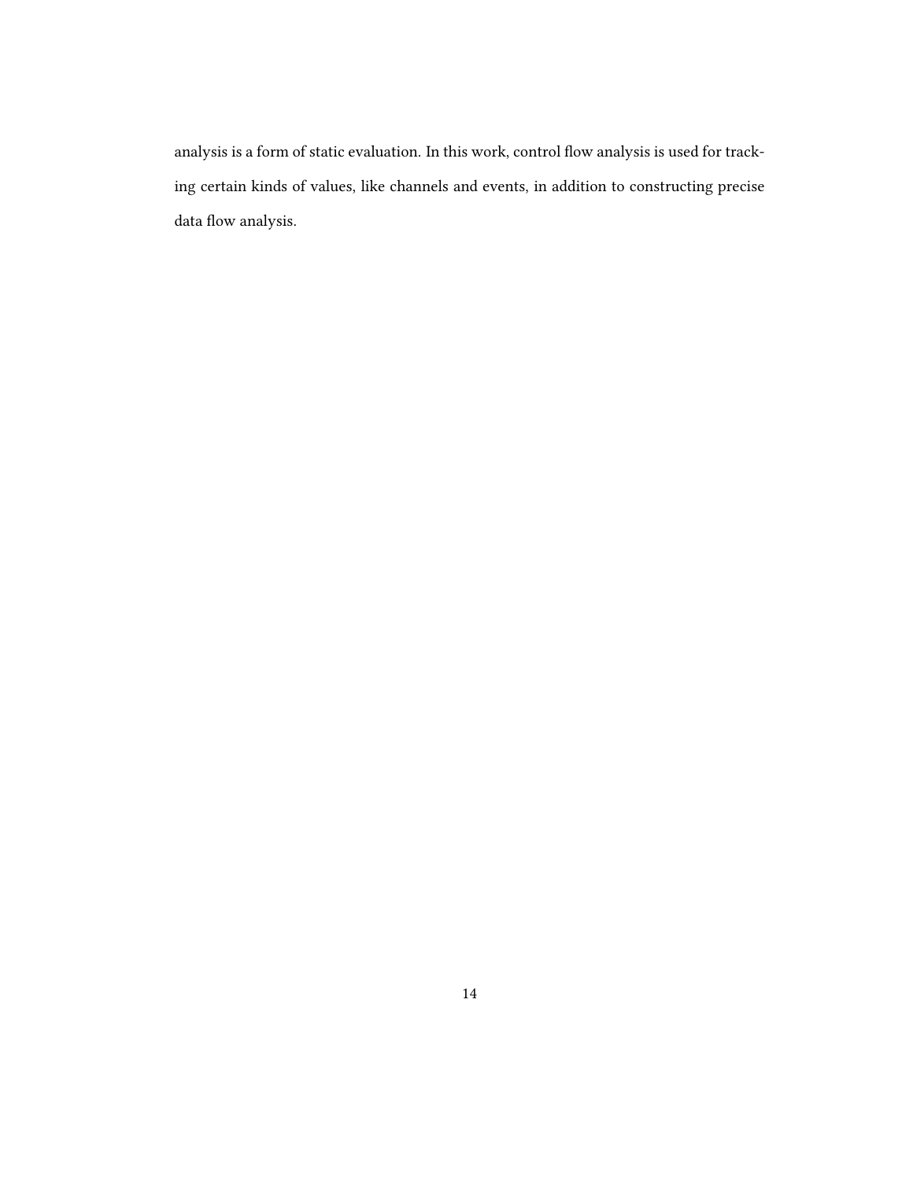analysis is a form of static evaluation. In this work, control flow analysis is used for tracking certain kinds of values, like channels and events, in addition to constructing precise data flow analysis.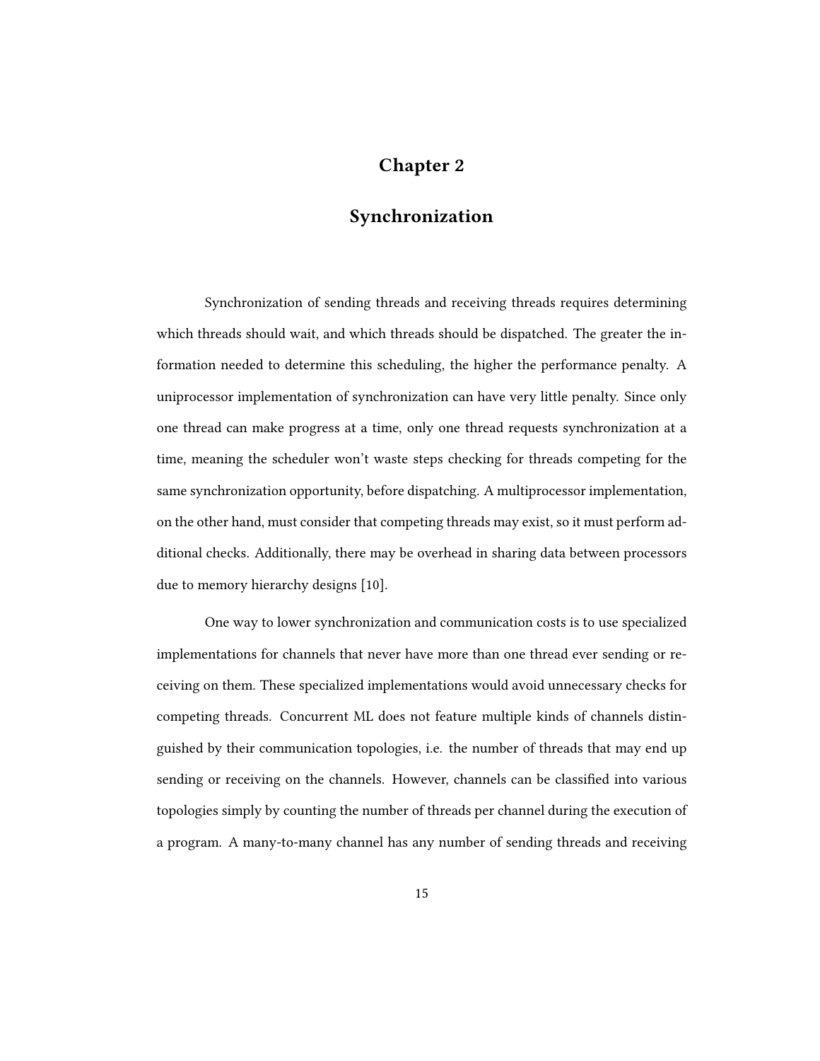# Chapter 2

# Synchronization

Synchronization of sending threads and receiving threads requires determining which threads should wait, and which threads should be dispatched. The greater the information needed to determine this scheduling, the higher the performance penalty. A uniprocessor implementation of synchronization can have very little penalty. Since only one thread can make progress at a time, only one thread requests synchronization at a time, meaning the scheduler won't waste steps checking for threads competing for the same synchronization opportunity, before dispatching. A multiprocessor implementation, on the other hand, must consider that competing threads may exist, so it must perform additional checks. Additionally, there may be overhead in sharing data between processors due to memory hierarchy designs [10].

One way to lower synchronization and communication costs is to use specialized implementations for channels that never have more than one thread ever sending or receiving on them. These specialized implementations would avoid unnecessary checks for competing threads. Concurrent ML does not feature multiple kinds of channels distinguished by their communication topologies, i.e. the number of threads that may end up sending or receiving on the channels. However, channels can be classified into various topologies simply by counting the number of threads per channel during the execution of a program. A many-to-many channel has any number of sending threads and receiving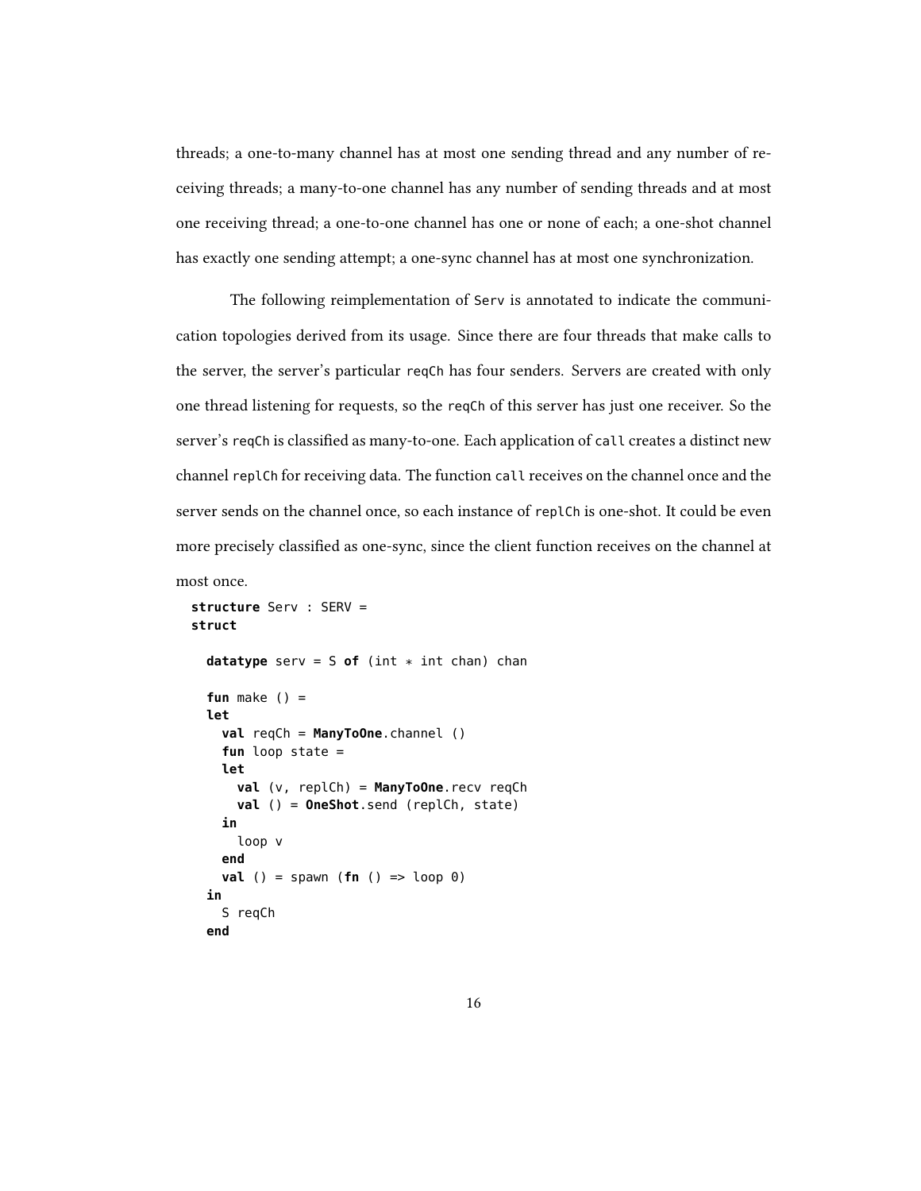threads; a one-to-many channel has at most one sending thread and any number of receiving threads; a many-to-one channel has any number of sending threads and at most one receiving thread; a one-to-one channel has one or none of each; a one-shot channel has exactly one sending attempt; a one-sync channel has at most one synchronization.

The following reimplementation of `Serv` is annotated to indicate the communication topologies derived from its usage. Since there are four threads that make calls to the server, the server's particular `reqCh` has four senders. Servers are created with only one thread listening for requests, so the `reqCh` of this server has just one receiver. So the server's `reqCh` is classified as many-to-one. Each application of `call` creates a distinct new channel `replCh` for receiving data. The function `call` receives on the channel once and the server sends on the channel once, so each instance of `replCh` is one-shot. It could be even more precisely classified as one-sync, since the client function receives on the channel at most once.

```
structure Serv : SERV =
struct

  datatype serv = S of (int * int chan) chan

  fun make () =
  let
    val reqCh = ManyToOne.channel ()
    fun loop state =
    let
      val (v, replCh) = ManyToOne.recv reqCh
      val () = OneShot.send (replCh, state)
    in
      loop v
    end
    val () = spawn (fn () => loop 0)
  in
    S reqCh
  end
```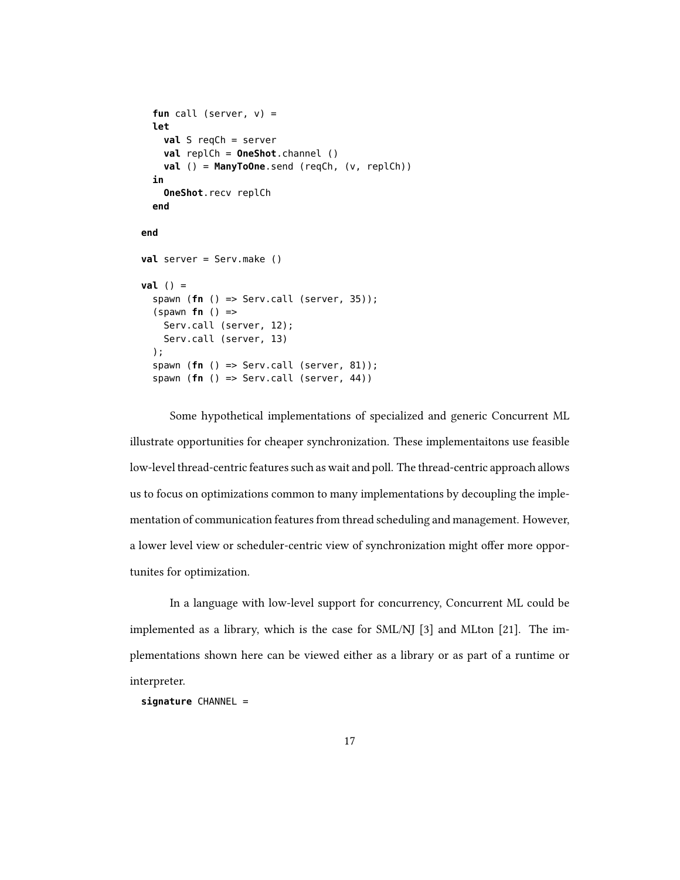```
    fun call (server, v) =
    let
      val S reqCh = server
      val replCh = OneShot.channel ()
      val () = ManyToOne.send (reqCh, (v, replCh))
    in
      OneShot.recv replCh
    end

  end

  val server = Serv.make ()

  val () =
    spawn (fn () => Serv.call (server, 35));
    (spawn fn () =>
      Serv.call (server, 12);
      Serv.call (server, 13)
    );
    spawn (fn () => Serv.call (server, 81));
    spawn (fn () => Serv.call (server, 44))
```

Some hypothetical implementations of specialized and generic Concurrent ML illustrate opportunities for cheaper synchronization. These implementaitons use feasible low-level thread-centric features such as wait and poll. The thread-centric approach allows us to focus on optimizations common to many implementations by decoupling the implementation of communication features from thread scheduling and management. However, a lower level view or scheduler-centric view of synchronization might offer more opportunites for optimization.

In a language with low-level support for concurrency, Concurrent ML could be implemented as a library, which is the case for SML/NJ [3] and MLton [21]. The implementations shown here can be viewed either as a library or as part of a runtime or interpreter.

```
signature CHANNEL =
```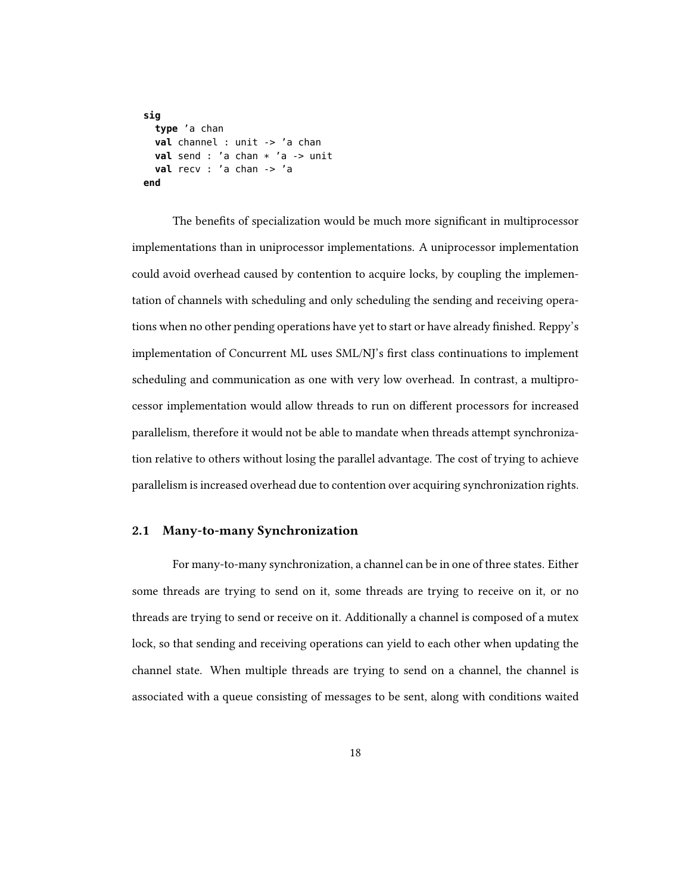```
sig
  type 'a chan
  val channel : unit -> 'a chan
  val send : 'a chan * 'a -> unit
  val recv : 'a chan -> 'a
end
```

The benefits of specialization would be much more significant in multiprocessor implementations than in uniprocessor implementations. A uniprocessor implementation could avoid overhead caused by contention to acquire locks, by coupling the implementation of channels with scheduling and only scheduling the sending and receiving operations when no other pending operations have yet to start or have already finished. Reppy's implementation of Concurrent ML uses SML/NJ's first class continuations to implement scheduling and communication as one with very low overhead. In contrast, a multiprocessor implementation would allow threads to run on different processors for increased parallelism, therefore it would not be able to mandate when threads attempt synchronization relative to others without losing the parallel advantage. The cost of trying to achieve parallelism is increased overhead due to contention over acquiring synchronization rights.

## 2.1 Many-to-many Synchronization

For many-to-many synchronization, a channel can be in one of three states. Either some threads are trying to send on it, some threads are trying to receive on it, or no threads are trying to send or receive on it. Additionally a channel is composed of a mutex lock, so that sending and receiving operations can yield to each other when updating the channel state. When multiple threads are trying to send on a channel, the channel is associated with a queue consisting of messages to be sent, along with conditions waited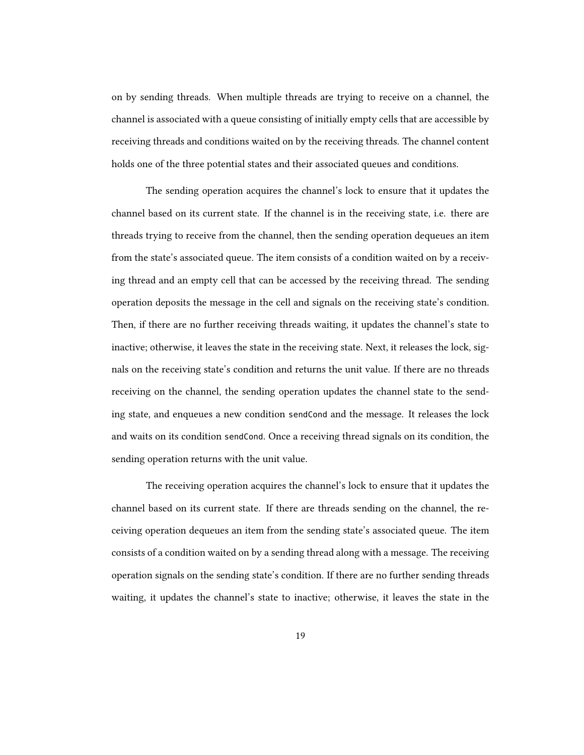on by sending threads. When multiple threads are trying to receive on a channel, the channel is associated with a queue consisting of initially empty cells that are accessible by receiving threads and conditions waited on by the receiving threads. The channel content holds one of the three potential states and their associated queues and conditions.

The sending operation acquires the channel's lock to ensure that it updates the channel based on its current state. If the channel is in the receiving state, i.e. there are threads trying to receive from the channel, then the sending operation dequeues an item from the state's associated queue. The item consists of a condition waited on by a receiving thread and an empty cell that can be accessed by the receiving thread. The sending operation deposits the message in the cell and signals on the receiving state's condition. Then, if there are no further receiving threads waiting, it updates the channel's state to inactive; otherwise, it leaves the state in the receiving state. Next, it releases the lock, signals on the receiving state's condition and returns the unit value. If there are no threads receiving on the channel, the sending operation updates the channel state to the sending state, and enqueues a new condition `sendCond` and the message. It releases the lock and waits on its condition `sendCond`. Once a receiving thread signals on its condition, the sending operation returns with the unit value.

The receiving operation acquires the channel's lock to ensure that it updates the channel based on its current state. If there are threads sending on the channel, the receiving operation dequeues an item from the sending state's associated queue. The item consists of a condition waited on by a sending thread along with a message. The receiving operation signals on the sending state's condition. If there are no further sending threads waiting, it updates the channel's state to inactive; otherwise, it leaves the state in the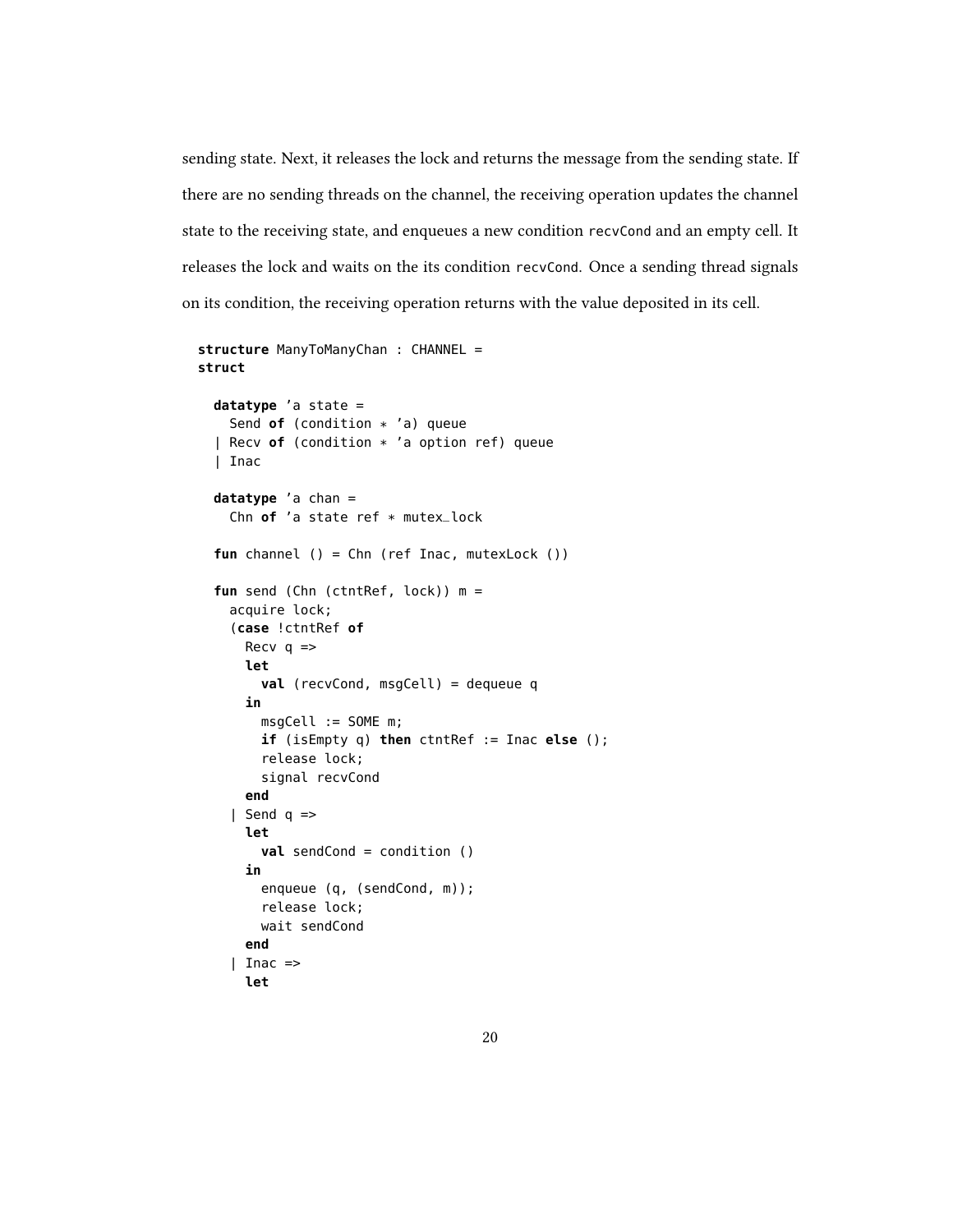sending state. Next, it releases the lock and returns the message from the sending state. If there are no sending threads on the channel, the receiving operation updates the channel state to the receiving state, and enqueues a new condition `recvCond` and an empty cell. It releases the lock and waits on the its condition `recvCond`. Once a sending thread signals on its condition, the receiving operation returns with the value deposited in its cell.

```
structure ManyToManyChan : CHANNEL =
struct

  datatype 'a state =
    Send of (condition * 'a) queue
  | Recv of (condition * 'a option ref) queue
  | Inac

  datatype 'a chan =
    Chn of 'a state ref * mutex_lock

  fun channel () = Chn (ref Inac, mutexLock ())

  fun send (Chn (ctntRef, lock)) m =
    acquire lock;
    (case !ctntRef of
      Recv q =>
      let
        val (recvCond, msgCell) = dequeue q
      in
        msgCell := SOME m;
        if (isEmpty q) then ctntRef := Inac else ();
        release lock;
        signal recvCond
      end
    | Send q =>
      let
        val sendCond = condition ()
      in
        enqueue (q, (sendCond, m));
        release lock;
        wait sendCond
      end
    | Inac =>
      let
```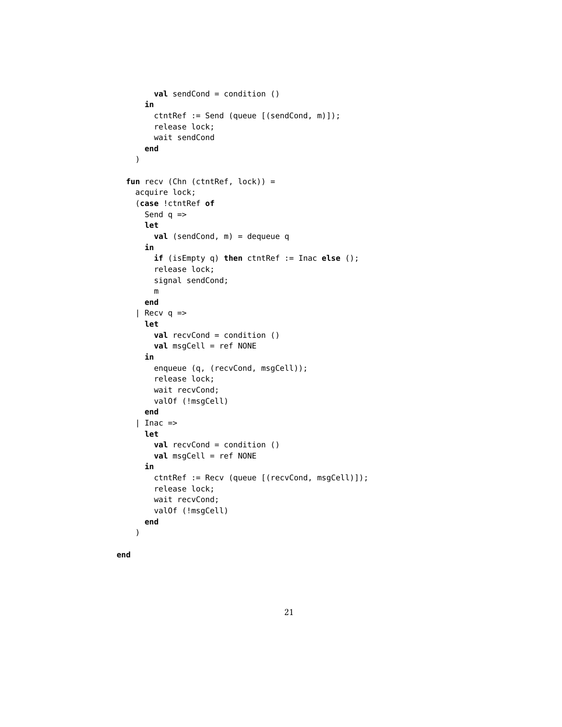```
        val sendCond = condition ()
      in
        ctntRef := Send (queue [(sendCond, m)]);
        release lock;
        wait sendCond
      end
    )

  fun recv (Chn (ctntRef, lock)) =
    acquire lock;
    (case !ctntRef of
      Send q =>
      let
        val (sendCond, m) = dequeue q
      in
        if (isEmpty q) then ctntRef := Inac else ();
        release lock;
        signal sendCond;
        m
      end
    | Recv q =>
      let
        val recvCond = condition ()
        val msgCell = ref NONE
      in
        enqueue (q, (recvCond, msgCell));
        release lock;
        wait recvCond;
        valOf (!msgCell)
      end
    | Inac =>
      let
        val recvCond = condition ()
        val msgCell = ref NONE
      in
        ctntRef := Recv (queue [(recvCond, msgCell)]);
        release lock;
        wait recvCond;
        valOf (!msgCell)
      end
    )

end
```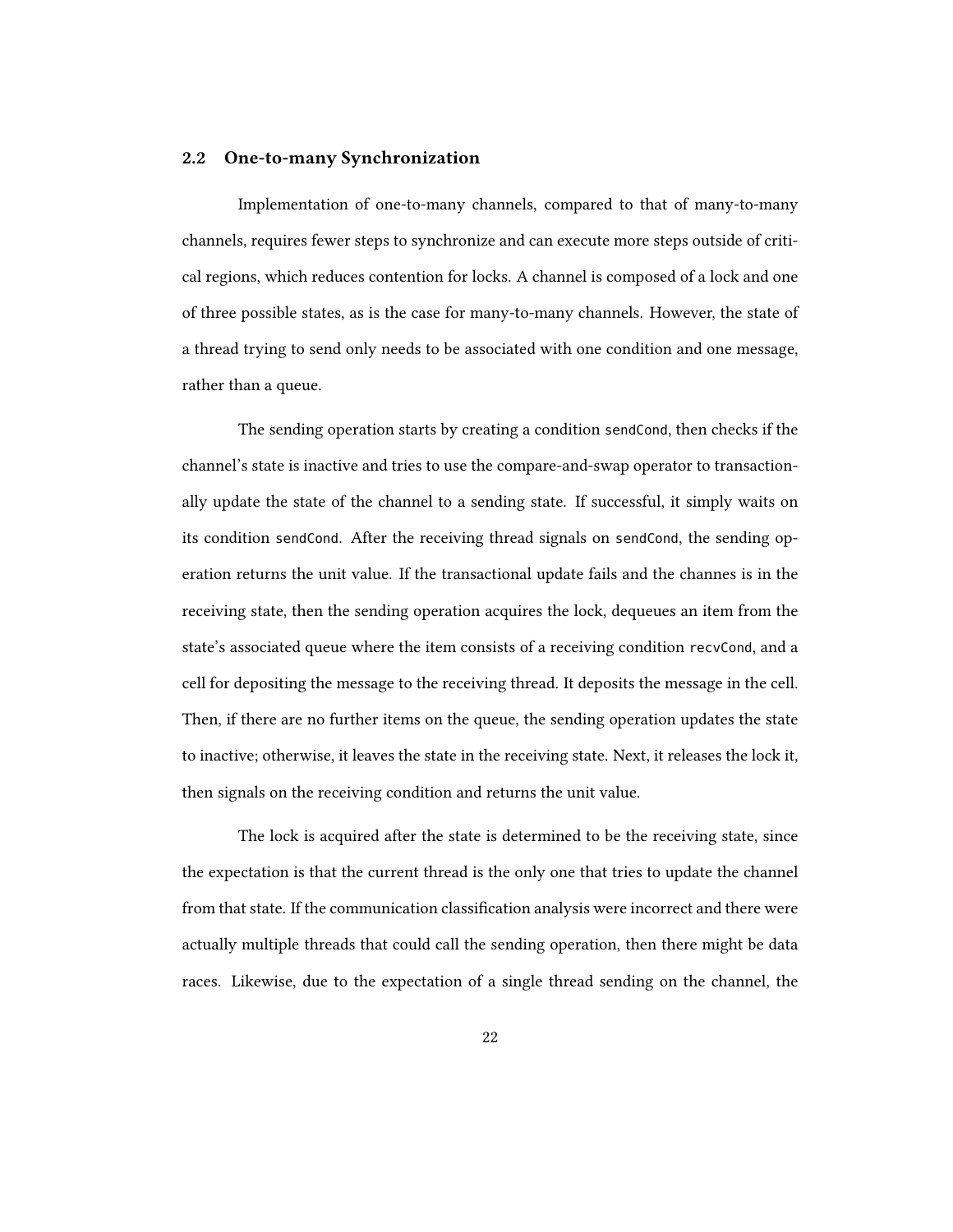## 2.2 One-to-many Synchronization

Implementation of one-to-many channels, compared to that of many-to-many channels, requires fewer steps to synchronize and can execute more steps outside of critical regions, which reduces contention for locks. A channel is composed of a lock and one of three possible states, as is the case for many-to-many channels. However, the state of a thread trying to send only needs to be associated with one condition and one message, rather than a queue.

The sending operation starts by creating a condition `sendCond`, then checks if the channel's state is inactive and tries to use the compare-and-swap operator to transactionally update the state of the channel to a sending state. If successful, it simply waits on its condition `sendCond`. After the receiving thread signals on `sendCond`, the sending operation returns the unit value. If the transactional update fails and the channes is in the receiving state, then the sending operation acquires the lock, dequeues an item from the state's associated queue where the item consists of a receiving condition `recvCond`, and a cell for depositing the message to the receiving thread. It deposits the message in the cell. Then, if there are no further items on the queue, the sending operation updates the state to inactive; otherwise, it leaves the state in the receiving state. Next, it releases the lock it, then signals on the receiving condition and returns the unit value.

The lock is acquired after the state is determined to be the receiving state, since the expectation is that the current thread is the only one that tries to update the channel from that state. If the communication classification analysis were incorrect and there were actually multiple threads that could call the sending operation, then there might be data races. Likewise, due to the expectation of a single thread sending on the channel, the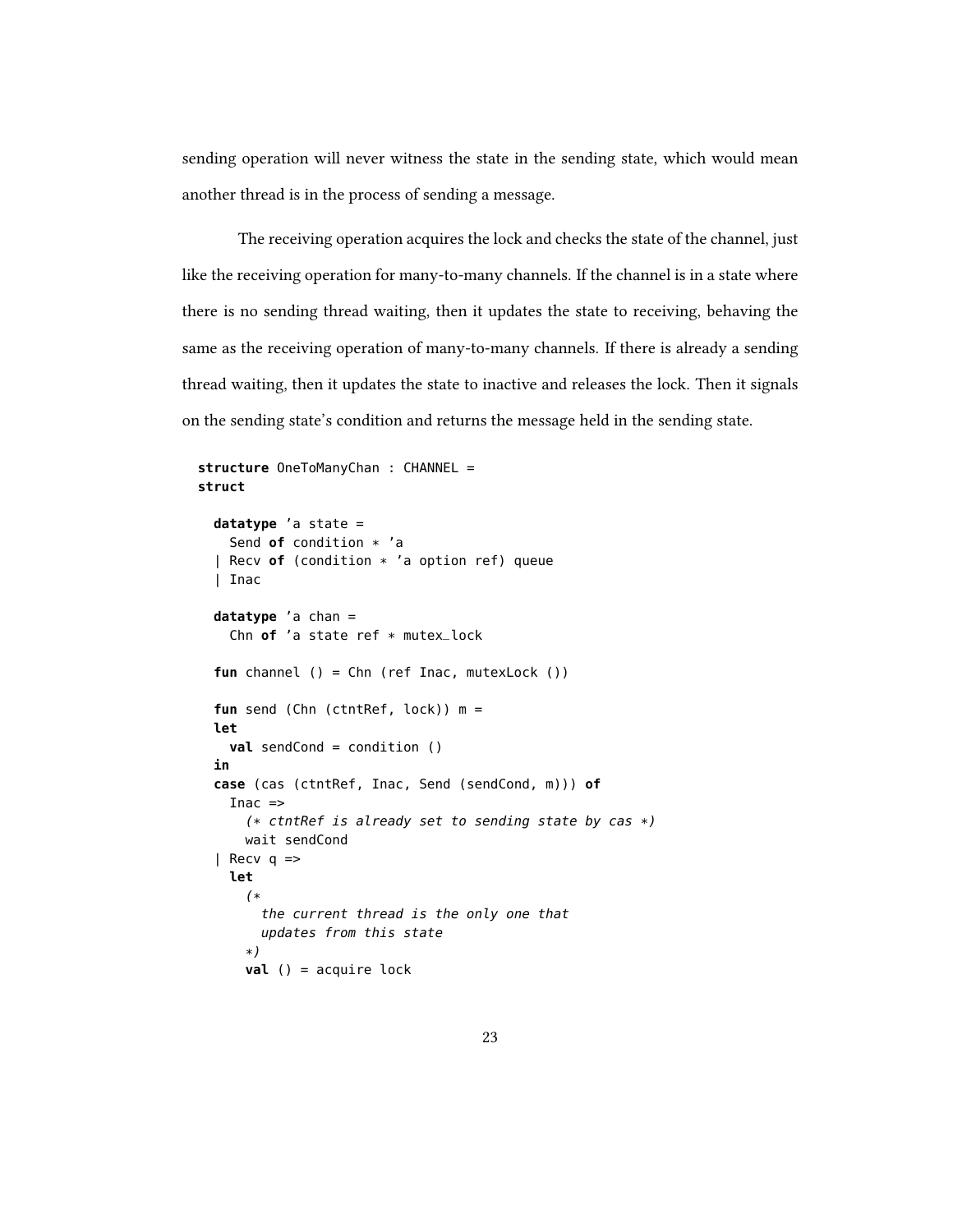sending operation will never witness the state in the sending state, which would mean another thread is in the process of sending a message.

The receiving operation acquires the lock and checks the state of the channel, just like the receiving operation for many-to-many channels. If the channel is in a state where there is no sending thread waiting, then it updates the state to receiving, behaving the same as the receiving operation of many-to-many channels. If there is already a sending thread waiting, then it updates the state to inactive and releases the lock. Then it signals on the sending state's condition and returns the message held in the sending state.

```
structure OneToManyChan : CHANNEL =
struct

  datatype 'a state =
    Send of condition * 'a
  | Recv of (condition * 'a option ref) queue
  | Inac

  datatype 'a chan =
    Chn of 'a state ref * mutex_lock

  fun channel () = Chn (ref Inac, mutexLock ())

  fun send (Chn (ctntRef, lock)) m =
  let
    val sendCond = condition ()
  in
  case (cas (ctntRef, Inac, Send (sendCond, m))) of
    Inac =>
      (* ctntRef is already set to sending state by cas *)
      wait sendCond
  | Recv q =>
    let
      (*
        the current thread is the only one that
        updates from this state
      *)
      val () = acquire lock
```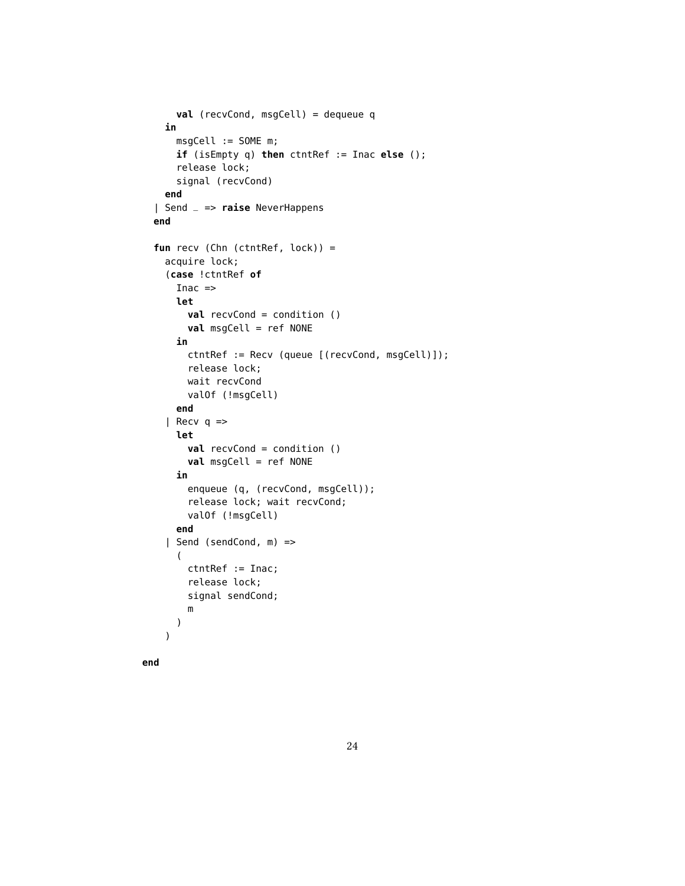```
      val (recvCond, msgCell) = dequeue q
    in
      msgCell := SOME m;
      if (isEmpty q) then ctntRef := Inac else ();
      release lock;
      signal (recvCond)
    end
  | Send _ => raise NeverHappens
  end

  fun recv (Chn (ctntRef, lock)) =
    acquire lock;
    (case !ctntRef of
      Inac =>
      let
        val recvCond = condition ()
        val msgCell = ref NONE
      in
        ctntRef := Recv (queue [(recvCond, msgCell)]);
        release lock;
        wait recvCond
        valOf (!msgCell)
      end
    | Recv q =>
      let
        val recvCond = condition ()
        val msgCell = ref NONE
      in
        enqueue (q, (recvCond, msgCell));
        release lock; wait recvCond;
        valOf (!msgCell)
      end
    | Send (sendCond, m) =>
      (
        ctntRef := Inac;
        release lock;
        signal sendCond;
        m
      )
    )

end
```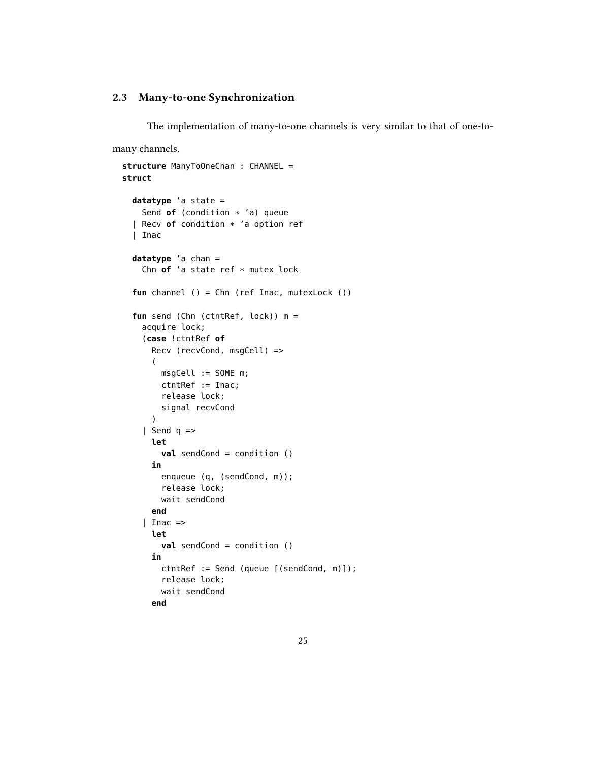## 2.3 Many-to-one Synchronization

The implementation of many-to-one channels is very similar to that of one-to-many channels.

```
structure ManyToOneChan : CHANNEL =
struct

  datatype 'a state =
    Send of (condition * 'a) queue
  | Recv of condition * 'a option ref
  | Inac

  datatype 'a chan =
    Chn of 'a state ref * mutex_lock

  fun channel () = Chn (ref Inac, mutexLock ())

  fun send (Chn (ctntRef, lock)) m =
    acquire lock;
    (case !ctntRef of
      Recv (recvCond, msgCell) =>
      (
        msgCell := SOME m;
        ctntRef := Inac;
        release lock;
        signal recvCond
      )
    | Send q =>
      let
        val sendCond = condition ()
      in
        enqueue (q, (sendCond, m));
        release lock;
        wait sendCond
      end
    | Inac =>
      let
        val sendCond = condition ()
      in
        ctntRef := Send (queue [(sendCond, m)]);
        release lock;
        wait sendCond
      end
```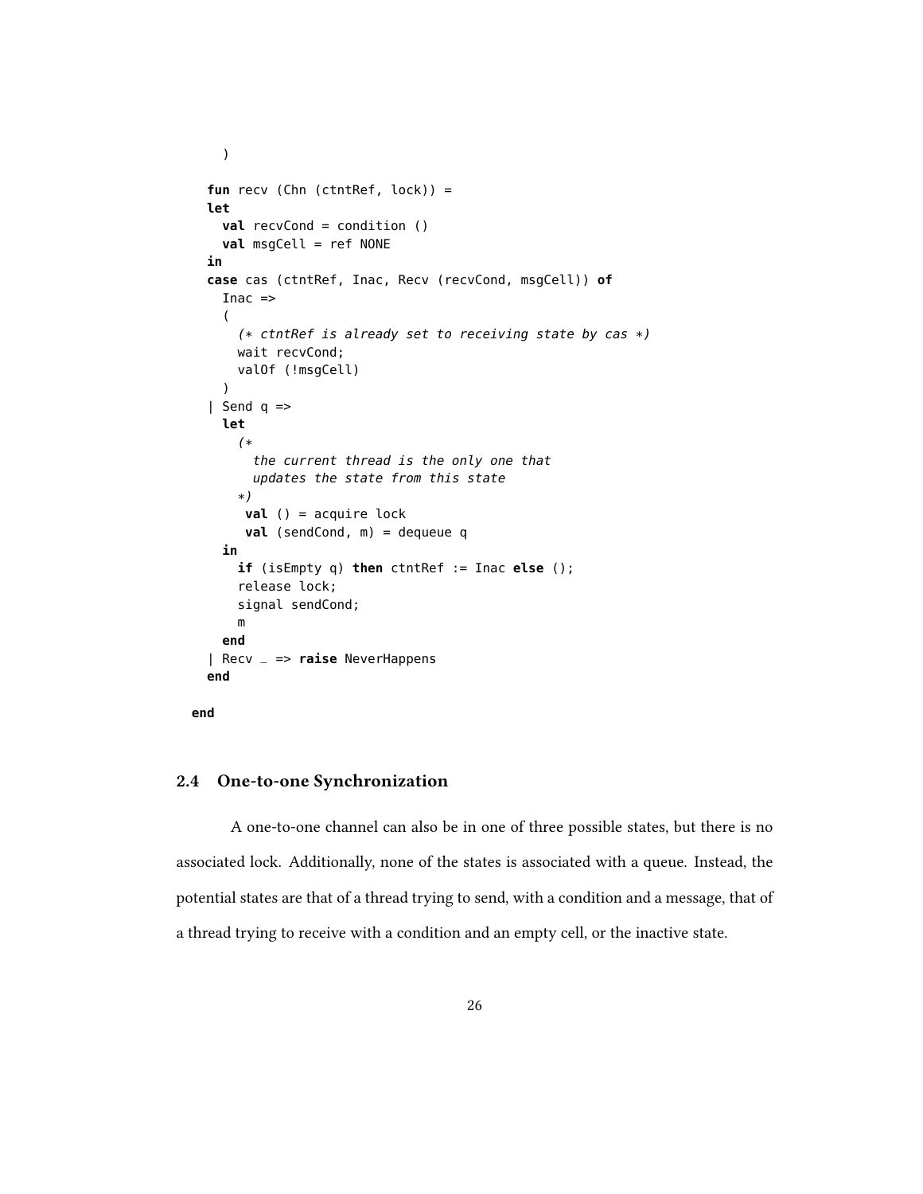```
    )

  fun recv (Chn (ctntRef, lock)) =
  let
    val recvCond = condition ()
    val msgCell = ref NONE
  in
  case cas (ctntRef, Inac, Recv (recvCond, msgCell)) of
    Inac =>
    (
      (* ctntRef is already set to receiving state by cas *)
      wait recvCond;
      valOf (!msgCell)
    )
  | Send q =>
    let
      (*
        the current thread is the only one that
        updates the state from this state
      *)
       val () = acquire lock
       val (sendCond, m) = dequeue q
    in
      if (isEmpty q) then ctntRef := Inac else ();
      release lock;
      signal sendCond;
      m
    end
  | Recv _ => raise NeverHappens
  end

end
```

## 2.4 One-to-one Synchronization

A one-to-one channel can also be in one of three possible states, but there is no associated lock. Additionally, none of the states is associated with a queue. Instead, the potential states are that of a thread trying to send, with a condition and a message, that of a thread trying to receive with a condition and an empty cell, or the inactive state.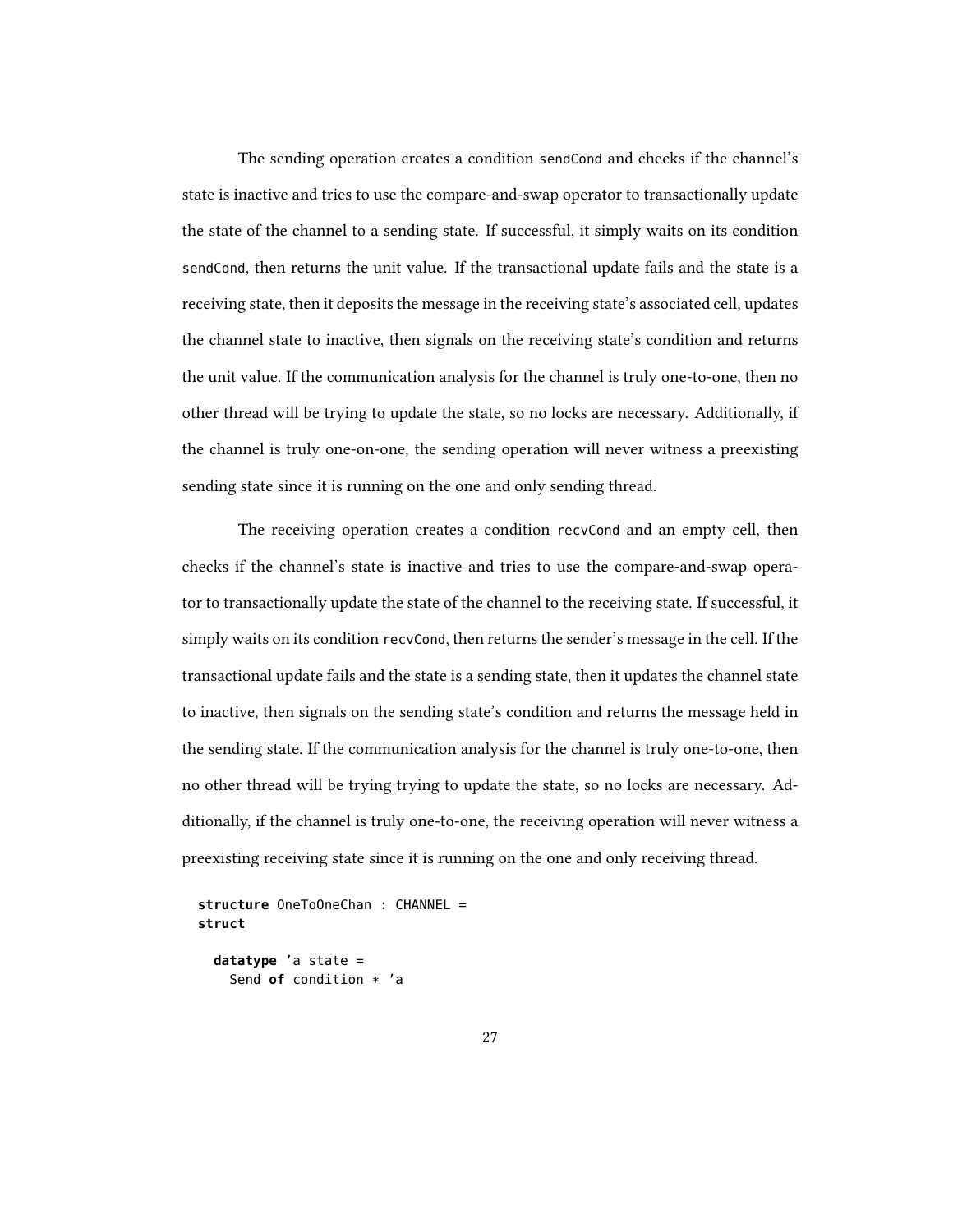The sending operation creates a condition `sendCond` and checks if the channel's state is inactive and tries to use the compare-and-swap operator to transactionally update the state of the channel to a sending state. If successful, it simply waits on its condition `sendCond`, then returns the unit value. If the transactional update fails and the state is a receiving state, then it deposits the message in the receiving state's associated cell, updates the channel state to inactive, then signals on the receiving state's condition and returns the unit value. If the communication analysis for the channel is truly one-to-one, then no other thread will be trying to update the state, so no locks are necessary. Additionally, if the channel is truly one-on-one, the sending operation will never witness a preexisting sending state since it is running on the one and only sending thread.

The receiving operation creates a condition `recvCond` and an empty cell, then checks if the channel's state is inactive and tries to use the compare-and-swap operator to transactionally update the state of the channel to the receiving state. If successful, it simply waits on its condition `recvCond`, then returns the sender's message in the cell. If the transactional update fails and the state is a sending state, then it updates the channel state to inactive, then signals on the sending state's condition and returns the message held in the sending state. If the communication analysis for the channel is truly one-to-one, then no other thread will be trying trying to update the state, so no locks are necessary. Additionally, if the channel is truly one-to-one, the receiving operation will never witness a preexisting receiving state since it is running on the one and only receiving thread.

```
structure OneToOneChan : CHANNEL =
struct

  datatype 'a state =
    Send of condition * 'a
```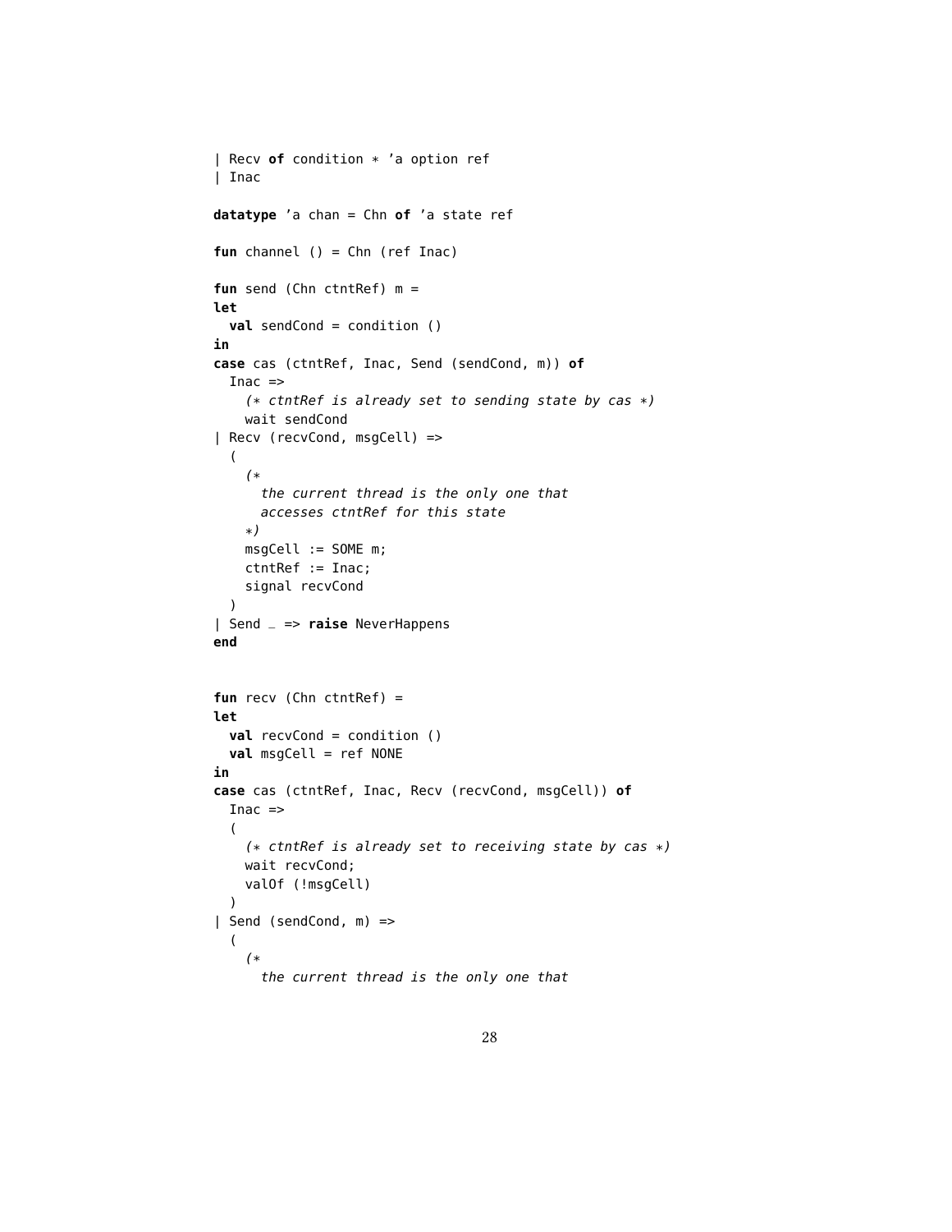```
| Recv of condition * 'a option ref
| Inac

datatype 'a chan = Chn of 'a state ref

fun channel () = Chn (ref Inac)

fun send (Chn ctntRef) m =
let
  val sendCond = condition ()
in
case cas (ctntRef, Inac, Send (sendCond, m)) of
  Inac =>
    (* ctntRef is already set to sending state by cas *)
    wait sendCond
| Recv (recvCond, msgCell) =>
  (
    (*
      the current thread is the only one that
      accesses ctntRef for this state
    *)
    msgCell := SOME m;
    ctntRef := Inac;
    signal recvCond
  )
| Send _ => raise NeverHappens
end


fun recv (Chn ctntRef) =
let
  val recvCond = condition ()
  val msgCell = ref NONE
in
case cas (ctntRef, Inac, Recv (recvCond, msgCell)) of
  Inac =>
  (
    (* ctntRef is already set to receiving state by cas *)
    wait recvCond;
    valOf (!msgCell)
  )
| Send (sendCond, m) =>
  (
    (*
      the current thread is the only one that
```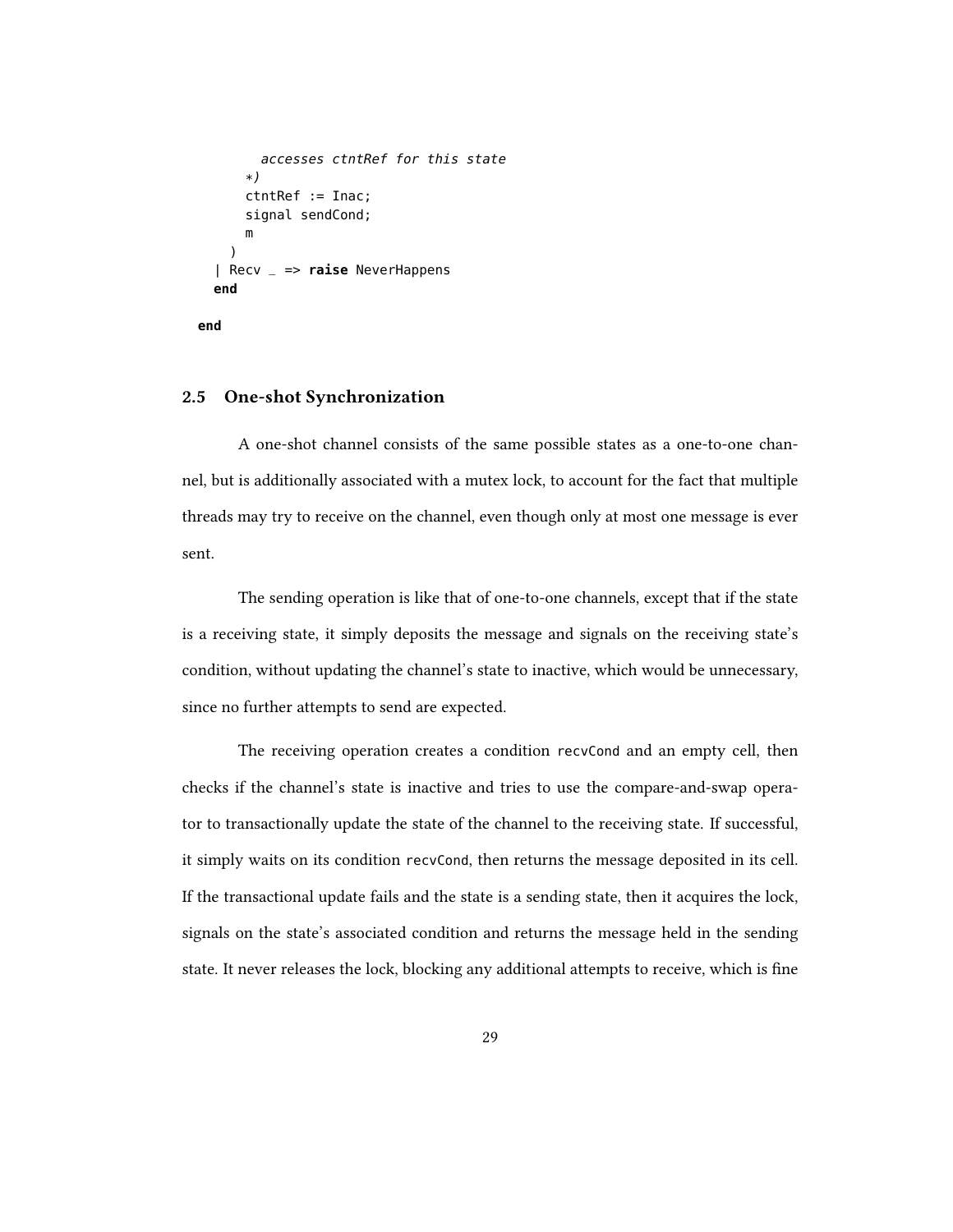```
        accesses ctntRef for this state
      *)
      ctntRef := Inac;
      signal sendCond;
      m
    )
  | Recv _ => raise NeverHappens
  end

end
```

## 2.5 One-shot Synchronization

A one-shot channel consists of the same possible states as a one-to-one channel, but is additionally associated with a mutex lock, to account for the fact that multiple threads may try to receive on the channel, even though only at most one message is ever sent.

The sending operation is like that of one-to-one channels, except that if the state is a receiving state, it simply deposits the message and signals on the receiving state's condition, without updating the channel's state to inactive, which would be unnecessary, since no further attempts to send are expected.

The receiving operation creates a condition `recvCond` and an empty cell, then checks if the channel's state is inactive and tries to use the compare-and-swap operator to transactionally update the state of the channel to the receiving state. If successful, it simply waits on its condition `recvCond`, then returns the message deposited in its cell. If the transactional update fails and the state is a sending state, then it acquires the lock, signals on the state's associated condition and returns the message held in the sending state. It never releases the lock, blocking any additional attempts to receive, which is fine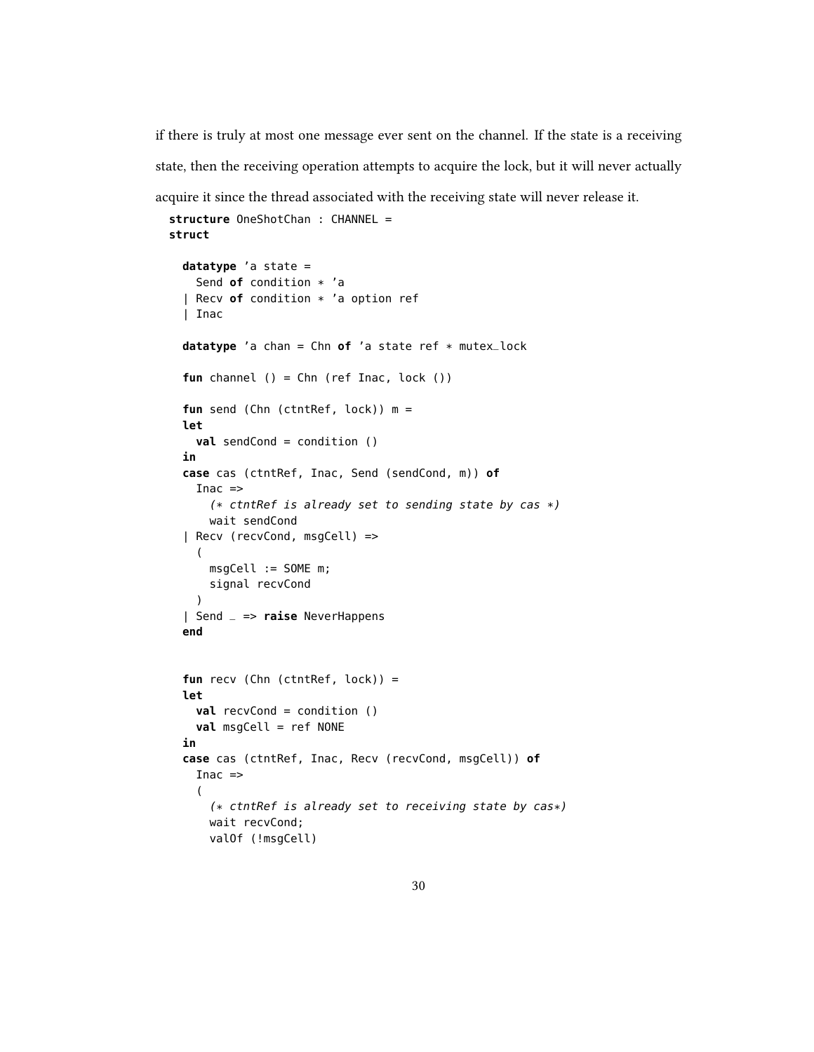if there is truly at most one message ever sent on the channel. If the state is a receiving state, then the receiving operation attempts to acquire the lock, but it will never actually acquire it since the thread associated with the receiving state will never release it.

```
structure OneShotChan : CHANNEL =
struct

  datatype 'a state =
    Send of condition * 'a
  | Recv of condition * 'a option ref
  | Inac

  datatype 'a chan = Chn of 'a state ref * mutex_lock

  fun channel () = Chn (ref Inac, lock ())

  fun send (Chn (ctntRef, lock)) m =
  let
    val sendCond = condition ()
  in
  case cas (ctntRef, Inac, Send (sendCond, m)) of
    Inac =>
      (* ctntRef is already set to sending state by cas *)
      wait sendCond
  | Recv (recvCond, msgCell) =>
    (
      msgCell := SOME m;
      signal recvCond
    )
  | Send _ => raise NeverHappens
  end


  fun recv (Chn (ctntRef, lock)) =
  let
    val recvCond = condition ()
    val msgCell = ref NONE
  in
  case cas (ctntRef, Inac, Recv (recvCond, msgCell)) of
    Inac =>
    (
      (* ctntRef is already set to receiving state by cas*)
      wait recvCond;
      valOf (!msgCell)
```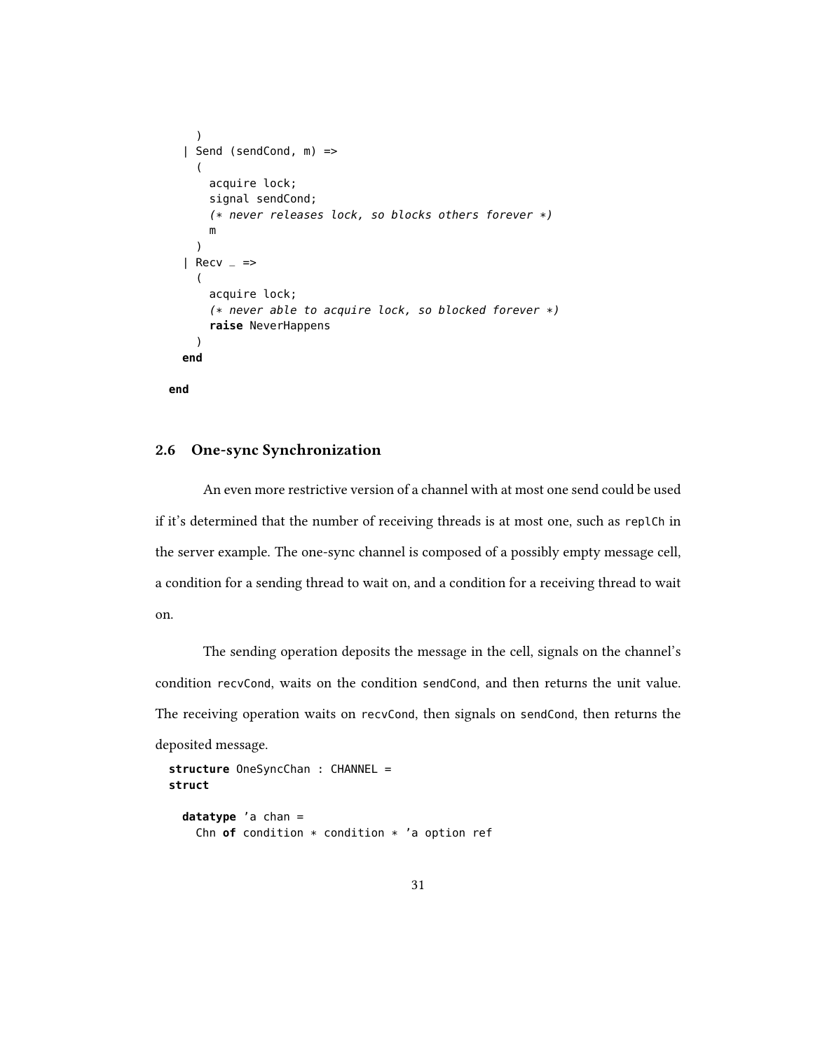```
    )
  | Send (sendCond, m) =>
    (
      acquire lock;
      signal sendCond;
      (* never releases lock, so blocks others forever *)
      m
    )
  | Recv _ =>
    (
      acquire lock;
      (* never able to acquire lock, so blocked forever *)
      raise NeverHappens
    )
  end

end
```

## 2.6 One-sync Synchronization

An even more restrictive version of a channel with at most one send could be used if it's determined that the number of receiving threads is at most one, such as `replCh` in the server example. The one-sync channel is composed of a possibly empty message cell, a condition for a sending thread to wait on, and a condition for a receiving thread to wait on.

The sending operation deposits the message in the cell, signals on the channel's condition `recvCond`, waits on the condition `sendCond`, and then returns the unit value. The receiving operation waits on `recvCond`, then signals on `sendCond`, then returns the deposited message.

```
structure OneSyncChan : CHANNEL =
struct

  datatype 'a chan =
    Chn of condition * condition * 'a option ref
```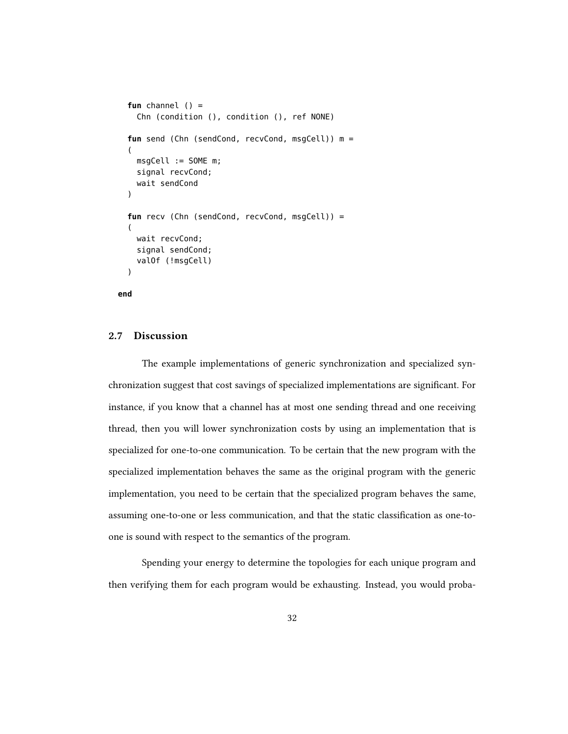```
  fun channel () =
    Chn (condition (), condition (), ref NONE)

  fun send (Chn (sendCond, recvCond, msgCell)) m =
  (
    msgCell := SOME m;
    signal recvCond;
    wait sendCond
  )

  fun recv (Chn (sendCond, recvCond, msgCell)) =
  (
    wait recvCond;
    signal sendCond;
    valOf (!msgCell)
  )

end
```

## 2.7 Discussion

The example implementations of generic synchronization and specialized synchronization suggest that cost savings of specialized implementations are significant. For instance, if you know that a channel has at most one sending thread and one receiving thread, then you will lower synchronization costs by using an implementation that is specialized for one-to-one communication. To be certain that the new program with the specialized implementation behaves the same as the original program with the generic implementation, you need to be certain that the specialized program behaves the same, assuming one-to-one or less communication, and that the static classification as one-to-one is sound with respect to the semantics of the program.

Spending your energy to determine the topologies for each unique program and then verifying them for each program would be exhausting. Instead, you would proba-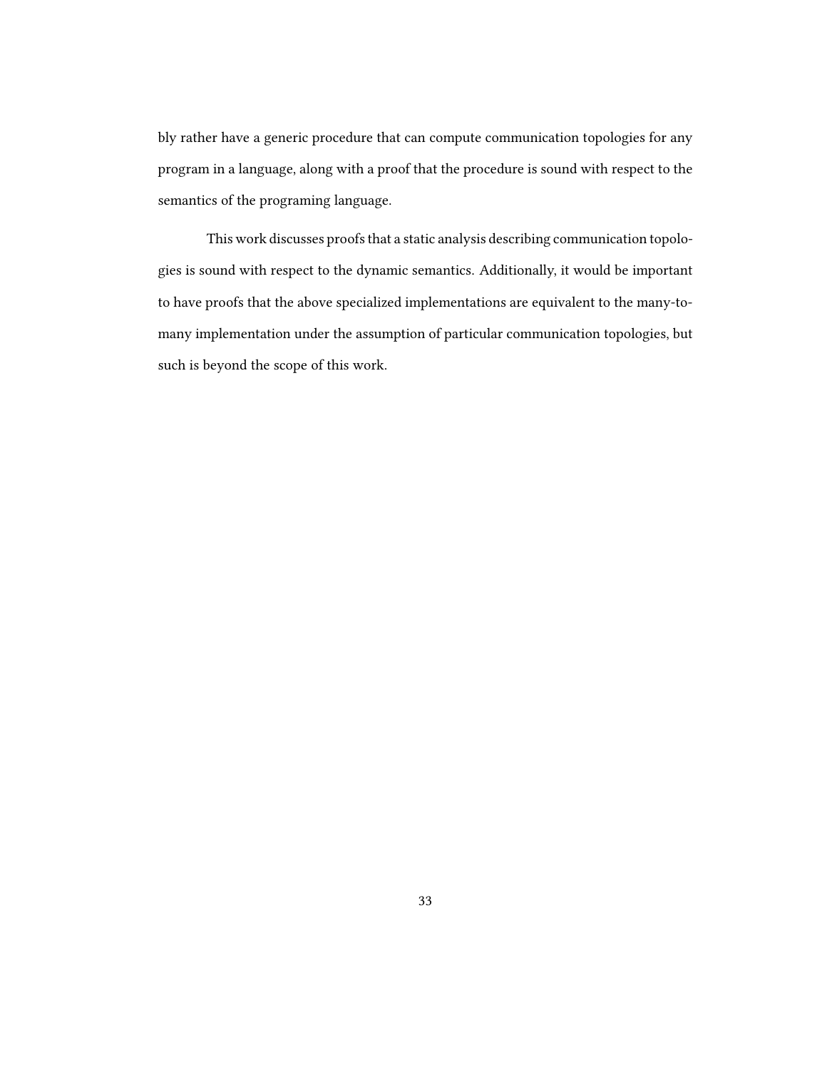bly rather have a generic procedure that can compute communication topologies for any program in a language, along with a proof that the procedure is sound with respect to the semantics of the programing language.

This work discusses proofs that a static analysis describing communication topologies is sound with respect to the dynamic semantics. Additionally, it would be important to have proofs that the above specialized implementations are equivalent to the many-to-many implementation under the assumption of particular communication topologies, but such is beyond the scope of this work.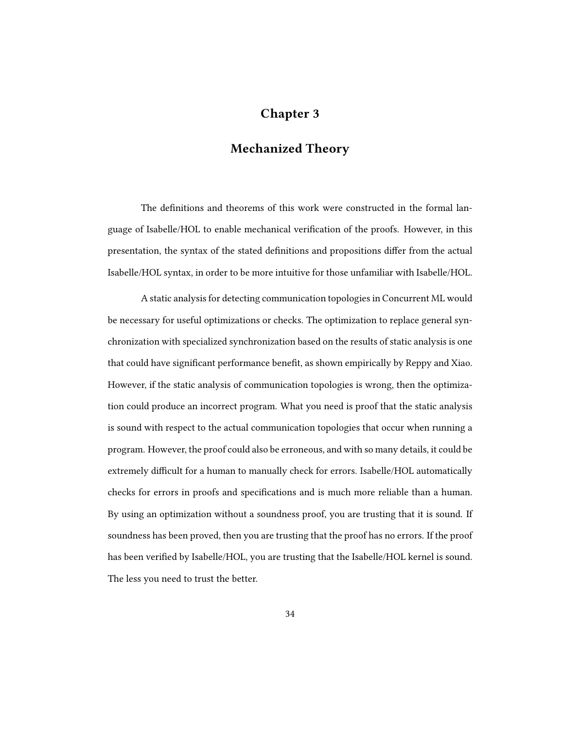# Chapter 3

# Mechanized Theory

The definitions and theorems of this work were constructed in the formal language of Isabelle/HOL to enable mechanical verification of the proofs. However, in this presentation, the syntax of the stated definitions and propositions differ from the actual Isabelle/HOL syntax, in order to be more intuitive for those unfamiliar with Isabelle/HOL.

A static analysis for detecting communication topologies in Concurrent ML would be necessary for useful optimizations or checks. The optimization to replace general synchronization with specialized synchronization based on the results of static analysis is one that could have significant performance benefit, as shown empirically by Reppy and Xiao. However, if the static analysis of communication topologies is wrong, then the optimization could produce an incorrect program. What you need is proof that the static analysis is sound with respect to the actual communication topologies that occur when running a program. However, the proof could also be erroneous, and with so many details, it could be extremely difficult for a human to manually check for errors. Isabelle/HOL automatically checks for errors in proofs and specifications and is much more reliable than a human. By using an optimization without a soundness proof, you are trusting that it is sound. If soundness has been proved, then you are trusting that the proof has no errors. If the proof has been verified by Isabelle/HOL, you are trusting that the Isabelle/HOL kernel is sound. The less you need to trust the better.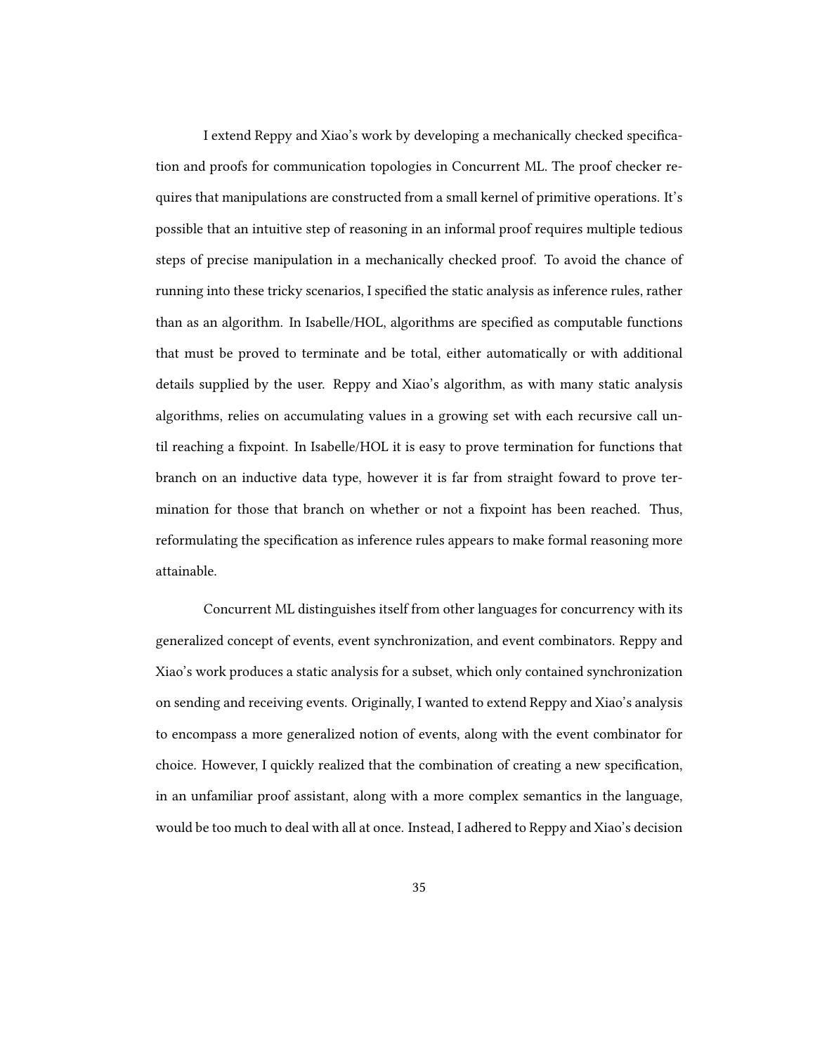I extend Reppy and Xiao's work by developing a mechanically checked specification and proofs for communication topologies in Concurrent ML. The proof checker requires that manipulations are constructed from a small kernel of primitive operations. It's possible that an intuitive step of reasoning in an informal proof requires multiple tedious steps of precise manipulation in a mechanically checked proof. To avoid the chance of running into these tricky scenarios, I specified the static analysis as inference rules, rather than as an algorithm. In Isabelle/HOL, algorithms are specified as computable functions that must be proved to terminate and be total, either automatically or with additional details supplied by the user. Reppy and Xiao's algorithm, as with many static analysis algorithms, relies on accumulating values in a growing set with each recursive call until reaching a fixpoint. In Isabelle/HOL it is easy to prove termination for functions that branch on an inductive data type, however it is far from straight foward to prove termination for those that branch on whether or not a fixpoint has been reached. Thus, reformulating the specification as inference rules appears to make formal reasoning more attainable.

Concurrent ML distinguishes itself from other languages for concurrency with its generalized concept of events, event synchronization, and event combinators. Reppy and Xiao's work produces a static analysis for a subset, which only contained synchronization on sending and receiving events. Originally, I wanted to extend Reppy and Xiao's analysis to encompass a more generalized notion of events, along with the event combinator for choice. However, I quickly realized that the combination of creating a new specification, in an unfamiliar proof assistant, along with a more complex semantics in the language, would be too much to deal with all at once. Instead, I adhered to Reppy and Xiao's decision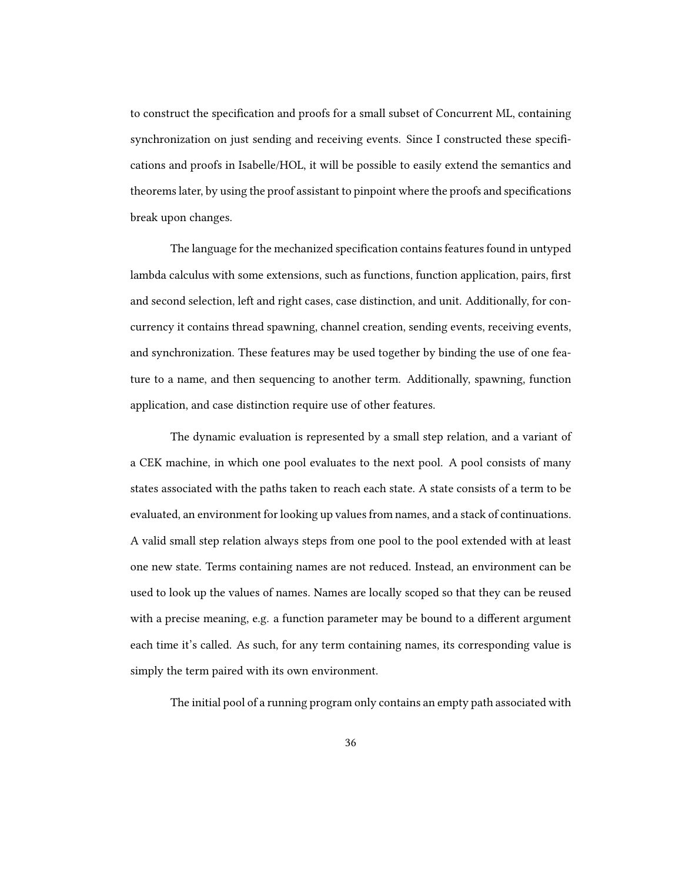to construct the specification and proofs for a small subset of Concurrent ML, containing synchronization on just sending and receiving events. Since I constructed these specifications and proofs in Isabelle/HOL, it will be possible to easily extend the semantics and theorems later, by using the proof assistant to pinpoint where the proofs and specifications break upon changes.

The language for the mechanized specification contains features found in untyped lambda calculus with some extensions, such as functions, function application, pairs, first and second selection, left and right cases, case distinction, and unit. Additionally, for concurrency it contains thread spawning, channel creation, sending events, receiving events, and synchronization. These features may be used together by binding the use of one feature to a name, and then sequencing to another term. Additionally, spawning, function application, and case distinction require use of other features.

The dynamic evaluation is represented by a small step relation, and a variant of a CEK machine, in which one pool evaluates to the next pool. A pool consists of many states associated with the paths taken to reach each state. A state consists of a term to be evaluated, an environment for looking up values from names, and a stack of continuations. A valid small step relation always steps from one pool to the pool extended with at least one new state. Terms containing names are not reduced. Instead, an environment can be used to look up the values of names. Names are locally scoped so that they can be reused with a precise meaning, e.g. a function parameter may be bound to a different argument each time it's called. As such, for any term containing names, its corresponding value is simply the term paired with its own environment.

The initial pool of a running program only contains an empty path associated with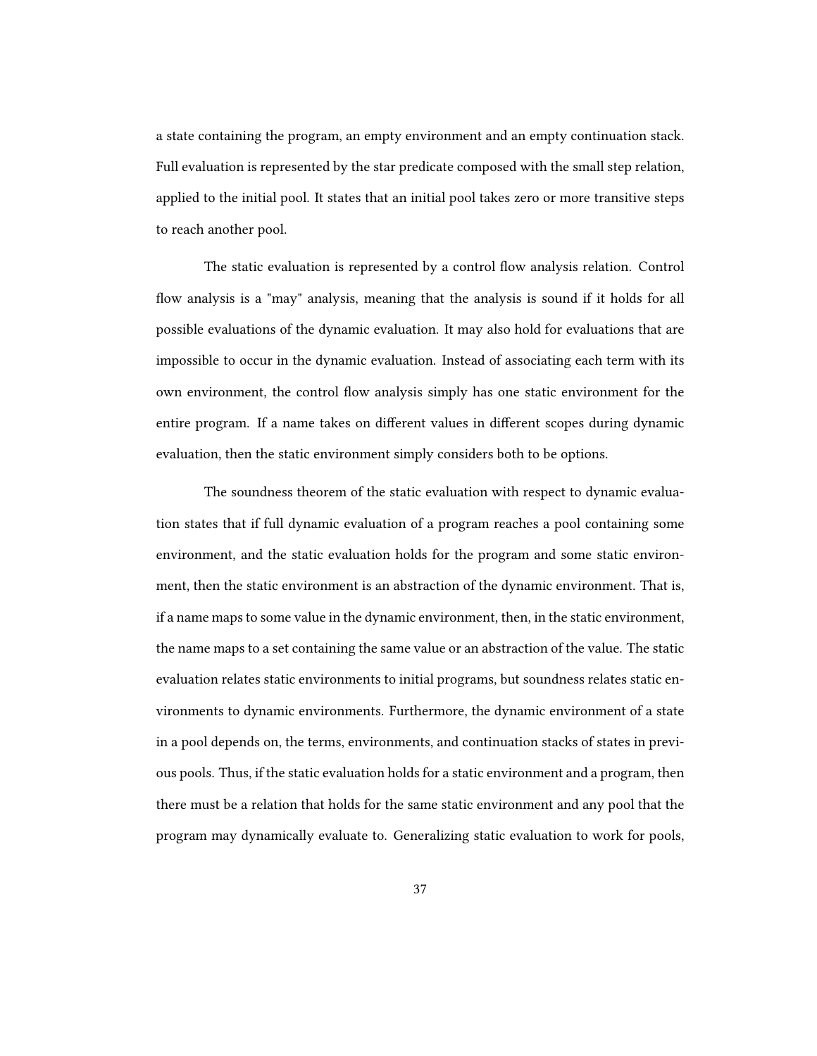a state containing the program, an empty environment and an empty continuation stack. Full evaluation is represented by the star predicate composed with the small step relation, applied to the initial pool. It states that an initial pool takes zero or more transitive steps to reach another pool.

The static evaluation is represented by a control flow analysis relation. Control flow analysis is a "may" analysis, meaning that the analysis is sound if it holds for all possible evaluations of the dynamic evaluation. It may also hold for evaluations that are impossible to occur in the dynamic evaluation. Instead of associating each term with its own environment, the control flow analysis simply has one static environment for the entire program. If a name takes on different values in different scopes during dynamic evaluation, then the static environment simply considers both to be options.

The soundness theorem of the static evaluation with respect to dynamic evaluation states that if full dynamic evaluation of a program reaches a pool containing some environment, and the static evaluation holds for the program and some static environment, then the static environment is an abstraction of the dynamic environment. That is, if a name maps to some value in the dynamic environment, then, in the static environment, the name maps to a set containing the same value or an abstraction of the value. The static evaluation relates static environments to initial programs, but soundness relates static environments to dynamic environments. Furthermore, the dynamic environment of a state in a pool depends on, the terms, environments, and continuation stacks of states in previous pools. Thus, if the static evaluation holds for a static environment and a program, then there must be a relation that holds for the same static environment and any pool that the program may dynamically evaluate to. Generalizing static evaluation to work for pools,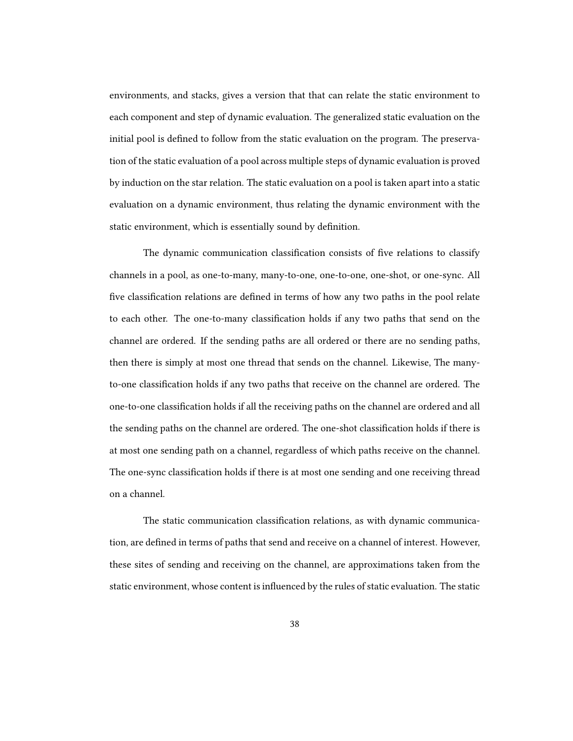environments, and stacks, gives a version that that can relate the static environment to each component and step of dynamic evaluation. The generalized static evaluation on the initial pool is defined to follow from the static evaluation on the program. The preservation of the static evaluation of a pool across multiple steps of dynamic evaluation is proved by induction on the star relation. The static evaluation on a pool is taken apart into a static evaluation on a dynamic environment, thus relating the dynamic environment with the static environment, which is essentially sound by definition.

The dynamic communication classification consists of five relations to classify channels in a pool, as one-to-many, many-to-one, one-to-one, one-shot, or one-sync. All five classification relations are defined in terms of how any two paths in the pool relate to each other. The one-to-many classification holds if any two paths that send on the channel are ordered. If the sending paths are all ordered or there are no sending paths, then there is simply at most one thread that sends on the channel. Likewise, The many-to-one classification holds if any two paths that receive on the channel are ordered. The one-to-one classification holds if all the receiving paths on the channel are ordered and all the sending paths on the channel are ordered. The one-shot classification holds if there is at most one sending path on a channel, regardless of which paths receive on the channel. The one-sync classification holds if there is at most one sending and one receiving thread on a channel.

The static communication classification relations, as with dynamic communication, are defined in terms of paths that send and receive on a channel of interest. However, these sites of sending and receiving on the channel, are approximations taken from the static environment, whose content is influenced by the rules of static evaluation. The static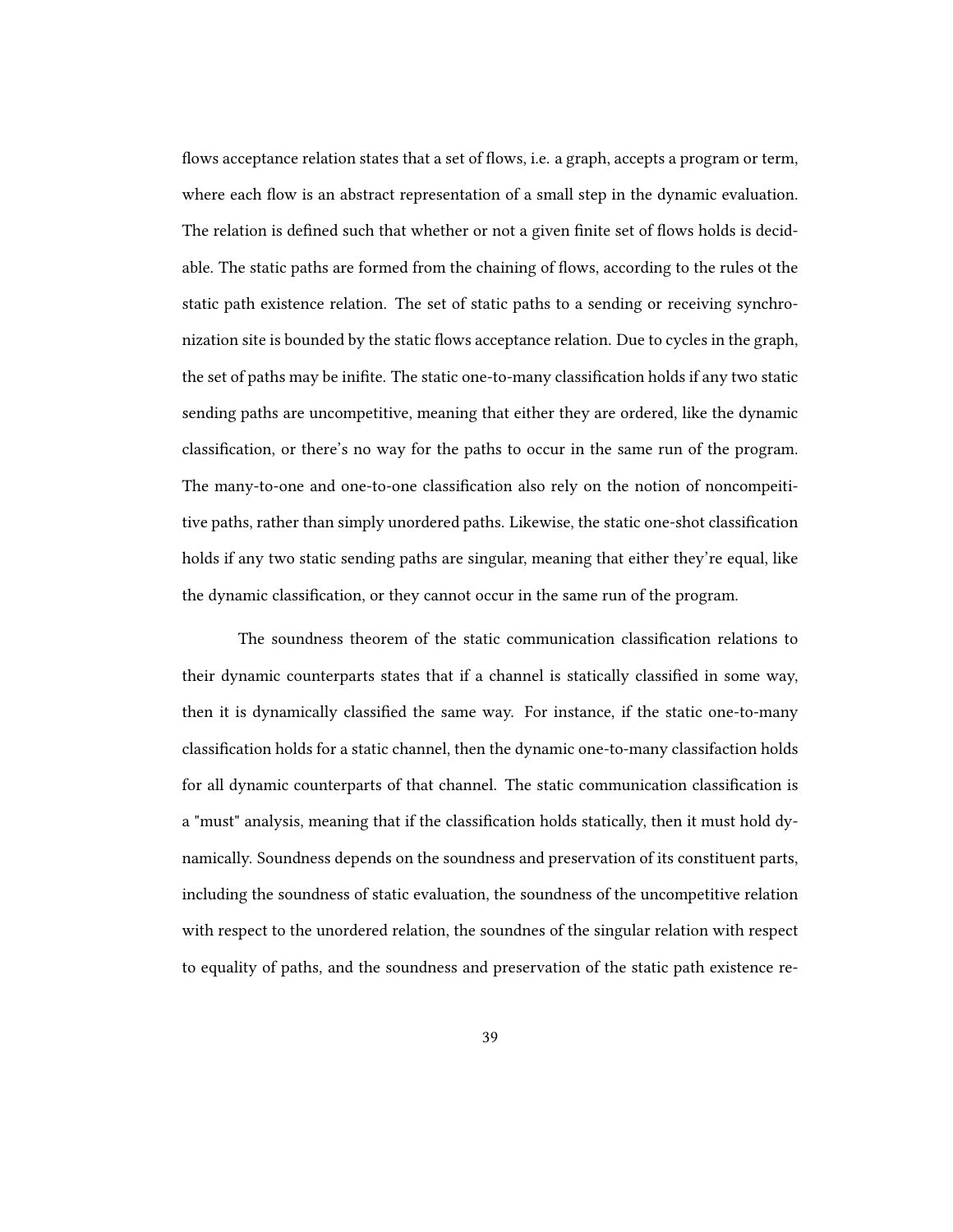flows acceptance relation states that a set of flows, i.e. a graph, accepts a program or term, where each flow is an abstract representation of a small step in the dynamic evaluation. The relation is defined such that whether or not a given finite set of flows holds is decidable. The static paths are formed from the chaining of flows, according to the rules ot the static path existence relation. The set of static paths to a sending or receiving synchronization site is bounded by the static flows acceptance relation. Due to cycles in the graph, the set of paths may be inifite. The static one-to-many classification holds if any two static sending paths are uncompetitive, meaning that either they are ordered, like the dynamic classification, or there's no way for the paths to occur in the same run of the program. The many-to-one and one-to-one classification also rely on the notion of noncompeititive paths, rather than simply unordered paths. Likewise, the static one-shot classification holds if any two static sending paths are singular, meaning that either they're equal, like the dynamic classification, or they cannot occur in the same run of the program.

The soundness theorem of the static communication classification relations to their dynamic counterparts states that if a channel is statically classified in some way, then it is dynamically classified the same way. For instance, if the static one-to-many classification holds for a static channel, then the dynamic one-to-many classifaction holds for all dynamic counterparts of that channel. The static communication classification is a "must" analysis, meaning that if the classification holds statically, then it must hold dynamically. Soundness depends on the soundness and preservation of its constituent parts, including the soundness of static evaluation, the soundness of the uncompetitive relation with respect to the unordered relation, the soundnes of the singular relation with respect to equality of paths, and the soundness and preservation of the static path existence re-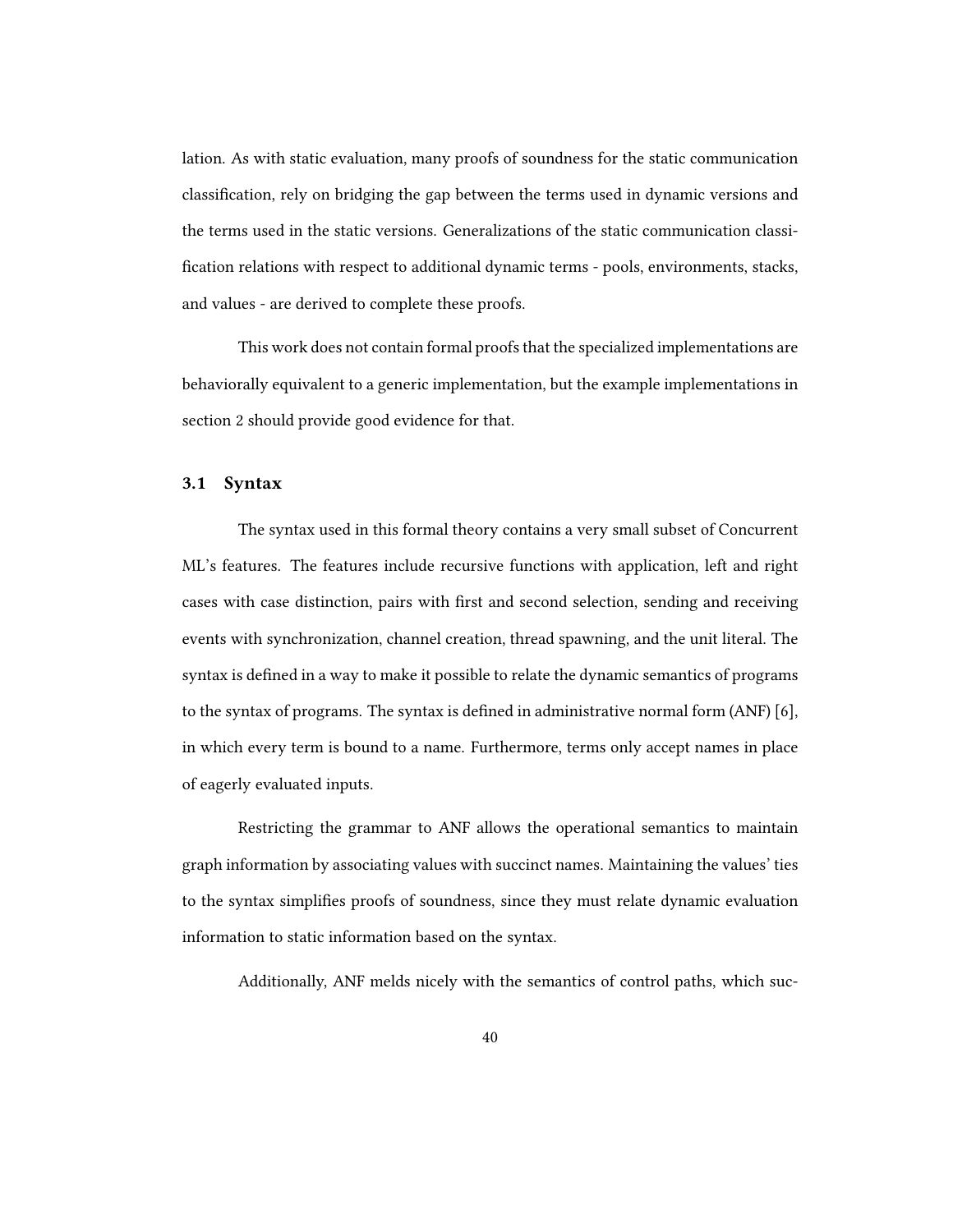lation. As with static evaluation, many proofs of soundness for the static communication classification, rely on bridging the gap between the terms used in dynamic versions and the terms used in the static versions. Generalizations of the static communication classification relations with respect to additional dynamic terms - pools, environments, stacks, and values - are derived to complete these proofs.

This work does not contain formal proofs that the specialized implementations are behaviorally equivalent to a generic implementation, but the example implementations in section 2 should provide good evidence for that.

### 3.1 Syntax

The syntax used in this formal theory contains a very small subset of Concurrent ML's features. The features include recursive functions with application, left and right cases with case distinction, pairs with first and second selection, sending and receiving events with synchronization, channel creation, thread spawning, and the unit literal. The syntax is defined in a way to make it possible to relate the dynamic semantics of programs to the syntax of programs. The syntax is defined in administrative normal form (ANF) [6], in which every term is bound to a name. Furthermore, terms only accept names in place of eagerly evaluated inputs.

Restricting the grammar to ANF allows the operational semantics to maintain graph information by associating values with succinct names. Maintaining the values' ties to the syntax simplifies proofs of soundness, since they must relate dynamic evaluation information to static information based on the syntax.

Additionally, ANF melds nicely with the semantics of control paths, which suc-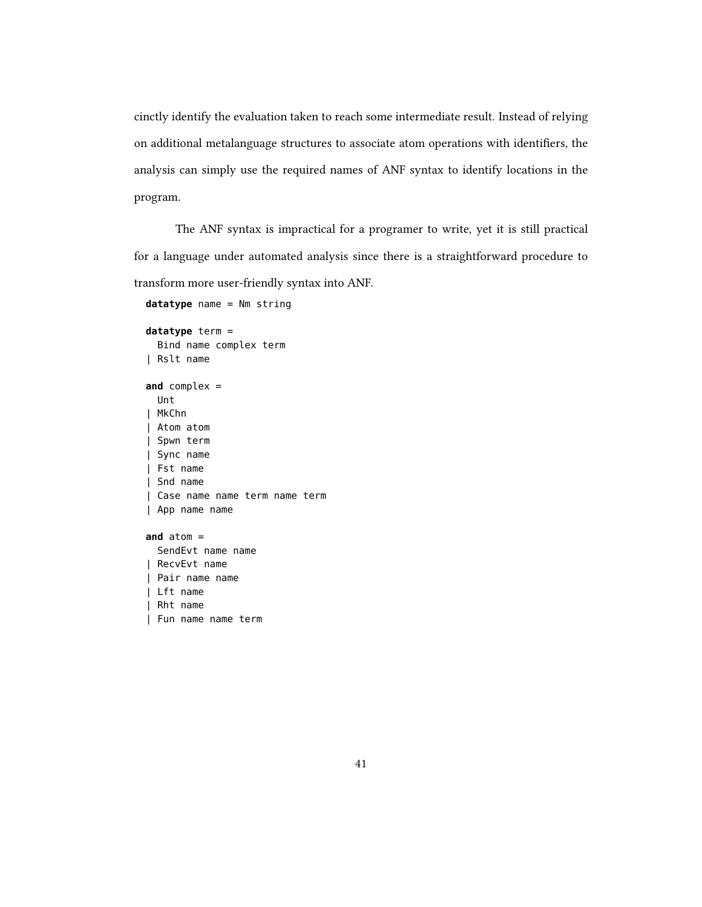cinctly identify the evaluation taken to reach some intermediate result. Instead of relying on additional metalanguage structures to associate atom operations with identifiers, the analysis can simply use the required names of ANF syntax to identify locations in the program.

The ANF syntax is impractical for a programer to write, yet it is still practical for a language under automated analysis since there is a straightforward procedure to transform more user-friendly syntax into ANF.

```
datatype name = Nm string

datatype term =
  Bind name complex term
| Rslt name

and complex =
  Unt
| MkChn
| Atom atom
| Spwn term
| Sync name
| Fst name
| Snd name
| Case name name term name term
| App name name

and atom =
  SendEvt name name
| RecvEvt name
| Pair name name
| Lft name
| Rht name
| Fun name name term
```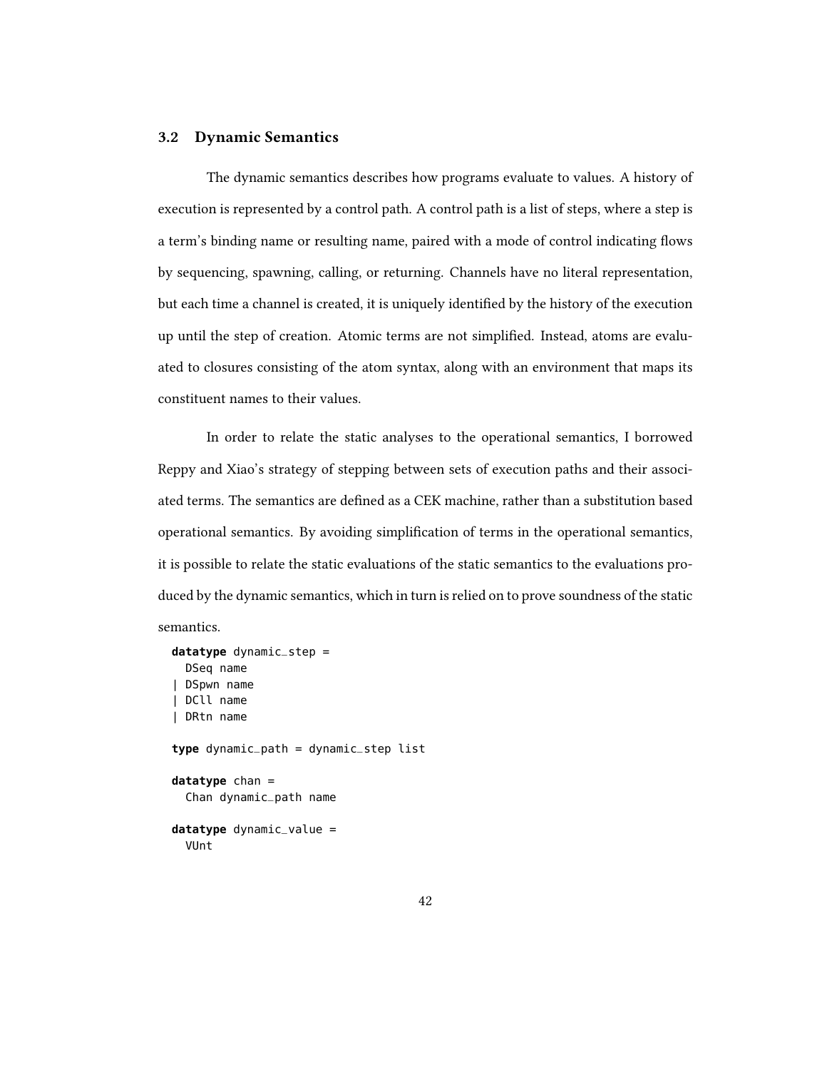## 3.2 Dynamic Semantics

The dynamic semantics describes how programs evaluate to values. A history of execution is represented by a control path. A control path is a list of steps, where a step is a term's binding name or resulting name, paired with a mode of control indicating flows by sequencing, spawning, calling, or returning. Channels have no literal representation, but each time a channel is created, it is uniquely identified by the history of the execution up until the step of creation. Atomic terms are not simplified. Instead, atoms are evaluated to closures consisting of the atom syntax, along with an environment that maps its constituent names to their values.

In order to relate the static analyses to the operational semantics, I borrowed Reppy and Xiao's strategy of stepping between sets of execution paths and their associated terms. The semantics are defined as a CEK machine, rather than a substitution based operational semantics. By avoiding simplification of terms in the operational semantics, it is possible to relate the static evaluations of the static semantics to the evaluations produced by the dynamic semantics, which in turn is relied on to prove soundness of the static semantics.

```
datatype dynamic_step =
  DSeq name
| DSpwn name
| DCll name
| DRtn name

type dynamic_path = dynamic_step list

datatype chan =
  Chan dynamic_path name

datatype dynamic_value =
  VUnt
```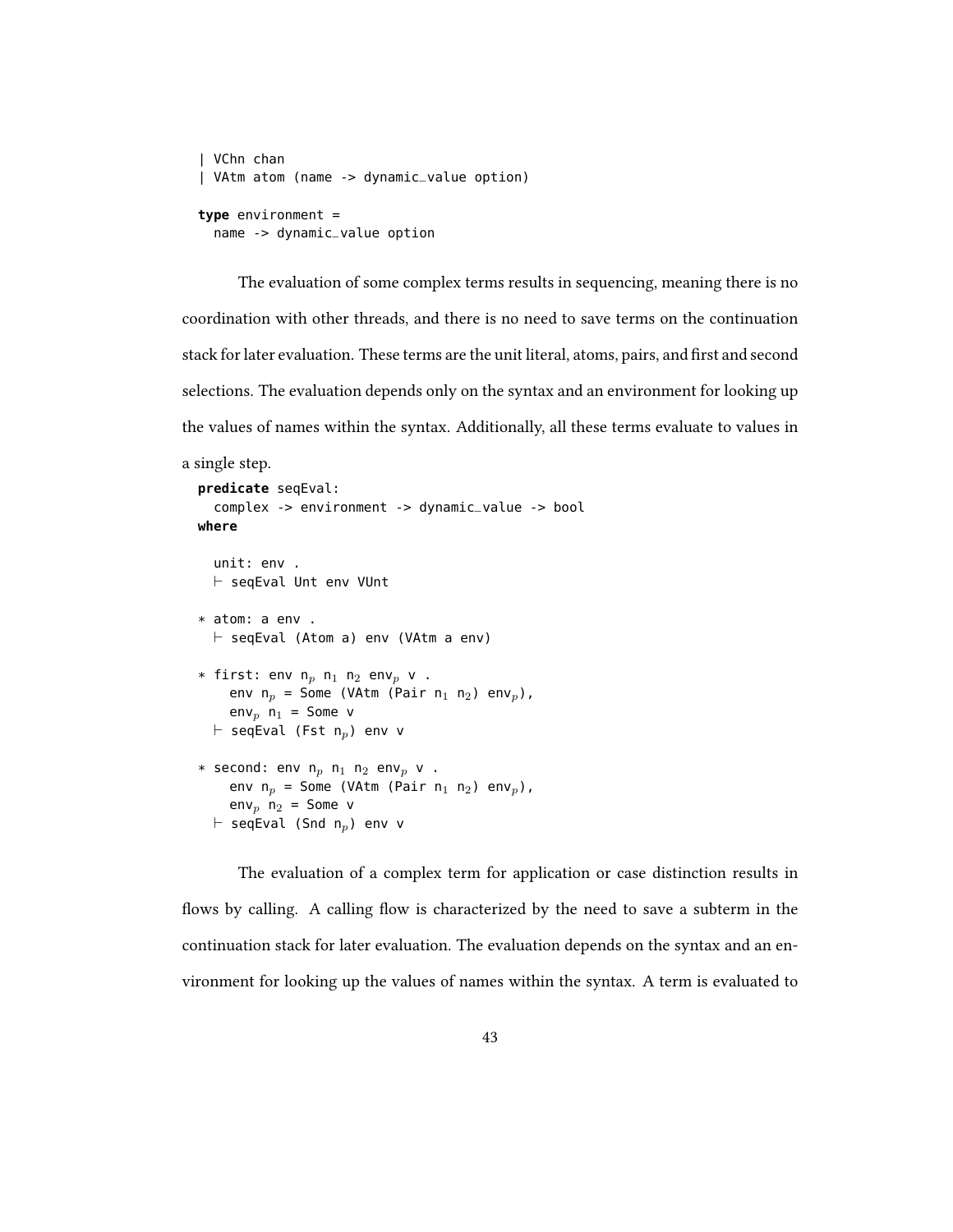```
  | VChn chan
  | VAtm atom (name -> dynamic_value option)

type environment =
  name -> dynamic_value option
```

The evaluation of some complex terms results in sequencing, meaning there is no coordination with other threads, and there is no need to save terms on the continuation stack for later evaluation. These terms are the unit literal, atoms, pairs, and first and second selections. The evaluation depends only on the syntax and an environment for looking up the values of names within the syntax. Additionally, all these terms evaluate to values in a single step.

```
predicate seqEval:
  complex -> environment -> dynamic_value -> bool
where

  unit: env .
  ⊢ seqEval Unt env VUnt

* atom: a env .
  ⊢ seqEval (Atom a) env (VAtm a env)

* first: env n_p n_1 n_2 env_p v .
    env n_p = Some (VAtm (Pair n_1 n_2) env_p),
    env_p n_1 = Some v
  ⊢ seqEval (Fst n_p) env v

* second: env n_p n_1 n_2 env_p v .
    env n_p = Some (VAtm (Pair n_1 n_2) env_p),
    env_p n_2 = Some v
  ⊢ seqEval (Snd n_p) env v
```

The evaluation of a complex term for application or case distinction results in flows by calling. A calling flow is characterized by the need to save a subterm in the continuation stack for later evaluation. The evaluation depends on the syntax and an environment for looking up the values of names within the syntax. A term is evaluated to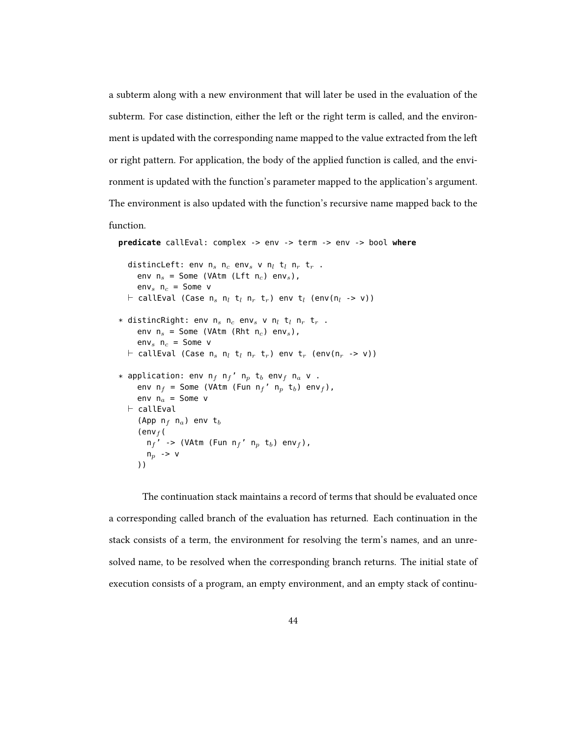a subterm along with a new environment that will later be used in the evaluation of the subterm. For case distinction, either the left or the right term is called, and the environment is updated with the corresponding name mapped to the value extracted from the left or right pattern. For application, the body of the applied function is called, and the environment is updated with the function's parameter mapped to the application's argument. The environment is also updated with the function's recursive name mapped back to the function.

```
predicate callEval: complex -> env -> term -> env -> bool where

  distincLeft: env nₛ n꜀ envₛ v nₗ tₗ nᵣ tᵣ .
    env nₛ = Some (VAtm (Lft n꜀) envₛ),
    envₛ n꜀ = Some v
  ⊢ callEval (Case nₛ nₗ tₗ nᵣ tᵣ) env tₗ (env(nₗ -> v))

* distincRight: env nₛ n꜀ envₛ v nₗ tₗ nᵣ tᵣ .
    env nₛ = Some (VAtm (Rht n꜀) envₛ),
    envₛ n꜀ = Some v
  ⊢ callEval (Case nₛ nₗ tₗ nᵣ tᵣ) env tᵣ (env(nᵣ -> v))

* application: env n_f n_f' nₚ t_b env_f nₐ v .
    env n_f = Some (VAtm (Fun n_f' nₚ t_b) env_f),
    env nₐ = Some v
  ⊢ callEval
    (App n_f nₐ) env t_b
    (env_f(
      n_f' -> (VAtm (Fun n_f' nₚ t_b) env_f),
      nₚ -> v
    ))
```

The continuation stack maintains a record of terms that should be evaluated once a corresponding called branch of the evaluation has returned. Each continuation in the stack consists of a term, the environment for resolving the term's names, and an unresolved name, to be resolved when the corresponding branch returns. The initial state of execution consists of a program, an empty environment, and an empty stack of continu-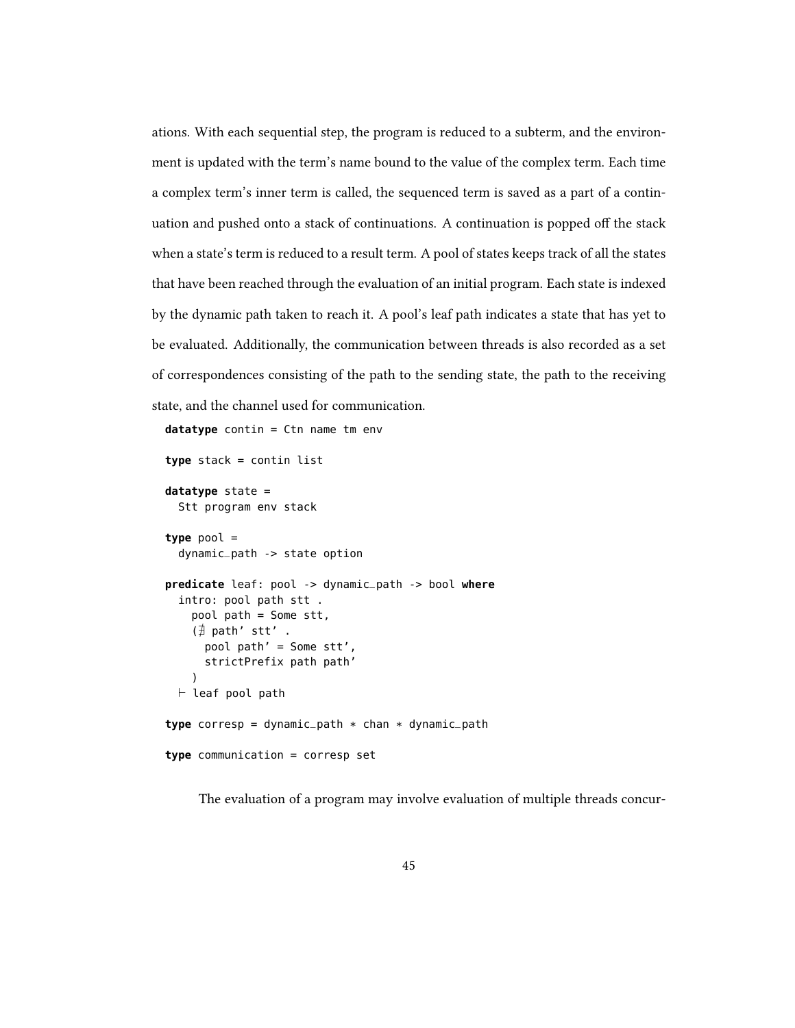ations. With each sequential step, the program is reduced to a subterm, and the environment is updated with the term's name bound to the value of the complex term. Each time a complex term's inner term is called, the sequenced term is saved as a part of a continuation and pushed onto a stack of continuations. A continuation is popped off the stack when a state's term is reduced to a result term. A pool of states keeps track of all the states that have been reached through the evaluation of an initial program. Each state is indexed by the dynamic path taken to reach it. A pool's leaf path indicates a state that has yet to be evaluated. Additionally, the communication between threads is also recorded as a set of correspondences consisting of the path to the sending state, the path to the receiving state, and the channel used for communication.

```
datatype contin = Ctn name tm env

type stack = contin list

datatype state =
  Stt program env stack

type pool =
  dynamic_path -> state option

predicate leaf: pool -> dynamic_path -> bool where
  intro: pool path stt .
    pool path = Some stt,
    (∄ path' stt' .
      pool path' = Some stt',
      strictPrefix path path'
    )
  ⊢ leaf pool path

type corresp = dynamic_path * chan * dynamic_path

type communication = corresp set
```

The evaluation of a program may involve evaluation of multiple threads concur-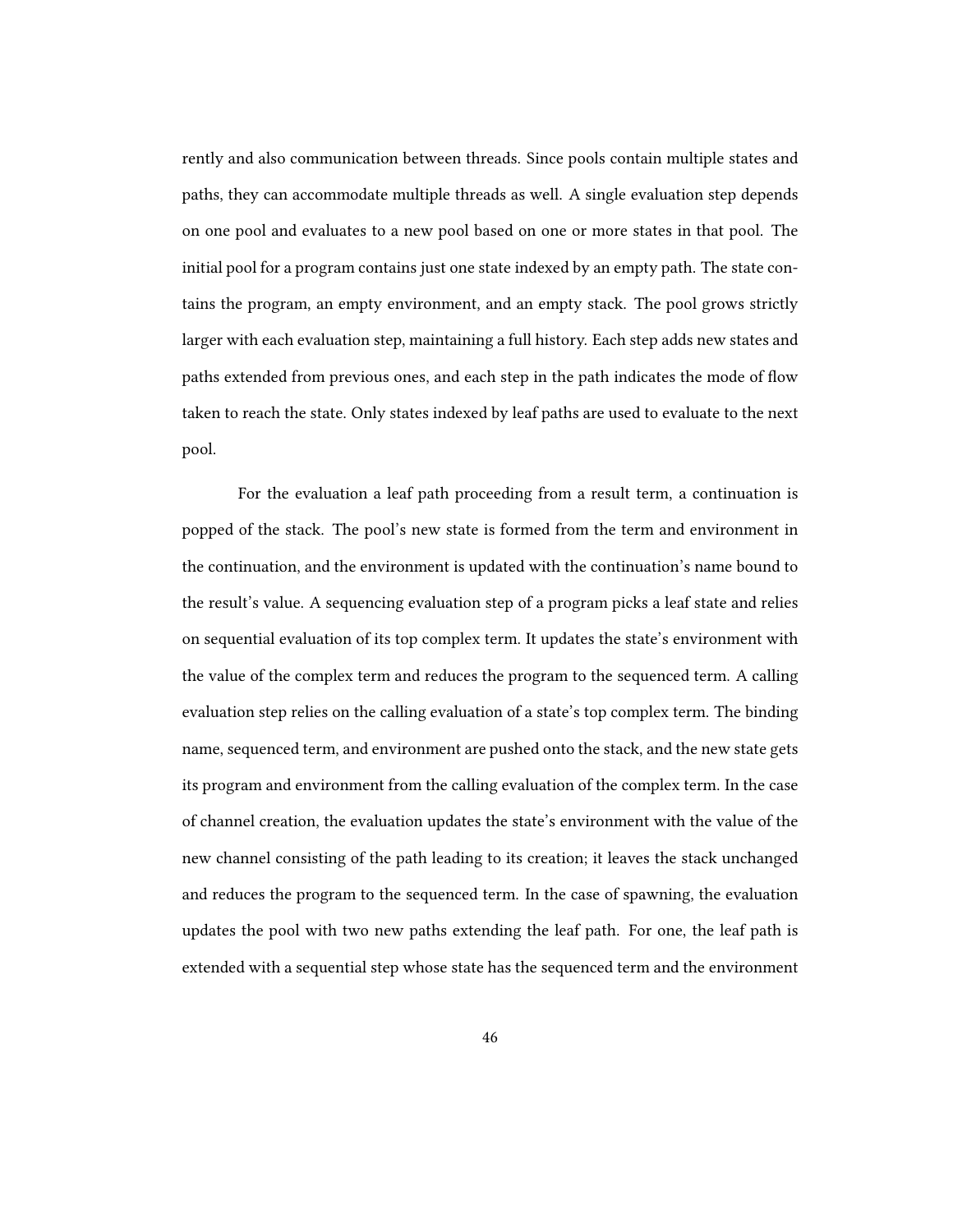rently and also communication between threads. Since pools contain multiple states and paths, they can accommodate multiple threads as well. A single evaluation step depends on one pool and evaluates to a new pool based on one or more states in that pool. The initial pool for a program contains just one state indexed by an empty path. The state contains the program, an empty environment, and an empty stack. The pool grows strictly larger with each evaluation step, maintaining a full history. Each step adds new states and paths extended from previous ones, and each step in the path indicates the mode of flow taken to reach the state. Only states indexed by leaf paths are used to evaluate to the next pool.

For the evaluation a leaf path proceeding from a result term, a continuation is popped of the stack. The pool's new state is formed from the term and environment in the continuation, and the environment is updated with the continuation's name bound to the result's value. A sequencing evaluation step of a program picks a leaf state and relies on sequential evaluation of its top complex term. It updates the state's environment with the value of the complex term and reduces the program to the sequenced term. A calling evaluation step relies on the calling evaluation of a state's top complex term. The binding name, sequenced term, and environment are pushed onto the stack, and the new state gets its program and environment from the calling evaluation of the complex term. In the case of channel creation, the evaluation updates the state's environment with the value of the new channel consisting of the path leading to its creation; it leaves the stack unchanged and reduces the program to the sequenced term. In the case of spawning, the evaluation updates the pool with two new paths extending the leaf path. For one, the leaf path is extended with a sequential step whose state has the sequenced term and the environment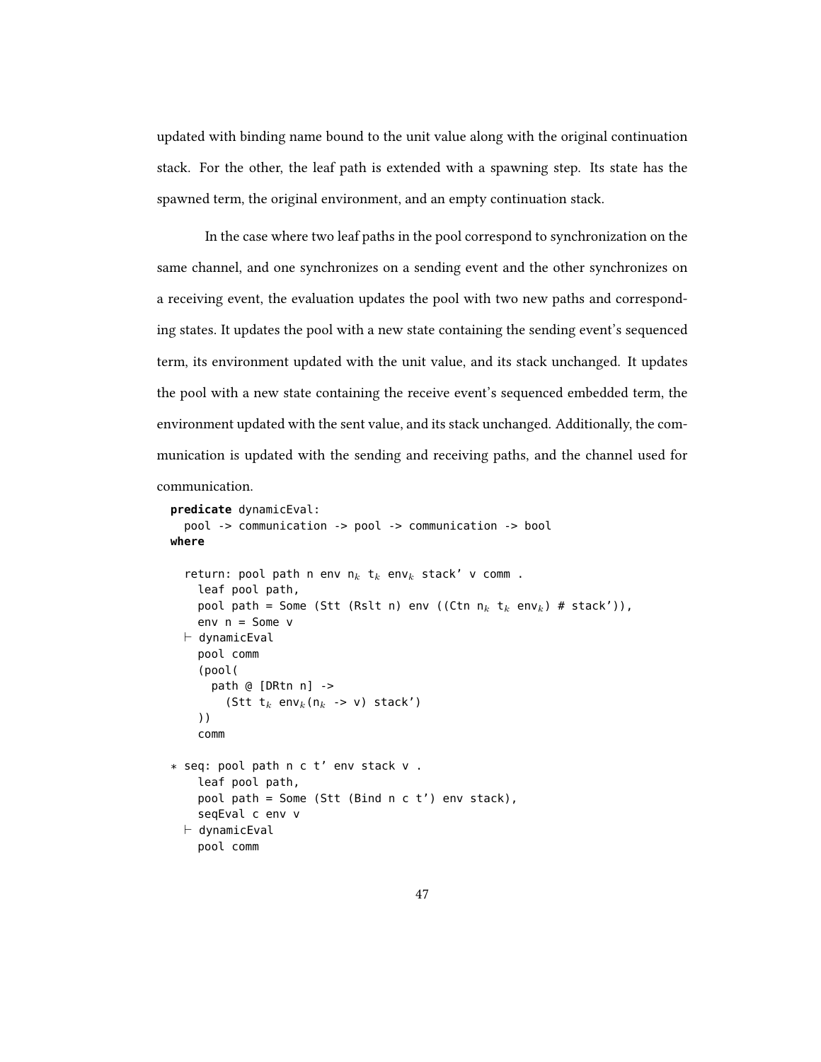updated with binding name bound to the unit value along with the original continuation stack. For the other, the leaf path is extended with a spawning step. Its state has the spawned term, the original environment, and an empty continuation stack.

In the case where two leaf paths in the pool correspond to synchronization on the same channel, and one synchronizes on a sending event and the other synchronizes on a receiving event, the evaluation updates the pool with two new paths and corresponding states. It updates the pool with a new state containing the sending event's sequenced term, its environment updated with the unit value, and its stack unchanged. It updates the pool with a new state containing the receive event's sequenced embedded term, the environment updated with the sent value, and its stack unchanged. Additionally, the communication is updated with the sending and receiving paths, and the channel used for communication.

```
predicate dynamicEval:
  pool -> communication -> pool -> communication -> bool
where

  return: pool path n env nₖ tₖ envₖ stack' v comm .
    leaf pool path,
    pool path = Some (Stt (Rslt n) env ((Ctn nₖ tₖ envₖ) # stack')),
    env n = Some v
  ⊢ dynamicEval
    pool comm
    (pool(
      path @ [DRtn n] ->
        (Stt tₖ envₖ(nₖ -> v) stack')
    ))
    comm

∗ seq: pool path n c t' env stack v .
    leaf pool path,
    pool path = Some (Stt (Bind n c t') env stack),
    seqEval c env v
  ⊢ dynamicEval
    pool comm
```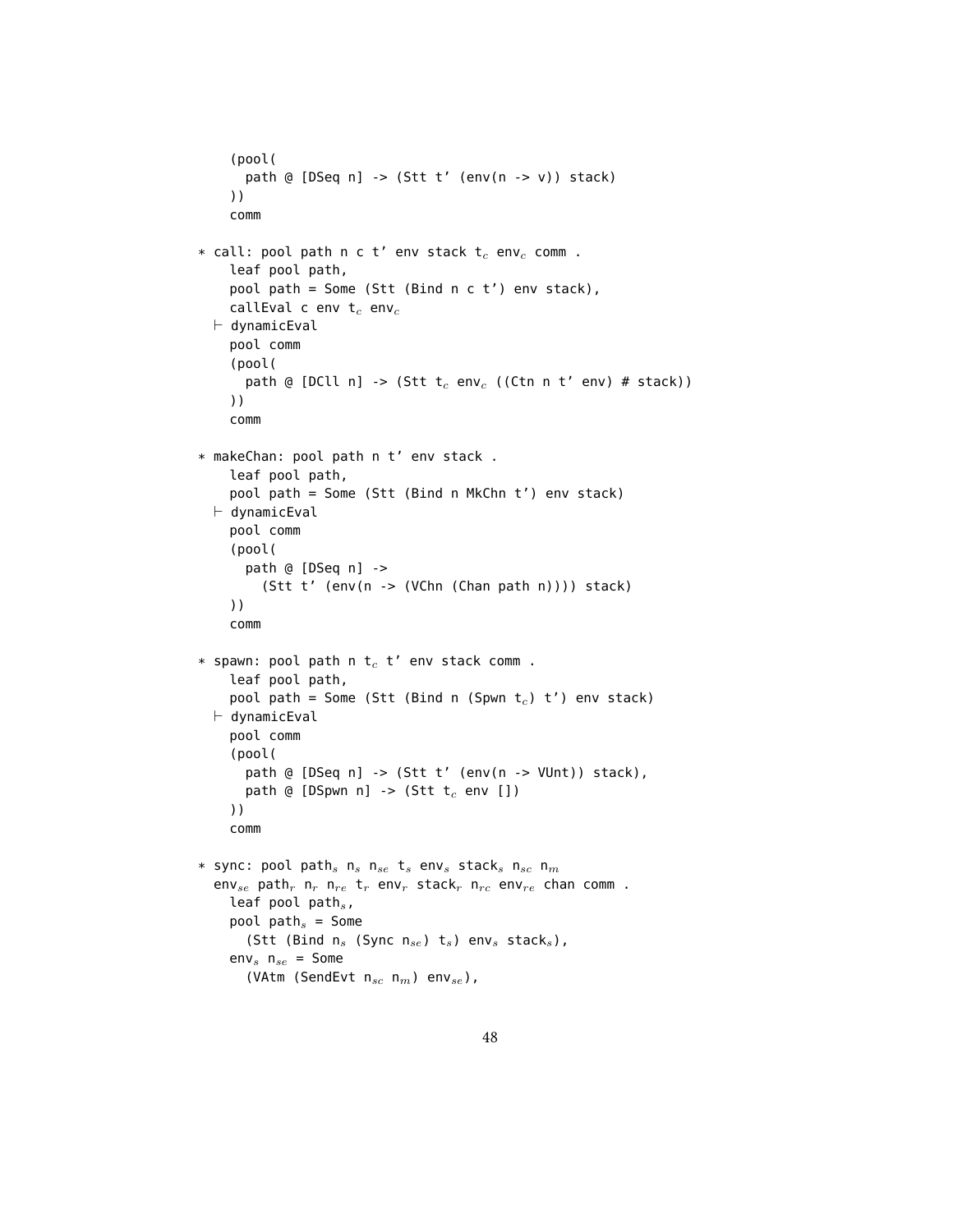```
    (pool(
      path @ [DSeq n] -> (Stt t' (env(n -> v)) stack)
    ))
    comm

* call: pool path n c t' env stack t_c env_c comm .
    leaf pool path,
    pool path = Some (Stt (Bind n c t') env stack),
    callEval c env t_c env_c
  ⊢ dynamicEval
    pool comm
    (pool(
      path @ [DCll n] -> (Stt t_c env_c ((Ctn n t' env) # stack))
    ))
    comm

* makeChan: pool path n t' env stack .
    leaf pool path,
    pool path = Some (Stt (Bind n MkChn t') env stack)
  ⊢ dynamicEval
    pool comm
    (pool(
      path @ [DSeq n] ->
        (Stt t' (env(n -> (VChn (Chan path n)))) stack)
    ))
    comm

* spawn: pool path n t_c t' env stack comm .
    leaf pool path,
    pool path = Some (Stt (Bind n (Spwn t_c) t') env stack)
  ⊢ dynamicEval
    pool comm
    (pool(
      path @ [DSeq n] -> (Stt t' (env(n -> VUnt)) stack),
      path @ [DSpwn n] -> (Stt t_c env [])
    ))
    comm

* sync: pool path_s n_s n_se t_s env_s stack_s n_sc n_m
  env_se path_r n_r n_re t_r env_r stack_r n_rc env_re chan comm .
    leaf pool path_s,
    pool path_s = Some
      (Stt (Bind n_s (Sync n_se) t_s) env_s stack_s),
    env_s n_se = Some
      (VAtm (SendEvt n_sc n_m) env_se),
```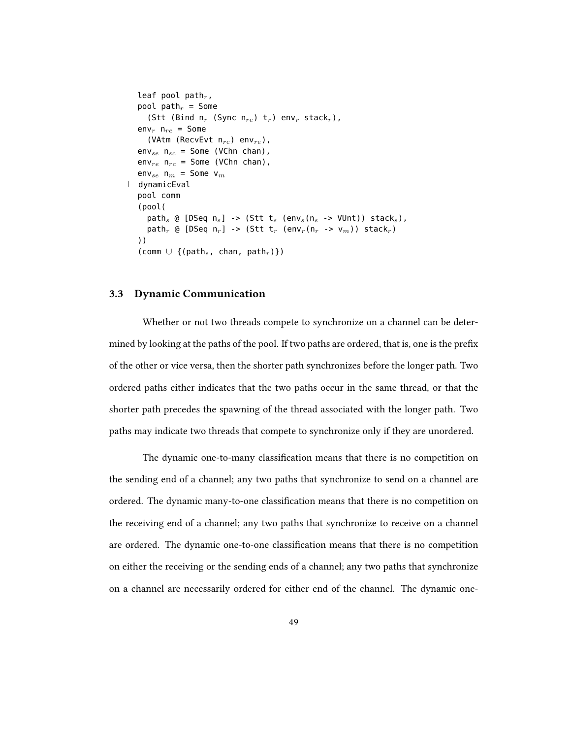```
    leaf pool path_r,
    pool path_r = Some
      (Stt (Bind n_r (Sync n_re) t_r) env_r stack_r),
    env_r n_re = Some
      (VAtm (RecvEvt n_rc) env_re),
    env_se n_sc = Some (VChn chan),
    env_re n_rc = Some (VChn chan),
    env_se n_m = Some v_m
  ⊢ dynamicEval
    pool comm
    (pool(
      path_s @ [DSeq n_s] -> (Stt t_s (env_s(n_s -> VUnt)) stack_s),
      path_r @ [DSeq n_r] -> (Stt t_r (env_r(n_r -> v_m)) stack_r)
    ))
    (comm ∪ {(path_s, chan, path_r)})
```

## 3.3 Dynamic Communication

Whether or not two threads compete to synchronize on a channel can be determined by looking at the paths of the pool. If two paths are ordered, that is, one is the prefix of the other or vice versa, then the shorter path synchronizes before the longer path. Two ordered paths either indicates that the two paths occur in the same thread, or that the shorter path precedes the spawning of the thread associated with the longer path. Two paths may indicate two threads that compete to synchronize only if they are unordered.

The dynamic one-to-many classification means that there is no competition on the sending end of a channel; any two paths that synchronize to send on a channel are ordered. The dynamic many-to-one classification means that there is no competition on the receiving end of a channel; any two paths that synchronize to receive on a channel are ordered. The dynamic one-to-one classification means that there is no competition on either the receiving or the sending ends of a channel; any two paths that synchronize on a channel are necessarily ordered for either end of the channel. The dynamic one-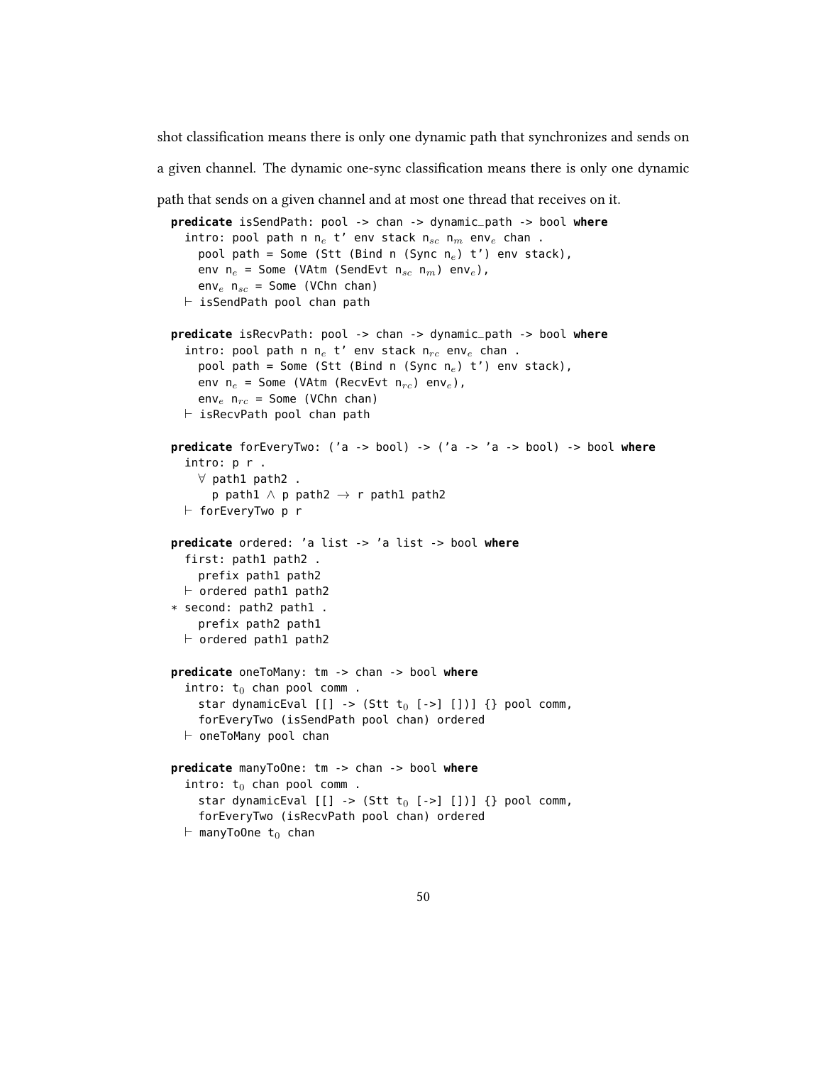shot classification means there is only one dynamic path that synchronizes and sends on a given channel. The dynamic one-sync classification means there is only one dynamic path that sends on a given channel and at most one thread that receives on it.

```
predicate isSendPath: pool -> chan -> dynamic_path -> bool where
  intro: pool path n n_e t' env stack n_sc n_m env_e chan .
    pool path = Some (Stt (Bind n (Sync n_e) t') env stack),
    env n_e = Some (VAtm (SendEvt n_sc n_m) env_e),
    env_e n_sc = Some (VChn chan)
  ⊢ isSendPath pool chan path

predicate isRecvPath: pool -> chan -> dynamic_path -> bool where
  intro: pool path n n_e t' env stack n_rc env_e chan .
    pool path = Some (Stt (Bind n (Sync n_e) t') env stack),
    env n_e = Some (VAtm (RecvEvt n_rc) env_e),
    env_e n_rc = Some (VChn chan)
  ⊢ isRecvPath pool chan path

predicate forEveryTwo: ('a -> bool) -> ('a -> 'a -> bool) -> bool where
  intro: p r .
    ∀ path1 path2 .
      p path1 ∧ p path2 → r path1 path2
  ⊢ forEveryTwo p r

predicate ordered: 'a list -> 'a list -> bool where
  first: path1 path2 .
    prefix path1 path2
  ⊢ ordered path1 path2
* second: path2 path1 .
    prefix path2 path1
  ⊢ ordered path1 path2

predicate oneToMany: tm -> chan -> bool where
  intro: t_0 chan pool comm .
    star dynamicEval [[] -> (Stt t_0 [->] [])] {} pool comm,
    forEveryTwo (isSendPath pool chan) ordered
  ⊢ oneToMany pool chan

predicate manyToOne: tm -> chan -> bool where
  intro: t_0 chan pool comm .
    star dynamicEval [[] -> (Stt t_0 [->] [])] {} pool comm,
    forEveryTwo (isRecvPath pool chan) ordered
  ⊢ manyToOne t_0 chan
```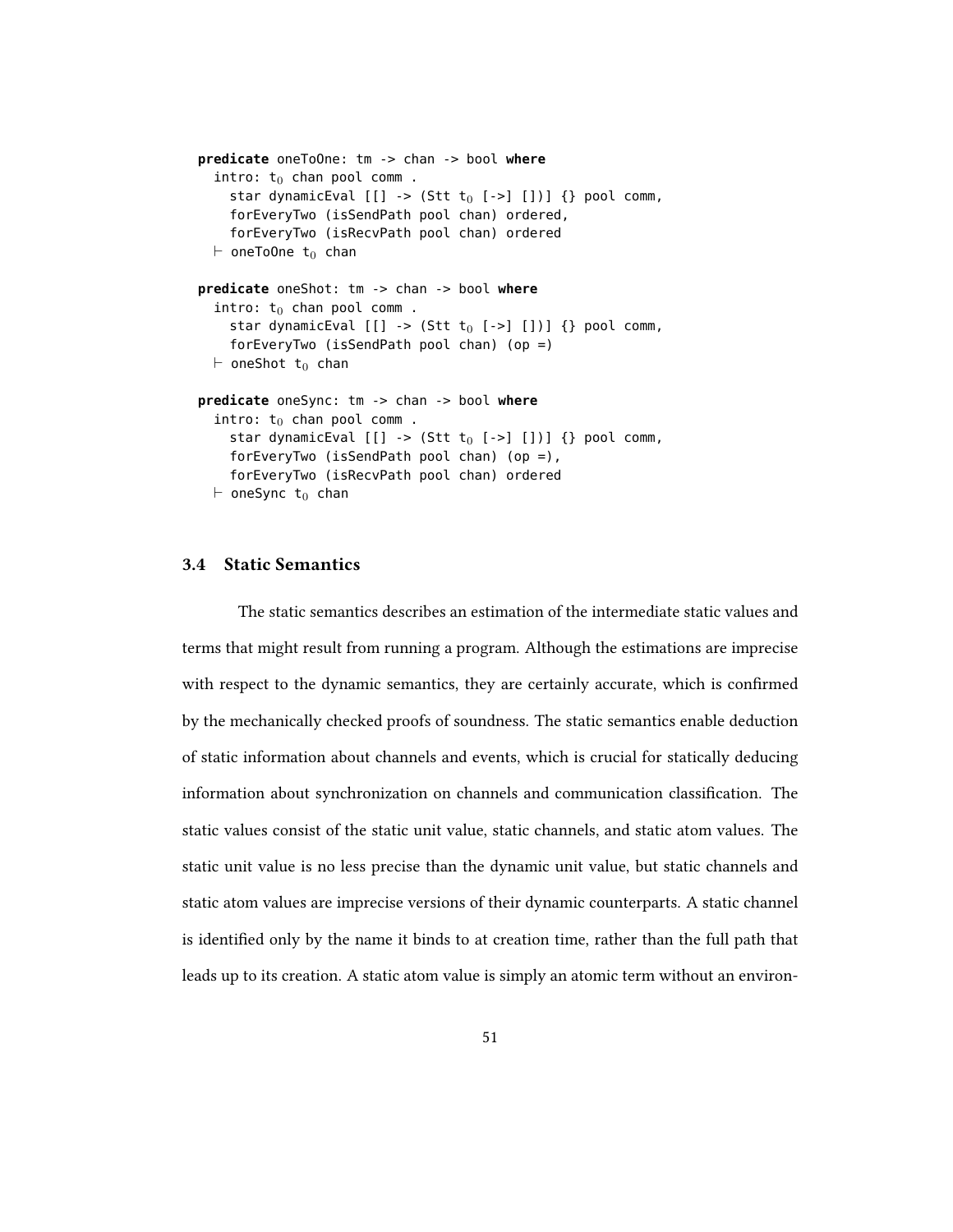```
predicate oneToOne: tm -> chan -> bool where
  intro: t0 chan pool comm .
    star dynamicEval [[] -> (Stt t0 [->] [])] {} pool comm,
    forEveryTwo (isSendPath pool chan) ordered,
    forEveryTwo (isRecvPath pool chan) ordered
  ⊢ oneToOne t0 chan

predicate oneShot: tm -> chan -> bool where
  intro: t0 chan pool comm .
    star dynamicEval [[] -> (Stt t0 [->] [])] {} pool comm,
    forEveryTwo (isSendPath pool chan) (op =)
  ⊢ oneShot t0 chan

predicate oneSync: tm -> chan -> bool where
  intro: t0 chan pool comm .
    star dynamicEval [[] -> (Stt t0 [->] [])] {} pool comm,
    forEveryTwo (isSendPath pool chan) (op =),
    forEveryTwo (isRecvPath pool chan) ordered
  ⊢ oneSync t0 chan
```

### 3.4 Static Semantics

The static semantics describes an estimation of the intermediate static values and terms that might result from running a program. Although the estimations are imprecise with respect to the dynamic semantics, they are certainly accurate, which is confirmed by the mechanically checked proofs of soundness. The static semantics enable deduction of static information about channels and events, which is crucial for statically deducing information about synchronization on channels and communication classification. The static values consist of the static unit value, static channels, and static atom values. The static unit value is no less precise than the dynamic unit value, but static channels and static atom values are imprecise versions of their dynamic counterparts. A static channel is identified only by the name it binds to at creation time, rather than the full path that leads up to its creation. A static atom value is simply an atomic term without an environ-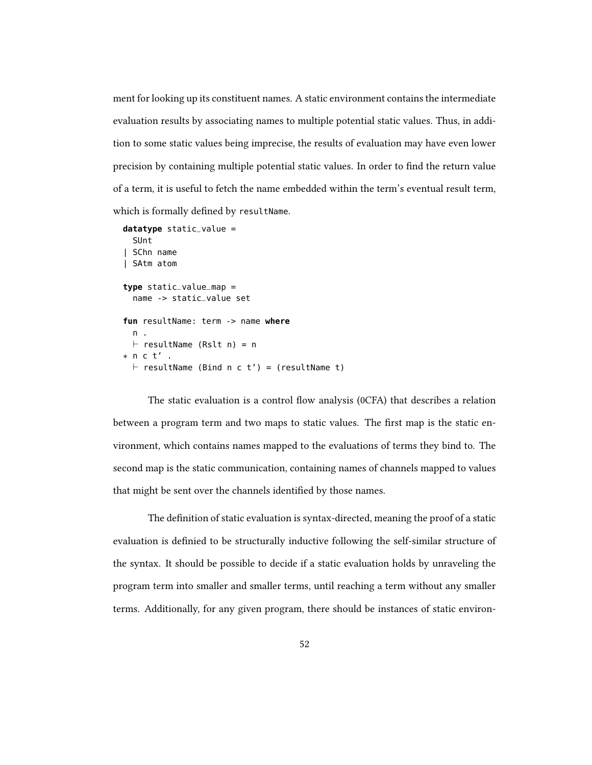ment for looking up its constituent names. A static environment contains the intermediate evaluation results by associating names to multiple potential static values. Thus, in addition to some static values being imprecise, the results of evaluation may have even lower precision by containing multiple potential static values. In order to find the return value of a term, it is useful to fetch the name embedded within the term's eventual result term, which is formally defined by `resultName`.

```
datatype static_value =
  SUnt
| SChn name
| SAtm atom

type static_value_map =
  name -> static_value set

fun resultName: term -> name where
  n .
  ⊢ resultName (Rslt n) = n
* n c t' .
  ⊢ resultName (Bind n c t') = (resultName t)
```

The static evaluation is a control flow analysis (0CFA) that describes a relation between a program term and two maps to static values. The first map is the static environment, which contains names mapped to the evaluations of terms they bind to. The second map is the static communication, containing names of channels mapped to values that might be sent over the channels identified by those names.

The definition of static evaluation is syntax-directed, meaning the proof of a static evaluation is definied to be structurally inductive following the self-similar structure of the syntax. It should be possible to decide if a static evaluation holds by unraveling the program term into smaller and smaller terms, until reaching a term without any smaller terms. Additionally, for any given program, there should be instances of static environ-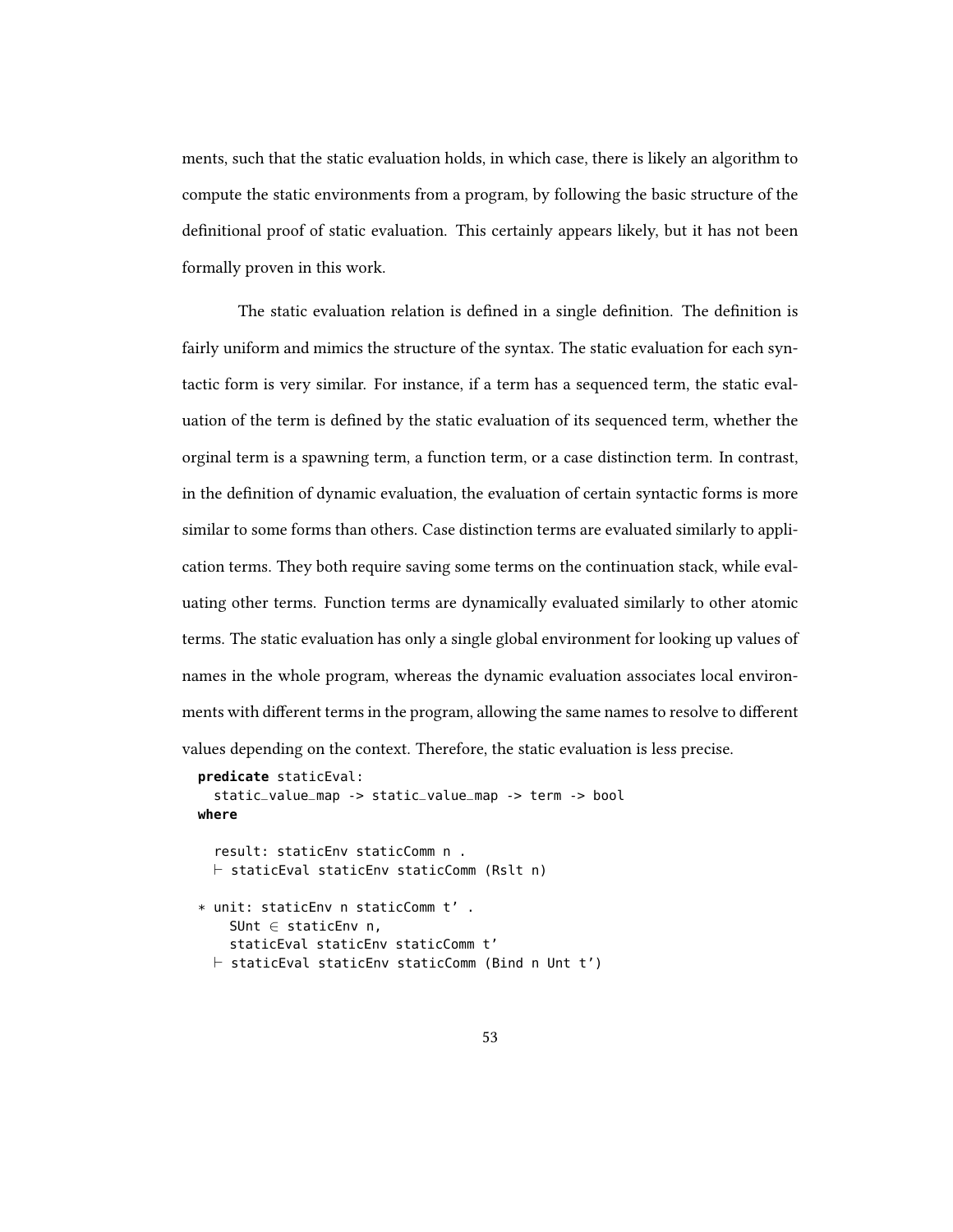ments, such that the static evaluation holds, in which case, there is likely an algorithm to compute the static environments from a program, by following the basic structure of the definitional proof of static evaluation. This certainly appears likely, but it has not been formally proven in this work.

The static evaluation relation is defined in a single definition. The definition is fairly uniform and mimics the structure of the syntax. The static evaluation for each syntactic form is very similar. For instance, if a term has a sequenced term, the static evaluation of the term is defined by the static evaluation of its sequenced term, whether the orginal term is a spawning term, a function term, or a case distinction term. In contrast, in the definition of dynamic evaluation, the evaluation of certain syntactic forms is more similar to some forms than others. Case distinction terms are evaluated similarly to application terms. They both require saving some terms on the continuation stack, while evaluating other terms. Function terms are dynamically evaluated similarly to other atomic terms. The static evaluation has only a single global environment for looking up values of names in the whole program, whereas the dynamic evaluation associates local environments with different terms in the program, allowing the same names to resolve to different values depending on the context. Therefore, the static evaluation is less precise.

```
predicate staticEval:
  static_value_map -> static_value_map -> term -> bool
where

  result: staticEnv staticComm n .
  ⊢ staticEval staticEnv staticComm (Rslt n)

* unit: staticEnv n staticComm t' .
    SUnt ∈ staticEnv n,
    staticEval staticEnv staticComm t'
  ⊢ staticEval staticEnv staticComm (Bind n Unt t')
```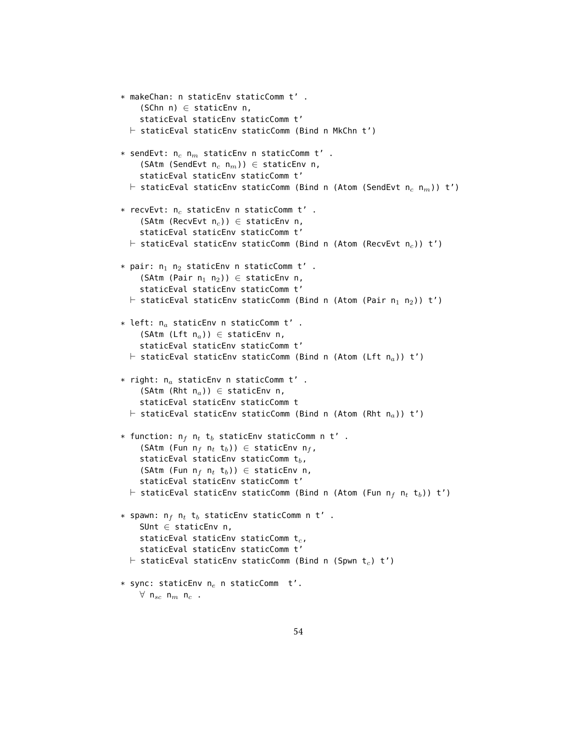```
* makeChan: n staticEnv staticComm t' .
    (SChn n) ∈ staticEnv n,
    staticEval staticEnv staticComm t'
  ⊢ staticEval staticEnv staticComm (Bind n MkChn t')

* sendEvt: n_c n_m staticEnv n staticComm t' .
    (SAtm (SendEvt n_c n_m)) ∈ staticEnv n,
    staticEval staticEnv staticComm t'
  ⊢ staticEval staticEnv staticComm (Bind n (Atom (SendEvt n_c n_m)) t')

* recvEvt: n_c staticEnv n staticComm t' .
    (SAtm (RecvEvt n_c)) ∈ staticEnv n,
    staticEval staticEnv staticComm t'
  ⊢ staticEval staticEnv staticComm (Bind n (Atom (RecvEvt n_c)) t')

* pair: n_1 n_2 staticEnv n staticComm t' .
    (SAtm (Pair n_1 n_2)) ∈ staticEnv n,
    staticEval staticEnv staticComm t'
  ⊢ staticEval staticEnv staticComm (Bind n (Atom (Pair n_1 n_2)) t')

* left: n_a staticEnv n staticComm t' .
    (SAtm (Lft n_a)) ∈ staticEnv n,
    staticEval staticEnv staticComm t'
  ⊢ staticEval staticEnv staticComm (Bind n (Atom (Lft n_a)) t')

* right: n_a staticEnv n staticComm t' .
    (SAtm (Rht n_a)) ∈ staticEnv n,
    staticEval staticEnv staticComm t
  ⊢ staticEval staticEnv staticComm (Bind n (Atom (Rht n_a)) t')

* function: n_f n_t t_b staticEnv staticComm n t' .
    (SAtm (Fun n_f n_t t_b)) ∈ staticEnv n_f,
    staticEval staticEnv staticComm t_b,
    (SAtm (Fun n_f n_t t_b)) ∈ staticEnv n,
    staticEval staticEnv staticComm t'
  ⊢ staticEval staticEnv staticComm (Bind n (Atom (Fun n_f n_t t_b)) t')

* spawn: n_f n_t t_b staticEnv staticComm n t' .
    SUnt ∈ staticEnv n,
    staticEval staticEnv staticComm t_c,
    staticEval staticEnv staticComm t'
  ⊢ staticEval staticEnv staticComm (Bind n (Spwn t_c) t')

* sync: staticEnv n_e n staticComm  t'.
    ∀ n_sc n_m n_c .
```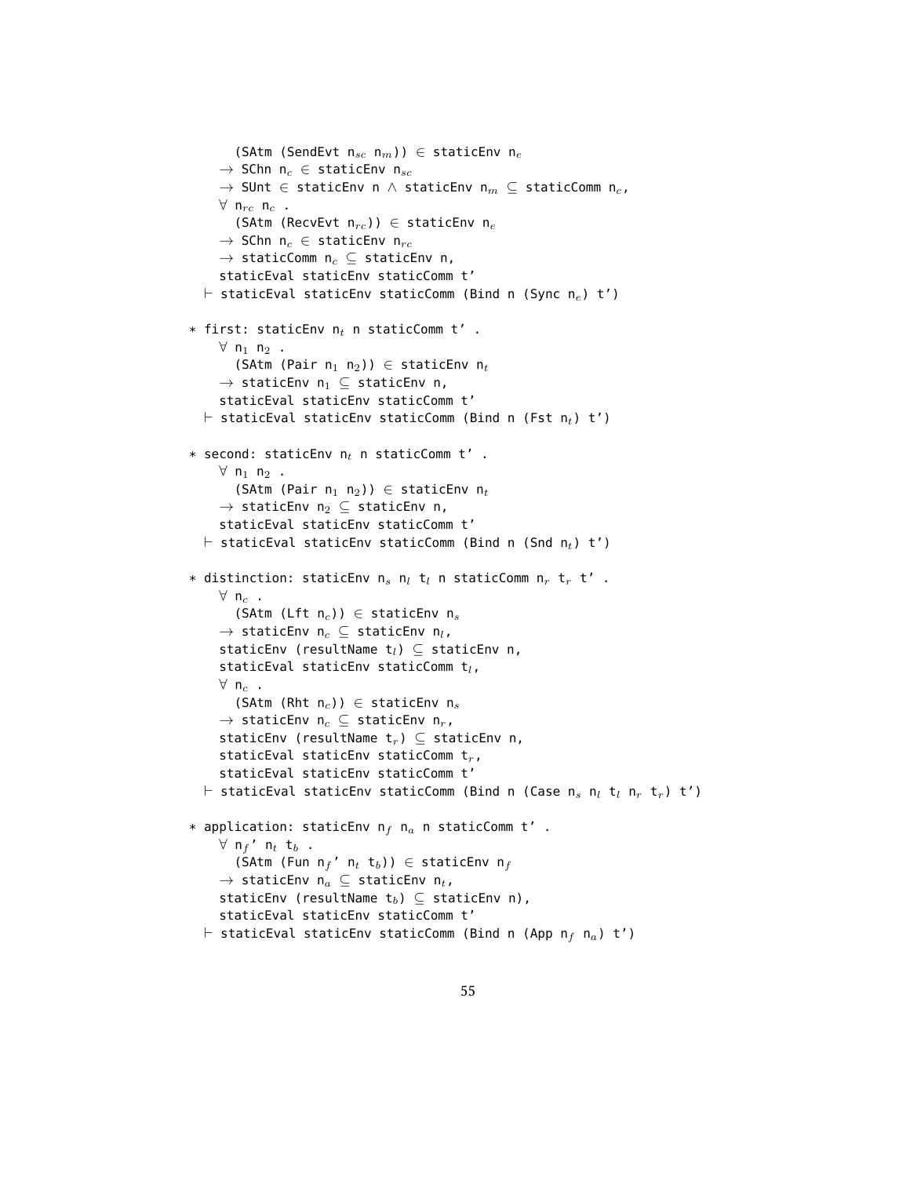```
      (SAtm (SendEvt n_sc n_m)) ∈ staticEnv n_e
    → SChn n_c ∈ staticEnv n_sc
    → SUnt ∈ staticEnv n ∧ staticEnv n_m ⊆ staticComm n_c,
    ∀ n_rc n_c .
      (SAtm (RecvEvt n_rc)) ∈ staticEnv n_e
    → SChn n_c ∈ staticEnv n_rc
    → staticComm n_c ⊆ staticEnv n,
    staticEval staticEnv staticComm t'
  ⊢ staticEval staticEnv staticComm (Bind n (Sync n_e) t')

* first: staticEnv n_t n staticComm t' .
    ∀ n_1 n_2 .
      (SAtm (Pair n_1 n_2)) ∈ staticEnv n_t
    → staticEnv n_1 ⊆ staticEnv n,
    staticEval staticEnv staticComm t'
  ⊢ staticEval staticEnv staticComm (Bind n (Fst n_t) t')

* second: staticEnv n_t n staticComm t' .
    ∀ n_1 n_2 .
      (SAtm (Pair n_1 n_2)) ∈ staticEnv n_t
    → staticEnv n_2 ⊆ staticEnv n,
    staticEval staticEnv staticComm t'
  ⊢ staticEval staticEnv staticComm (Bind n (Snd n_t) t')

* distinction: staticEnv n_s n_l t_l n staticComm n_r t_r t' .
    ∀ n_c .
      (SAtm (Lft n_c)) ∈ staticEnv n_s
    → staticEnv n_c ⊆ staticEnv n_l,
    staticEnv (resultName t_l) ⊆ staticEnv n,
    staticEval staticEnv staticComm t_l,
    ∀ n_c .
      (SAtm (Rht n_c)) ∈ staticEnv n_s
    → staticEnv n_c ⊆ staticEnv n_r,
    staticEnv (resultName t_r) ⊆ staticEnv n,
    staticEval staticEnv staticComm t_r,
    staticEval staticEnv staticComm t'
  ⊢ staticEval staticEnv staticComm (Bind n (Case n_s n_l t_l n_r t_r) t')

* application: staticEnv n_f n_a n staticComm t' .
    ∀ n_f' n_t t_b .
      (SAtm (Fun n_f' n_t t_b)) ∈ staticEnv n_f
    → staticEnv n_a ⊆ staticEnv n_t,
    staticEnv (resultName t_b) ⊆ staticEnv n),
    staticEval staticEnv staticComm t'
  ⊢ staticEval staticEnv staticComm (Bind n (App n_f n_a) t')
```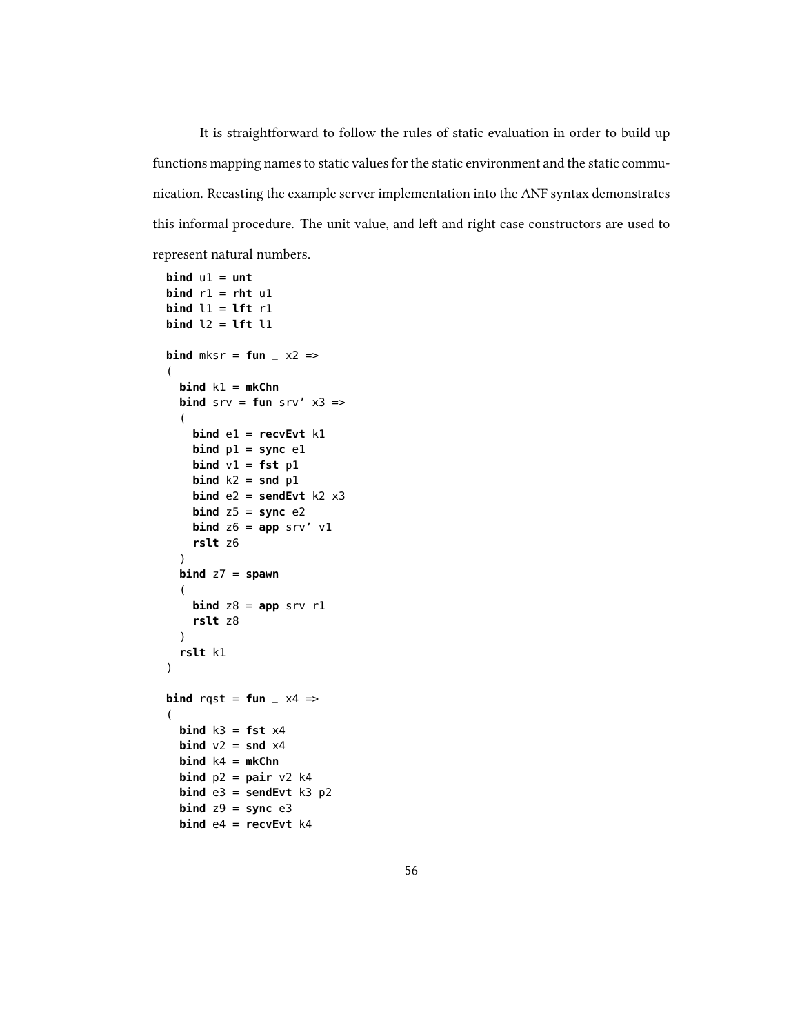It is straightforward to follow the rules of static evaluation in order to build up functions mapping names to static values for the static environment and the static communication. Recasting the example server implementation into the ANF syntax demonstrates this informal procedure. The unit value, and left and right case constructors are used to represent natural numbers.

```
bind u1 = unt
bind r1 = rht u1
bind l1 = lft r1
bind l2 = lft l1

bind mksr = fun _ x2 =>
(
  bind k1 = mkChn
  bind srv = fun srv' x3 =>
  (
    bind e1 = recvEvt k1
    bind p1 = sync e1
    bind v1 = fst p1
    bind k2 = snd p1
    bind e2 = sendEvt k2 x3
    bind z5 = sync e2
    bind z6 = app srv' v1
    rslt z6
  )
  bind z7 = spawn
  (
    bind z8 = app srv r1
    rslt z8
  )
  rslt k1
)

bind rqst = fun _ x4 =>
(
  bind k3 = fst x4
  bind v2 = snd x4
  bind k4 = mkChn
  bind p2 = pair v2 k4
  bind e3 = sendEvt k3 p2
  bind z9 = sync e3
  bind e4 = recvEvt k4
```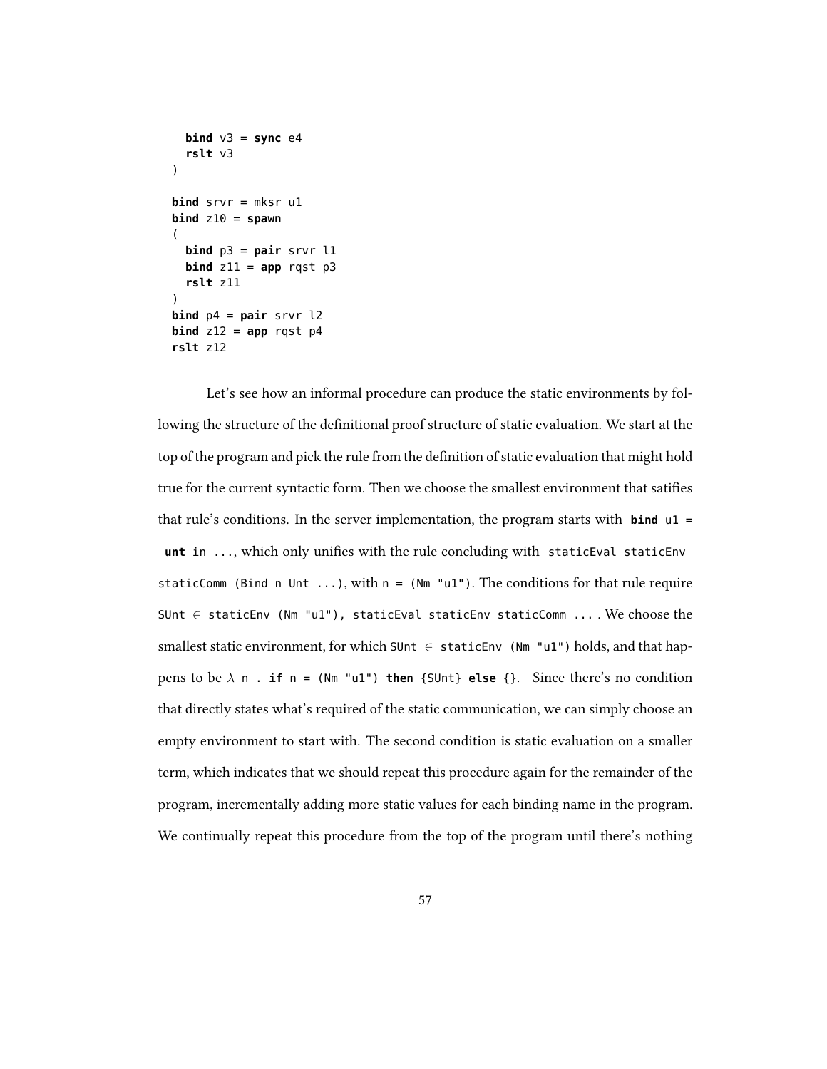```
    bind v3 = sync e4
    rslt v3
  )

  bind srvr = mksr u1
  bind z10 = spawn
  (
    bind p3 = pair srvr l1
    bind z11 = app rqst p3
    rslt z11
  )
  bind p4 = pair srvr l2
  bind z12 = app rqst p4
  rslt z12
```

Let's see how an informal procedure can produce the static environments by following the structure of the definitional proof structure of static evaluation. We start at the top of the program and pick the rule from the definition of static evaluation that might hold true for the current syntactic form. Then we choose the smallest environment that satifies that rule's conditions. In the server implementation, the program starts with `bind u1 = unt in ...`, which only unifies with the rule concluding with `staticEval staticEnv staticComm (Bind n Unt ...)`, with `n = (Nm "u1")`. The conditions for that rule require `SUnt ∈ staticEnv (Nm "u1"), staticEval staticEnv staticComm ...`. We choose the smallest static environment, for which `SUnt ∈ staticEnv (Nm "u1")` holds, and that happens to be `λ n . if n = (Nm "u1") then {SUnt} else {}`. Since there's no condition that directly states what's required of the static communication, we can simply choose an empty environment to start with. The second condition is static evaluation on a smaller term, which indicates that we should repeat this procedure again for the remainder of the program, incrementally adding more static values for each binding name in the program. We continually repeat this procedure from the top of the program until there's nothing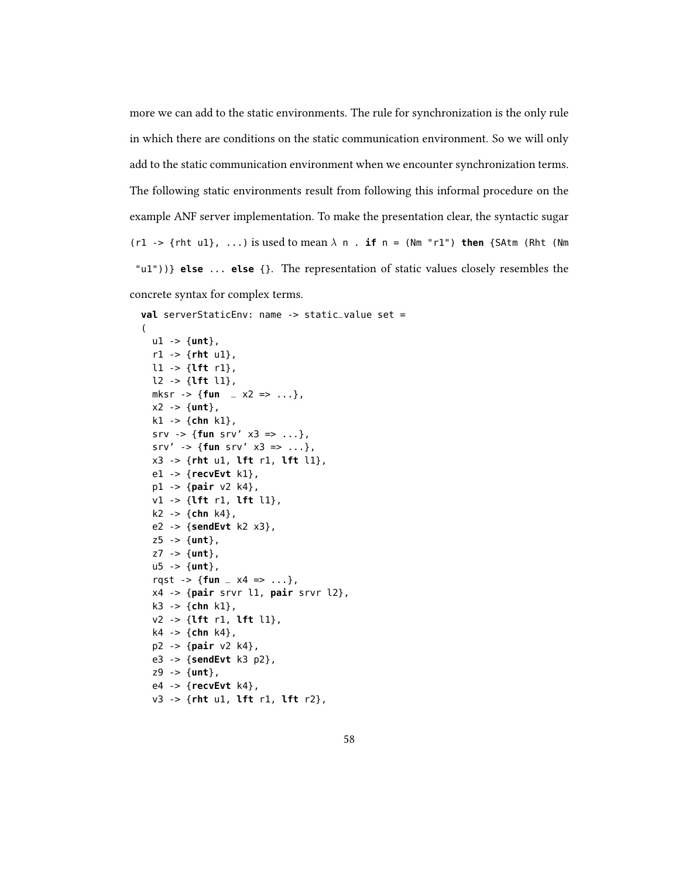more we can add to the static environments. The rule for synchronization is the only rule in which there are conditions on the static communication environment. So we will only add to the static communication environment when we encounter synchronization terms. The following static environments result from following this informal procedure on the example ANF server implementation. To make the presentation clear, the syntactic sugar `(r1 -> {rht u1}, ...)` is used to mean `λ n . if n = (Nm "r1") then {SAtm (Rht (Nm "u1"))} else ... else {}`. The representation of static values closely resembles the concrete syntax for complex terms.

```
val serverStaticEnv: name -> static_value set =
(
  u1 -> {unt},
  r1 -> {rht u1},
  l1 -> {lft r1},
  l2 -> {lft l1},
  mksr -> {fun  _ x2 => ...},
  x2 -> {unt},
  k1 -> {chn k1},
  srv -> {fun srv' x3 => ...},
  srv' -> {fun srv' x3 => ...},
  x3 -> {rht u1, lft r1, lft l1},
  e1 -> {recvEvt k1},
  p1 -> {pair v2 k4},
  v1 -> {lft r1, lft l1},
  k2 -> {chn k4},
  e2 -> {sendEvt k2 x3},
  z5 -> {unt},
  z7 -> {unt},
  u5 -> {unt},
  rqst -> {fun _ x4 => ...},
  x4 -> {pair srvr l1, pair srvr l2},
  k3 -> {chn k1},
  v2 -> {lft r1, lft l1},
  k4 -> {chn k4},
  p2 -> {pair v2 k4},
  e3 -> {sendEvt k3 p2},
  z9 -> {unt},
  e4 -> {recvEvt k4},
  v3 -> {rht u1, lft r1, lft r2},
```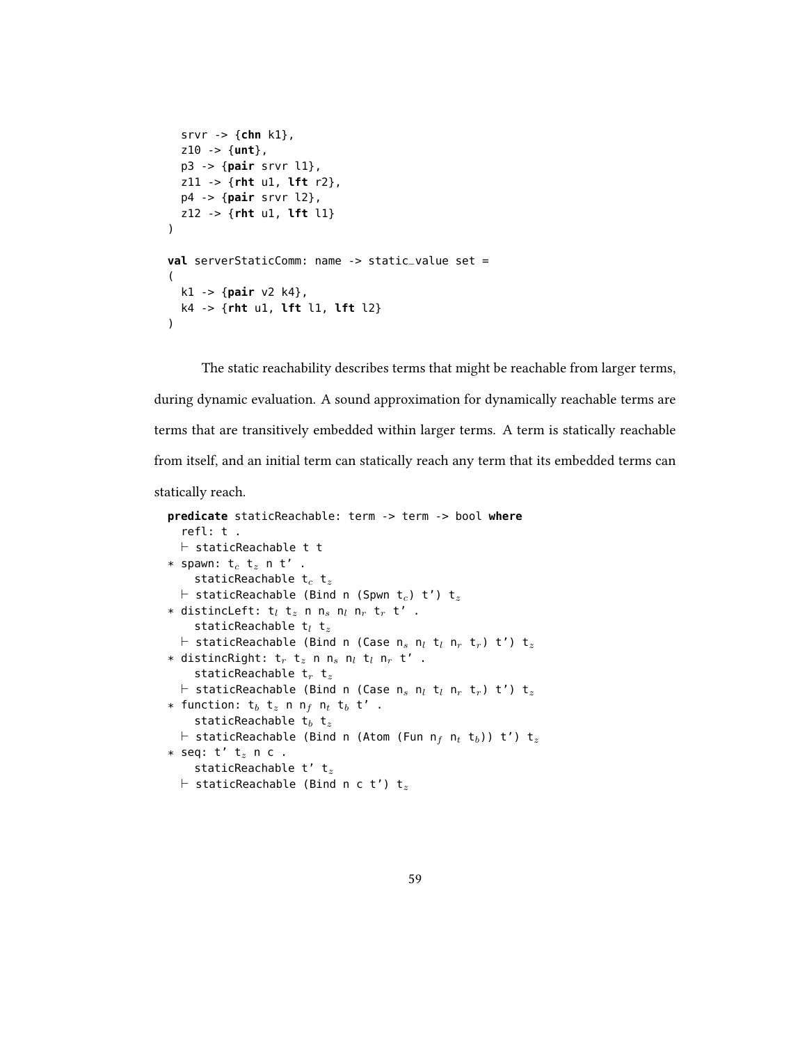```
  srvr -> {chn k1},
  z10 -> {unt},
  p3 -> {pair srvr l1},
  z11 -> {rht u1, lft r2},
  p4 -> {pair srvr l2},
  z12 -> {rht u1, lft l1}
)

val serverStaticComm: name -> static_value set =
(
  k1 -> {pair v2 k4},
  k4 -> {rht u1, lft l1, lft l2}
)
```

The static reachability describes terms that might be reachable from larger terms, during dynamic evaluation. A sound approximation for dynamically reachable terms are terms that are transitively embedded within larger terms. A term is statically reachable from itself, and an initial term can statically reach any term that its embedded terms can statically reach.

```
predicate staticReachable: term -> term -> bool where
  refl: t .
  ⊢ staticReachable t t
* spawn: t_c t_z n t' .
    staticReachable t_c t_z
  ⊢ staticReachable (Bind n (Spwn t_c) t') t_z
* distincLeft: t_l t_z n n_s n_l n_r t_r t' .
    staticReachable t_l t_z
  ⊢ staticReachable (Bind n (Case n_s n_l t_l n_r t_r) t') t_z
* distincRight: t_r t_z n n_s n_l t_l n_r t' .
    staticReachable t_r t_z
  ⊢ staticReachable (Bind n (Case n_s n_l t_l n_r t_r) t') t_z
* function: t_b t_z n n_f n_t t_b t' .
    staticReachable t_b t_z
  ⊢ staticReachable (Bind n (Atom (Fun n_f n_t t_b)) t') t_z
* seq: t' t_z n c .
    staticReachable t' t_z
  ⊢ staticReachable (Bind n c t') t_z
```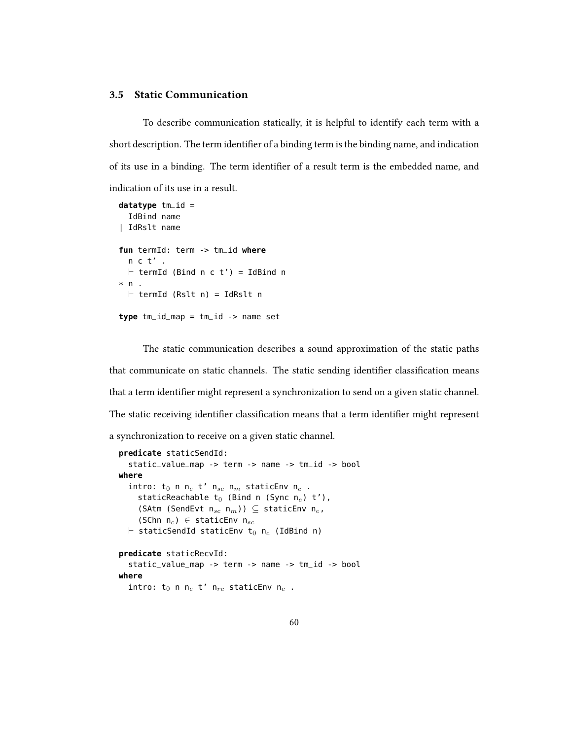### 3.5 Static Communication

To describe communication statically, it is helpful to identify each term with a short description. The term identifier of a binding term is the binding name, and indication of its use in a binding. The term identifier of a result term is the embedded name, and indication of its use in a result.

```
datatype tm_id =
  IdBind name
| IdRslt name

fun termId: term -> tm_id where
  n c t' .
  ⊢ termId (Bind n c t') = IdBind n
* n .
  ⊢ termId (Rslt n) = IdRslt n

type tm_id_map = tm_id -> name set
```

The static communication describes a sound approximation of the static paths that communicate on static channels. The static sending identifier classification means that a term identifier might represent a synchronization to send on a given static channel. The static receiving identifier classification means that a term identifier might represent a synchronization to receive on a given static channel.

```
predicate staticSendId:
  static_value_map -> term -> name -> tm_id -> bool
where
  intro: t₀ n nₑ t' n_sc n_m staticEnv n_c .
    staticReachable t₀ (Bind n (Sync nₑ) t'),
    (SAtm (SendEvt n_sc n_m)) ⊆ staticEnv nₑ,
    (SChn n_c) ∈ staticEnv n_sc
  ⊢ staticSendId staticEnv t₀ n_c (IdBind n)

predicate staticRecvId:
  static_value_map -> term -> name -> tm_id -> bool
where
  intro: t₀ n nₑ t' n_rc staticEnv n_c .
```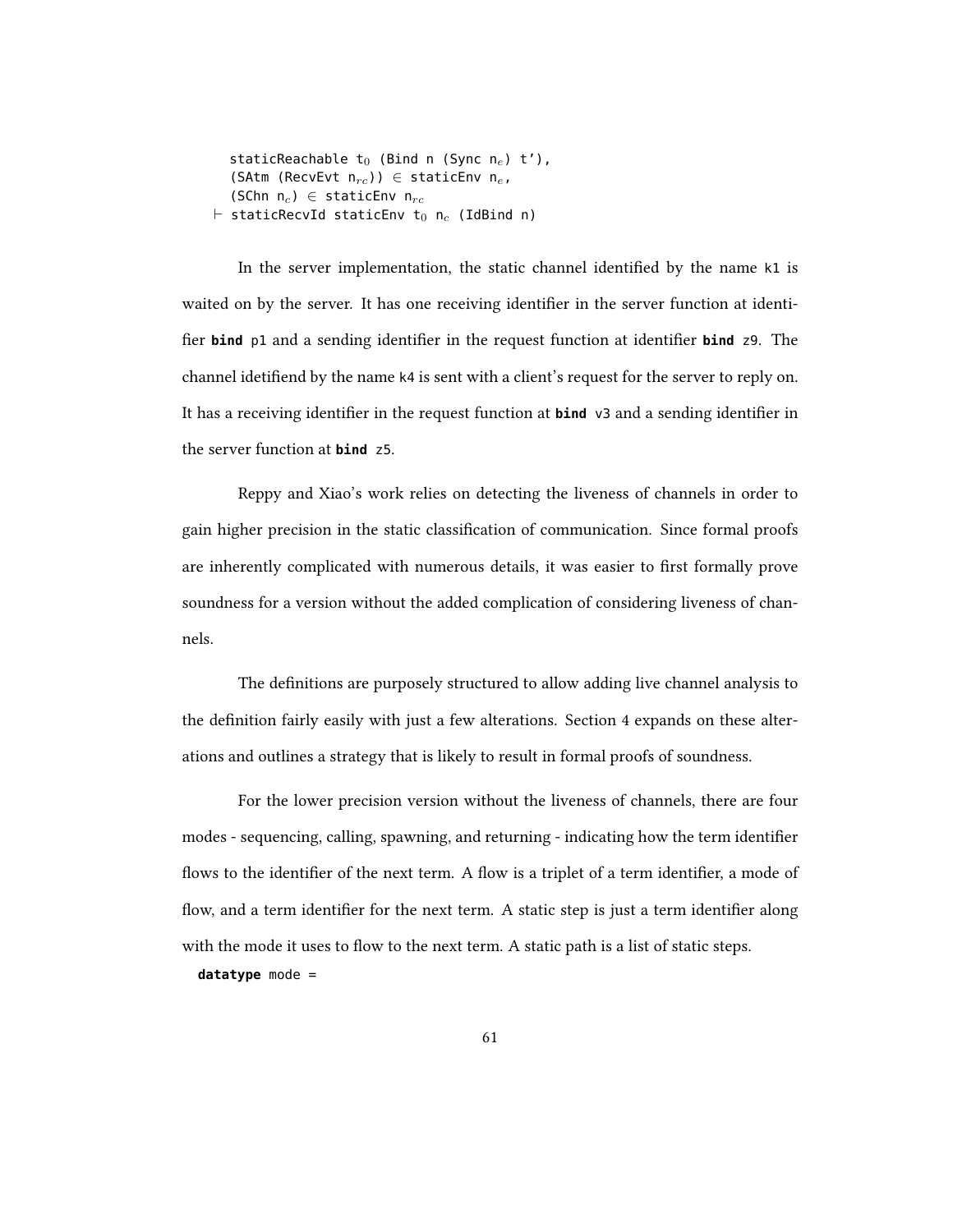```
    staticReachable t₀ (Bind n (Sync nₑ) t'),
    (SAtm (RecvEvt n_rc)) ∈ staticEnv nₑ,
    (SChn n_c) ∈ staticEnv n_rc
  ⊢ staticRecvId staticEnv t₀ n_c (IdBind n)
```

In the server implementation, the static channel identified by the name `k1` is waited on by the server. It has one receiving identifier in the server function at identifier **bind** `p1` and a sending identifier in the request function at identifier **bind** `z9`. The channel idetifiend by the name `k4` is sent with a client's request for the server to reply on. It has a receiving identifier in the request function at **bind** `v3` and a sending identifier in the server function at **bind** `z5`.

Reppy and Xiao's work relies on detecting the liveness of channels in order to gain higher precision in the static classification of communication. Since formal proofs are inherently complicated with numerous details, it was easier to first formally prove soundness for a version without the added complication of considering liveness of channels.

The definitions are purposely structured to allow adding live channel analysis to the definition fairly easily with just a few alterations. Section 4 expands on these alterations and outlines a strategy that is likely to result in formal proofs of soundness.

For the lower precision version without the liveness of channels, there are four modes - sequencing, calling, spawning, and returning - indicating how the term identifier flows to the identifier of the next term. A flow is a triplet of a term identifier, a mode of flow, and a term identifier for the next term. A static step is just a term identifier along with the mode it uses to flow to the next term. A static path is a list of static steps.

```
datatype mode =
```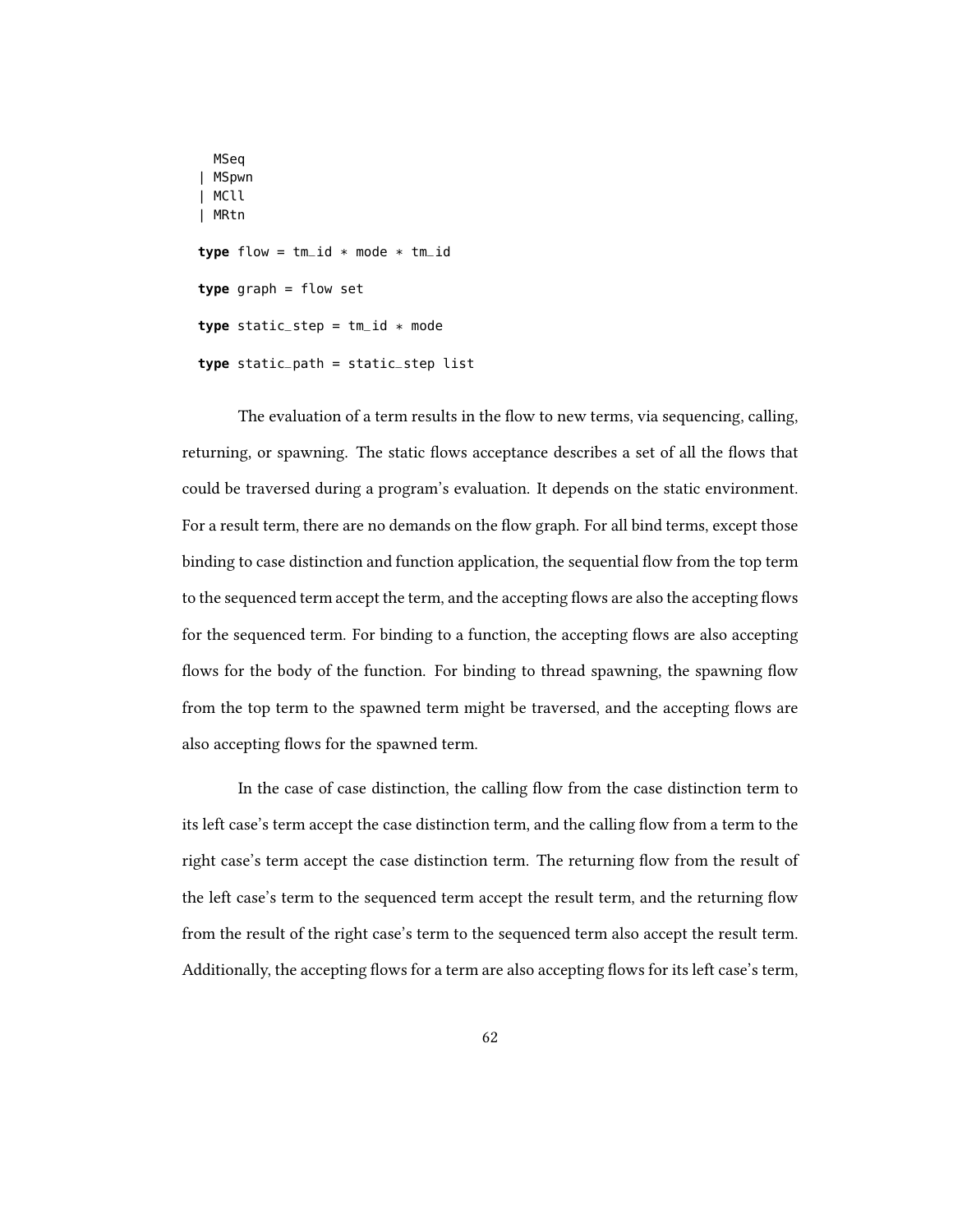```
  MSeq
| MSpwn
| MCll
| MRtn

type flow = tm_id * mode * tm_id

type graph = flow set

type static_step = tm_id * mode

type static_path = static_step list
```

The evaluation of a term results in the flow to new terms, via sequencing, calling, returning, or spawning. The static flows acceptance describes a set of all the flows that could be traversed during a program's evaluation. It depends on the static environment. For a result term, there are no demands on the flow graph. For all bind terms, except those binding to case distinction and function application, the sequential flow from the top term to the sequenced term accept the term, and the accepting flows are also the accepting flows for the sequenced term. For binding to a function, the accepting flows are also accepting flows for the body of the function. For binding to thread spawning, the spawning flow from the top term to the spawned term might be traversed, and the accepting flows are also accepting flows for the spawned term.

In the case of case distinction, the calling flow from the case distinction term to its left case's term accept the case distinction term, and the calling flow from a term to the right case's term accept the case distinction term. The returning flow from the result of the left case's term to the sequenced term accept the result term, and the returning flow from the result of the right case's term to the sequenced term also accept the result term. Additionally, the accepting flows for a term are also accepting flows for its left case's term,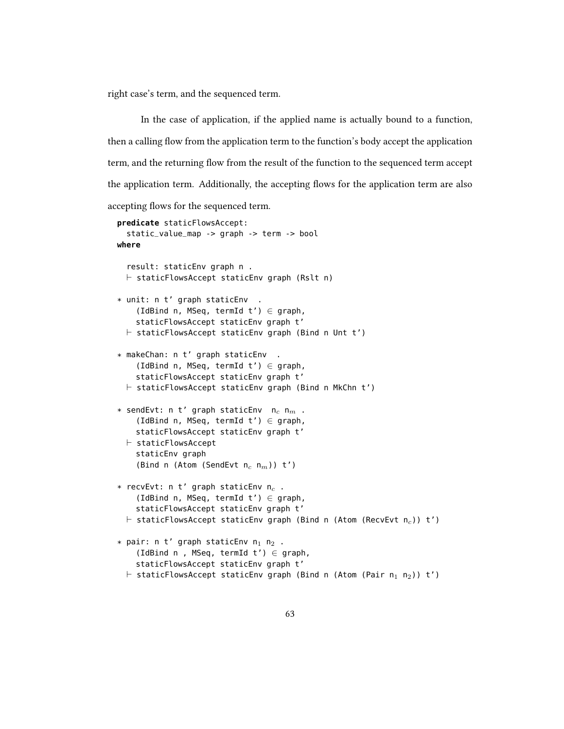right case's term, and the sequenced term.

In the case of application, if the applied name is actually bound to a function, then a calling flow from the application term to the function's body accept the application term, and the returning flow from the result of the function to the sequenced term accept the application term. Additionally, the accepting flows for the application term are also accepting flows for the sequenced term.

```
predicate staticFlowsAccept:
  static_value_map -> graph -> term -> bool
where

  result: staticEnv graph n .
  ⊢ staticFlowsAccept staticEnv graph (Rslt n)

* unit: n t' graph staticEnv  .
    (IdBind n, MSeq, termId t') ∈ graph,
    staticFlowsAccept staticEnv graph t'
  ⊢ staticFlowsAccept staticEnv graph (Bind n Unt t')

* makeChan: n t' graph staticEnv  .
    (IdBind n, MSeq, termId t') ∈ graph,
    staticFlowsAccept staticEnv graph t'
  ⊢ staticFlowsAccept staticEnv graph (Bind n MkChn t')

* sendEvt: n t' graph staticEnv  n_c n_m .
    (IdBind n, MSeq, termId t') ∈ graph,
    staticFlowsAccept staticEnv graph t'
  ⊢ staticFlowsAccept
    staticEnv graph
    (Bind n (Atom (SendEvt n_c n_m)) t')

* recvEvt: n t' graph staticEnv n_c .
    (IdBind n, MSeq, termId t') ∈ graph,
    staticFlowsAccept staticEnv graph t'
  ⊢ staticFlowsAccept staticEnv graph (Bind n (Atom (RecvEvt n_c)) t')

* pair: n t' graph staticEnv n_1 n_2 .
    (IdBind n , MSeq, termId t') ∈ graph,
    staticFlowsAccept staticEnv graph t'
  ⊢ staticFlowsAccept staticEnv graph (Bind n (Atom (Pair n_1 n_2)) t')
```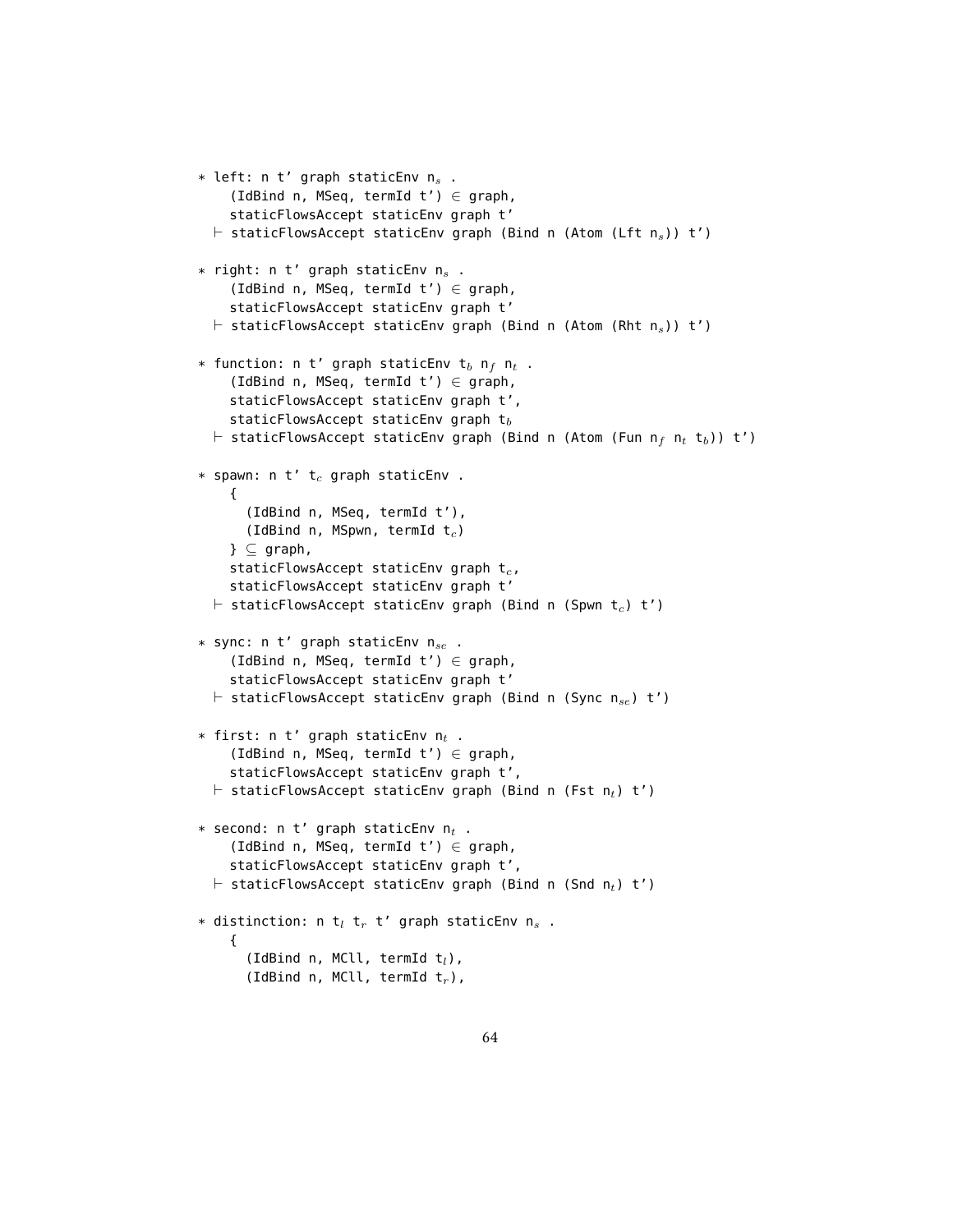```
* left: n t' graph staticEnv n_s .
    (IdBind n, MSeq, termId t') ∈ graph,
    staticFlowsAccept staticEnv graph t'
  ⊢ staticFlowsAccept staticEnv graph (Bind n (Atom (Lft n_s)) t')

* right: n t' graph staticEnv n_s .
    (IdBind n, MSeq, termId t') ∈ graph,
    staticFlowsAccept staticEnv graph t'
  ⊢ staticFlowsAccept staticEnv graph (Bind n (Atom (Rht n_s)) t')

* function: n t' graph staticEnv t_b n_f n_t .
    (IdBind n, MSeq, termId t') ∈ graph,
    staticFlowsAccept staticEnv graph t',
    staticFlowsAccept staticEnv graph t_b
  ⊢ staticFlowsAccept staticEnv graph (Bind n (Atom (Fun n_f n_t t_b)) t')

* spawn: n t' t_c graph staticEnv .
    {
      (IdBind n, MSeq, termId t'),
      (IdBind n, MSpwn, termId t_c)
    } ⊆ graph,
    staticFlowsAccept staticEnv graph t_c,
    staticFlowsAccept staticEnv graph t'
  ⊢ staticFlowsAccept staticEnv graph (Bind n (Spwn t_c) t')

* sync: n t' graph staticEnv n_se .
    (IdBind n, MSeq, termId t') ∈ graph,
    staticFlowsAccept staticEnv graph t'
  ⊢ staticFlowsAccept staticEnv graph (Bind n (Sync n_se) t')

* first: n t' graph staticEnv n_t .
    (IdBind n, MSeq, termId t') ∈ graph,
    staticFlowsAccept staticEnv graph t',
  ⊢ staticFlowsAccept staticEnv graph (Bind n (Fst n_t) t')

* second: n t' graph staticEnv n_t .
    (IdBind n, MSeq, termId t') ∈ graph,
    staticFlowsAccept staticEnv graph t',
  ⊢ staticFlowsAccept staticEnv graph (Bind n (Snd n_t) t')

* distinction: n t_l t_r t' graph staticEnv n_s .
    {
      (IdBind n, MCll, termId t_l),
      (IdBind n, MCll, termId t_r),
```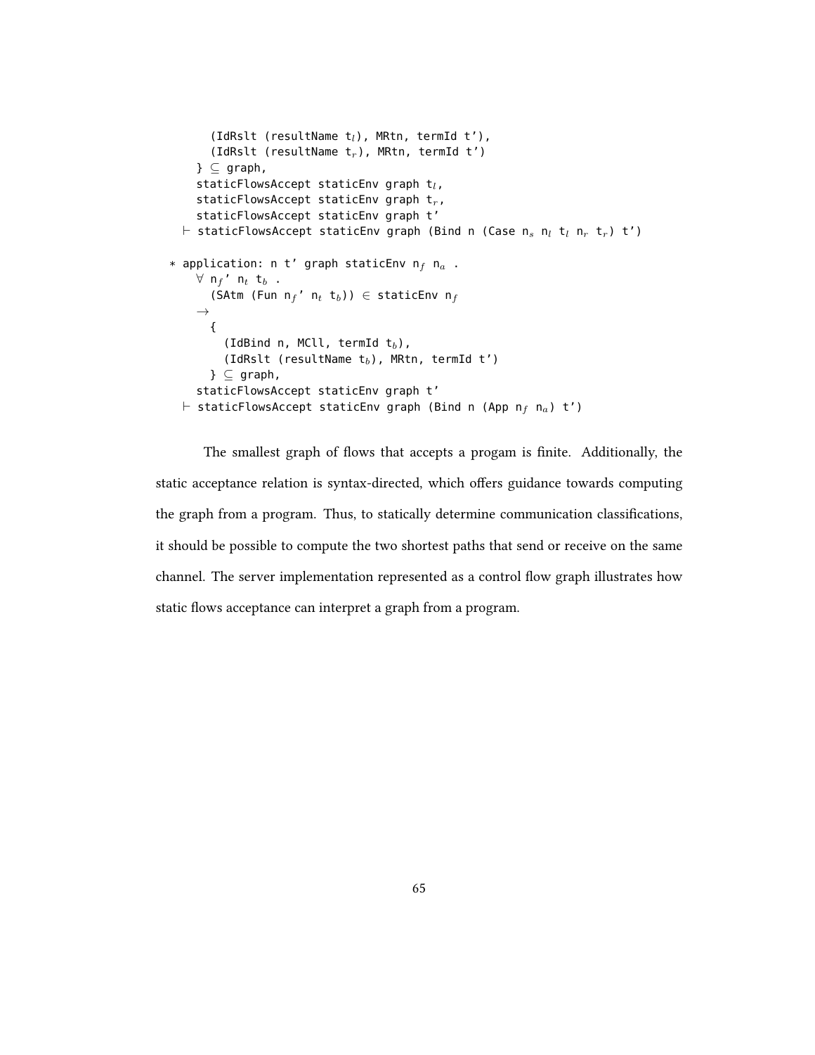```
      (IdRslt (resultName t_l), MRtn, termId t'),
      (IdRslt (resultName t_r), MRtn, termId t')
    } ⊆ graph,
    staticFlowsAccept staticEnv graph t_l,
    staticFlowsAccept staticEnv graph t_r,
    staticFlowsAccept staticEnv graph t'
  ⊢ staticFlowsAccept staticEnv graph (Bind n (Case n_s n_l t_l n_r t_r) t')

* application: n t' graph staticEnv n_f n_a .
    ∀ n_f' n_t t_b .
      (SAtm (Fun n_f' n_t t_b)) ∈ staticEnv n_f
    →
      {
        (IdBind n, MCll, termId t_b),
        (IdRslt (resultName t_b), MRtn, termId t')
      } ⊆ graph,
    staticFlowsAccept staticEnv graph t'
  ⊢ staticFlowsAccept staticEnv graph (Bind n (App n_f n_a) t')
```

The smallest graph of flows that accepts a progam is finite. Additionally, the static acceptance relation is syntax-directed, which offers guidance towards computing the graph from a program. Thus, to statically determine communication classifications, it should be possible to compute the two shortest paths that send or receive on the same channel. The server implementation represented as a control flow graph illustrates how static flows acceptance can interpret a graph from a program.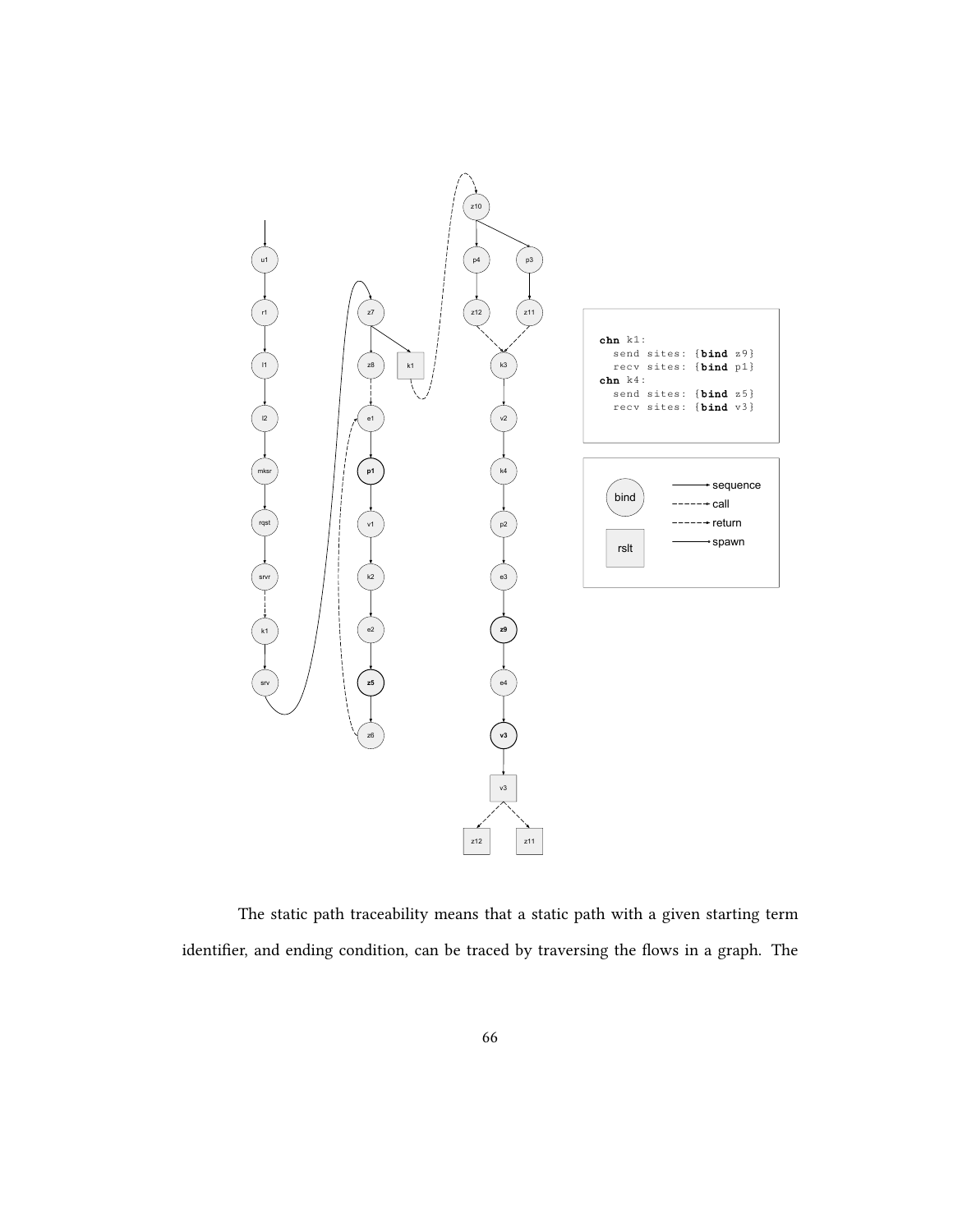```
chn k1:
  send sites: {bind z9}
  recv sites: {bind p1}
chn k4:
  send sites: {bind z5}
  recv sites: {bind v3}
```

The static path traceability means that a static path with a given starting term identifier, and ending condition, can be traced by traversing the flows in a graph. The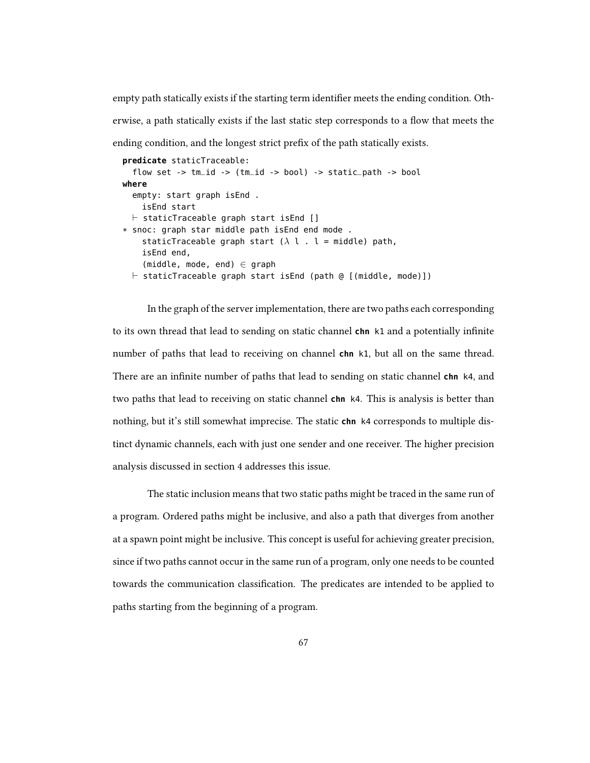empty path statically exists if the starting term identifier meets the ending condition. Otherwise, a path statically exists if the last static step corresponds to a flow that meets the ending condition, and the longest strict prefix of the path statically exists.

```
predicate staticTraceable:
  flow set -> tm_id -> (tm_id -> bool) -> static_path -> bool
where
  empty: start graph isEnd .
    isEnd start
  ⊢ staticTraceable graph start isEnd []
* snoc: graph star middle path isEnd end mode .
    staticTraceable graph start (λ l . l = middle) path,
    isEnd end,
    (middle, mode, end) ∈ graph
  ⊢ staticTraceable graph start isEnd (path @ [(middle, mode)])
```

In the graph of the server implementation, there are two paths each corresponding to its own thread that lead to sending on static channel **chn** `k1` and a potentially infinite number of paths that lead to receiving on channel **chn** `k1`, but all on the same thread. There are an infinite number of paths that lead to sending on static channel **chn** `k4`, and two paths that lead to receiving on static channel **chn** `k4`. This is analysis is better than nothing, but it's still somewhat imprecise. The static **chn** `k4` corresponds to multiple distinct dynamic channels, each with just one sender and one receiver. The higher precision analysis discussed in section 4 addresses this issue.

The static inclusion means that two static paths might be traced in the same run of a program. Ordered paths might be inclusive, and also a path that diverges from another at a spawn point might be inclusive. This concept is useful for achieving greater precision, since if two paths cannot occur in the same run of a program, only one needs to be counted towards the communication classification. The predicates are intended to be applied to paths starting from the beginning of a program.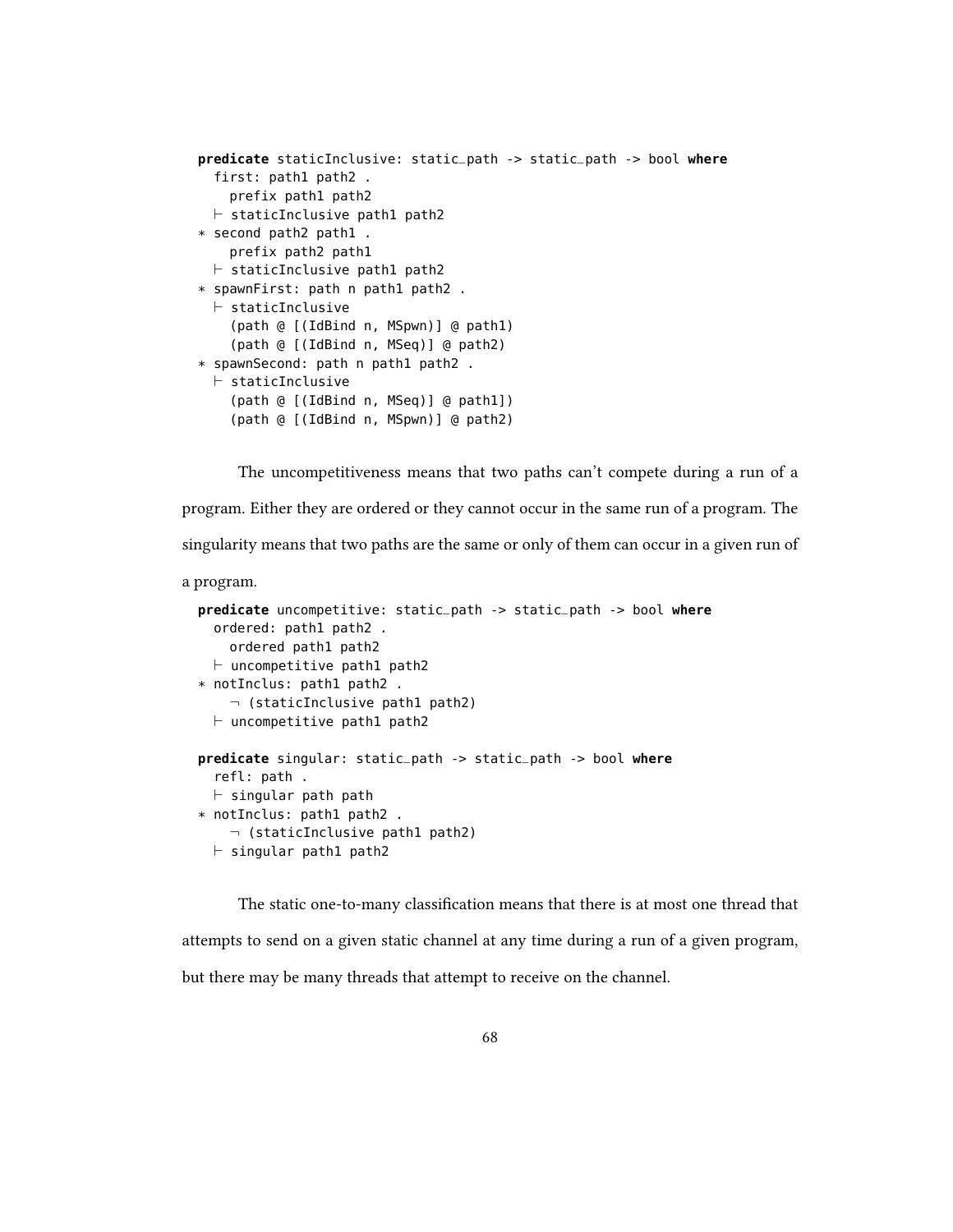```
predicate staticInclusive: static_path -> static_path -> bool where
  first: path1 path2 .
    prefix path1 path2
  ⊢ staticInclusive path1 path2
* second path2 path1 .
    prefix path2 path1
  ⊢ staticInclusive path1 path2
* spawnFirst: path n path1 path2 .
  ⊢ staticInclusive
    (path @ [(IdBind n, MSpwn)] @ path1)
    (path @ [(IdBind n, MSeq)] @ path2)
* spawnSecond: path n path1 path2 .
  ⊢ staticInclusive
    (path @ [(IdBind n, MSeq)] @ path1])
    (path @ [(IdBind n, MSpwn)] @ path2)
```

The uncompetitiveness means that two paths can't compete during a run of a program. Either they are ordered or they cannot occur in the same run of a program. The singularity means that two paths are the same or only of them can occur in a given run of a program.

```
predicate uncompetitive: static_path -> static_path -> bool where
  ordered: path1 path2 .
    ordered path1 path2
  ⊢ uncompetitive path1 path2
* notInclus: path1 path2 .
    ¬ (staticInclusive path1 path2)
  ⊢ uncompetitive path1 path2

predicate singular: static_path -> static_path -> bool where
  refl: path .
  ⊢ singular path path
* notInclus: path1 path2 .
    ¬ (staticInclusive path1 path2)
  ⊢ singular path1 path2
```

The static one-to-many classification means that there is at most one thread that attempts to send on a given static channel at any time during a run of a given program, but there may be many threads that attempt to receive on the channel.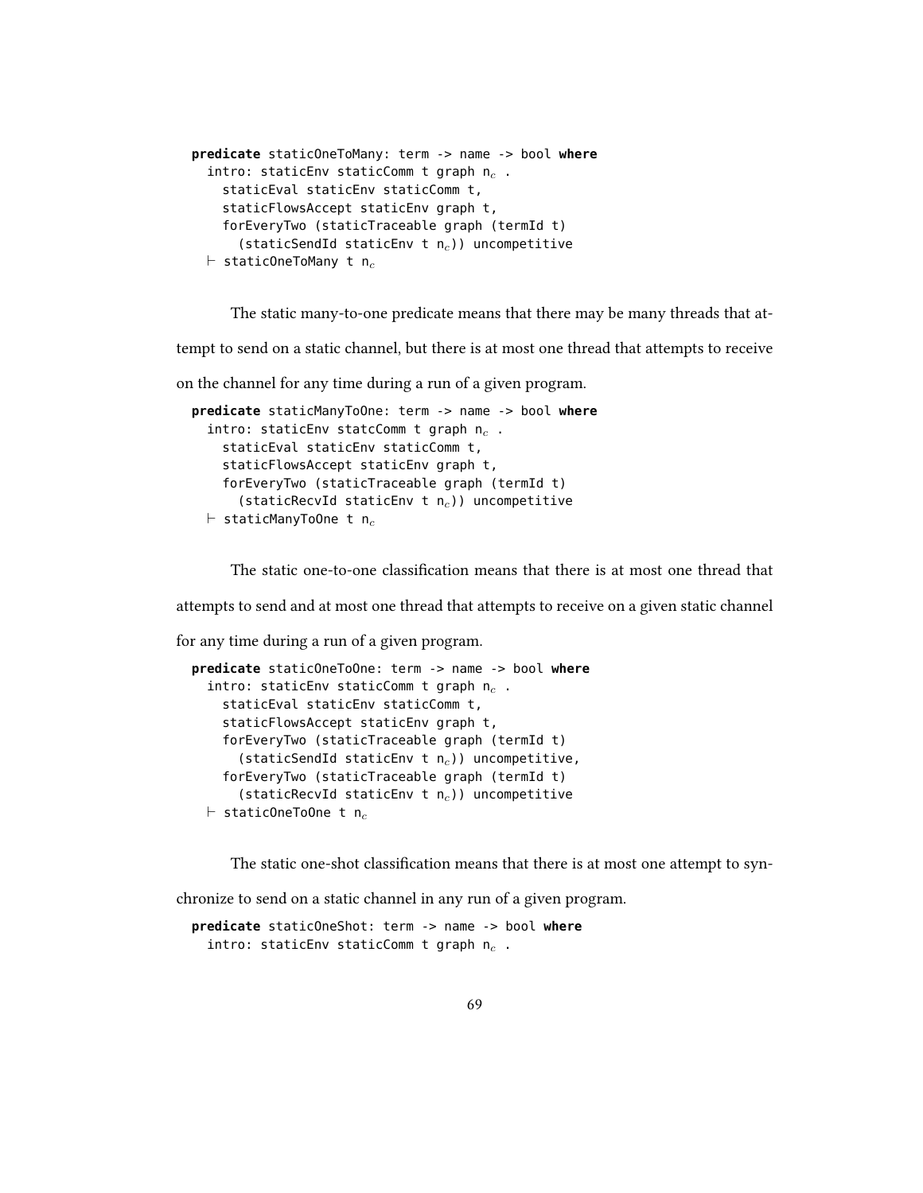```
predicate staticOneToMany: term -> name -> bool where
  intro: staticEnv staticComm t graph n_c .
    staticEval staticEnv staticComm t,
    staticFlowsAccept staticEnv graph t,
    forEveryTwo (staticTraceable graph (termId t)
      (staticSendId staticEnv t n_c)) uncompetitive
  ⊢ staticOneToMany t n_c
```

The static many-to-one predicate means that there may be many threads that attempt to send on a static channel, but there is at most one thread that attempts to receive on the channel for any time during a run of a given program.

```
predicate staticManyToOne: term -> name -> bool where
  intro: staticEnv statcComm t graph n_c .
    staticEval staticEnv staticComm t,
    staticFlowsAccept staticEnv graph t,
    forEveryTwo (staticTraceable graph (termId t)
      (staticRecvId staticEnv t n_c)) uncompetitive
  ⊢ staticManyToOne t n_c
```

The static one-to-one classification means that there is at most one thread that attempts to send and at most one thread that attempts to receive on a given static channel for any time during a run of a given program.

```
predicate staticOneToOne: term -> name -> bool where
  intro: staticEnv staticComm t graph n_c .
    staticEval staticEnv staticComm t,
    staticFlowsAccept staticEnv graph t,
    forEveryTwo (staticTraceable graph (termId t)
      (staticSendId staticEnv t n_c)) uncompetitive,
    forEveryTwo (staticTraceable graph (termId t)
      (staticRecvId staticEnv t n_c)) uncompetitive
  ⊢ staticOneToOne t n_c
```

The static one-shot classification means that there is at most one attempt to synchronize to send on a static channel in any run of a given program.

```
predicate staticOneShot: term -> name -> bool where
  intro: staticEnv staticComm t graph n_c .
```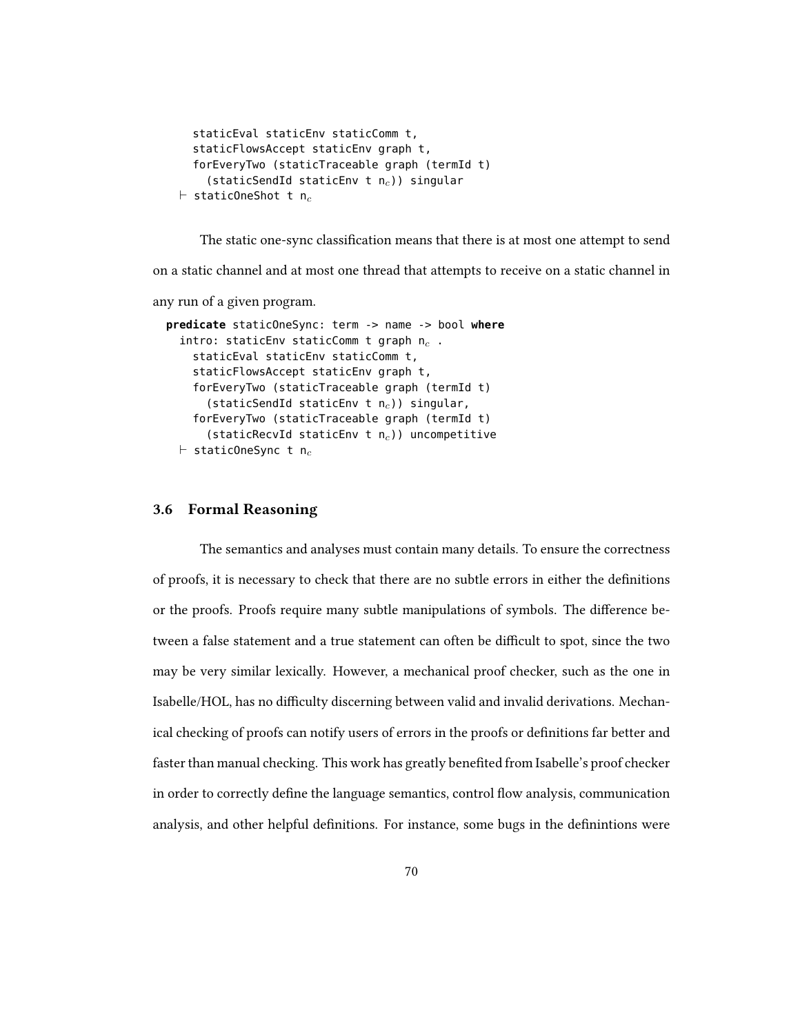```
    staticEval staticEnv staticComm t,
    staticFlowsAccept staticEnv graph t,
    forEveryTwo (staticTraceable graph (termId t)
      (staticSendId staticEnv t n_c)) singular
  ⊢ staticOneShot t n_c
```

The static one-sync classification means that there is at most one attempt to send on a static channel and at most one thread that attempts to receive on a static channel in any run of a given program.

```
predicate staticOneSync: term -> name -> bool where
  intro: staticEnv staticComm t graph n_c .
    staticEval staticEnv staticComm t,
    staticFlowsAccept staticEnv graph t,
    forEveryTwo (staticTraceable graph (termId t)
      (staticSendId staticEnv t n_c)) singular,
    forEveryTwo (staticTraceable graph (termId t)
      (staticRecvId staticEnv t n_c)) uncompetitive
  ⊢ staticOneSync t n_c
```

## 3.6 Formal Reasoning

The semantics and analyses must contain many details. To ensure the correctness of proofs, it is necessary to check that there are no subtle errors in either the definitions or the proofs. Proofs require many subtle manipulations of symbols. The difference between a false statement and a true statement can often be difficult to spot, since the two may be very similar lexically. However, a mechanical proof checker, such as the one in Isabelle/HOL, has no difficulty discerning between valid and invalid derivations. Mechanical checking of proofs can notify users of errors in the proofs or definitions far better and faster than manual checking. This work has greatly benefited from Isabelle's proof checker in order to correctly define the language semantics, control flow analysis, communication analysis, and other helpful definitions. For instance, some bugs in the definintions were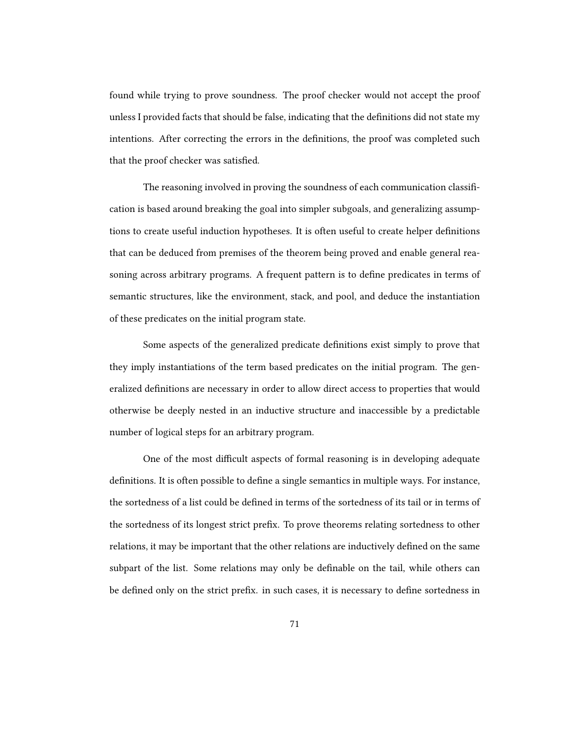found while trying to prove soundness. The proof checker would not accept the proof unless I provided facts that should be false, indicating that the definitions did not state my intentions. After correcting the errors in the definitions, the proof was completed such that the proof checker was satisfied.

The reasoning involved in proving the soundness of each communication classification is based around breaking the goal into simpler subgoals, and generalizing assumptions to create useful induction hypotheses. It is often useful to create helper definitions that can be deduced from premises of the theorem being proved and enable general reasoning across arbitrary programs. A frequent pattern is to define predicates in terms of semantic structures, like the environment, stack, and pool, and deduce the instantiation of these predicates on the initial program state.

Some aspects of the generalized predicate definitions exist simply to prove that they imply instantiations of the term based predicates on the initial program. The generalized definitions are necessary in order to allow direct access to properties that would otherwise be deeply nested in an inductive structure and inaccessible by a predictable number of logical steps for an arbitrary program.

One of the most difficult aspects of formal reasoning is in developing adequate definitions. It is often possible to define a single semantics in multiple ways. For instance, the sortedness of a list could be defined in terms of the sortedness of its tail or in terms of the sortedness of its longest strict prefix. To prove theorems relating sortedness to other relations, it may be important that the other relations are inductively defined on the same subpart of the list. Some relations may only be definable on the tail, while others can be defined only on the strict prefix. in such cases, it is necessary to define sortedness in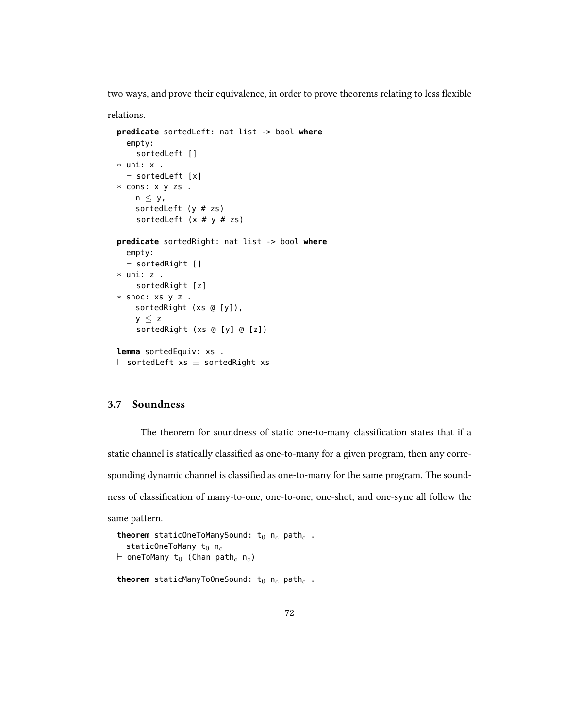two ways, and prove their equivalence, in order to prove theorems relating to less flexible relations.

```
predicate sortedLeft: nat list -> bool where
  empty:
  ⊢ sortedLeft []
* uni: x .
  ⊢ sortedLeft [x]
* cons: x y zs .
    n ≤ y,
    sortedLeft (y # zs)
  ⊢ sortedLeft (x # y # zs)

predicate sortedRight: nat list -> bool where
  empty:
  ⊢ sortedRight []
* uni: z .
  ⊢ sortedRight [z]
* snoc: xs y z .
    sortedRight (xs @ [y]),
    y ≤ z
  ⊢ sortedRight (xs @ [y] @ [z])

lemma sortedEquiv: xs .
⊢ sortedLeft xs ≡ sortedRight xs
```

## 3.7 Soundness

The theorem for soundness of static one-to-many classification states that if a static channel is statically classified as one-to-many for a given program, then any corresponding dynamic channel is classified as one-to-many for the same program. The soundness of classification of many-to-one, one-to-one, one-shot, and one-sync all follow the same pattern.

```
theorem staticOneToManySound: t₀ n_c path_c .
  staticOneToMany t₀ n_c
⊢ oneToMany t₀ (Chan path_c n_c)

theorem staticManyToOneSound: t₀ n_c path_c .
```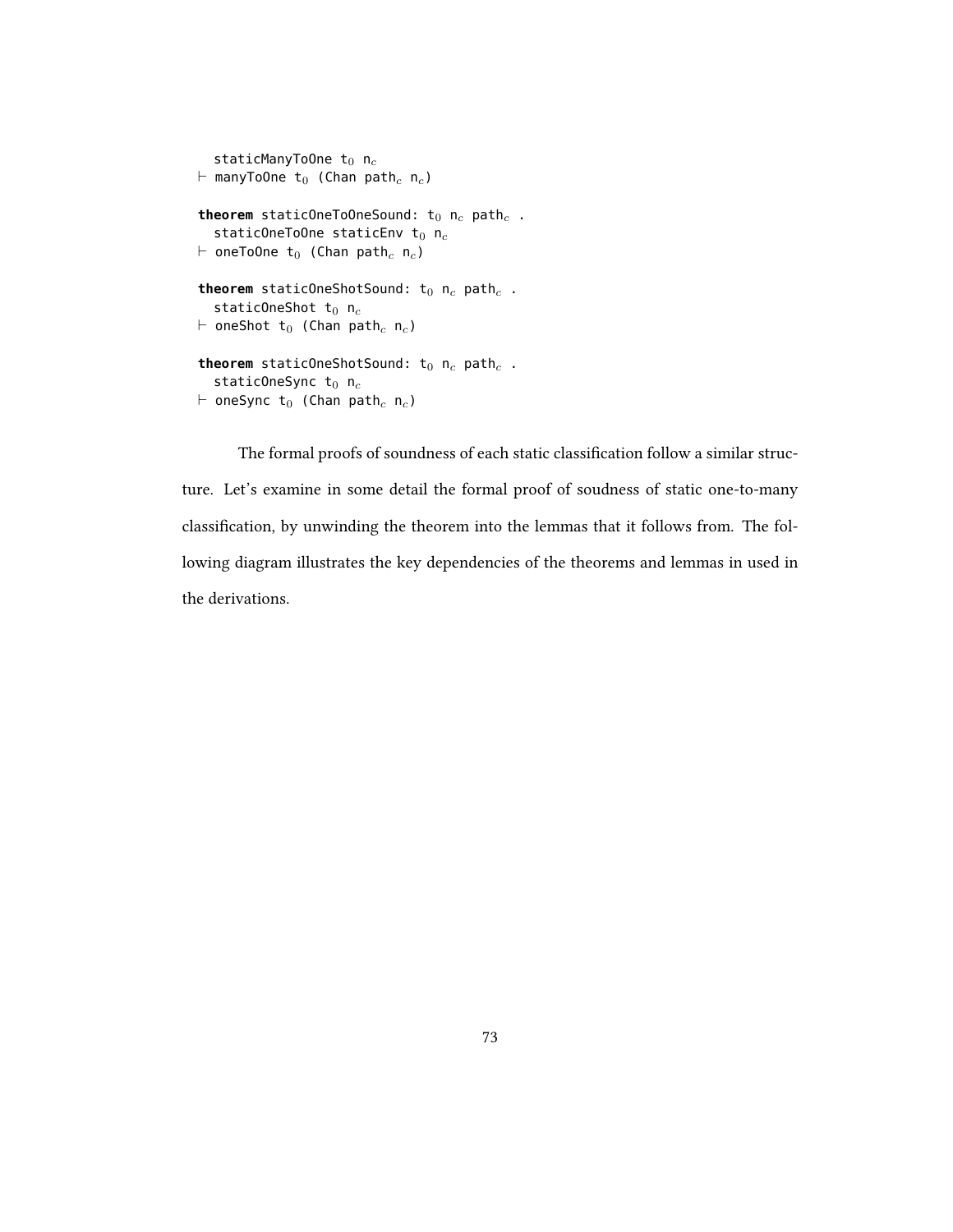```
  staticManyToOne t₀ n_c
⊢ manyToOne t₀ (Chan path_c n_c)

theorem staticOneToOneSound: t₀ n_c path_c .
  staticOneToOne staticEnv t₀ n_c
⊢ oneToOne t₀ (Chan path_c n_c)

theorem staticOneShotSound: t₀ n_c path_c .
  staticOneShot t₀ n_c
⊢ oneShot t₀ (Chan path_c n_c)

theorem staticOneShotSound: t₀ n_c path_c .
  staticOneSync t₀ n_c
⊢ oneSync t₀ (Chan path_c n_c)
```

The formal proofs of soundness of each static classification follow a similar structure. Let's examine in some detail the formal proof of soudness of static one-to-many classification, by unwinding the theorem into the lemmas that it follows from. The following diagram illustrates the key dependencies of the theorems and lemmas in used in the derivations.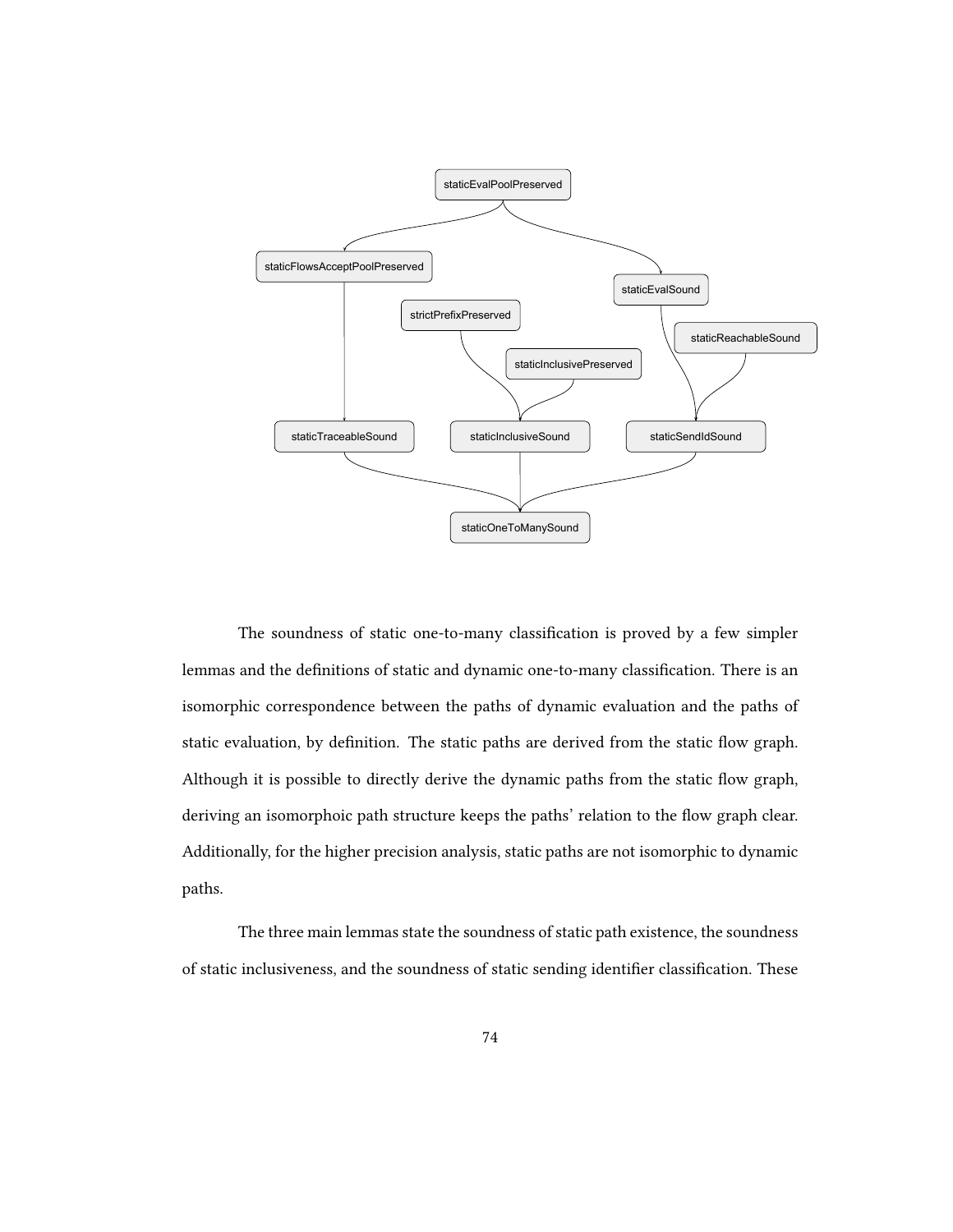The soundness of static one-to-many classification is proved by a few simpler lemmas and the definitions of static and dynamic one-to-many classification. There is an isomorphic correspondence between the paths of dynamic evaluation and the paths of static evaluation, by definition. The static paths are derived from the static flow graph. Although it is possible to directly derive the dynamic paths from the static flow graph, deriving an isomorphoic path structure keeps the paths' relation to the flow graph clear. Additionally, for the higher precision analysis, static paths are not isomorphic to dynamic paths.

The three main lemmas state the soundness of static path existence, the soundness of static inclusiveness, and the soundness of static sending identifier classification. These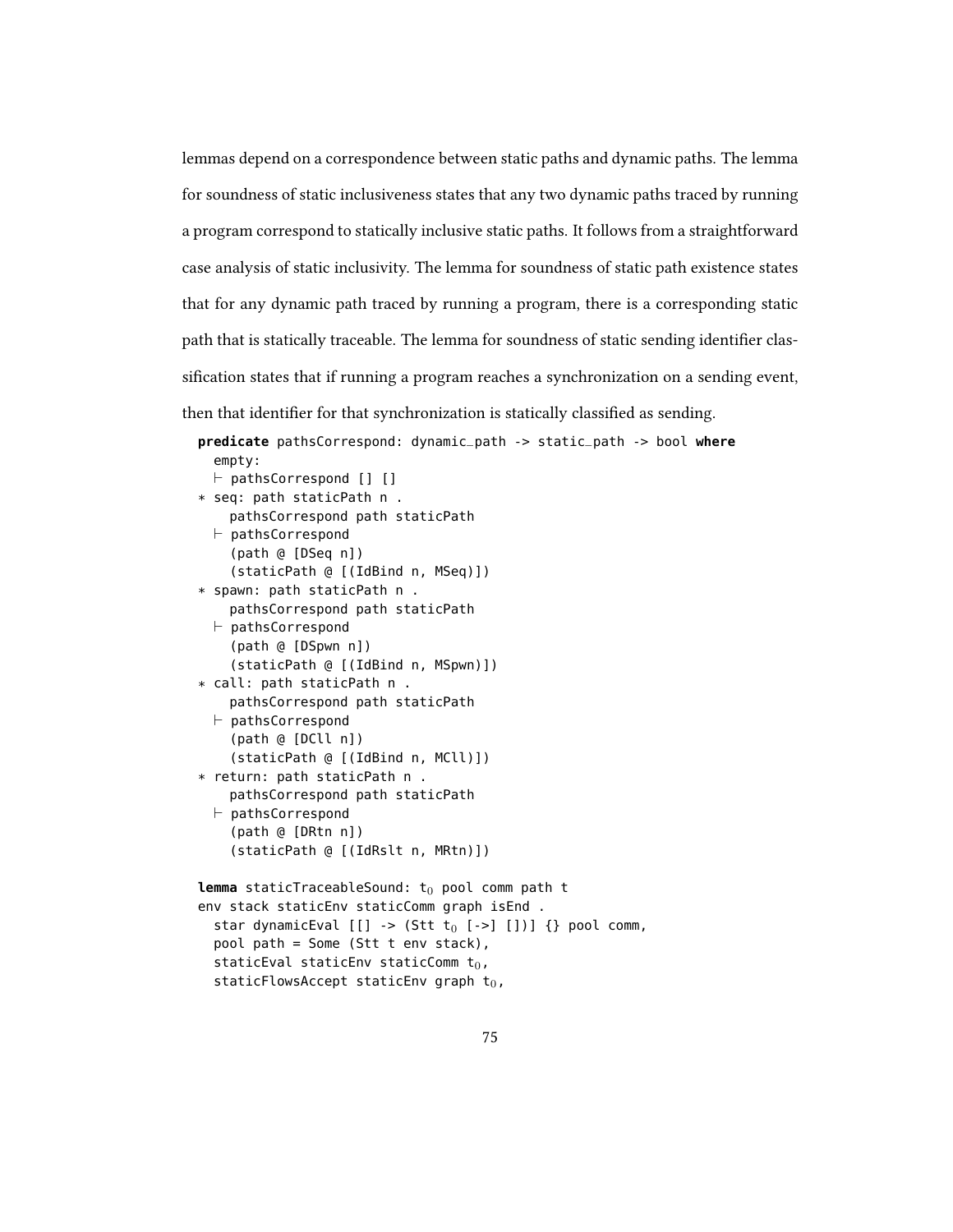lemmas depend on a correspondence between static paths and dynamic paths. The lemma for soundness of static inclusiveness states that any two dynamic paths traced by running a program correspond to statically inclusive static paths. It follows from a straightforward case analysis of static inclusivity. The lemma for soundness of static path existence states that for any dynamic path traced by running a program, there is a corresponding static path that is statically traceable. The lemma for soundness of static sending identifier classification states that if running a program reaches a synchronization on a sending event, then that identifier for that synchronization is statically classified as sending.

```
predicate pathsCorrespond: dynamic_path -> static_path -> bool where
  empty:
  ⊢ pathsCorrespond [] []
* seq: path staticPath n .
    pathsCorrespond path staticPath
  ⊢ pathsCorrespond
    (path @ [DSeq n])
    (staticPath @ [(IdBind n, MSeq)])
* spawn: path staticPath n .
    pathsCorrespond path staticPath
  ⊢ pathsCorrespond
    (path @ [DSpwn n])
    (staticPath @ [(IdBind n, MSpwn)])
* call: path staticPath n .
    pathsCorrespond path staticPath
  ⊢ pathsCorrespond
    (path @ [DCll n])
    (staticPath @ [(IdBind n, MCll)])
* return: path staticPath n .
    pathsCorrespond path staticPath
  ⊢ pathsCorrespond
    (path @ [DRtn n])
    (staticPath @ [(IdRslt n, MRtn)])

lemma staticTraceableSound: t0 pool comm path t
env stack staticEnv staticComm graph isEnd .
  star dynamicEval [[] -> (Stt t0 [->] [])] {} pool comm,
  pool path = Some (Stt t env stack),
  staticEval staticEnv staticComm t0,
  staticFlowsAccept staticEnv graph t0,
```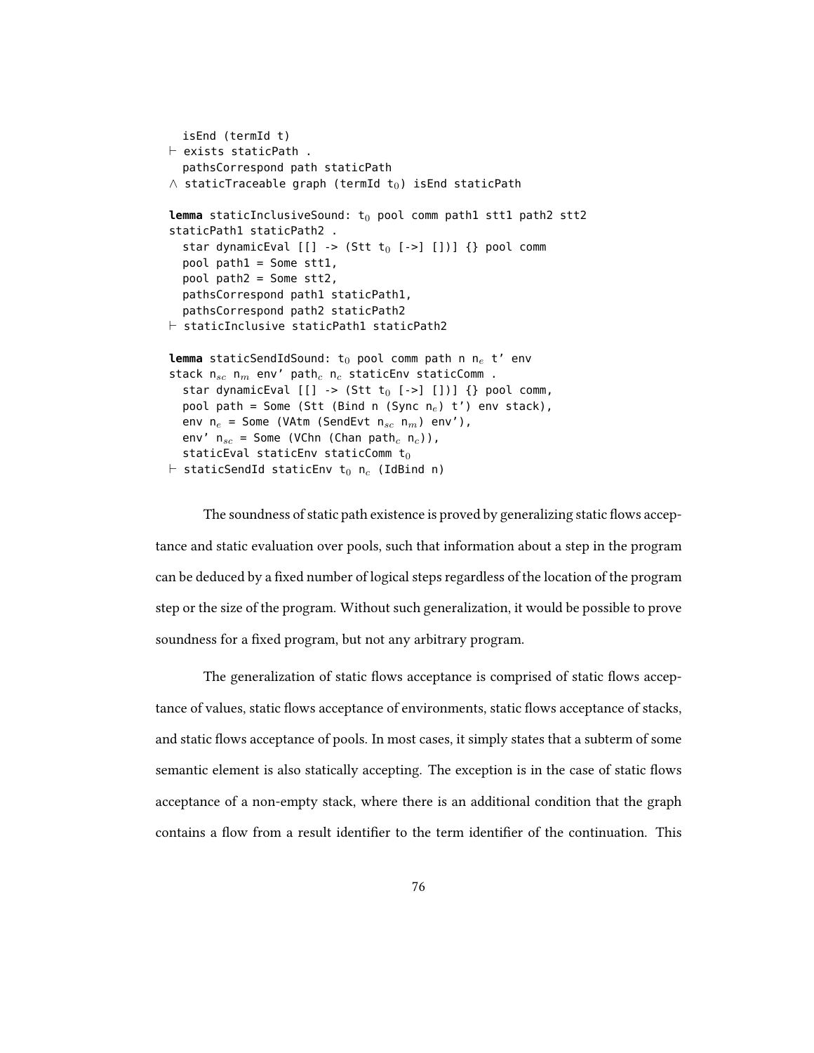```
  isEnd (termId t)
⊢ exists staticPath .
  pathsCorrespond path staticPath
∧ staticTraceable graph (termId t₀) isEnd staticPath

lemma staticInclusiveSound: t₀ pool comm path1 stt1 path2 stt2
staticPath1 staticPath2 .
  star dynamicEval [[] -> (Stt t₀ [->] [])] {} pool comm
  pool path1 = Some stt1,
  pool path2 = Some stt2,
  pathsCorrespond path1 staticPath1,
  pathsCorrespond path2 staticPath2
⊢ staticInclusive staticPath1 staticPath2

lemma staticSendIdSound: t₀ pool comm path n n_e t' env
stack n_sc n_m env' path_c n_c staticEnv staticComm .
  star dynamicEval [[] -> (Stt t₀ [->] [])] {} pool comm,
  pool path = Some (Stt (Bind n (Sync n_e) t') env stack),
  env n_e = Some (VAtm (SendEvt n_sc n_m) env'),
  env' n_sc = Some (VChn (Chan path_c n_c)),
  staticEval staticEnv staticComm t₀
⊢ staticSendId staticEnv t₀ n_c (IdBind n)
```

The soundness of static path existence is proved by generalizing static flows acceptance and static evaluation over pools, such that information about a step in the program can be deduced by a fixed number of logical steps regardless of the location of the program step or the size of the program. Without such generalization, it would be possible to prove soundness for a fixed program, but not any arbitrary program.

The generalization of static flows acceptance is comprised of static flows acceptance of values, static flows acceptance of environments, static flows acceptance of stacks, and static flows acceptance of pools. In most cases, it simply states that a subterm of some semantic element is also statically accepting. The exception is in the case of static flows acceptance of a non-empty stack, where there is an additional condition that the graph contains a flow from a result identifier to the term identifier of the continuation. This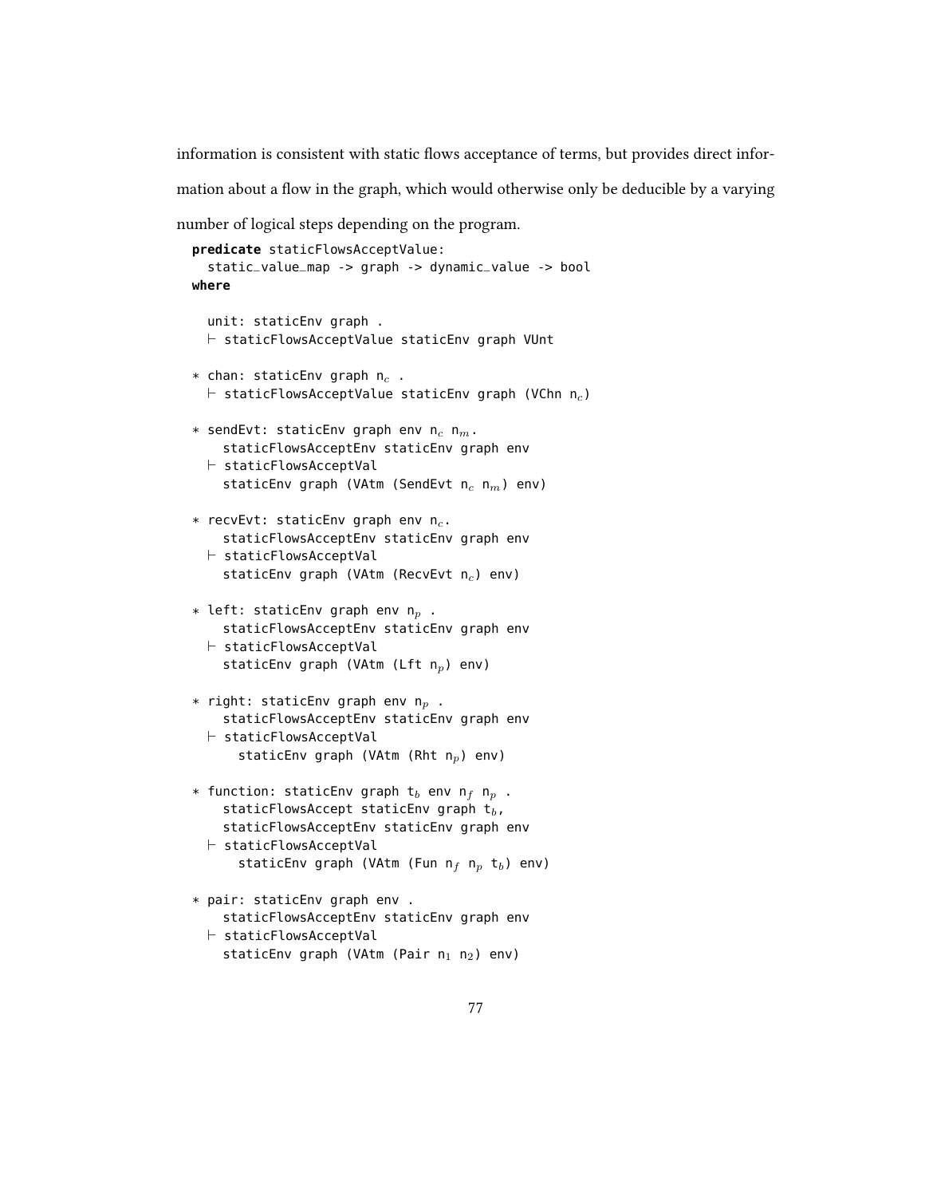information is consistent with static flows acceptance of terms, but provides direct information about a flow in the graph, which would otherwise only be deducible by a varying number of logical steps depending on the program.

```
predicate staticFlowsAcceptValue:
  static_value_map -> graph -> dynamic_value -> bool
where

  unit: staticEnv graph .
  ⊢ staticFlowsAcceptValue staticEnv graph VUnt

* chan: staticEnv graph n_c .
  ⊢ staticFlowsAcceptValue staticEnv graph (VChn n_c)

* sendEvt: staticEnv graph env n_c n_m.
    staticFlowsAcceptEnv staticEnv graph env
  ⊢ staticFlowsAcceptVal
    staticEnv graph (VAtm (SendEvt n_c n_m) env)

* recvEvt: staticEnv graph env n_c.
    staticFlowsAcceptEnv staticEnv graph env
  ⊢ staticFlowsAcceptVal
    staticEnv graph (VAtm (RecvEvt n_c) env)

* left: staticEnv graph env n_p .
    staticFlowsAcceptEnv staticEnv graph env
  ⊢ staticFlowsAcceptVal
    staticEnv graph (VAtm (Lft n_p) env)

* right: staticEnv graph env n_p .
    staticFlowsAcceptEnv staticEnv graph env
  ⊢ staticFlowsAcceptVal
      staticEnv graph (VAtm (Rht n_p) env)

* function: staticEnv graph t_b env n_f n_p .
    staticFlowsAccept staticEnv graph t_b,
    staticFlowsAcceptEnv staticEnv graph env
  ⊢ staticFlowsAcceptVal
      staticEnv graph (VAtm (Fun n_f n_p t_b) env)

* pair: staticEnv graph env .
    staticFlowsAcceptEnv staticEnv graph env
  ⊢ staticFlowsAcceptVal
    staticEnv graph (VAtm (Pair n_1 n_2) env)
```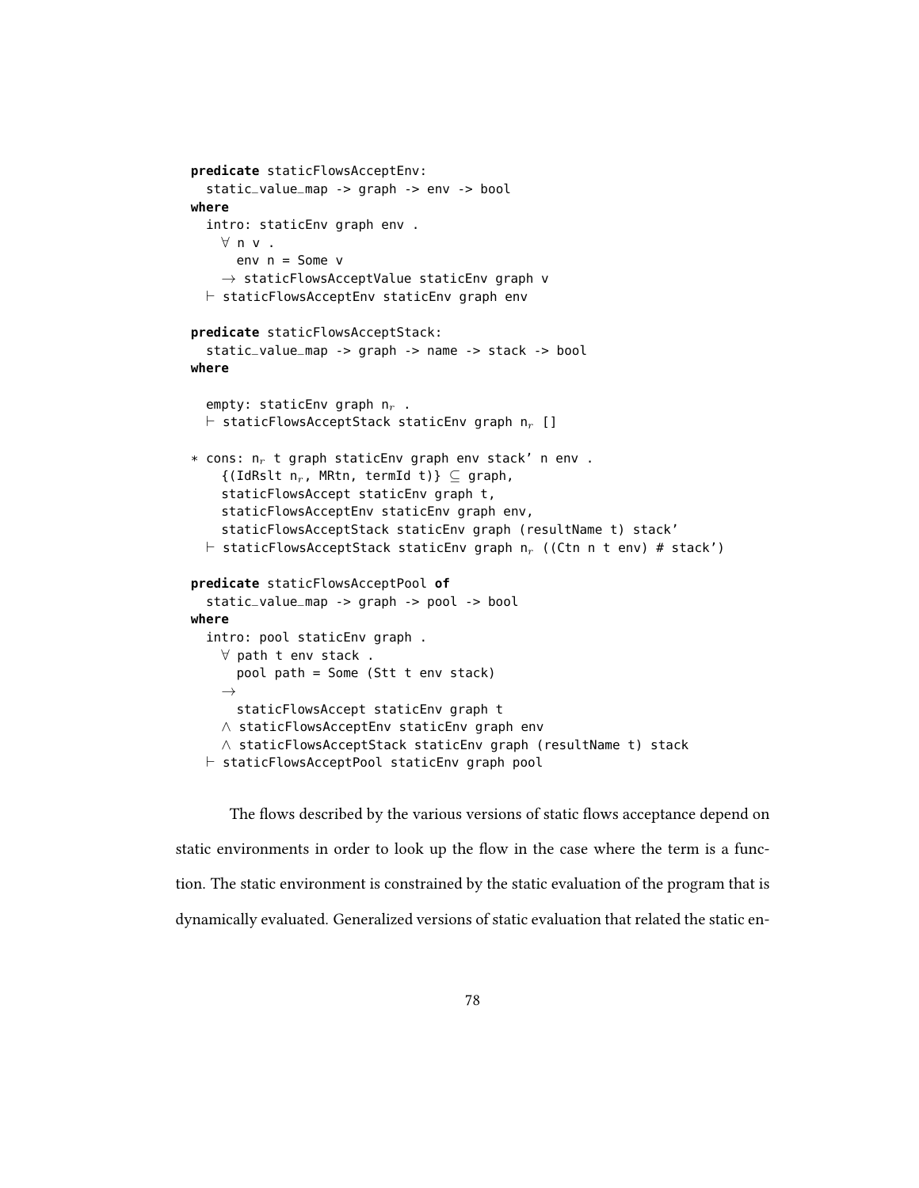```
predicate staticFlowsAcceptEnv:
  static_value_map -> graph -> env -> bool
where
  intro: staticEnv graph env .
    ∀ n v .
      env n = Some v
    → staticFlowsAcceptValue staticEnv graph v
  ⊢ staticFlowsAcceptEnv staticEnv graph env

predicate staticFlowsAcceptStack:
  static_value_map -> graph -> name -> stack -> bool
where

  empty: staticEnv graph n_r .
  ⊢ staticFlowsAcceptStack staticEnv graph n_r []

* cons: n_r t graph staticEnv graph env stack' n env .
    {(IdRslt n_r, MRtn, termId t)} ⊆ graph,
    staticFlowsAccept staticEnv graph t,
    staticFlowsAcceptEnv staticEnv graph env,
    staticFlowsAcceptStack staticEnv graph (resultName t) stack'
  ⊢ staticFlowsAcceptStack staticEnv graph n_r ((Ctn n t env) # stack')

predicate staticFlowsAcceptPool of
  static_value_map -> graph -> pool -> bool
where
  intro: pool staticEnv graph .
    ∀ path t env stack .
      pool path = Some (Stt t env stack)
    →
      staticFlowsAccept staticEnv graph t
    ∧ staticFlowsAcceptEnv staticEnv graph env
    ∧ staticFlowsAcceptStack staticEnv graph (resultName t) stack
  ⊢ staticFlowsAcceptPool staticEnv graph pool
```

The flows described by the various versions of static flows acceptance depend on static environments in order to look up the flow in the case where the term is a function. The static environment is constrained by the static evaluation of the program that is dynamically evaluated. Generalized versions of static evaluation that related the static en-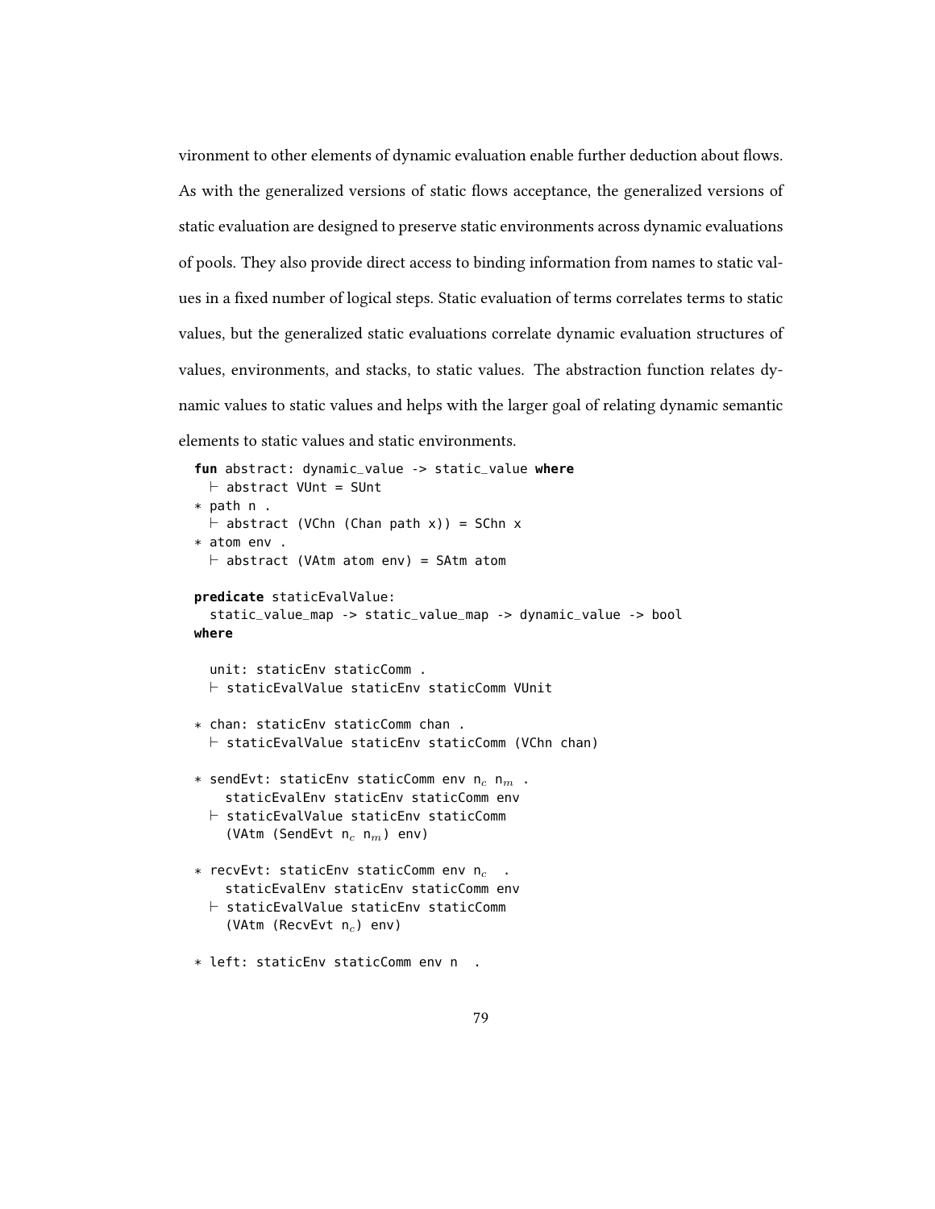vironment to other elements of dynamic evaluation enable further deduction about flows. As with the generalized versions of static flows acceptance, the generalized versions of static evaluation are designed to preserve static environments across dynamic evaluations of pools. They also provide direct access to binding information from names to static values in a fixed number of logical steps. Static evaluation of terms correlates terms to static values, but the generalized static evaluations correlate dynamic evaluation structures of values, environments, and stacks, to static values. The abstraction function relates dynamic values to static values and helps with the larger goal of relating dynamic semantic elements to static values and static environments.

```
fun abstract: dynamic_value -> static_value where
  ⊢ abstract VUnt = SUnt
* path n .
  ⊢ abstract (VChn (Chan path x)) = SChn x
* atom env .
  ⊢ abstract (VAtm atom env) = SAtm atom

predicate staticEvalValue:
  static_value_map -> static_value_map -> dynamic_value -> bool
where

  unit: staticEnv staticComm .
  ⊢ staticEvalValue staticEnv staticComm VUnit

* chan: staticEnv staticComm chan .
  ⊢ staticEvalValue staticEnv staticComm (VChn chan)

* sendEvt: staticEnv staticComm env n_c n_m .
    staticEvalEnv staticEnv staticComm env
  ⊢ staticEvalValue staticEnv staticComm
    (VAtm (SendEvt n_c n_m) env)

* recvEvt: staticEnv staticComm env n_c  .
    staticEvalEnv staticEnv staticComm env
  ⊢ staticEvalValue staticEnv staticComm
    (VAtm (RecvEvt n_c) env)

* left: staticEnv staticComm env n  .
```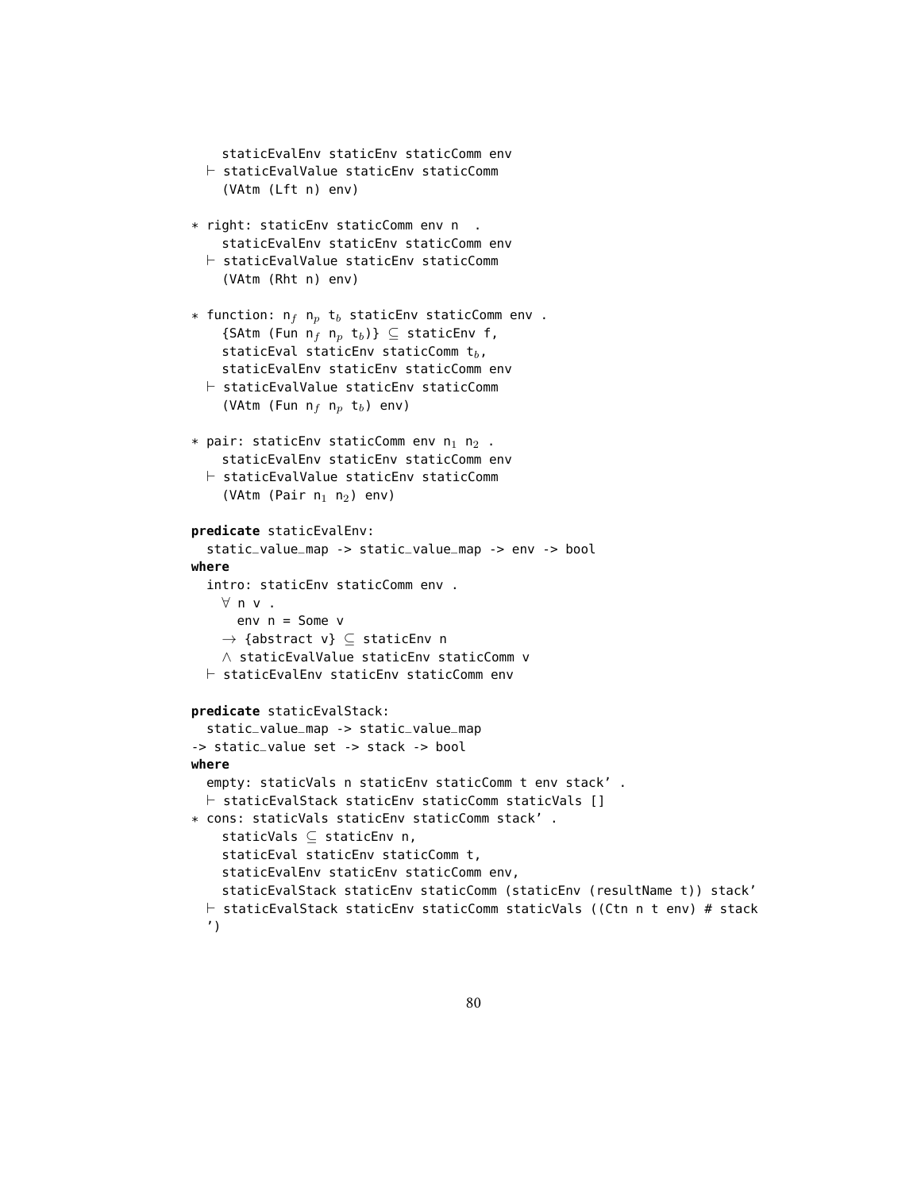```
    staticEvalEnv staticEnv staticComm env
  ⊢ staticEvalValue staticEnv staticComm
    (VAtm (Lft n) env)

* right: staticEnv staticComm env n  .
    staticEvalEnv staticEnv staticComm env
  ⊢ staticEvalValue staticEnv staticComm
    (VAtm (Rht n) env)

* function: n_f n_p t_b staticEnv staticComm env .
    {SAtm (Fun n_f n_p t_b)} ⊆ staticEnv f,
    staticEval staticEnv staticComm t_b,
    staticEvalEnv staticEnv staticComm env
  ⊢ staticEvalValue staticEnv staticComm
    (VAtm (Fun n_f n_p t_b) env)

* pair: staticEnv staticComm env n_1 n_2 .
    staticEvalEnv staticEnv staticComm env
  ⊢ staticEvalValue staticEnv staticComm
    (VAtm (Pair n_1 n_2) env)
```

```
predicate staticEvalEnv:
  static_value_map -> static_value_map -> env -> bool
where
  intro: staticEnv staticComm env .
    ∀ n v .
      env n = Some v
    → {abstract v} ⊆ staticEnv n
    ∧ staticEvalValue staticEnv staticComm v
  ⊢ staticEvalEnv staticEnv staticComm env
```

```
predicate staticEvalStack:
  static_value_map -> static_value_map
-> static_value set -> stack -> bool
where
  empty: staticVals n staticEnv staticComm t env stack' .
  ⊢ staticEvalStack staticEnv staticComm staticVals []
* cons: staticVals staticEnv staticComm stack' .
    staticVals ⊆ staticEnv n,
    staticEval staticEnv staticComm t,
    staticEvalEnv staticEnv staticComm env,
    staticEvalStack staticEnv staticComm (staticEnv (resultName t)) stack'
  ⊢ staticEvalStack staticEnv staticComm staticVals ((Ctn n t env) # stack
  ')
```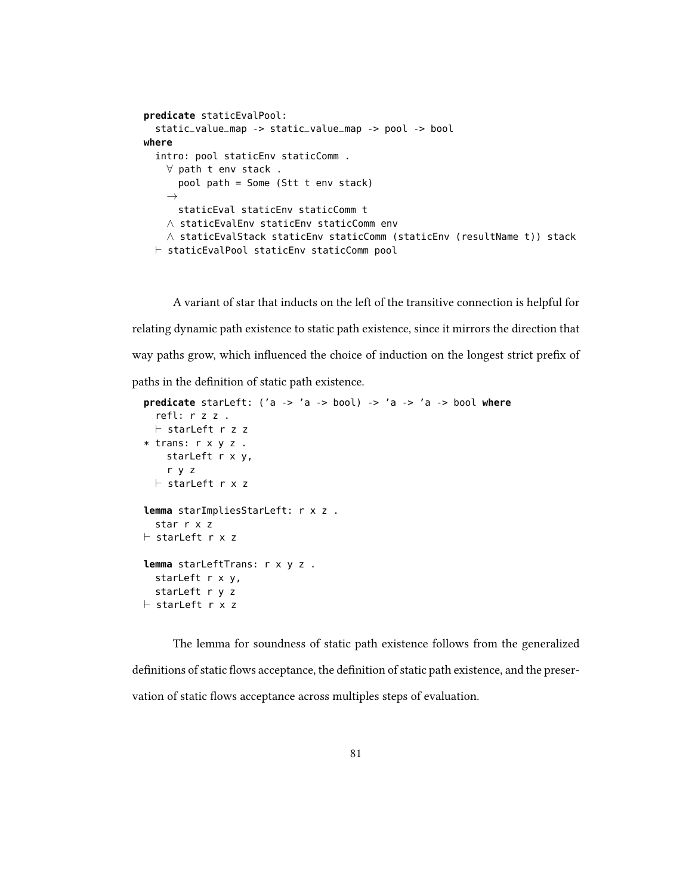```
predicate staticEvalPool:
  static_value_map -> static_value_map -> pool -> bool
where
  intro: pool staticEnv staticComm .
    ∀ path t env stack .
      pool path = Some (Stt t env stack)
    →
      staticEval staticEnv staticComm t
    ∧ staticEvalEnv staticEnv staticComm env
    ∧ staticEvalStack staticEnv staticComm (staticEnv (resultName t)) stack
  ⊢ staticEvalPool staticEnv staticComm pool
```

A variant of star that inducts on the left of the transitive connection is helpful for relating dynamic path existence to static path existence, since it mirrors the direction that way paths grow, which influenced the choice of induction on the longest strict prefix of paths in the definition of static path existence.

```
predicate starLeft: ('a -> 'a -> bool) -> 'a -> 'a -> bool where
  refl: r z z .
  ⊢ starLeft r z z
* trans: r x y z .
    starLeft r x y,
    r y z
  ⊢ starLeft r x z

lemma starImpliesStarLeft: r x z .
  star r x z
⊢ starLeft r x z

lemma starLeftTrans: r x y z .
  starLeft r x y,
  starLeft r y z
⊢ starLeft r x z
```

The lemma for soundness of static path existence follows from the generalized definitions of static flows acceptance, the definition of static path existence, and the preservation of static flows acceptance across multiples steps of evaluation.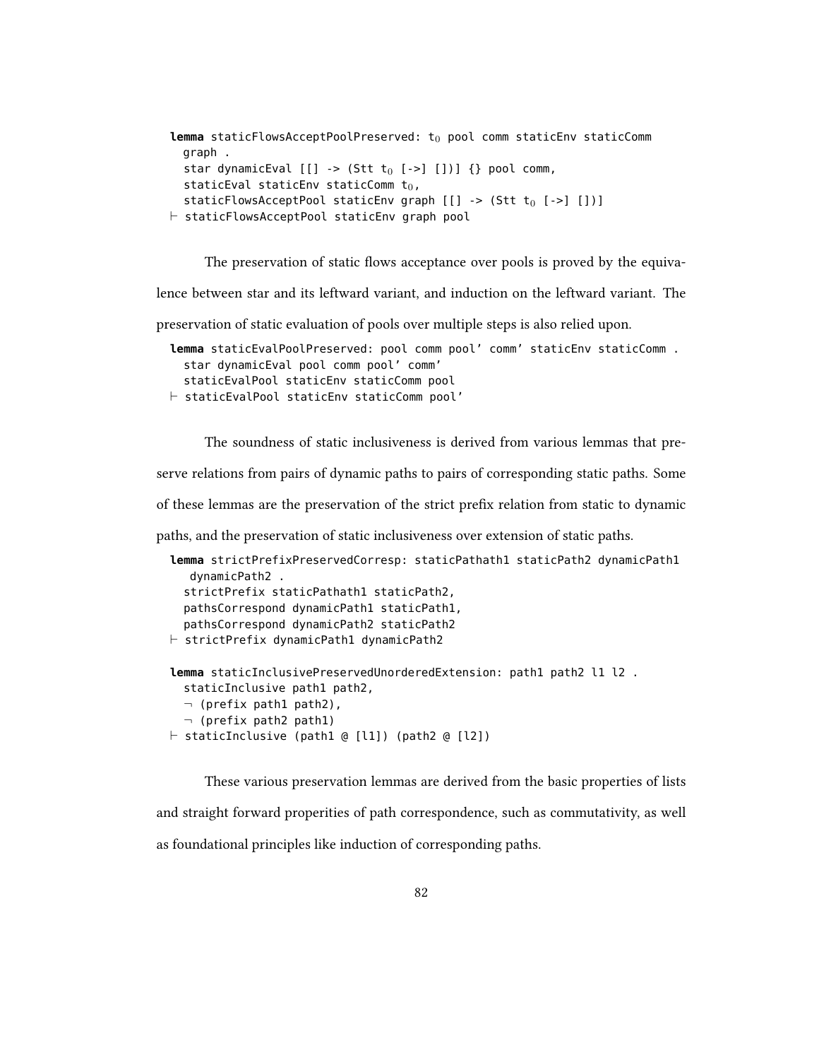```
lemma staticFlowsAcceptPoolPreserved: t₀ pool comm staticEnv staticComm
  graph .
  star dynamicEval [[] -> (Stt t₀ [->] [])] {} pool comm,
  staticEval staticEnv staticComm t₀,
  staticFlowsAcceptPool staticEnv graph [[] -> (Stt t₀ [->] [])]
⊢ staticFlowsAcceptPool staticEnv graph pool
```

The preservation of static flows acceptance over pools is proved by the equivalence between star and its leftward variant, and induction on the leftward variant. The preservation of static evaluation of pools over multiple steps is also relied upon.

```
lemma staticEvalPoolPreserved: pool comm pool' comm' staticEnv staticComm .
  star dynamicEval pool comm pool' comm'
  staticEvalPool staticEnv staticComm pool
⊢ staticEvalPool staticEnv staticComm pool'
```

The soundness of static inclusiveness is derived from various lemmas that preserve relations from pairs of dynamic paths to pairs of corresponding static paths. Some of these lemmas are the preservation of the strict prefix relation from static to dynamic paths, and the preservation of static inclusiveness over extension of static paths.

```
lemma strictPrefixPreservedCorresp: staticPathath1 staticPath2 dynamicPath1
   dynamicPath2 .
  strictPrefix staticPathath1 staticPath2,
  pathsCorrespond dynamicPath1 staticPath1,
  pathsCorrespond dynamicPath2 staticPath2
⊢ strictPrefix dynamicPath1 dynamicPath2

lemma staticInclusivePreservedUnorderedExtension: path1 path2 l1 l2 .
  staticInclusive path1 path2,
  ¬ (prefix path1 path2),
  ¬ (prefix path2 path1)
⊢ staticInclusive (path1 @ [l1]) (path2 @ [l2])
```

These various preservation lemmas are derived from the basic properties of lists and straight forward properities of path correspondence, such as commutativity, as well as foundational principles like induction of corresponding paths.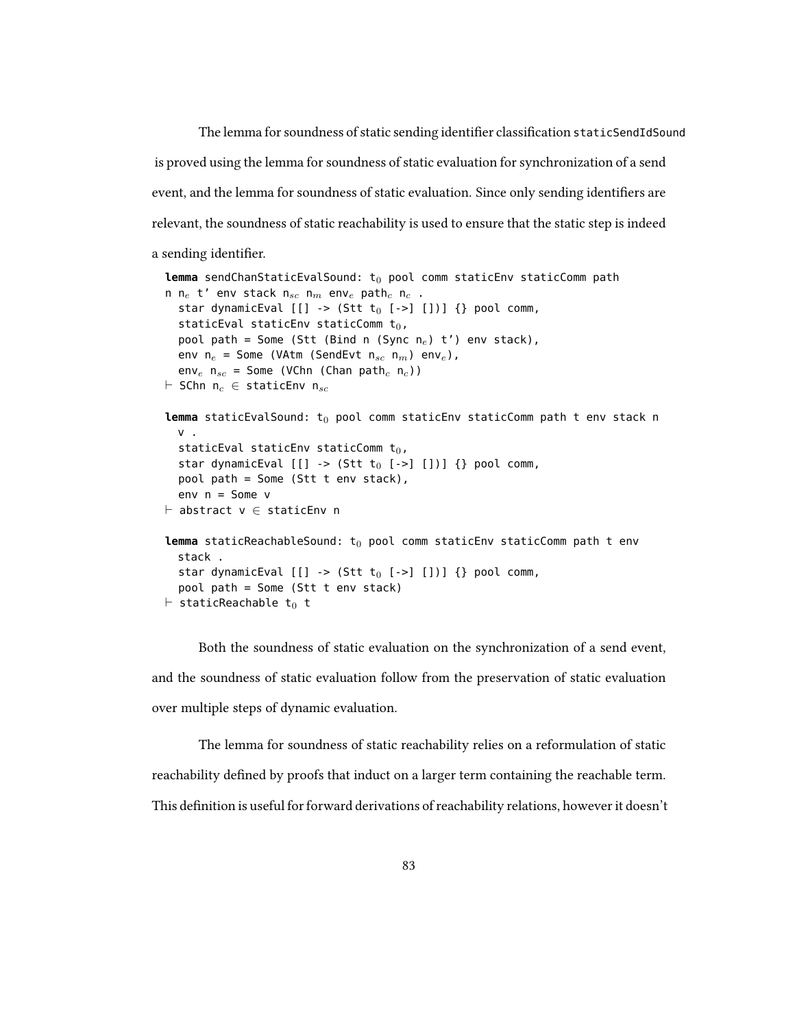The lemma for soundness of static sending identifier classification `staticSendIdSound` is proved using the lemma for soundness of static evaluation for synchronization of a send event, and the lemma for soundness of static evaluation. Since only sending identifiers are relevant, the soundness of static reachability is used to ensure that the static step is indeed a sending identifier.

```
lemma sendChanStaticEvalSound: t₀ pool comm staticEnv staticComm path
n nₑ t' env stack n_sc n_m envₑ path_c n_c .
  star dynamicEval [[] -> (Stt t₀ [->] [])] {} pool comm,
  staticEval staticEnv staticComm t₀,
  pool path = Some (Stt (Bind n (Sync nₑ) t') env stack),
  env nₑ = Some (VAtm (SendEvt n_sc n_m) envₑ),
  envₑ n_sc = Some (VChn (Chan path_c n_c))
⊢ SChn n_c ∈ staticEnv n_sc

lemma staticEvalSound: t₀ pool comm staticEnv staticComm path t env stack n
  v .
  staticEval staticEnv staticComm t₀,
  star dynamicEval [[] -> (Stt t₀ [->] [])] {} pool comm,
  pool path = Some (Stt t env stack),
  env n = Some v
⊢ abstract v ∈ staticEnv n

lemma staticReachableSound: t₀ pool comm staticEnv staticComm path t env
  stack .
  star dynamicEval [[] -> (Stt t₀ [->] [])] {} pool comm,
  pool path = Some (Stt t env stack)
⊢ staticReachable t₀ t
```

Both the soundness of static evaluation on the synchronization of a send event, and the soundness of static evaluation follow from the preservation of static evaluation over multiple steps of dynamic evaluation.

The lemma for soundness of static reachability relies on a reformulation of static reachability defined by proofs that induct on a larger term containing the reachable term. This definition is useful for forward derivations of reachability relations, however it doesn't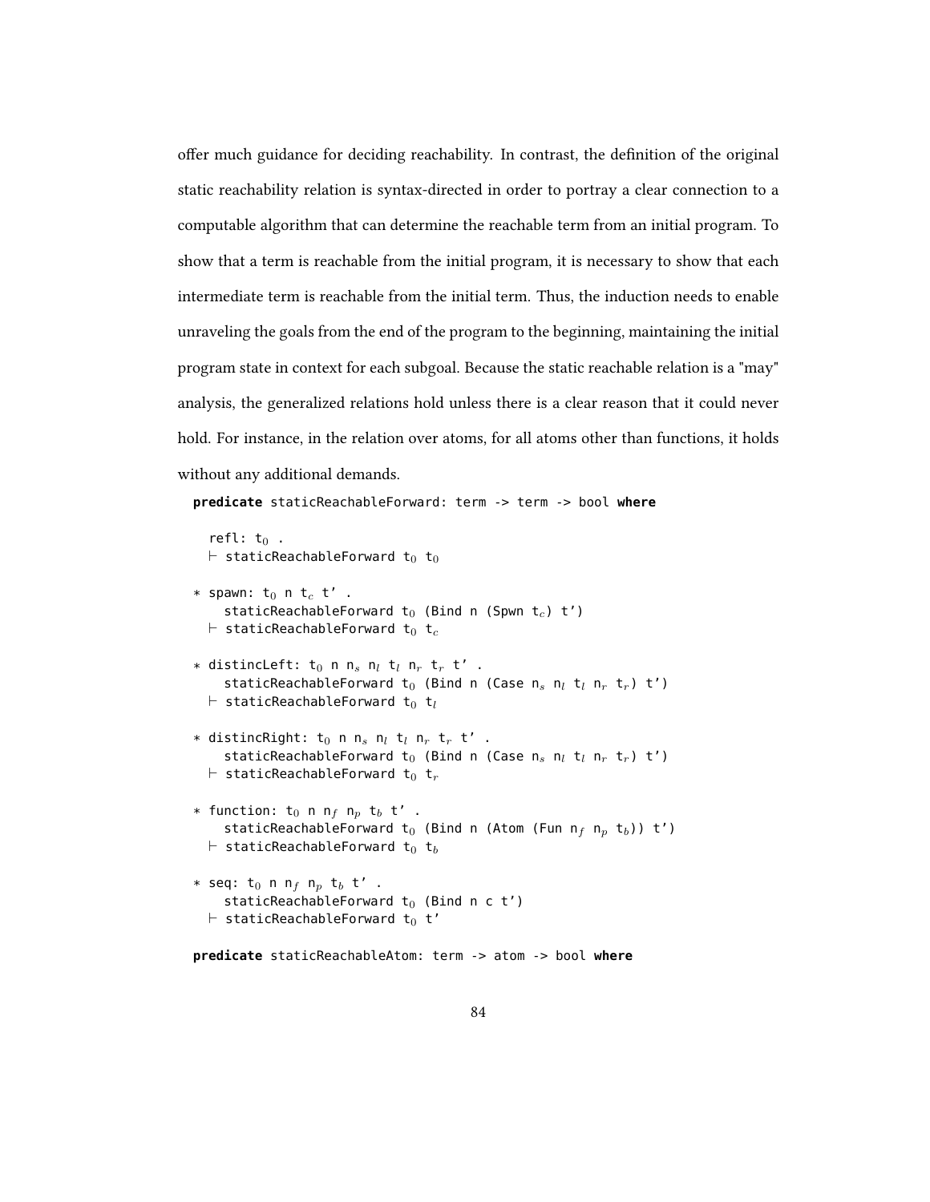offer much guidance for deciding reachability. In contrast, the definition of the original static reachability relation is syntax-directed in order to portray a clear connection to a computable algorithm that can determine the reachable term from an initial program. To show that a term is reachable from the initial program, it is necessary to show that each intermediate term is reachable from the initial term. Thus, the induction needs to enable unraveling the goals from the end of the program to the beginning, maintaining the initial program state in context for each subgoal. Because the static reachable relation is a "may" analysis, the generalized relations hold unless there is a clear reason that it could never hold. For instance, in the relation over atoms, for all atoms other than functions, it holds without any additional demands.

```
predicate staticReachableForward: term -> term -> bool where

  refl: t₀ .
  ⊢ staticReachableForward t₀ t₀

* spawn: t₀ n t_c t' .
    staticReachableForward t₀ (Bind n (Spwn t_c) t')
  ⊢ staticReachableForward t₀ t_c

* distincLeft: t₀ n n_s n_l t_l n_r t_r t' .
    staticReachableForward t₀ (Bind n (Case n_s n_l t_l n_r t_r) t')
  ⊢ staticReachableForward t₀ t_l

* distincRight: t₀ n n_s n_l t_l n_r t_r t' .
    staticReachableForward t₀ (Bind n (Case n_s n_l t_l n_r t_r) t')
  ⊢ staticReachableForward t₀ t_r

* function: t₀ n n_f n_p t_b t' .
    staticReachableForward t₀ (Bind n (Atom (Fun n_f n_p t_b)) t')
  ⊢ staticReachableForward t₀ t_b

* seq: t₀ n n_f n_p t_b t' .
    staticReachableForward t₀ (Bind n c t')
  ⊢ staticReachableForward t₀ t'

predicate staticReachableAtom: term -> atom -> bool where
```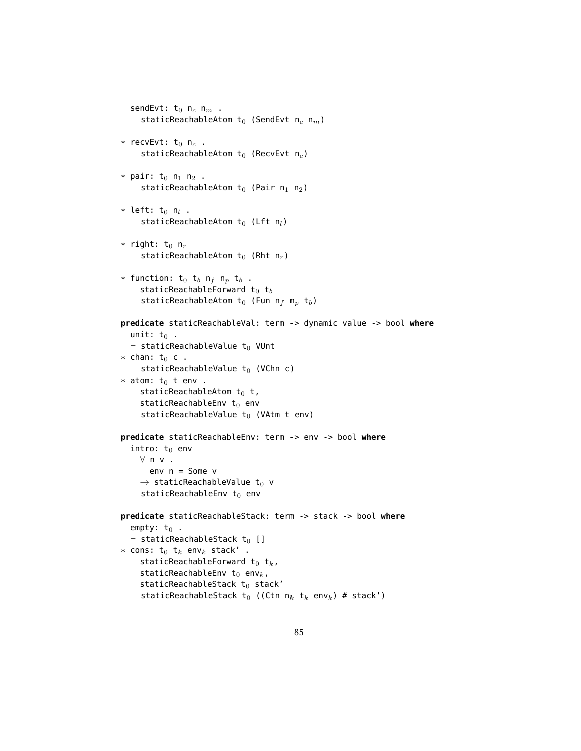```
  sendEvt: t₀ n_c n_m .
  ⊢ staticReachableAtom t₀ (SendEvt n_c n_m)

* recvEvt: t₀ n_c .
  ⊢ staticReachableAtom t₀ (RecvEvt n_c)

* pair: t₀ n₁ n₂ .
  ⊢ staticReachableAtom t₀ (Pair n₁ n₂)

* left: t₀ n_l .
  ⊢ staticReachableAtom t₀ (Lft n_l)

* right: t₀ n_r
  ⊢ staticReachableAtom t₀ (Rht n_r)

* function: t₀ t_b n_f n_p t_b .
    staticReachableForward t₀ t_b
  ⊢ staticReachableAtom t₀ (Fun n_f n_p t_b)

predicate staticReachableVal: term -> dynamic_value -> bool where
  unit: t₀ .
  ⊢ staticReachableValue t₀ VUnt
* chan: t₀ c .
  ⊢ staticReachableValue t₀ (VChn c)
* atom: t₀ t env .
    staticReachableAtom t₀ t,
    staticReachableEnv t₀ env
  ⊢ staticReachableValue t₀ (VAtm t env)

predicate staticReachableEnv: term -> env -> bool where
  intro: t₀ env
    ∀ n v .
      env n = Some v
    → staticReachableValue t₀ v
  ⊢ staticReachableEnv t₀ env

predicate staticReachableStack: term -> stack -> bool where
  empty: t₀ .
  ⊢ staticReachableStack t₀ []
* cons: t₀ t_k env_k stack' .
    staticReachableForward t₀ t_k,
    staticReachableEnv t₀ env_k,
    staticReachableStack t₀ stack'
  ⊢ staticReachableStack t₀ ((Ctn n_k t_k env_k) # stack')
```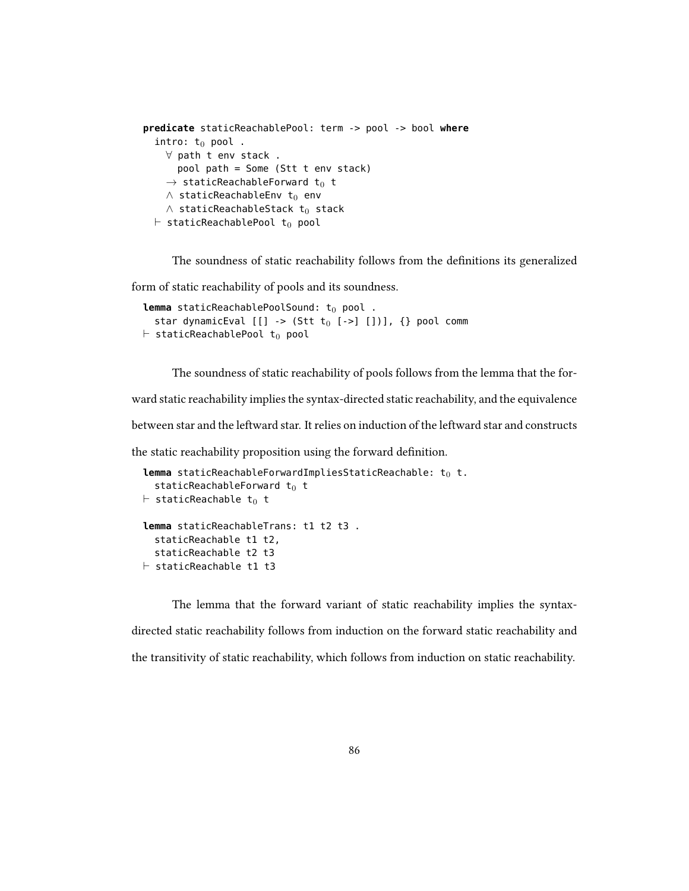```
predicate staticReachablePool: term -> pool -> bool where
  intro: t₀ pool .
    ∀ path t env stack .
      pool path = Some (Stt t env stack)
    → staticReachableForward t₀ t
    ∧ staticReachableEnv t₀ env
    ∧ staticReachableStack t₀ stack
  ⊢ staticReachablePool t₀ pool
```

The soundness of static reachability follows from the definitions its generalized form of static reachability of pools and its soundness.

```
lemma staticReachablePoolSound: t₀ pool .
  star dynamicEval [[] -> (Stt t₀ [->] [])], {} pool comm
⊢ staticReachablePool t₀ pool
```

The soundness of static reachability of pools follows from the lemma that the forward static reachability implies the syntax-directed static reachability, and the equivalence between star and the leftward star. It relies on induction of the leftward star and constructs the static reachability proposition using the forward definition.

```
lemma staticReachableForwardImpliesStaticReachable: t₀ t.
  staticReachableForward t₀ t
⊢ staticReachable t₀ t

lemma staticReachableTrans: t1 t2 t3 .
  staticReachable t1 t2,
  staticReachable t2 t3
⊢ staticReachable t1 t3
```

The lemma that the forward variant of static reachability implies the syntax-directed static reachability follows from induction on the forward static reachability and the transitivity of static reachability, which follows from induction on static reachability.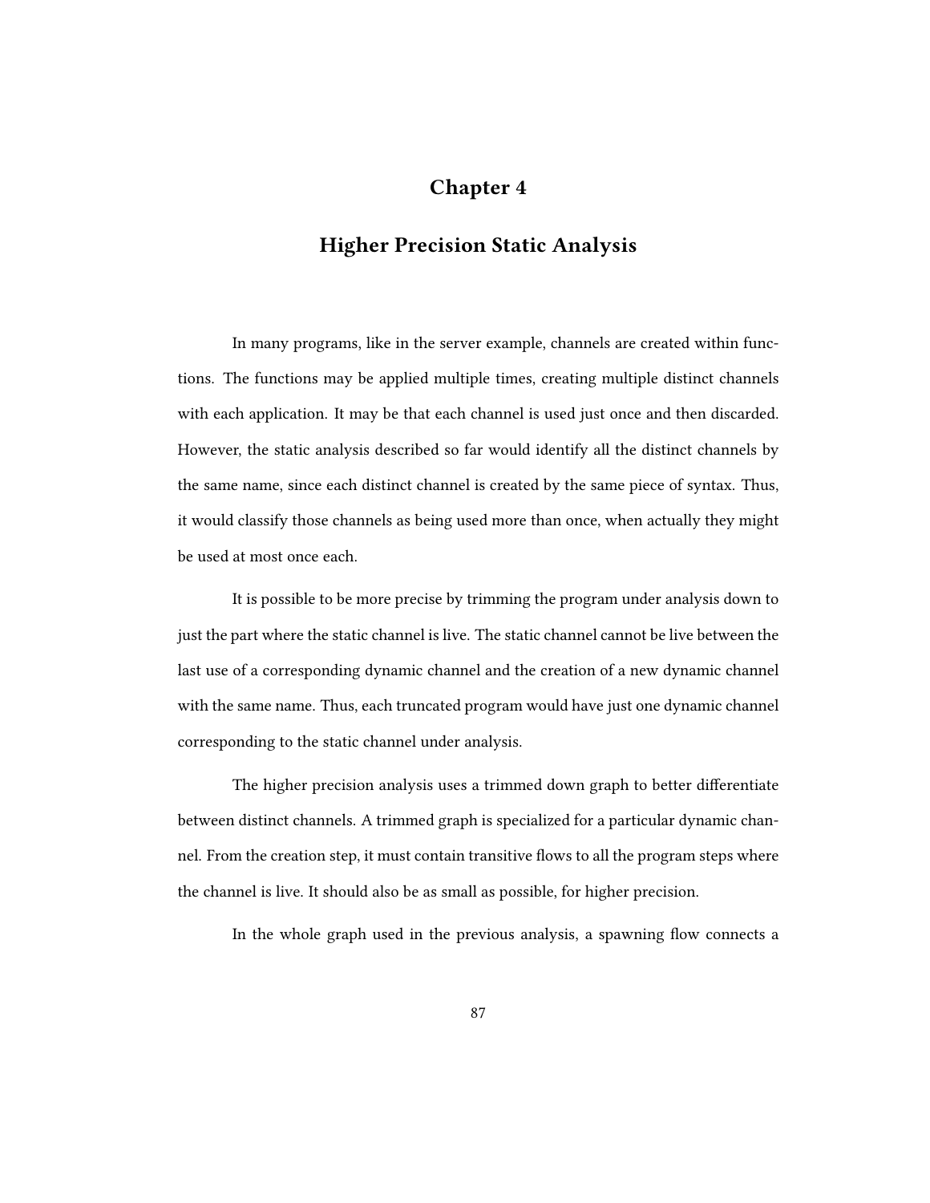# Chapter 4

## Higher Precision Static Analysis

In many programs, like in the server example, channels are created within functions. The functions may be applied multiple times, creating multiple distinct channels with each application. It may be that each channel is used just once and then discarded. However, the static analysis described so far would identify all the distinct channels by the same name, since each distinct channel is created by the same piece of syntax. Thus, it would classify those channels as being used more than once, when actually they might be used at most once each.

It is possible to be more precise by trimming the program under analysis down to just the part where the static channel is live. The static channel cannot be live between the last use of a corresponding dynamic channel and the creation of a new dynamic channel with the same name. Thus, each truncated program would have just one dynamic channel corresponding to the static channel under analysis.

The higher precision analysis uses a trimmed down graph to better differentiate between distinct channels. A trimmed graph is specialized for a particular dynamic channel. From the creation step, it must contain transitive flows to all the program steps where the channel is live. It should also be as small as possible, for higher precision.

In the whole graph used in the previous analysis, a spawning flow connects a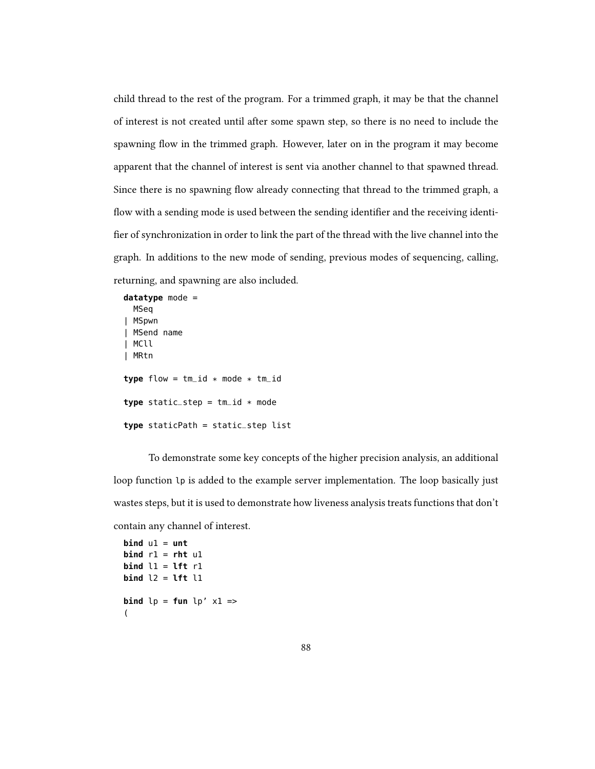child thread to the rest of the program. For a trimmed graph, it may be that the channel of interest is not created until after some spawn step, so there is no need to include the spawning flow in the trimmed graph. However, later on in the program it may become apparent that the channel of interest is sent via another channel to that spawned thread. Since there is no spawning flow already connecting that thread to the trimmed graph, a flow with a sending mode is used between the sending identifier and the receiving identifier of synchronization in order to link the part of the thread with the live channel into the graph. In additions to the new mode of sending, previous modes of sequencing, calling, returning, and spawning are also included.

```
datatype mode =
  MSeq
| MSpwn
| MSend name
| MCll
| MRtn

type flow = tm_id * mode * tm_id

type static_step = tm_id * mode

type staticPath = static_step list
```

To demonstrate some key concepts of the higher precision analysis, an additional loop function `lp` is added to the example server implementation. The loop basically just wastes steps, but it is used to demonstrate how liveness analysis treats functions that don't contain any channel of interest.

```
bind u1 = unt
bind r1 = rht u1
bind l1 = lft r1
bind l2 = lft l1

bind lp = fun lp' x1 =>
(
```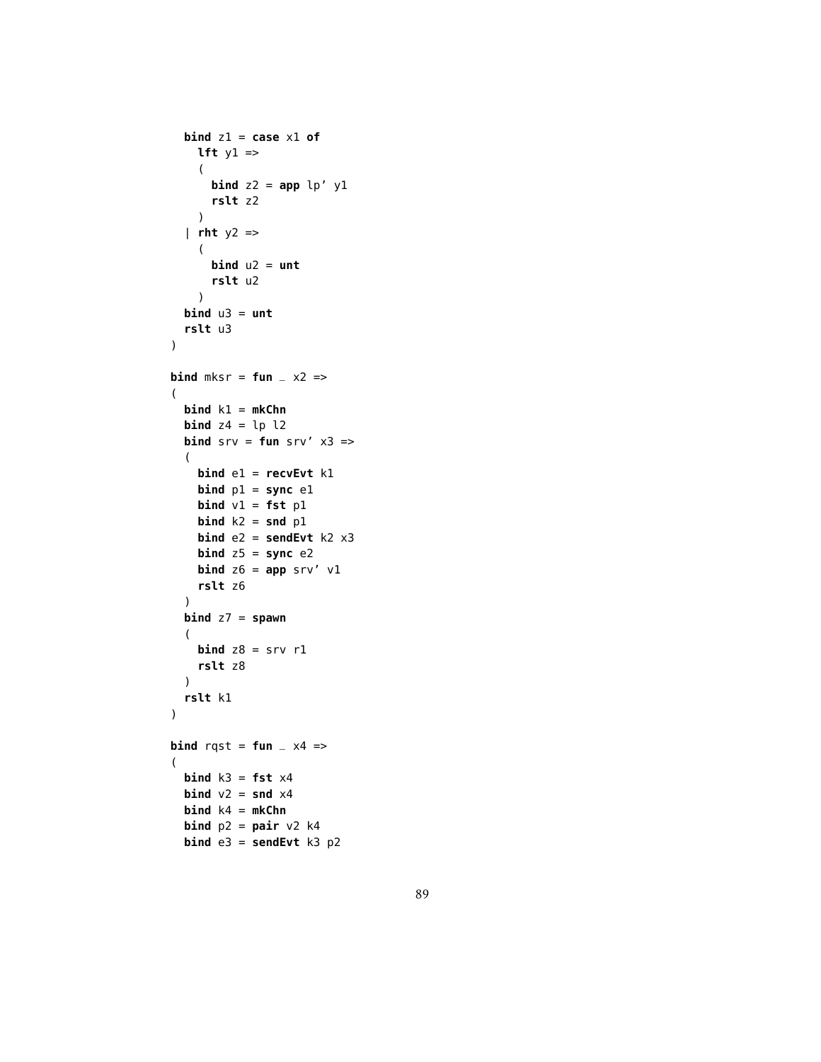```
  bind z1 = case x1 of
    lft y1 =>
    (
      bind z2 = app lp’ y1
      rslt z2
    )
  | rht y2 =>
    (
      bind u2 = unt
      rslt u2
    )
  bind u3 = unt
  rslt u3
)

bind mksr = fun _ x2 =>
(
  bind k1 = mkChn
  bind z4 = lp l2
  bind srv = fun srv’ x3 =>
  (
    bind e1 = recvEvt k1
    bind p1 = sync e1
    bind v1 = fst p1
    bind k2 = snd p1
    bind e2 = sendEvt k2 x3
    bind z5 = sync e2
    bind z6 = app srv’ v1
    rslt z6
  )
  bind z7 = spawn
  (
    bind z8 = srv r1
    rslt z8
  )
  rslt k1
)

bind rqst = fun _ x4 =>
(
  bind k3 = fst x4
  bind v2 = snd x4
  bind k4 = mkChn
  bind p2 = pair v2 k4
  bind e3 = sendEvt k3 p2
```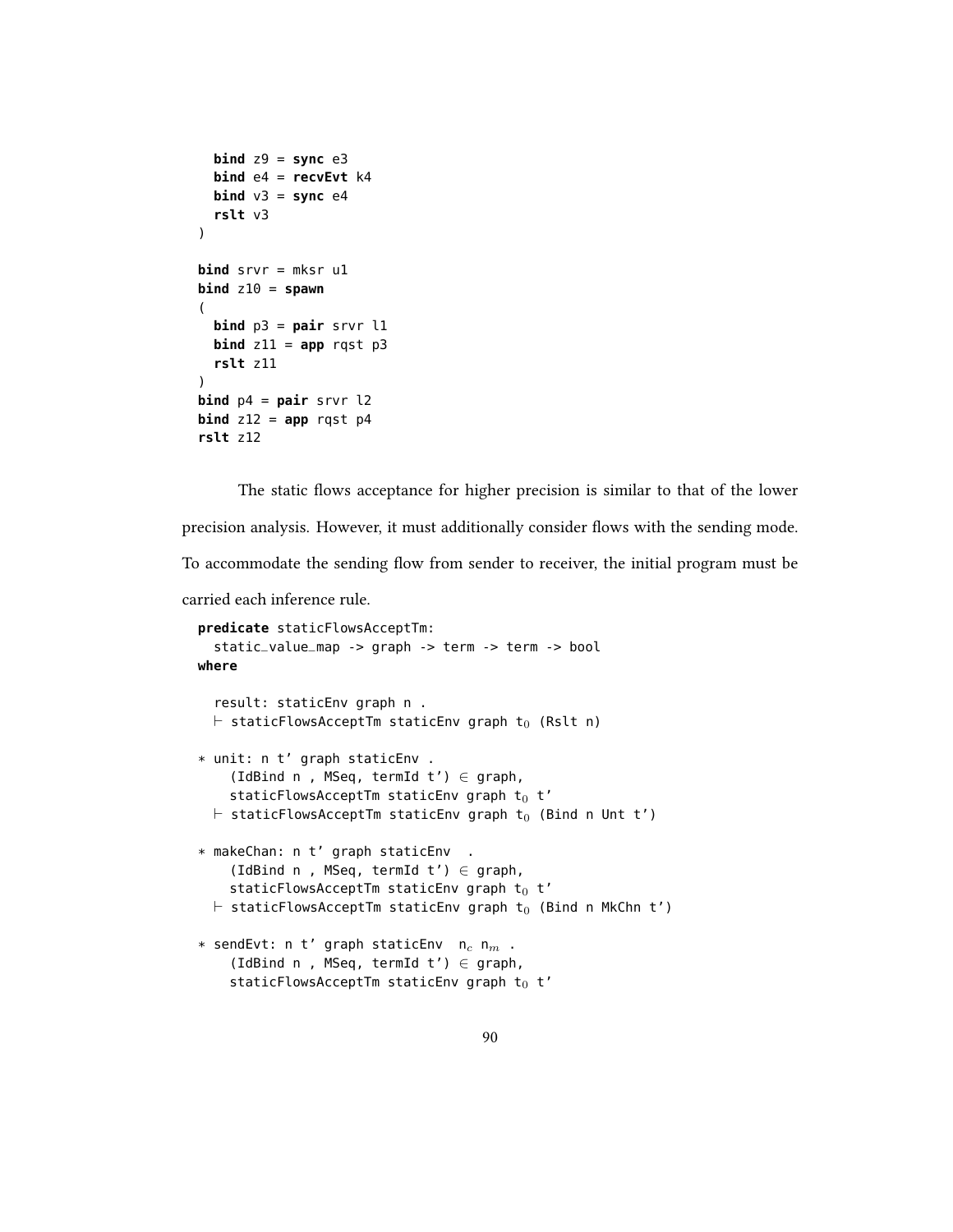```
  bind z9 = sync e3
  bind e4 = recvEvt k4
  bind v3 = sync e4
  rslt v3
)

bind srvr = mksr u1
bind z10 = spawn
(
  bind p3 = pair srvr l1
  bind z11 = app rqst p3
  rslt z11
)
bind p4 = pair srvr l2
bind z12 = app rqst p4
rslt z12
```

The static flows acceptance for higher precision is similar to that of the lower precision analysis. However, it must additionally consider flows with the sending mode. To accommodate the sending flow from sender to receiver, the initial program must be carried each inference rule.

```
predicate staticFlowsAcceptTm:
  static_value_map -> graph -> term -> term -> bool
where

  result: staticEnv graph n .
  ⊢ staticFlowsAcceptTm staticEnv graph t₀ (Rslt n)

* unit: n t' graph staticEnv .
    (IdBind n , MSeq, termId t') ∈ graph,
    staticFlowsAcceptTm staticEnv graph t₀ t'
  ⊢ staticFlowsAcceptTm staticEnv graph t₀ (Bind n Unt t')

* makeChan: n t' graph staticEnv  .
    (IdBind n , MSeq, termId t') ∈ graph,
    staticFlowsAcceptTm staticEnv graph t₀ t'
  ⊢ staticFlowsAcceptTm staticEnv graph t₀ (Bind n MkChn t')

* sendEvt: n t' graph staticEnv  n_c n_m .
    (IdBind n , MSeq, termId t') ∈ graph,
    staticFlowsAcceptTm staticEnv graph t₀ t'
```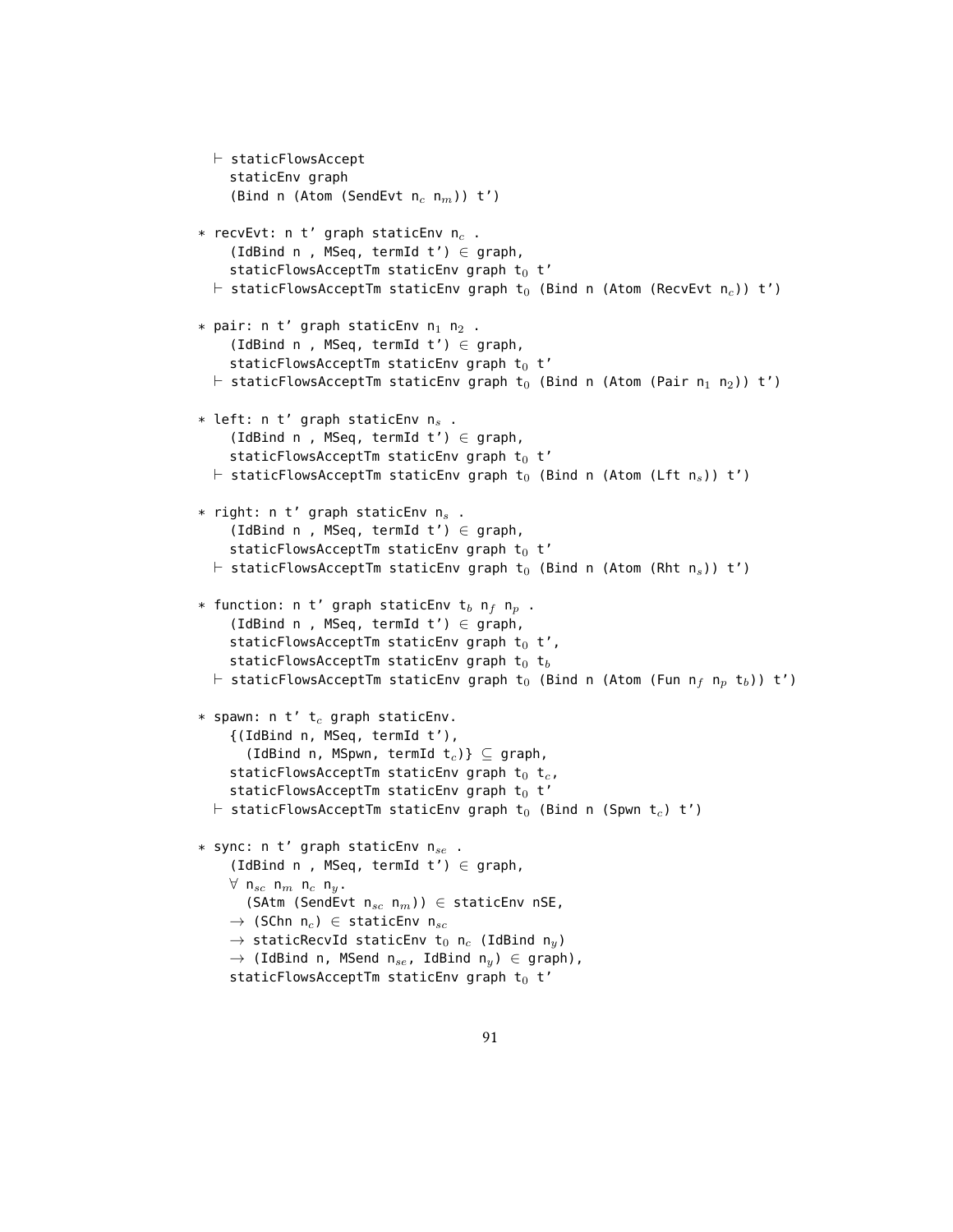```
  ⊢ staticFlowsAccept
    staticEnv graph
    (Bind n (Atom (SendEvt n_c n_m)) t')

* recvEvt: n t' graph staticEnv n_c .
    (IdBind n , MSeq, termId t') ∈ graph,
    staticFlowsAcceptTm staticEnv graph t_0 t'
  ⊢ staticFlowsAcceptTm staticEnv graph t_0 (Bind n (Atom (RecvEvt n_c)) t')

* pair: n t' graph staticEnv n_1 n_2 .
    (IdBind n , MSeq, termId t') ∈ graph,
    staticFlowsAcceptTm staticEnv graph t_0 t'
  ⊢ staticFlowsAcceptTm staticEnv graph t_0 (Bind n (Atom (Pair n_1 n_2)) t')

* left: n t' graph staticEnv n_s .
    (IdBind n , MSeq, termId t') ∈ graph,
    staticFlowsAcceptTm staticEnv graph t_0 t'
  ⊢ staticFlowsAcceptTm staticEnv graph t_0 (Bind n (Atom (Lft n_s)) t')

* right: n t' graph staticEnv n_s .
    (IdBind n , MSeq, termId t') ∈ graph,
    staticFlowsAcceptTm staticEnv graph t_0 t'
  ⊢ staticFlowsAcceptTm staticEnv graph t_0 (Bind n (Atom (Rht n_s)) t')

* function: n t' graph staticEnv t_b n_f n_p .
    (IdBind n , MSeq, termId t') ∈ graph,
    staticFlowsAcceptTm staticEnv graph t_0 t',
    staticFlowsAcceptTm staticEnv graph t_0 t_b
  ⊢ staticFlowsAcceptTm staticEnv graph t_0 (Bind n (Atom (Fun n_f n_p t_b)) t')

* spawn: n t' t_c graph staticEnv.
    {(IdBind n, MSeq, termId t'),
      (IdBind n, MSpwn, termId t_c)} ⊆ graph,
    staticFlowsAcceptTm staticEnv graph t_0 t_c,
    staticFlowsAcceptTm staticEnv graph t_0 t'
  ⊢ staticFlowsAcceptTm staticEnv graph t_0 (Bind n (Spwn t_c) t')

* sync: n t' graph staticEnv n_se .
    (IdBind n , MSeq, termId t') ∈ graph,
    ∀ n_sc n_m n_c n_y.
      (SAtm (SendEvt n_sc n_m)) ∈ staticEnv nSE,
    → (SChn n_c) ∈ staticEnv n_sc
    → staticRecvId staticEnv t_0 n_c (IdBind n_y)
    → (IdBind n, MSend n_se, IdBind n_y) ∈ graph),
    staticFlowsAcceptTm staticEnv graph t_0 t'
```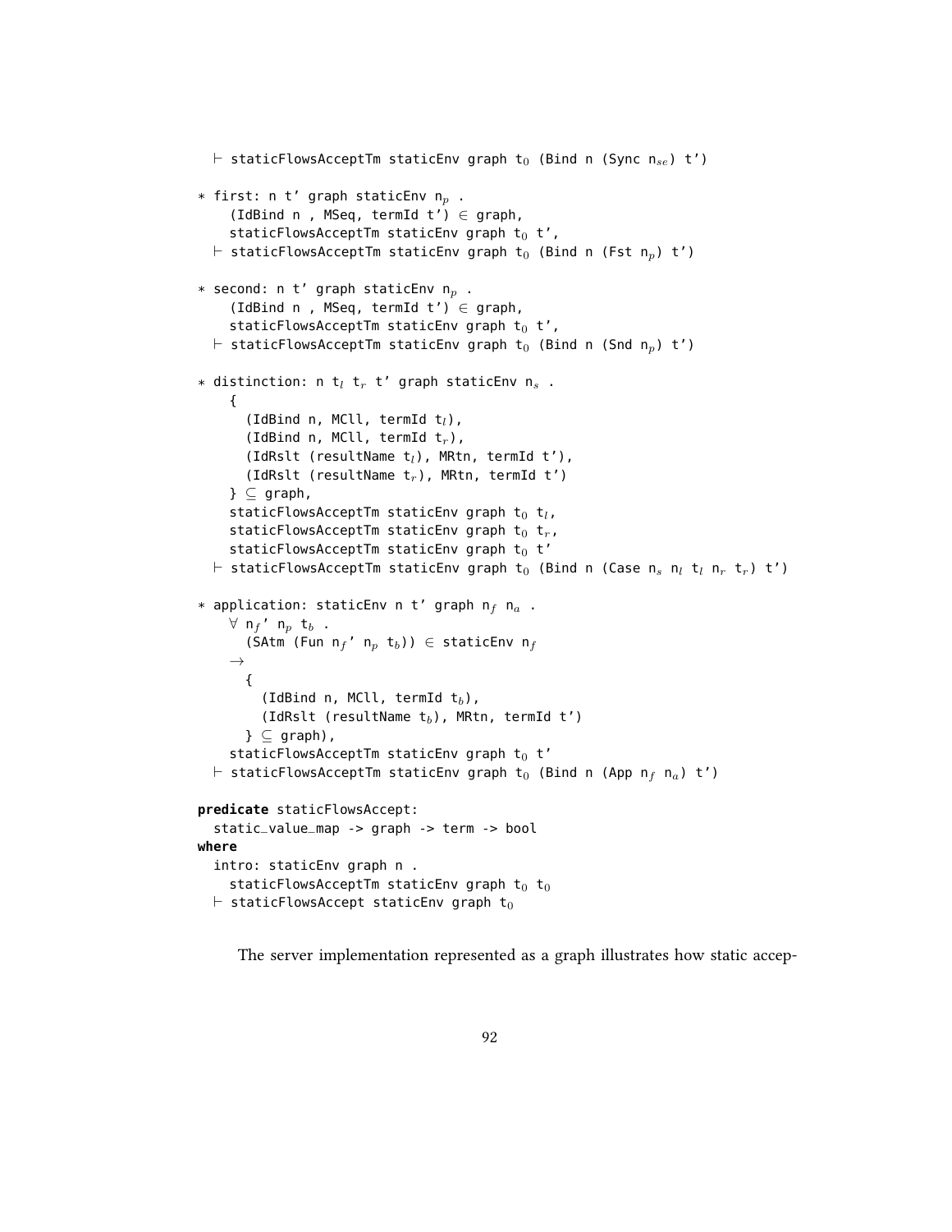```
  ⊢ staticFlowsAcceptTm staticEnv graph t₀ (Bind n (Sync n_se) t')

* first: n t' graph staticEnv n_p .
    (IdBind n , MSeq, termId t') ∈ graph,
    staticFlowsAcceptTm staticEnv graph t₀ t',
  ⊢ staticFlowsAcceptTm staticEnv graph t₀ (Bind n (Fst n_p) t')

* second: n t' graph staticEnv n_p .
    (IdBind n , MSeq, termId t') ∈ graph,
    staticFlowsAcceptTm staticEnv graph t₀ t',
  ⊢ staticFlowsAcceptTm staticEnv graph t₀ (Bind n (Snd n_p) t')

* distinction: n t_l t_r t' graph staticEnv n_s .
    {
      (IdBind n, MCll, termId t_l),
      (IdBind n, MCll, termId t_r),
      (IdRslt (resultName t_l), MRtn, termId t'),
      (IdRslt (resultName t_r), MRtn, termId t')
    } ⊆ graph,
    staticFlowsAcceptTm staticEnv graph t₀ t_l,
    staticFlowsAcceptTm staticEnv graph t₀ t_r,
    staticFlowsAcceptTm staticEnv graph t₀ t'
  ⊢ staticFlowsAcceptTm staticEnv graph t₀ (Bind n (Case n_s n_l t_l n_r t_r) t')

* application: staticEnv n t' graph n_f n_a .
    ∀ n_f' n_p t_b .
      (SAtm (Fun n_f' n_p t_b)) ∈ staticEnv n_f
    →
      {
        (IdBind n, MCll, termId t_b),
        (IdRslt (resultName t_b), MRtn, termId t')
      } ⊆ graph),
    staticFlowsAcceptTm staticEnv graph t₀ t'
  ⊢ staticFlowsAcceptTm staticEnv graph t₀ (Bind n (App n_f n_a) t')

predicate staticFlowsAccept:
  static_value_map -> graph -> term -> bool
where
  intro: staticEnv graph n .
    staticFlowsAcceptTm staticEnv graph t₀ t₀
  ⊢ staticFlowsAccept staticEnv graph t₀
```

The server implementation represented as a graph illustrates how static accep-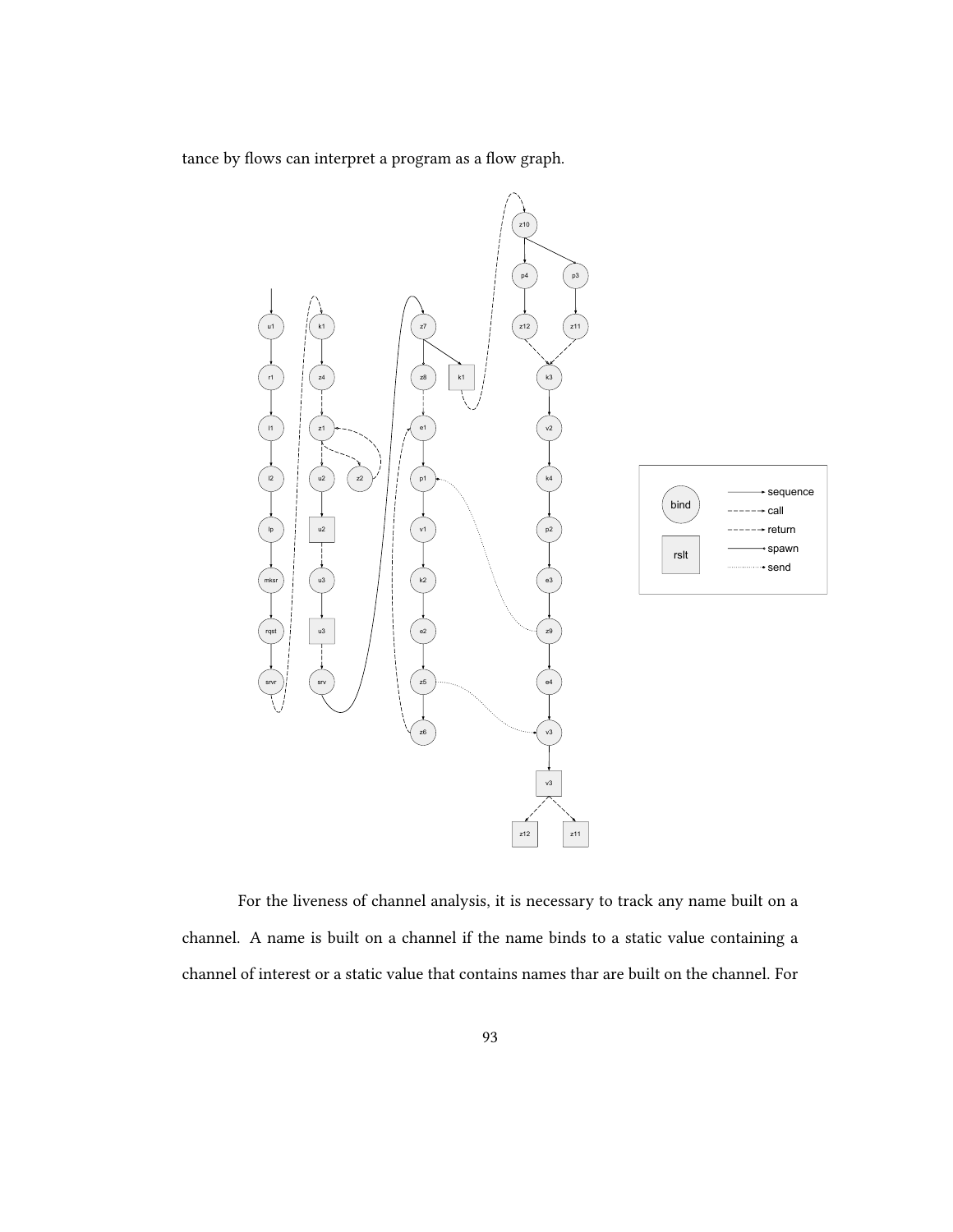tance by flows can interpret a program as a flow graph.

For the liveness of channel analysis, it is necessary to track any name built on a channel. A name is built on a channel if the name binds to a static value containing a channel of interest or a static value that contains names thar are built on the channel. For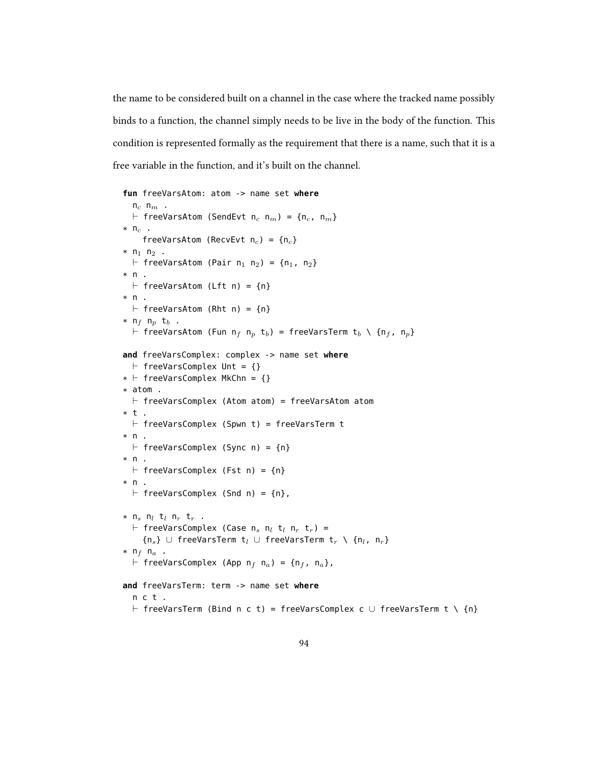the name to be considered built on a channel in the case where the tracked name possibly binds to a function, the channel simply needs to be live in the body of the function. This condition is represented formally as the requirement that there is a name, such that it is a free variable in the function, and it's built on the channel.

```
fun freeVarsAtom: atom -> name set where
  n_c n_m .
  ⊢ freeVarsAtom (SendEvt n_c n_m) = {n_c, n_m}
∗ n_c .
    freeVarsAtom (RecvEvt n_c) = {n_c}
∗ n_1 n_2 .
  ⊢ freeVarsAtom (Pair n_1 n_2) = {n_1, n_2}
∗ n .
  ⊢ freeVarsAtom (Lft n) = {n}
∗ n .
  ⊢ freeVarsAtom (Rht n) = {n}
∗ n_f n_p t_b .
  ⊢ freeVarsAtom (Fun n_f n_p t_b) = freeVarsTerm t_b \ {n_f, n_p}

and freeVarsComplex: complex -> name set where
  ⊢ freeVarsComplex Unt = {}
∗ ⊢ freeVarsComplex MkChn = {}
∗ atom .
  ⊢ freeVarsComplex (Atom atom) = freeVarsAtom atom
∗ t .
  ⊢ freeVarsComplex (Spwn t) = freeVarsTerm t
∗ n .
  ⊢ freeVarsComplex (Sync n) = {n}
∗ n .
  ⊢ freeVarsComplex (Fst n) = {n}
∗ n .
  ⊢ freeVarsComplex (Snd n) = {n},

∗ n_s n_l t_l n_r t_r .
  ⊢ freeVarsComplex (Case n_s n_l t_l n_r t_r) =
    {n_s} ∪ freeVarsTerm t_l ∪ freeVarsTerm t_r \ {n_l, n_r}
∗ n_f n_a .
  ⊢ freeVarsComplex (App n_f n_a) = {n_f, n_a},

and freeVarsTerm: term -> name set where
  n c t .
  ⊢ freeVarsTerm (Bind n c t) = freeVarsComplex c ∪ freeVarsTerm t \ {n}
```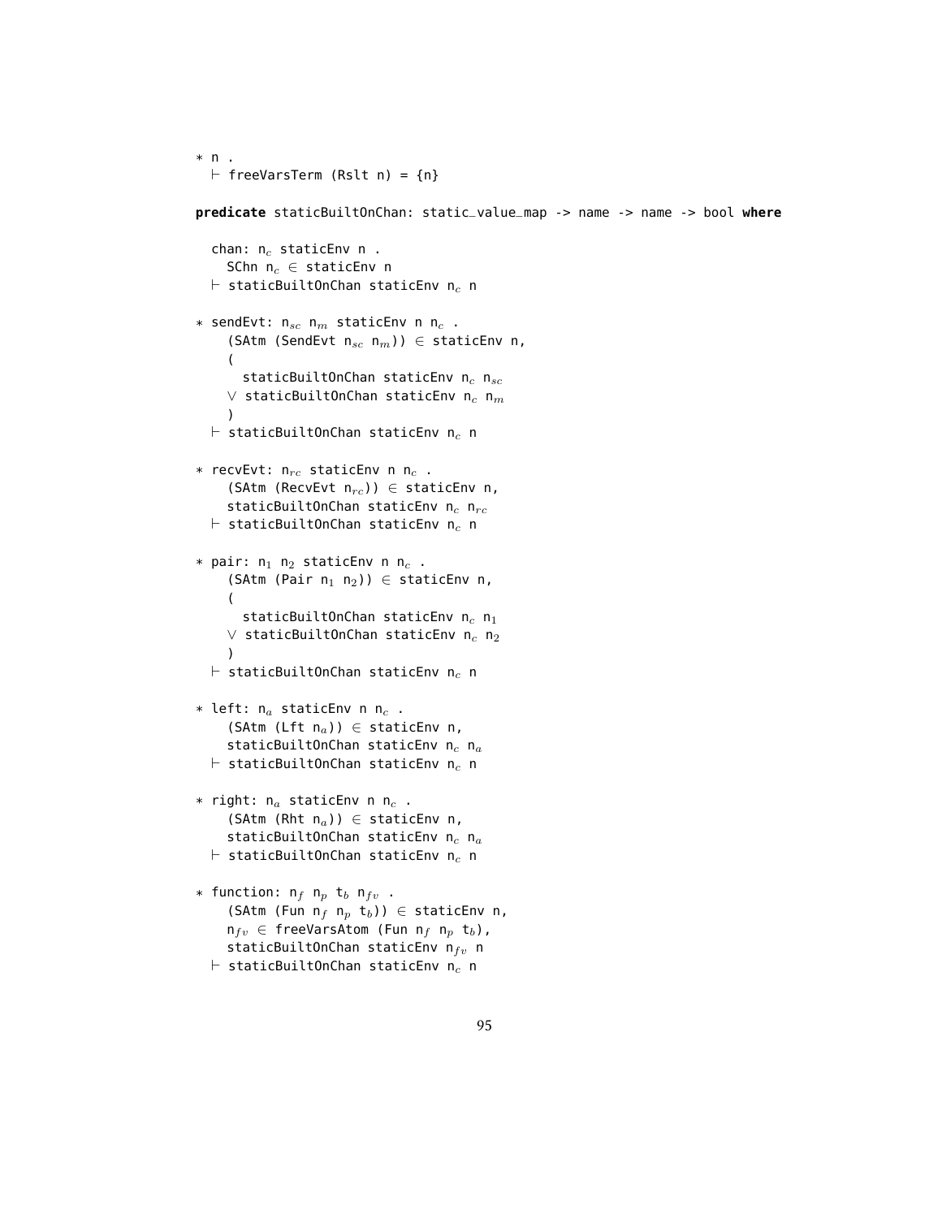```
* n .
  ⊢ freeVarsTerm (Rslt n) = {n}

predicate staticBuiltOnChan: static_value_map -> name -> name -> bool where

  chan: n_c staticEnv n .
    SChn n_c ∈ staticEnv n
  ⊢ staticBuiltOnChan staticEnv n_c n

* sendEvt: n_sc n_m staticEnv n n_c .
    (SAtm (SendEvt n_sc n_m)) ∈ staticEnv n,
    (
      staticBuiltOnChan staticEnv n_c n_sc
    ∨ staticBuiltOnChan staticEnv n_c n_m
    )
  ⊢ staticBuiltOnChan staticEnv n_c n

* recvEvt: n_rc staticEnv n n_c .
    (SAtm (RecvEvt n_rc)) ∈ staticEnv n,
    staticBuiltOnChan staticEnv n_c n_rc
  ⊢ staticBuiltOnChan staticEnv n_c n

* pair: n_1 n_2 staticEnv n n_c .
    (SAtm (Pair n_1 n_2)) ∈ staticEnv n,
    (
      staticBuiltOnChan staticEnv n_c n_1
    ∨ staticBuiltOnChan staticEnv n_c n_2
    )
  ⊢ staticBuiltOnChan staticEnv n_c n

* left: n_a staticEnv n n_c .
    (SAtm (Lft n_a)) ∈ staticEnv n,
    staticBuiltOnChan staticEnv n_c n_a
  ⊢ staticBuiltOnChan staticEnv n_c n

* right: n_a staticEnv n n_c .
    (SAtm (Rht n_a)) ∈ staticEnv n,
    staticBuiltOnChan staticEnv n_c n_a
  ⊢ staticBuiltOnChan staticEnv n_c n

* function: n_f n_p t_b n_fv .
    (SAtm (Fun n_f n_p t_b)) ∈ staticEnv n,
    n_fv ∈ freeVarsAtom (Fun n_f n_p t_b),
    staticBuiltOnChan staticEnv n_fv n
  ⊢ staticBuiltOnChan staticEnv n_c n
```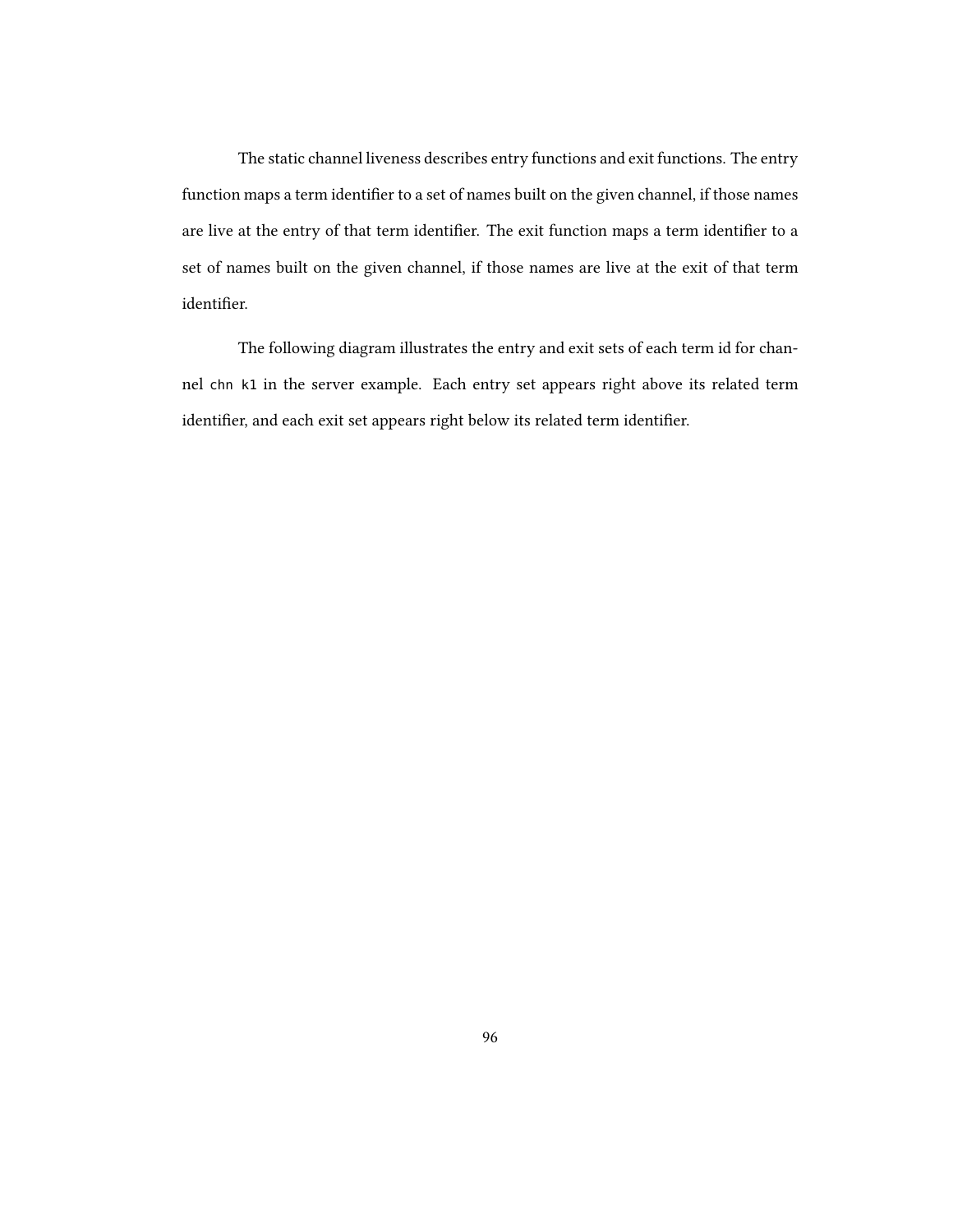The static channel liveness describes entry functions and exit functions. The entry function maps a term identifier to a set of names built on the given channel, if those names are live at the entry of that term identifier. The exit function maps a term identifier to a set of names built on the given channel, if those names are live at the exit of that term identifier.

The following diagram illustrates the entry and exit sets of each term id for channel `chn k1` in the server example. Each entry set appears right above its related term identifier, and each exit set appears right below its related term identifier.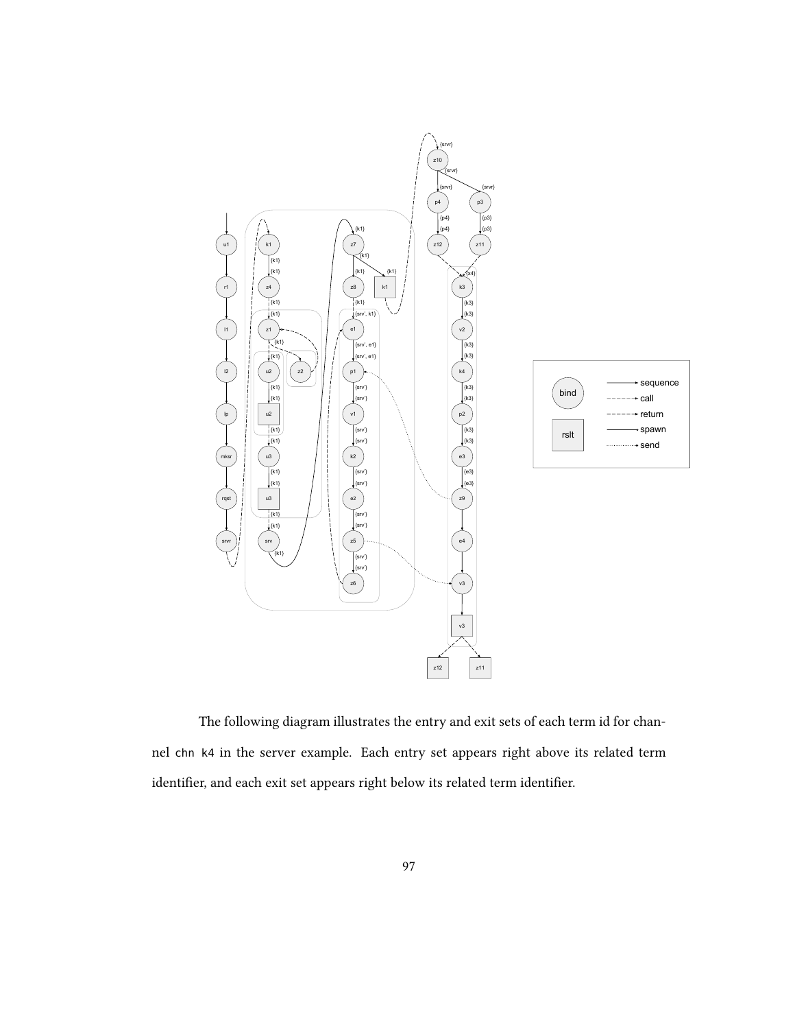The following diagram illustrates the entry and exit sets of each term id for channel `chn k4` in the server example. Each entry set appears right above its related term identifier, and each exit set appears right below its related term identifier.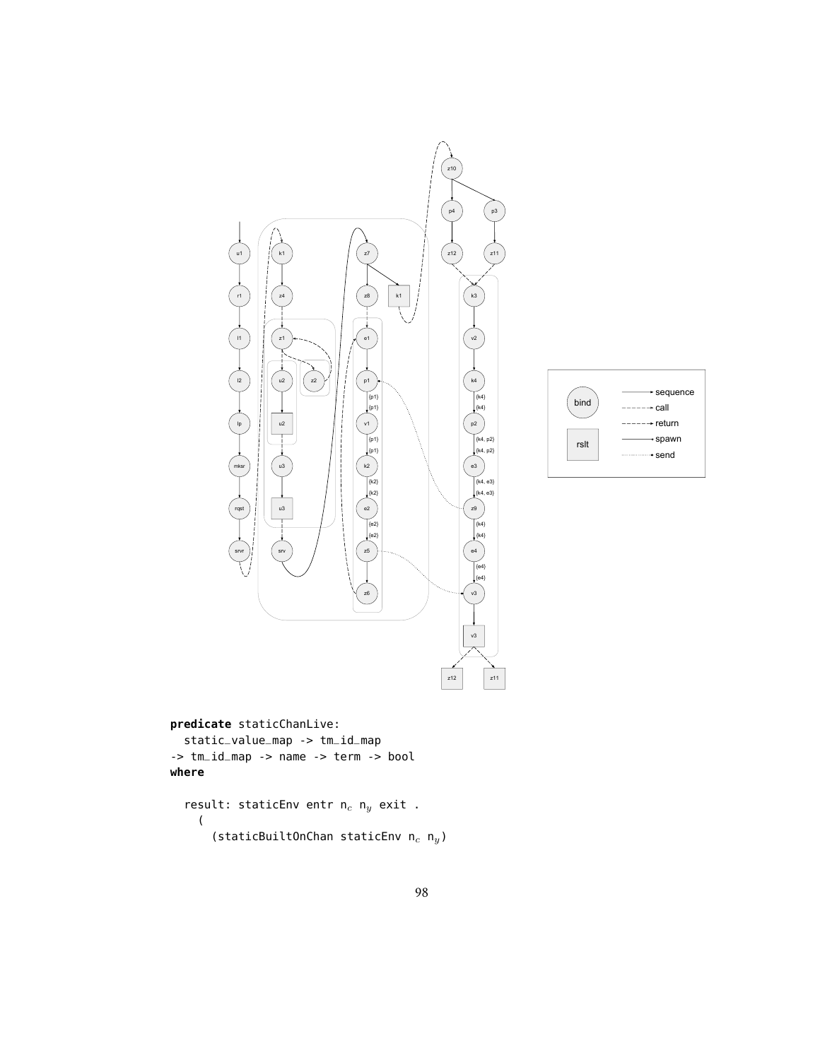```
predicate staticChanLive:
  static_value_map -> tm_id_map
-> tm_id_map -> name -> term -> bool
where

  result: staticEnv entr n_c n_y exit .
    (
      (staticBuiltOnChan staticEnv n_c n_y)
```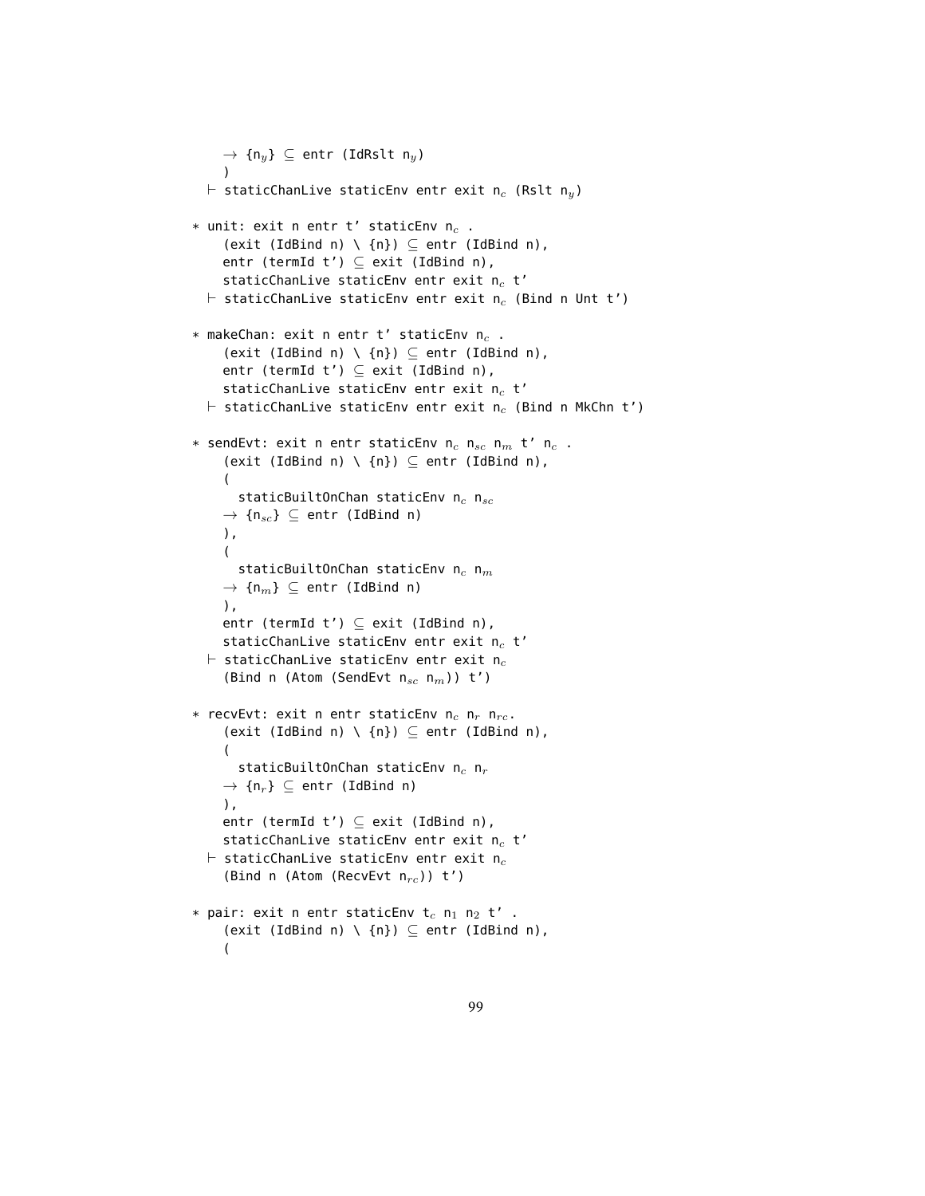```
    → {n_y} ⊆ entr (IdRslt n_y)
    )
  ⊢ staticChanLive staticEnv entr exit n_c (Rslt n_y)

* unit: exit n entr t' staticEnv n_c .
    (exit (IdBind n) \ {n}) ⊆ entr (IdBind n),
    entr (termId t') ⊆ exit (IdBind n),
    staticChanLive staticEnv entr exit n_c t'
  ⊢ staticChanLive staticEnv entr exit n_c (Bind n Unt t')

* makeChan: exit n entr t' staticEnv n_c .
    (exit (IdBind n) \ {n}) ⊆ entr (IdBind n),
    entr (termId t') ⊆ exit (IdBind n),
    staticChanLive staticEnv entr exit n_c t'
  ⊢ staticChanLive staticEnv entr exit n_c (Bind n MkChn t')

* sendEvt: exit n entr staticEnv n_c n_sc n_m t' n_c .
    (exit (IdBind n) \ {n}) ⊆ entr (IdBind n),
    (
      staticBuiltOnChan staticEnv n_c n_sc
    → {n_sc} ⊆ entr (IdBind n)
    ),
    (
      staticBuiltOnChan staticEnv n_c n_m
    → {n_m} ⊆ entr (IdBind n)
    ),
    entr (termId t') ⊆ exit (IdBind n),
    staticChanLive staticEnv entr exit n_c t'
  ⊢ staticChanLive staticEnv entr exit n_c
    (Bind n (Atom (SendEvt n_sc n_m)) t')

* recvEvt: exit n entr staticEnv n_c n_r n_rc.
    (exit (IdBind n) \ {n}) ⊆ entr (IdBind n),
    (
      staticBuiltOnChan staticEnv n_c n_r
    → {n_r} ⊆ entr (IdBind n)
    ),
    entr (termId t') ⊆ exit (IdBind n),
    staticChanLive staticEnv entr exit n_c t'
  ⊢ staticChanLive staticEnv entr exit n_c
    (Bind n (Atom (RecvEvt n_rc)) t')

* pair: exit n entr staticEnv t_c n_1 n_2 t' .
    (exit (IdBind n) \ {n}) ⊆ entr (IdBind n),
    (
```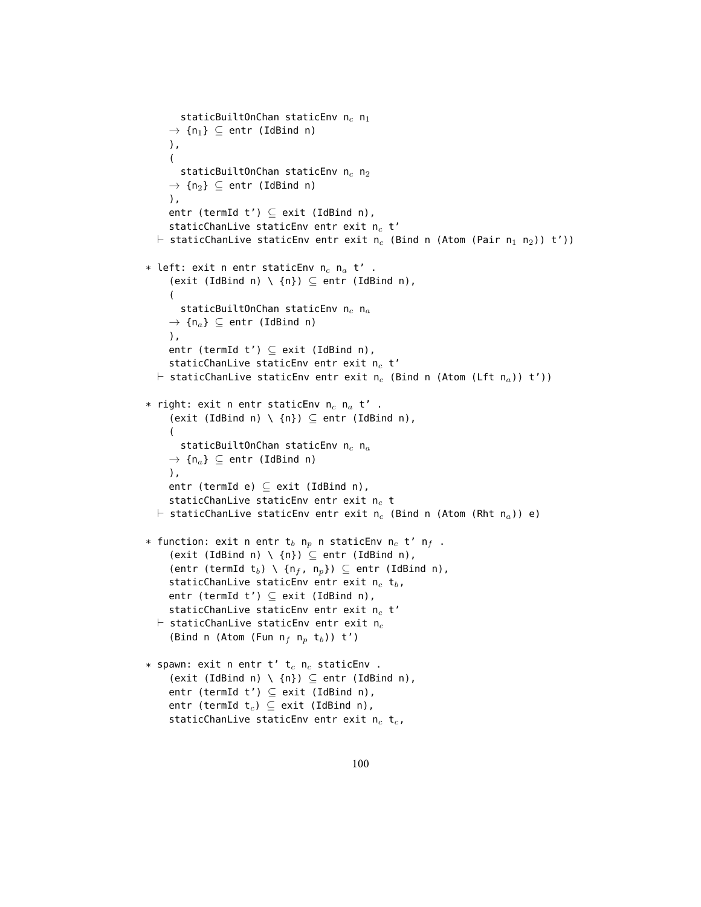```
      staticBuiltOnChan staticEnv n_c n_1
    → {n_1} ⊆ entr (IdBind n)
    ),
    (
      staticBuiltOnChan staticEnv n_c n_2
    → {n_2} ⊆ entr (IdBind n)
    ),
    entr (termId t') ⊆ exit (IdBind n),
    staticChanLive staticEnv entr exit n_c t'
  ⊢ staticChanLive staticEnv entr exit n_c (Bind n (Atom (Pair n_1 n_2)) t'))

* left: exit n entr staticEnv n_c n_a t' .
    (exit (IdBind n) \ {n}) ⊆ entr (IdBind n),
    (
      staticBuiltOnChan staticEnv n_c n_a
    → {n_a} ⊆ entr (IdBind n)
    ),
    entr (termId t') ⊆ exit (IdBind n),
    staticChanLive staticEnv entr exit n_c t'
  ⊢ staticChanLive staticEnv entr exit n_c (Bind n (Atom (Lft n_a)) t'))

* right: exit n entr staticEnv n_c n_a t' .
    (exit (IdBind n) \ {n}) ⊆ entr (IdBind n),
    (
      staticBuiltOnChan staticEnv n_c n_a
    → {n_a} ⊆ entr (IdBind n)
    ),
    entr (termId e) ⊆ exit (IdBind n),
    staticChanLive staticEnv entr exit n_c t
  ⊢ staticChanLive staticEnv entr exit n_c (Bind n (Atom (Rht n_a)) e)

* function: exit n entr t_b n_p n staticEnv n_c t' n_f .
    (exit (IdBind n) \ {n}) ⊆ entr (IdBind n),
    (entr (termId t_b) \ {n_f, n_p}) ⊆ entr (IdBind n),
    staticChanLive staticEnv entr exit n_c t_b,
    entr (termId t') ⊆ exit (IdBind n),
    staticChanLive staticEnv entr exit n_c t'
  ⊢ staticChanLive staticEnv entr exit n_c
    (Bind n (Atom (Fun n_f n_p t_b)) t')

* spawn: exit n entr t' t_c n_c staticEnv .
    (exit (IdBind n) \ {n}) ⊆ entr (IdBind n),
    entr (termId t') ⊆ exit (IdBind n),
    entr (termId t_c) ⊆ exit (IdBind n),
    staticChanLive staticEnv entr exit n_c t_c,
```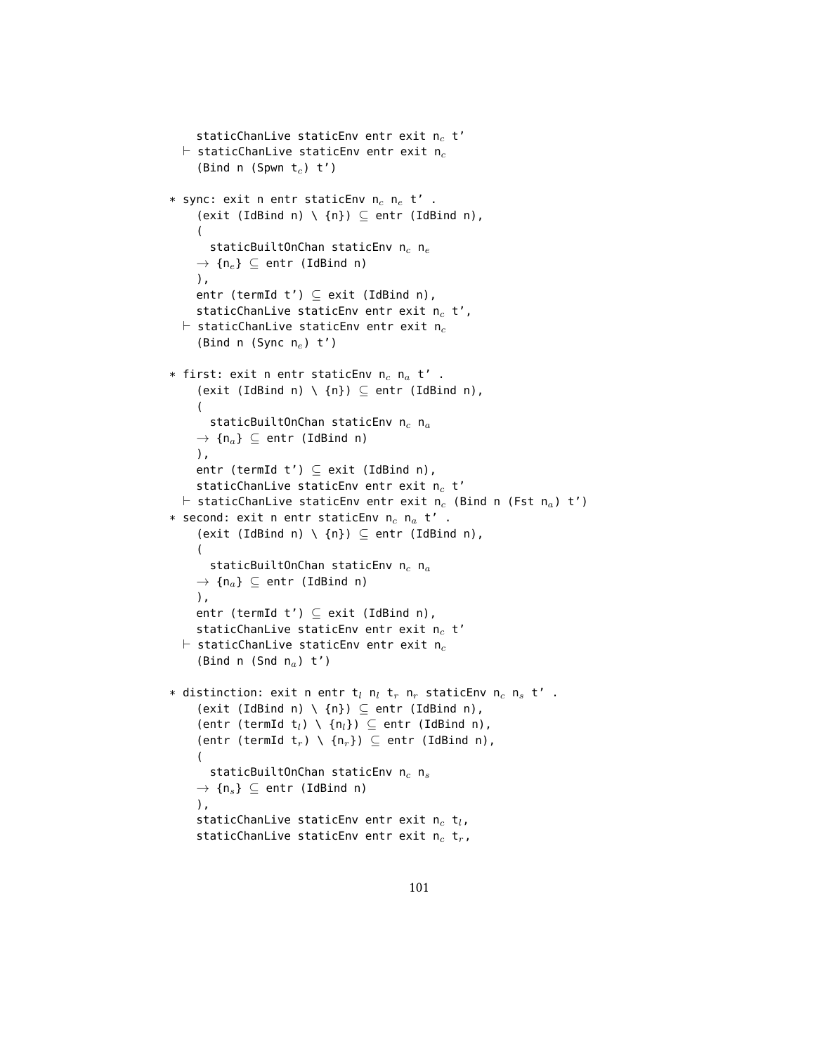```
    staticChanLive staticEnv entr exit n_c t'
  ⊢ staticChanLive staticEnv entr exit n_c
    (Bind n (Spwn t_c) t')

* sync: exit n entr staticEnv n_c n_e t' .
    (exit (IdBind n) \ {n}) ⊆ entr (IdBind n),
    (
      staticBuiltOnChan staticEnv n_c n_e
    → {n_e} ⊆ entr (IdBind n)
    ),
    entr (termId t') ⊆ exit (IdBind n),
    staticChanLive staticEnv entr exit n_c t',
  ⊢ staticChanLive staticEnv entr exit n_c
    (Bind n (Sync n_e) t')

* first: exit n entr staticEnv n_c n_a t' .
    (exit (IdBind n) \ {n}) ⊆ entr (IdBind n),
    (
      staticBuiltOnChan staticEnv n_c n_a
    → {n_a} ⊆ entr (IdBind n)
    ),
    entr (termId t') ⊆ exit (IdBind n),
    staticChanLive staticEnv entr exit n_c t'
  ⊢ staticChanLive staticEnv entr exit n_c (Bind n (Fst n_a) t')
* second: exit n entr staticEnv n_c n_a t' .
    (exit (IdBind n) \ {n}) ⊆ entr (IdBind n),
    (
      staticBuiltOnChan staticEnv n_c n_a
    → {n_a} ⊆ entr (IdBind n)
    ),
    entr (termId t') ⊆ exit (IdBind n),
    staticChanLive staticEnv entr exit n_c t'
  ⊢ staticChanLive staticEnv entr exit n_c
    (Bind n (Snd n_a) t')

* distinction: exit n entr t_l n_l t_r n_r staticEnv n_c n_s t' .
    (exit (IdBind n) \ {n}) ⊆ entr (IdBind n),
    (entr (termId t_l) \ {n_l}) ⊆ entr (IdBind n),
    (entr (termId t_r) \ {n_r}) ⊆ entr (IdBind n),
    (
      staticBuiltOnChan staticEnv n_c n_s
    → {n_s} ⊆ entr (IdBind n)
    ),
    staticChanLive staticEnv entr exit n_c t_l,
    staticChanLive staticEnv entr exit n_c t_r,
```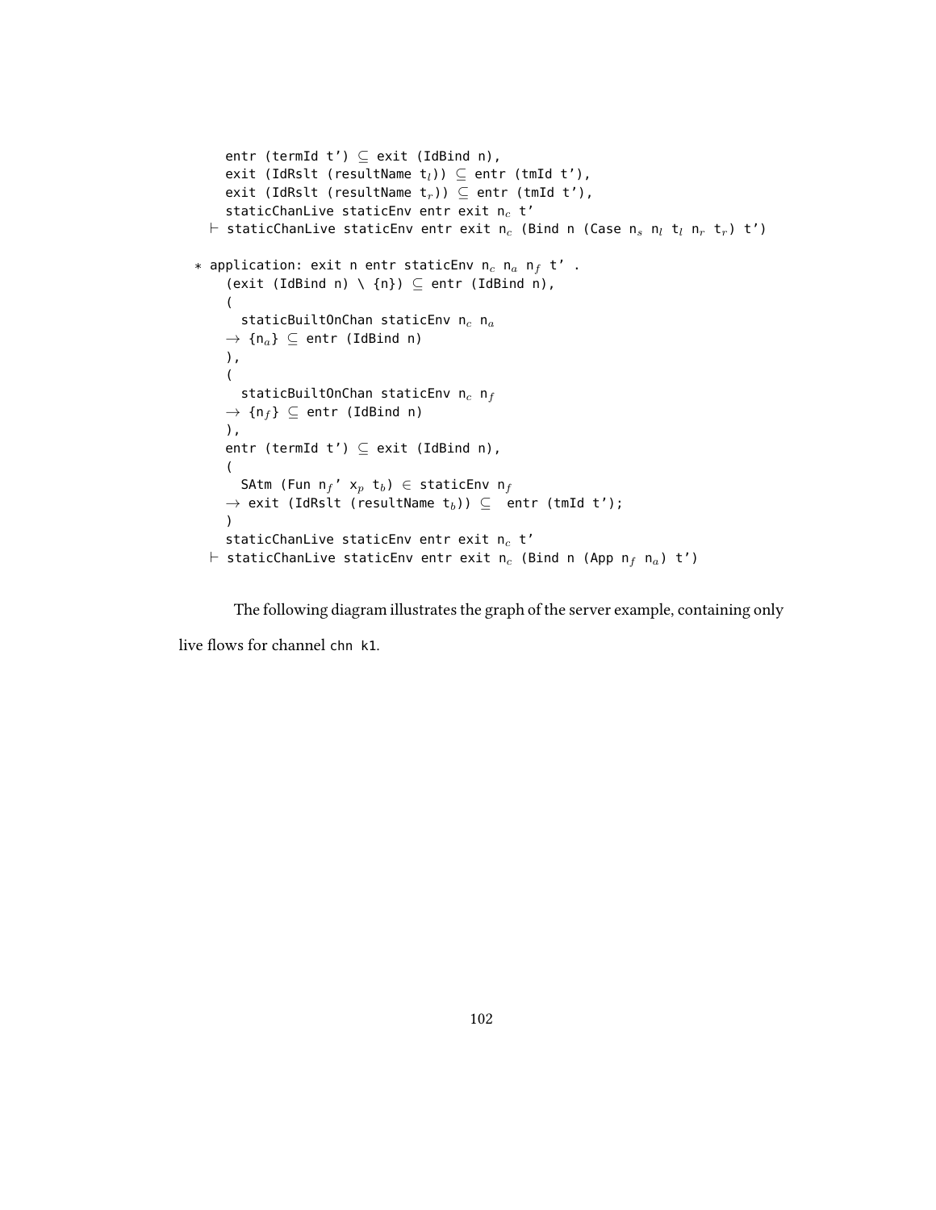```
    entr (termId t') ⊆ exit (IdBind n),
    exit (IdRslt (resultName t_l)) ⊆ entr (tmId t'),
    exit (IdRslt (resultName t_r)) ⊆ entr (tmId t'),
    staticChanLive staticEnv entr exit n_c t'
  ⊢ staticChanLive staticEnv entr exit n_c (Bind n (Case n_s n_l t_l n_r t_r) t')

* application: exit n entr staticEnv n_c n_a n_f t' .
    (exit (IdBind n) \ {n}) ⊆ entr (IdBind n),
    (
      staticBuiltOnChan staticEnv n_c n_a
    → {n_a} ⊆ entr (IdBind n)
    ),
    (
      staticBuiltOnChan staticEnv n_c n_f
    → {n_f} ⊆ entr (IdBind n)
    ),
    entr (termId t') ⊆ exit (IdBind n),
    (
      SAtm (Fun n_f' x_p t_b) ∈ staticEnv n_f
    → exit (IdRslt (resultName t_b)) ⊆  entr (tmId t');
    )
    staticChanLive staticEnv entr exit n_c t'
  ⊢ staticChanLive staticEnv entr exit n_c (Bind n (App n_f n_a) t')
```

The following diagram illustrates the graph of the server example, containing only live flows for channel `chn k1`.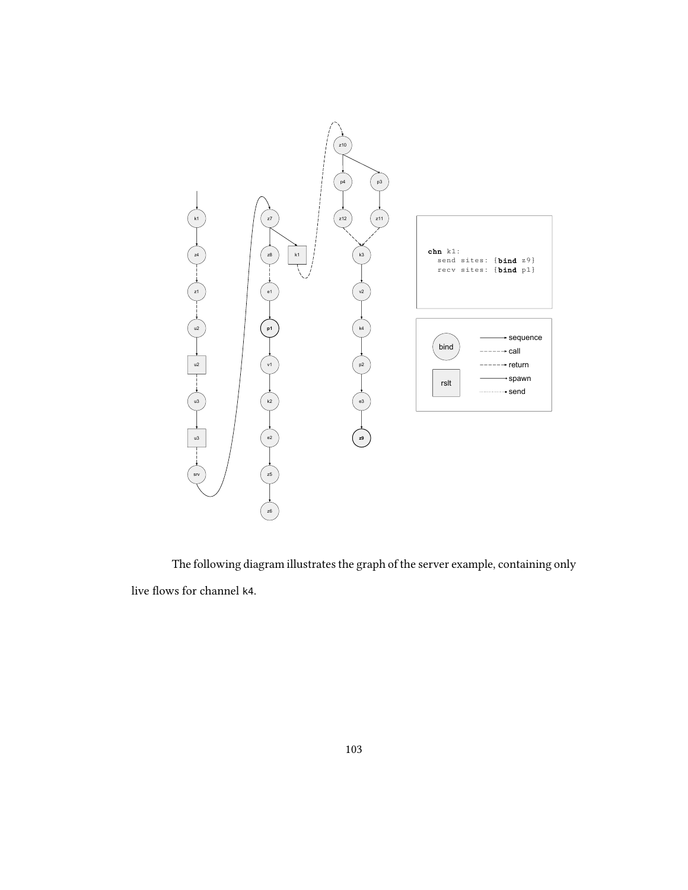```
chn k1:
  send sites: {bind z9}
  recv sites: {bind p1}
```

The following diagram illustrates the graph of the server example, containing only live flows for channel k4.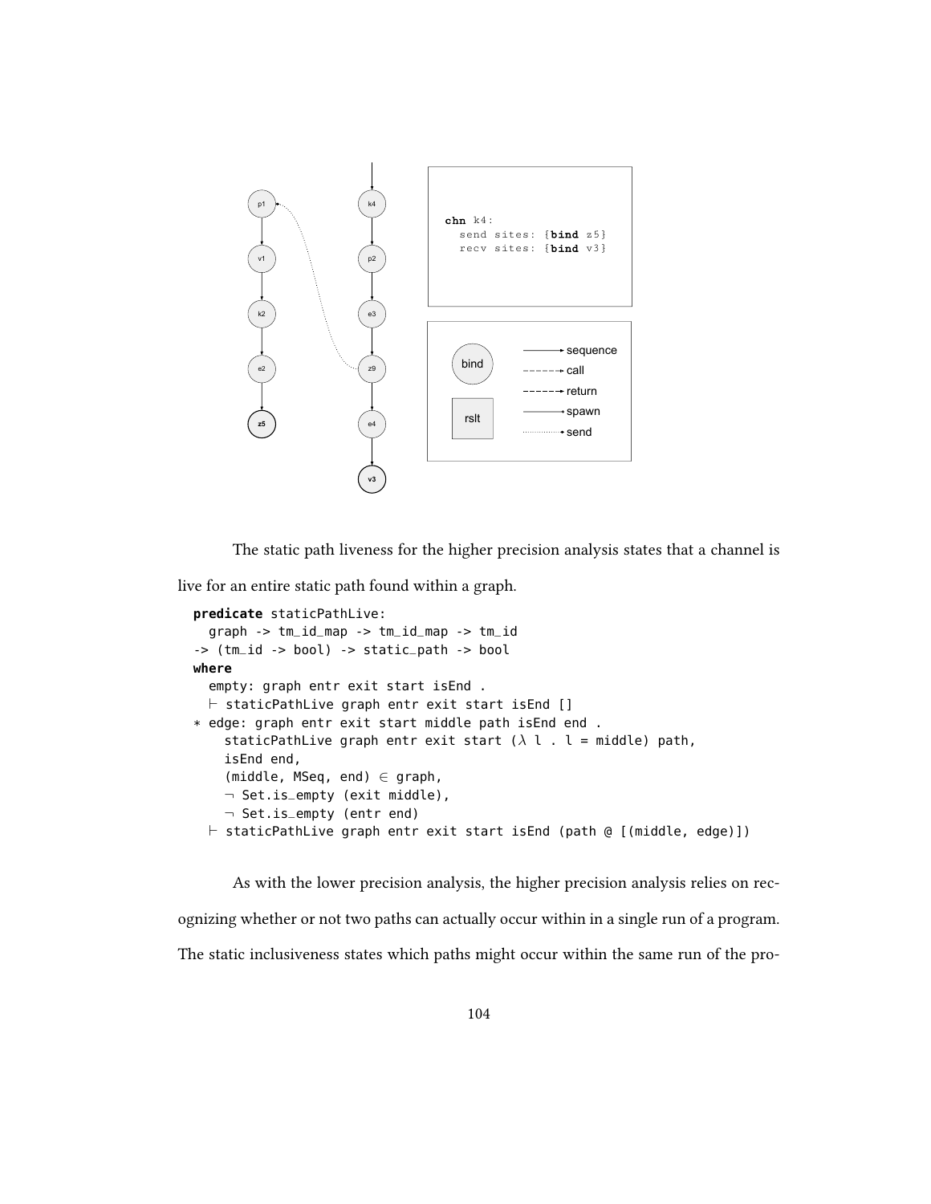```
chn k4:
  send sites: {bind z5}
  recv sites: {bind v3}
```

The static path liveness for the higher precision analysis states that a channel is live for an entire static path found within a graph.

```
predicate staticPathLive:
  graph -> tm_id_map -> tm_id_map -> tm_id
-> (tm_id -> bool) -> static_path -> bool
where
  empty: graph entr exit start isEnd .
  ⊢ staticPathLive graph entr exit start isEnd []
* edge: graph entr exit start middle path isEnd end .
    staticPathLive graph entr exit start (λ l . l = middle) path,
    isEnd end,
    (middle, MSeq, end) ∈ graph,
    ¬ Set.is_empty (exit middle),
    ¬ Set.is_empty (entr end)
  ⊢ staticPathLive graph entr exit start isEnd (path @ [(middle, edge)])
```

As with the lower precision analysis, the higher precision analysis relies on recognizing whether or not two paths can actually occur within in a single run of a program. The static inclusiveness states which paths might occur within the same run of the pro-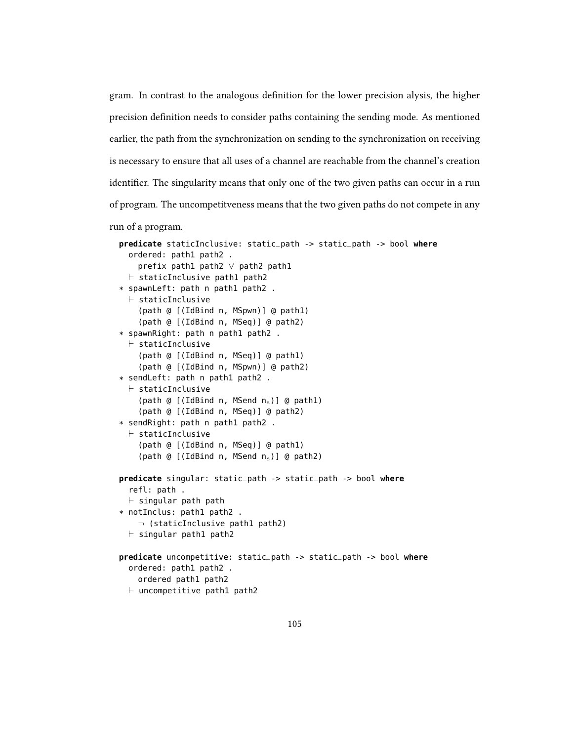gram. In contrast to the analogous definition for the lower precision alysis, the higher precision definition needs to consider paths containing the sending mode. As mentioned earlier, the path from the synchronization on sending to the synchronization on receiving is necessary to ensure that all uses of a channel are reachable from the channel's creation identifier. The singularity means that only one of the two given paths can occur in a run of program. The uncompetitveness means that the two given paths do not compete in any run of a program.

```
predicate staticInclusive: static_path -> static_path -> bool where
  ordered: path1 path2 .
    prefix path1 path2 ∨ path2 path1
  ⊢ staticInclusive path1 path2
∗ spawnLeft: path n path1 path2 .
  ⊢ staticInclusive
    (path @ [(IdBind n, MSpwn)] @ path1)
    (path @ [(IdBind n, MSeq)] @ path2)
∗ spawnRight: path n path1 path2 .
  ⊢ staticInclusive
    (path @ [(IdBind n, MSeq)] @ path1)
    (path @ [(IdBind n, MSpwn)] @ path2)
∗ sendLeft: path n path1 path2 .
  ⊢ staticInclusive
    (path @ [(IdBind n, MSend nₑ)] @ path1)
    (path @ [(IdBind n, MSeq)] @ path2)
∗ sendRight: path n path1 path2 .
  ⊢ staticInclusive
    (path @ [(IdBind n, MSeq)] @ path1)
    (path @ [(IdBind n, MSend nₑ)] @ path2)

predicate singular: static_path -> static_path -> bool where
  refl: path .
  ⊢ singular path path
∗ notInclus: path1 path2 .
    ¬ (staticInclusive path1 path2)
  ⊢ singular path1 path2

predicate uncompetitive: static_path -> static_path -> bool where
  ordered: path1 path2 .
    ordered path1 path2
  ⊢ uncompetitive path1 path2
```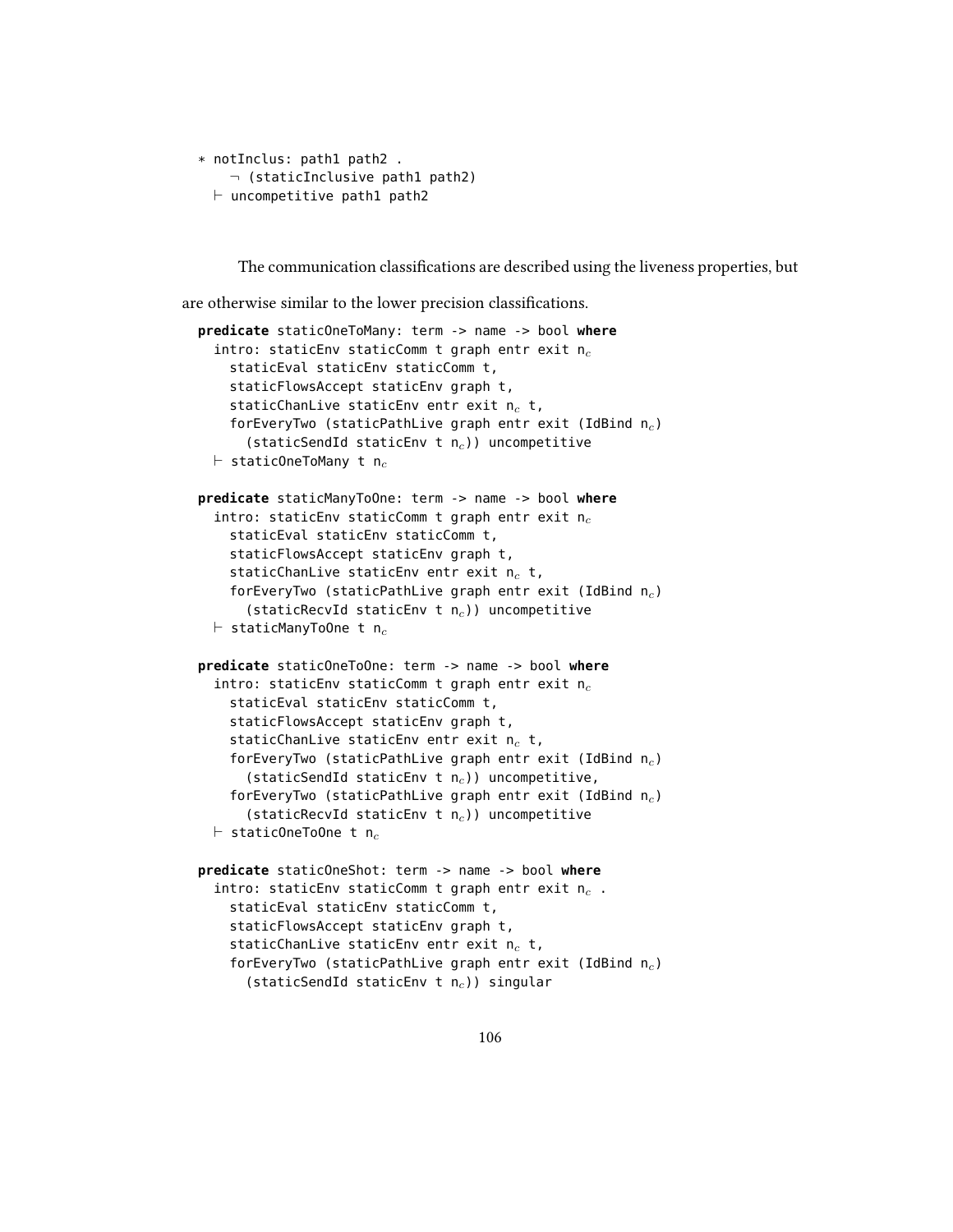```
* notInclus: path1 path2 .
    ¬ (staticInclusive path1 path2)
  ⊢ uncompetitive path1 path2
```

The communication classifications are described using the liveness properties, but are otherwise similar to the lower precision classifications.

```
predicate staticOneToMany: term -> name -> bool where
  intro: staticEnv staticComm t graph entr exit n_c
    staticEval staticEnv staticComm t,
    staticFlowsAccept staticEnv graph t,
    staticChanLive staticEnv entr exit n_c t,
    forEveryTwo (staticPathLive graph entr exit (IdBind n_c)
      (staticSendId staticEnv t n_c)) uncompetitive
  ⊢ staticOneToMany t n_c

predicate staticManyToOne: term -> name -> bool where
  intro: staticEnv staticComm t graph entr exit n_c
    staticEval staticEnv staticComm t,
    staticFlowsAccept staticEnv graph t,
    staticChanLive staticEnv entr exit n_c t,
    forEveryTwo (staticPathLive graph entr exit (IdBind n_c)
      (staticRecvId staticEnv t n_c)) uncompetitive
  ⊢ staticManyToOne t n_c

predicate staticOneToOne: term -> name -> bool where
  intro: staticEnv staticComm t graph entr exit n_c
    staticEval staticEnv staticComm t,
    staticFlowsAccept staticEnv graph t,
    staticChanLive staticEnv entr exit n_c t,
    forEveryTwo (staticPathLive graph entr exit (IdBind n_c)
      (staticSendId staticEnv t n_c)) uncompetitive,
    forEveryTwo (staticPathLive graph entr exit (IdBind n_c)
      (staticRecvId staticEnv t n_c)) uncompetitive
  ⊢ staticOneToOne t n_c

predicate staticOneShot: term -> name -> bool where
  intro: staticEnv staticComm t graph entr exit n_c .
    staticEval staticEnv staticComm t,
    staticFlowsAccept staticEnv graph t,
    staticChanLive staticEnv entr exit n_c t,
    forEveryTwo (staticPathLive graph entr exit (IdBind n_c)
      (staticSendId staticEnv t n_c)) singular
```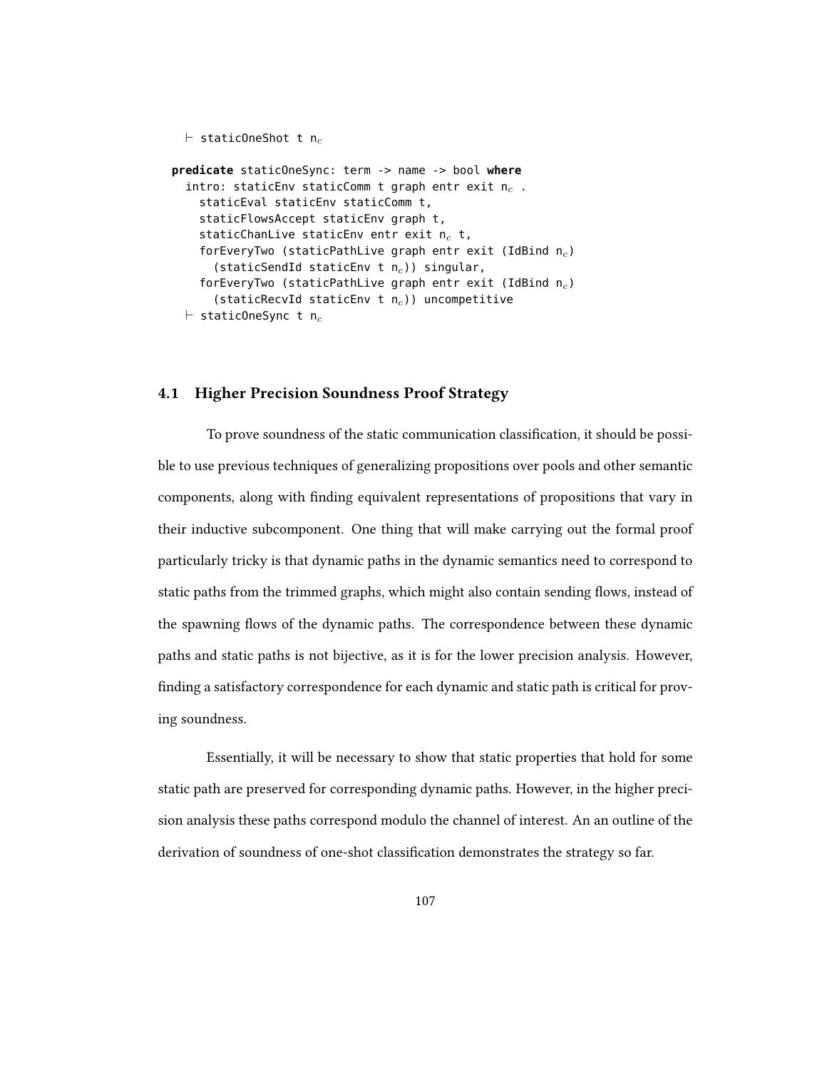```
  ⊢ staticOneShot t n_c

predicate staticOneSync: term -> name -> bool where
  intro: staticEnv staticComm t graph entr exit n_c .
    staticEval staticEnv staticComm t,
    staticFlowsAccept staticEnv graph t,
    staticChanLive staticEnv entr exit n_c t,
    forEveryTwo (staticPathLive graph entr exit (IdBind n_c)
      (staticSendId staticEnv t n_c)) singular,
    forEveryTwo (staticPathLive graph entr exit (IdBind n_c)
      (staticRecvId staticEnv t n_c)) uncompetitive
  ⊢ staticOneSync t n_c
```

## 4.1 Higher Precision Soundness Proof Strategy

To prove soundness of the static communication classification, it should be possible to use previous techniques of generalizing propositions over pools and other semantic components, along with finding equivalent representations of propositions that vary in their inductive subcomponent. One thing that will make carrying out the formal proof particularly tricky is that dynamic paths in the dynamic semantics need to correspond to static paths from the trimmed graphs, which might also contain sending flows, instead of the spawning flows of the dynamic paths. The correspondence between these dynamic paths and static paths is not bijective, as it is for the lower precision analysis. However, finding a satisfactory correspondence for each dynamic and static path is critical for proving soundness.

Essentially, it will be necessary to show that static properties that hold for some static path are preserved for corresponding dynamic paths. However, in the higher precision analysis these paths correspond modulo the channel of interest. An an outline of the derivation of soundness of one-shot classification demonstrates the strategy so far.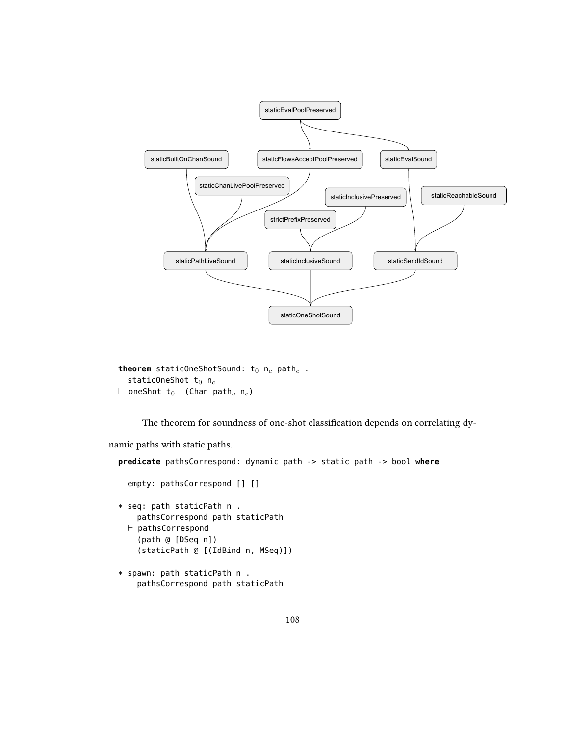staticEvalPoolPreserved

staticBuiltOnChanSound staticFlowsAcceptPoolPreserved staticEvalSound

staticChanLivePoolPreserved

staticInclusivePreserved staticReachableSound

strictPrefixPreserved

staticPathLiveSound staticInclusiveSound staticSendIdSound

staticOneShotSound

```
theorem staticOneShotSound: t₀ n_c path_c .
  staticOneShot t₀ n_c
⊢ oneShot t₀  (Chan path_c n_c)
```

The theorem for soundness of one-shot classification depends on correlating dynamic paths with static paths.

```
predicate pathsCorrespond: dynamic_path -> static_path -> bool where

  empty: pathsCorrespond [] []

∗ seq: path staticPath n .
    pathsCorrespond path staticPath
  ⊢ pathsCorrespond
    (path @ [DSeq n])
    (staticPath @ [(IdBind n, MSeq)])

∗ spawn: path staticPath n .
    pathsCorrespond path staticPath
```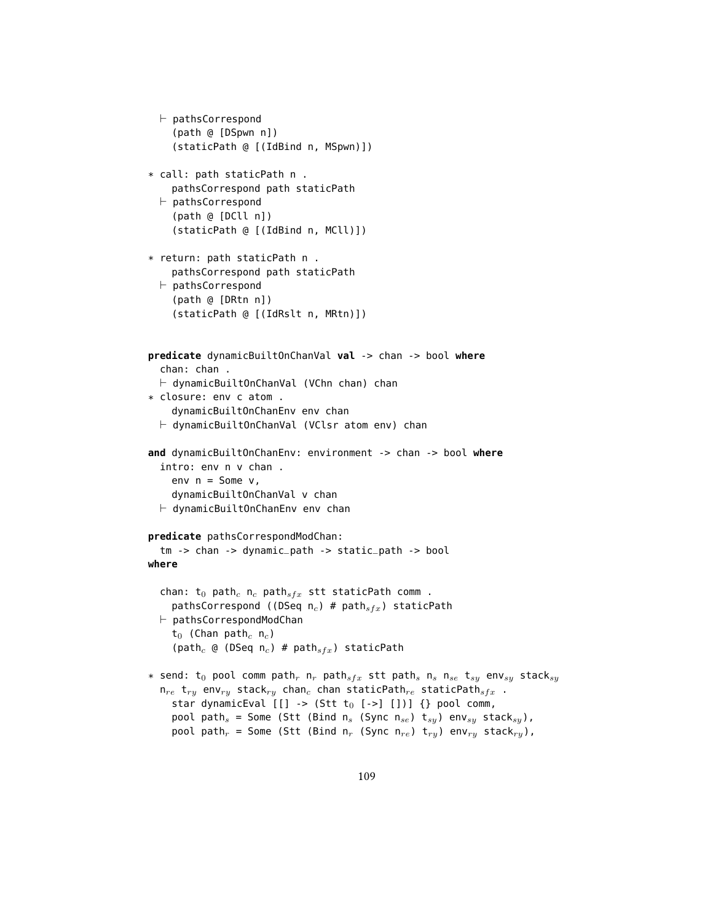```
  ⊢ pathsCorrespond
    (path @ [DSpwn n])
    (staticPath @ [(IdBind n, MSpwn)])

* call: path staticPath n .
    pathsCorrespond path staticPath
  ⊢ pathsCorrespond
    (path @ [DCll n])
    (staticPath @ [(IdBind n, MCll)])

* return: path staticPath n .
    pathsCorrespond path staticPath
  ⊢ pathsCorrespond
    (path @ [DRtn n])
    (staticPath @ [(IdRslt n, MRtn)])


predicate dynamicBuiltOnChanVal val -> chan -> bool where
  chan: chan .
  ⊢ dynamicBuiltOnChanVal (VChn chan) chan
* closure: env c atom .
    dynamicBuiltOnChanEnv env chan
  ⊢ dynamicBuiltOnChanVal (VClsr atom env) chan

and dynamicBuiltOnChanEnv: environment -> chan -> bool where
  intro: env n v chan .
    env n = Some v,
    dynamicBuiltOnChanVal v chan
  ⊢ dynamicBuiltOnChanEnv env chan

predicate pathsCorrespondModChan:
  tm -> chan -> dynamic_path -> static_path -> bool
where

  chan: t_0 path_c n_c path_sfx stt staticPath comm .
    pathsCorrespond ((DSeq n_c) # path_sfx) staticPath
  ⊢ pathsCorrespondModChan
    t_0 (Chan path_c n_c)
    (path_c @ (DSeq n_c) # path_sfx) staticPath

* send: t_0 pool comm path_r n_r path_sfx stt path_s n_s n_se t_sy env_sy stack_sy
  n_re t_ry env_ry stack_ry chan_c chan staticPath_re staticPath_sfx .
    star dynamicEval [[] -> (Stt t_0 [->] [])] {} pool comm,
    pool path_s = Some (Stt (Bind n_s (Sync n_se) t_sy) env_sy stack_sy),
    pool path_r = Some (Stt (Bind n_r (Sync n_re) t_ry) env_ry stack_ry),
```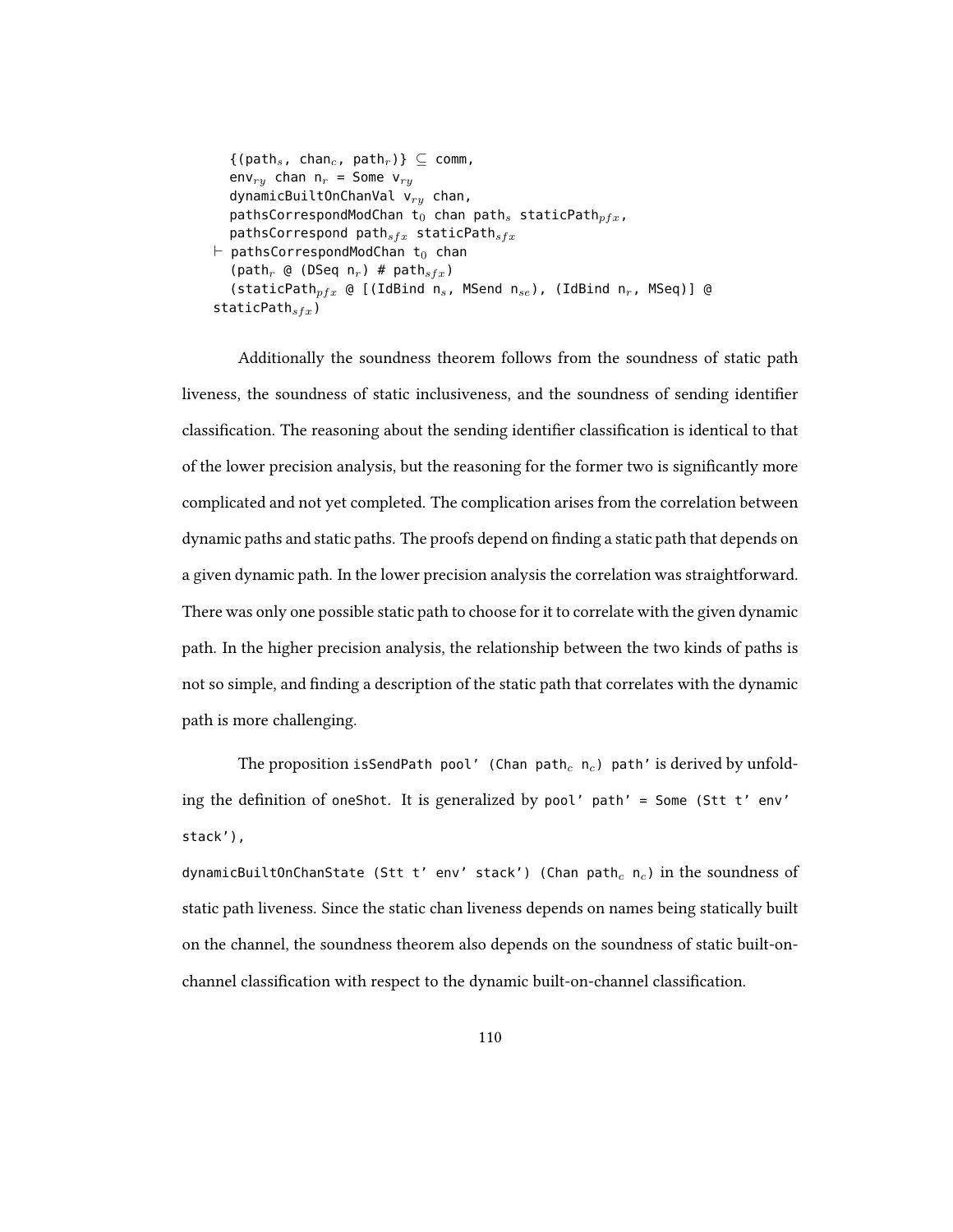```
  {(path_s, chan_c, path_r)} ⊆ comm,
  env_ry chan n_r = Some v_ry
  dynamicBuiltOnChanVal v_ry chan,
  pathsCorrespondModChan t_0 chan path_s staticPath_pfx,
  pathsCorrespond path_sfx staticPath_sfx
⊢ pathsCorrespondModChan t_0 chan
  (path_r @ (DSeq n_r) # path_sfx)
  (staticPath_pfx @ [(IdBind n_s, MSend n_se), (IdBind n_r, MSeq)] @
staticPath_sfx)
```

Additionally the soundness theorem follows from the soundness of static path liveness, the soundness of static inclusiveness, and the soundness of sending identifier classification. The reasoning about the sending identifier classification is identical to that of the lower precision analysis, but the reasoning for the former two is significantly more complicated and not yet completed. The complication arises from the correlation between dynamic paths and static paths. The proofs depend on finding a static path that depends on a given dynamic path. In the lower precision analysis the correlation was straightforward. There was only one possible static path to choose for it to correlate with the given dynamic path. In the higher precision analysis, the relationship between the two kinds of paths is not so simple, and finding a description of the static path that correlates with the dynamic path is more challenging.

The proposition `isSendPath pool' (Chan path_c n_c) path'` is derived by unfolding the definition of `oneShot`. It is generalized by `pool' path' = Some (Stt t' env' stack')`,
`dynamicBuiltOnChanState (Stt t' env' stack') (Chan path_c n_c)` in the soundness of static path liveness. Since the static chan liveness depends on names being statically built on the channel, the soundness theorem also depends on the soundness of static built-on-channel classification with respect to the dynamic built-on-channel classification.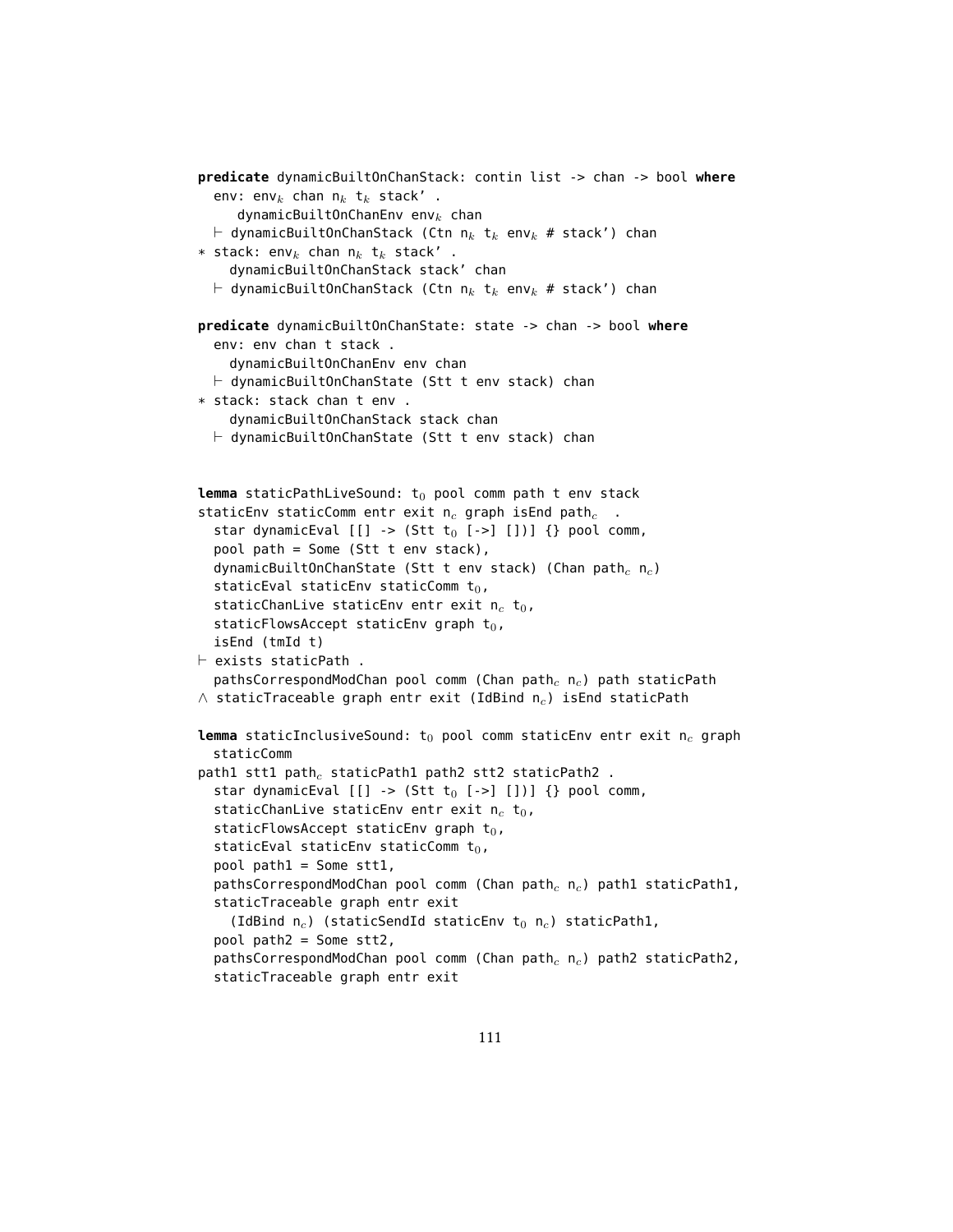```
predicate dynamicBuiltOnChanStack: contin list -> chan -> bool where
  env: env_k chan n_k t_k stack' .
     dynamicBuiltOnChanEnv env_k chan
  ⊢ dynamicBuiltOnChanStack (Ctn n_k t_k env_k # stack') chan
* stack: env_k chan n_k t_k stack' .
    dynamicBuiltOnChanStack stack' chan
  ⊢ dynamicBuiltOnChanStack (Ctn n_k t_k env_k # stack') chan

predicate dynamicBuiltOnChanState: state -> chan -> bool where
  env: env chan t stack .
    dynamicBuiltOnChanEnv env chan
  ⊢ dynamicBuiltOnChanState (Stt t env stack) chan
* stack: stack chan t env .
    dynamicBuiltOnChanStack stack chan
  ⊢ dynamicBuiltOnChanState (Stt t env stack) chan


lemma staticPathLiveSound: t_0 pool comm path t env stack
staticEnv staticComm entr exit n_c graph isEnd path_c  .
  star dynamicEval [[] -> (Stt t_0 [->] [])] {} pool comm,
  pool path = Some (Stt t env stack),
  dynamicBuiltOnChanState (Stt t env stack) (Chan path_c n_c)
  staticEval staticEnv staticComm t_0,
  staticChanLive staticEnv entr exit n_c t_0,
  staticFlowsAccept staticEnv graph t_0,
  isEnd (tmId t)
⊢ exists staticPath .
  pathsCorrespondModChan pool comm (Chan path_c n_c) path staticPath
∧ staticTraceable graph entr exit (IdBind n_c) isEnd staticPath

lemma staticInclusiveSound: t_0 pool comm staticEnv entr exit n_c graph
  staticComm
path1 stt1 path_c staticPath1 path2 stt2 staticPath2 .
  star dynamicEval [[] -> (Stt t_0 [->] [])] {} pool comm,
  staticChanLive staticEnv entr exit n_c t_0,
  staticFlowsAccept staticEnv graph t_0,
  staticEval staticEnv staticComm t_0,
  pool path1 = Some stt1,
  pathsCorrespondModChan pool comm (Chan path_c n_c) path1 staticPath1,
  staticTraceable graph entr exit
    (IdBind n_c) (staticSendId staticEnv t_0 n_c) staticPath1,
  pool path2 = Some stt2,
  pathsCorrespondModChan pool comm (Chan path_c n_c) path2 staticPath2,
  staticTraceable graph entr exit
```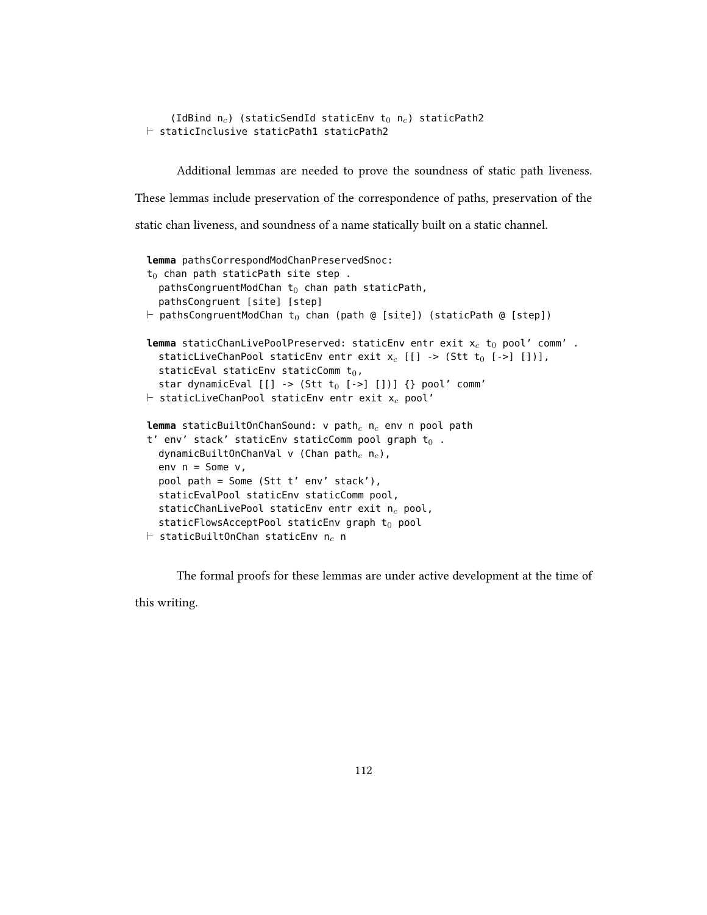```
    (IdBind n_c) (staticSendId staticEnv t_0 n_c) staticPath2
⊢ staticInclusive staticPath1 staticPath2
```

Additional lemmas are needed to prove the soundness of static path liveness. These lemmas include preservation of the correspondence of paths, preservation of the static chan liveness, and soundness of a name statically built on a static channel.

```
lemma pathsCorrespondModChanPreservedSnoc:
t_0 chan path staticPath site step .
  pathsCongruentModChan t_0 chan path staticPath,
  pathsCongruent [site] [step]
⊢ pathsCongruentModChan t_0 chan (path @ [site]) (staticPath @ [step])

lemma staticChanLivePoolPreserved: staticEnv entr exit x_c t_0 pool' comm' .
  staticLiveChanPool staticEnv entr exit x_c [[] -> (Stt t_0 [->] [])],
  staticEval staticEnv staticComm t_0,
  star dynamicEval [[] -> (Stt t_0 [->] [])] {} pool' comm'
⊢ staticLiveChanPool staticEnv entr exit x_c pool'

lemma staticBuiltOnChanSound: v path_c n_c env n pool path
t' env' stack' staticEnv staticComm pool graph t_0 .
  dynamicBuiltOnChanVal v (Chan path_c n_c),
  env n = Some v,
  pool path = Some (Stt t' env' stack'),
  staticEvalPool staticEnv staticComm pool,
  staticChanLivePool staticEnv entr exit n_c pool,
  staticFlowsAcceptPool staticEnv graph t_0 pool
⊢ staticBuiltOnChan staticEnv n_c n
```

The formal proofs for these lemmas are under active development at the time of this writing.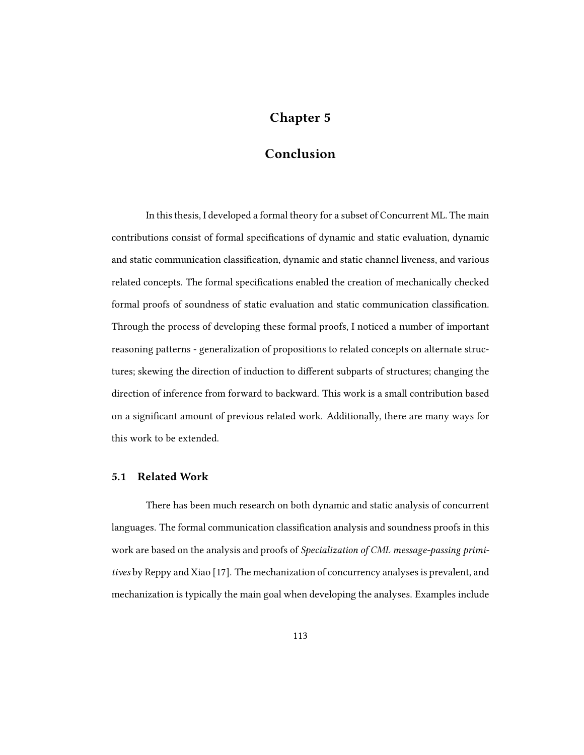# Chapter 5

# Conclusion

In this thesis, I developed a formal theory for a subset of Concurrent ML. The main contributions consist of formal specifications of dynamic and static evaluation, dynamic and static communication classification, dynamic and static channel liveness, and various related concepts. The formal specifications enabled the creation of mechanically checked formal proofs of soundness of static evaluation and static communication classification. Through the process of developing these formal proofs, I noticed a number of important reasoning patterns - generalization of propositions to related concepts on alternate structures; skewing the direction of induction to different subparts of structures; changing the direction of inference from forward to backward. This work is a small contribution based on a significant amount of previous related work. Additionally, there are many ways for this work to be extended.

## 5.1 Related Work

There has been much research on both dynamic and static analysis of concurrent languages. The formal communication classification analysis and soundness proofs in this work are based on the analysis and proofs of *Specialization of CML message-passing primitives* by Reppy and Xiao [17]. The mechanization of concurrency analyses is prevalent, and mechanization is typically the main goal when developing the analyses. Examples include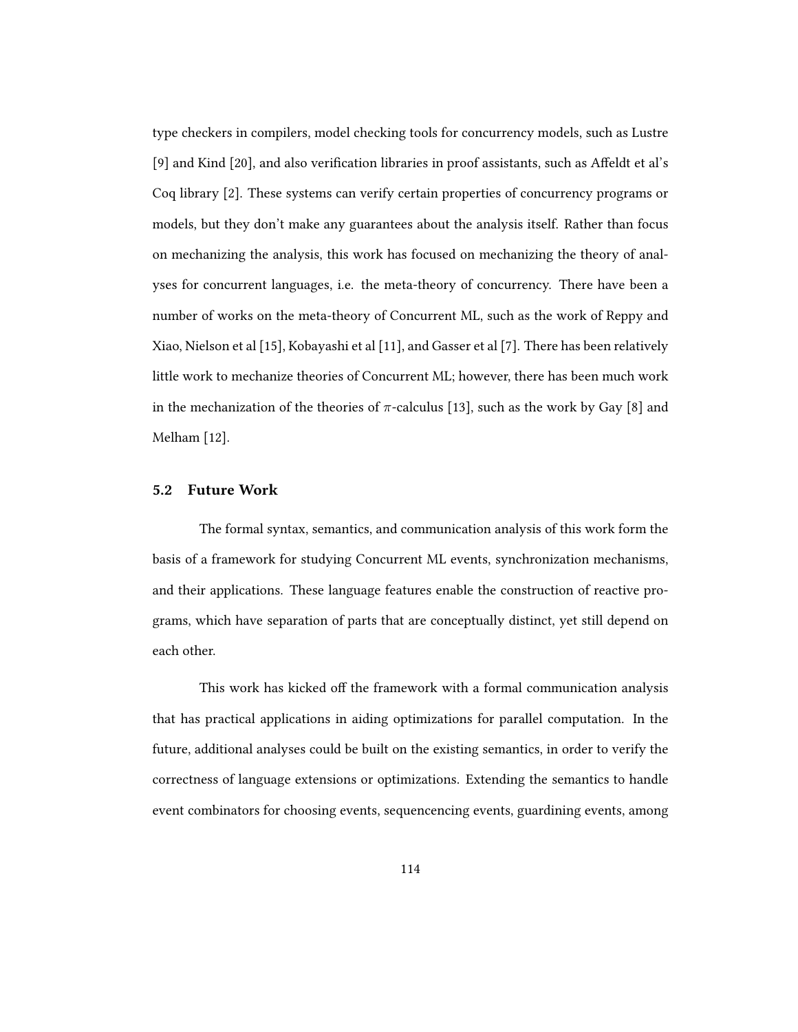type checkers in compilers, model checking tools for concurrency models, such as Lustre [9] and Kind [20], and also verification libraries in proof assistants, such as Affeldt et al's Coq library [2]. These systems can verify certain properties of concurrency programs or models, but they don't make any guarantees about the analysis itself. Rather than focus on mechanizing the analysis, this work has focused on mechanizing the theory of analyses for concurrent languages, i.e. the meta-theory of concurrency. There have been a number of works on the meta-theory of Concurrent ML, such as the work of Reppy and Xiao, Nielson et al [15], Kobayashi et al [11], and Gasser et al [7]. There has been relatively little work to mechanize theories of Concurrent ML; however, there has been much work in the mechanization of the theories of $\pi$-calculus [13], such as the work by Gay [8] and Melham [12].

## 5.2 Future Work

The formal syntax, semantics, and communication analysis of this work form the basis of a framework for studying Concurrent ML events, synchronization mechanisms, and their applications. These language features enable the construction of reactive programs, which have separation of parts that are conceptually distinct, yet still depend on each other.

This work has kicked off the framework with a formal communication analysis that has practical applications in aiding optimizations for parallel computation. In the future, additional analyses could be built on the existing semantics, in order to verify the correctness of language extensions or optimizations. Extending the semantics to handle event combinators for choosing events, sequencencing events, guardining events, among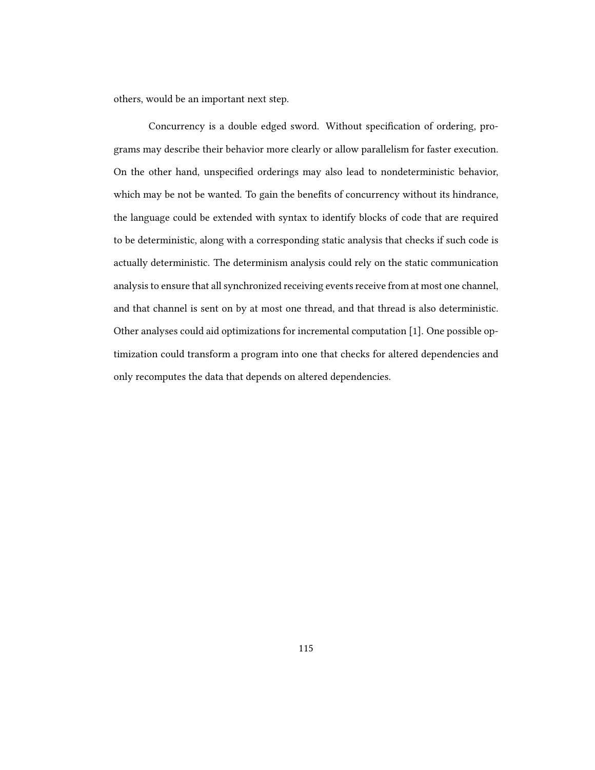others, would be an important next step.

Concurrency is a double edged sword. Without specification of ordering, programs may describe their behavior more clearly or allow parallelism for faster execution. On the other hand, unspecified orderings may also lead to nondeterministic behavior, which may be not be wanted. To gain the benefits of concurrency without its hindrance, the language could be extended with syntax to identify blocks of code that are required to be deterministic, along with a corresponding static analysis that checks if such code is actually deterministic. The determinism analysis could rely on the static communication analysis to ensure that all synchronized receiving events receive from at most one channel, and that channel is sent on by at most one thread, and that thread is also deterministic. Other analyses could aid optimizations for incremental computation [1]. One possible optimization could transform a program into one that checks for altered dependencies and only recomputes the data that depends on altered dependencies.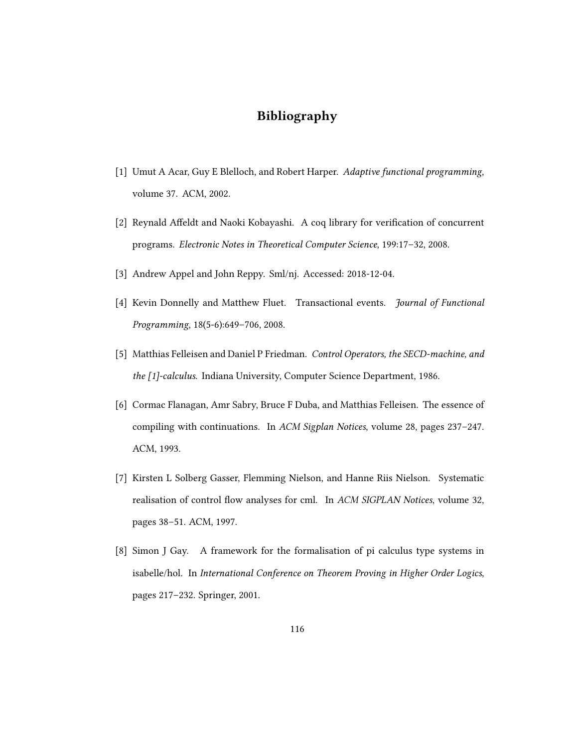# Bibliography

[1] Umut A Acar, Guy E Blelloch, and Robert Harper. *Adaptive functional programming*, volume 37. ACM, 2002.

[2] Reynald Affeldt and Naoki Kobayashi. A coq library for verification of concurrent programs. *Electronic Notes in Theoretical Computer Science*, 199:17–32, 2008.

[3] Andrew Appel and John Reppy. Sml/nj. Accessed: 2018-12-04.

[4] Kevin Donnelly and Matthew Fluet. Transactional events. *Journal of Functional Programming*, 18(5-6):649–706, 2008.

[5] Matthias Felleisen and Daniel P Friedman. *Control Operators, the SECD-machine, and the [1]-calculus*. Indiana University, Computer Science Department, 1986.

[6] Cormac Flanagan, Amr Sabry, Bruce F Duba, and Matthias Felleisen. The essence of compiling with continuations. In *ACM Sigplan Notices*, volume 28, pages 237–247. ACM, 1993.

[7] Kirsten L Solberg Gasser, Flemming Nielson, and Hanne Riis Nielson. Systematic realisation of control flow analyses for cml. In *ACM SIGPLAN Notices*, volume 32, pages 38–51. ACM, 1997.

[8] Simon J Gay. A framework for the formalisation of pi calculus type systems in isabelle/hol. In *International Conference on Theorem Proving in Higher Order Logics*, pages 217–232. Springer, 2001.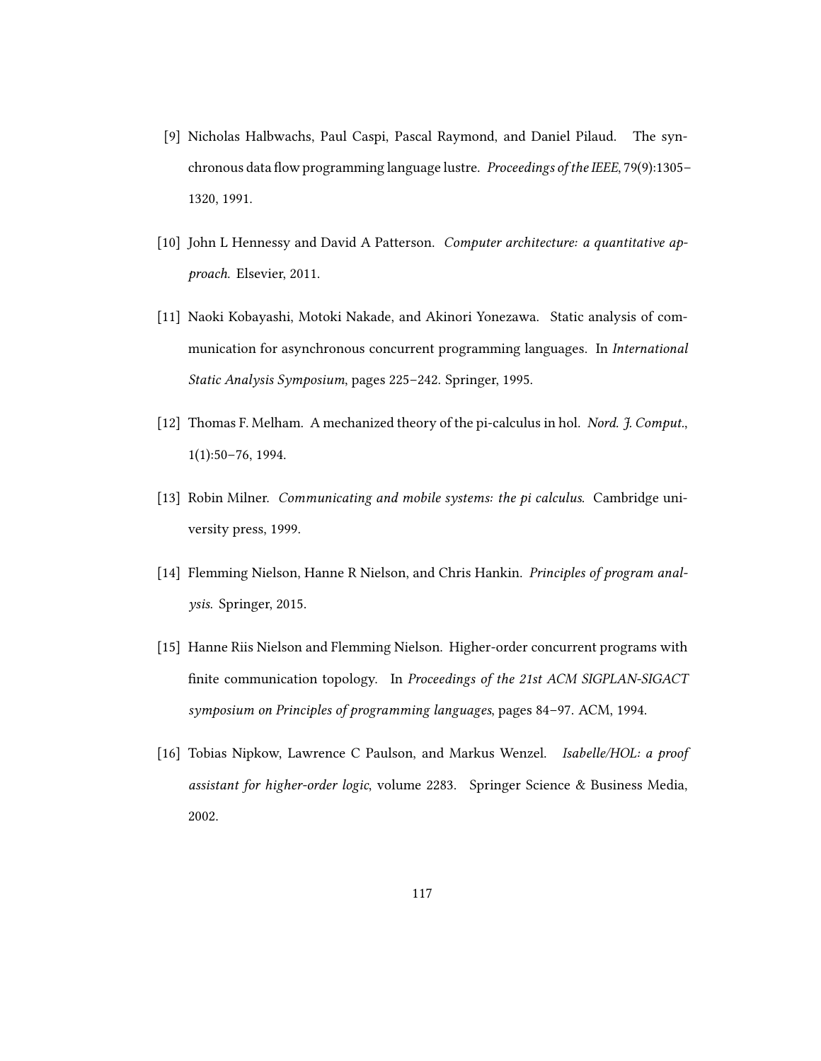[9] Nicholas Halbwachs, Paul Caspi, Pascal Raymond, and Daniel Pilaud. The synchronous data flow programming language lustre. *Proceedings of the IEEE*, 79(9):1305–1320, 1991.

[10] John L Hennessy and David A Patterson. *Computer architecture: a quantitative approach*. Elsevier, 2011.

[11] Naoki Kobayashi, Motoki Nakade, and Akinori Yonezawa. Static analysis of communication for asynchronous concurrent programming languages. In *International Static Analysis Symposium*, pages 225–242. Springer, 1995.

[12] Thomas F. Melham. A mechanized theory of the pi-calculus in hol. *Nord. J. Comput.*, 1(1):50–76, 1994.

[13] Robin Milner. *Communicating and mobile systems: the pi calculus*. Cambridge university press, 1999.

[14] Flemming Nielson, Hanne R Nielson, and Chris Hankin. *Principles of program analysis*. Springer, 2015.

[15] Hanne Riis Nielson and Flemming Nielson. Higher-order concurrent programs with finite communication topology. In *Proceedings of the 21st ACM SIGPLAN-SIGACT symposium on Principles of programming languages*, pages 84–97. ACM, 1994.

[16] Tobias Nipkow, Lawrence C Paulson, and Markus Wenzel. *Isabelle/HOL: a proof assistant for higher-order logic*, volume 2283. Springer Science & Business Media, 2002.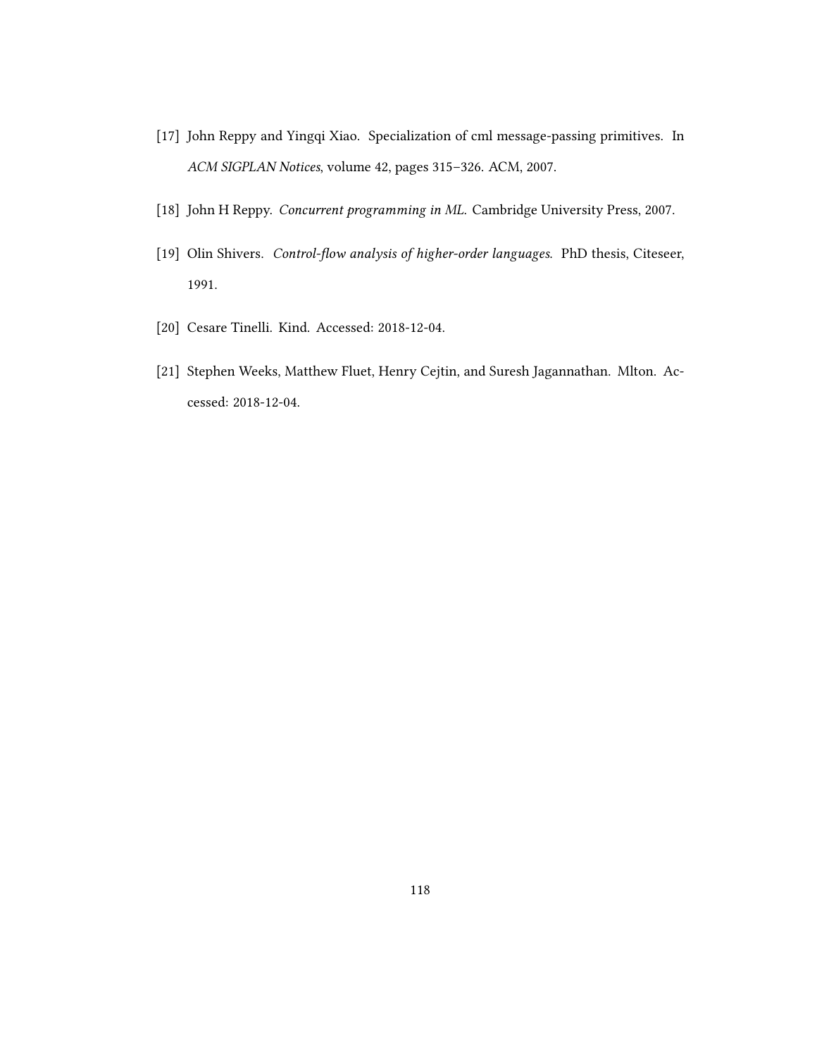[17] John Reppy and Yingqi Xiao. Specialization of cml message-passing primitives. In *ACM SIGPLAN Notices*, volume 42, pages 315–326. ACM, 2007.

[18] John H Reppy. *Concurrent programming in ML*. Cambridge University Press, 2007.

[19] Olin Shivers. *Control-flow analysis of higher-order languages*. PhD thesis, Citeseer, 1991.

[20] Cesare Tinelli. Kind. Accessed: 2018-12-04.

[21] Stephen Weeks, Matthew Fluet, Henry Cejtin, and Suresh Jagannathan. Mlton. Accessed: 2018-12-04.